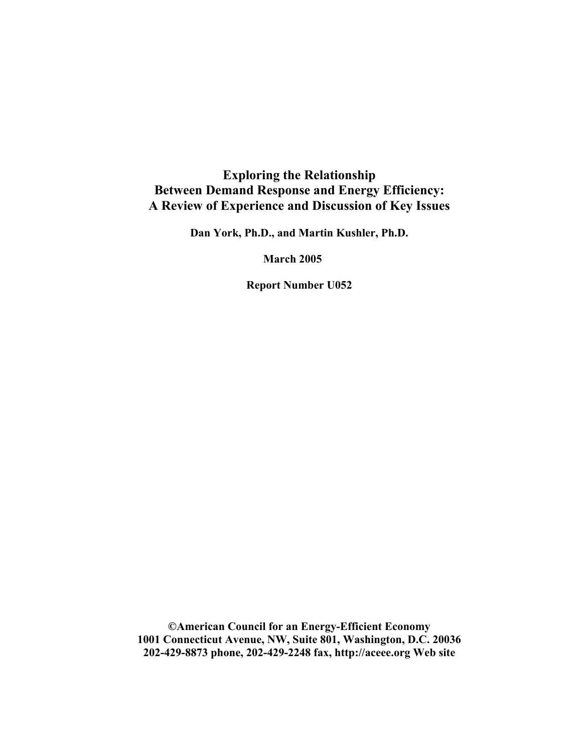# Exploring the Relationship Between Demand Response and Energy Efficiency: A Review of Experience and Discussion of Key Issues

**Dan York, Ph.D., and Martin Kushler, Ph.D.**

**March 2005**

**Report Number U052**

**©American Council for an Energy-Efficient Economy**
**1001 Connecticut Avenue, NW, Suite 801, Washington, D.C. 20036**
**202-429-8873 phone, 202-429-2248 fax, http://aceee.org Web site**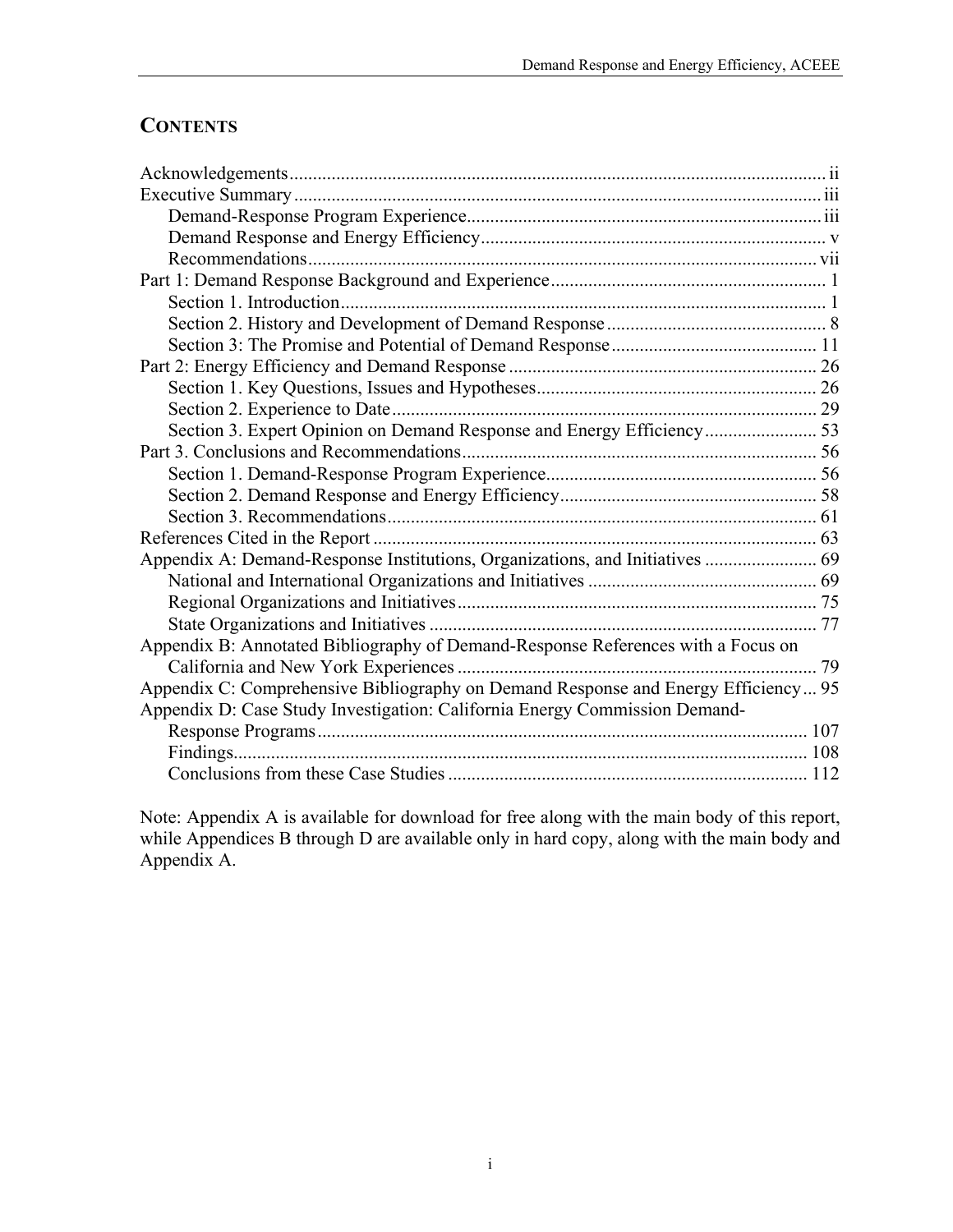## CONTENTS

Acknowledgements ..... ii
Executive Summary ..... iii
  Demand-Response Program Experience ..... iii
  Demand Response and Energy Efficiency ..... v
  Recommendations ..... vii
Part 1: Demand Response Background and Experience ..... 1
  Section 1. Introduction ..... 1
  Section 2. History and Development of Demand Response ..... 8
  Section 3: The Promise and Potential of Demand Response ..... 11
Part 2: Energy Efficiency and Demand Response ..... 26
  Section 1. Key Questions, Issues and Hypotheses ..... 26
  Section 2. Experience to Date ..... 29
  Section 3. Expert Opinion on Demand Response and Energy Efficiency ..... 53
Part 3. Conclusions and Recommendations ..... 56
  Section 1. Demand-Response Program Experience ..... 56
  Section 2. Demand Response and Energy Efficiency ..... 58
  Section 3. Recommendations ..... 61
References Cited in the Report ..... 63
Appendix A: Demand-Response Institutions, Organizations, and Initiatives ..... 69
  National and International Organizations and Initiatives ..... 69
  Regional Organizations and Initiatives ..... 75
  State Organizations and Initiatives ..... 77
Appendix B: Annotated Bibliography of Demand-Response References with a Focus on California and New York Experiences ..... 79
Appendix C: Comprehensive Bibliography on Demand Response and Energy Efficiency ..... 95
Appendix D: Case Study Investigation: California Energy Commission Demand-Response Programs ..... 107
  Findings ..... 108
  Conclusions from these Case Studies ..... 112

Note: Appendix A is available for download for free along with the main body of this report, while Appendices B through D are available only in hard copy, along with the main body and Appendix A.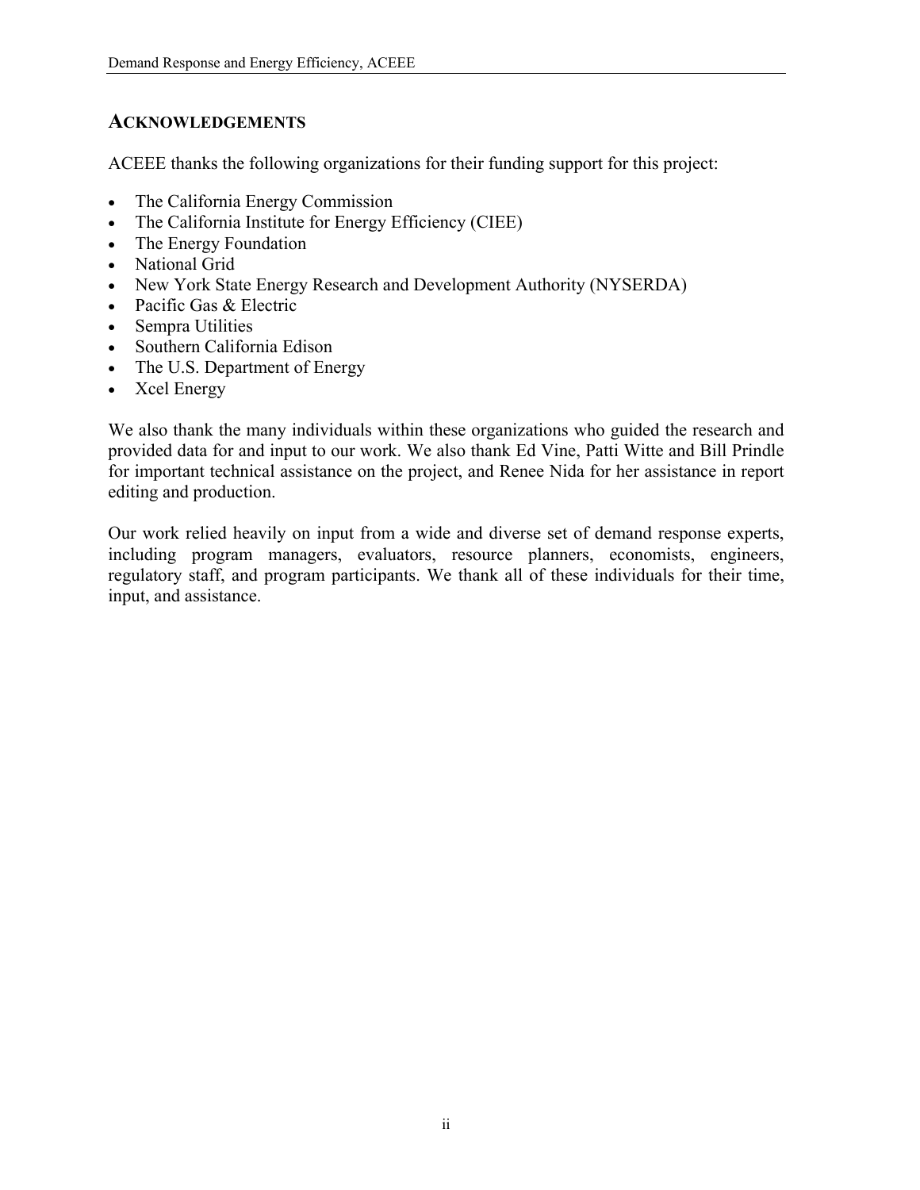## ACKNOWLEDGEMENTS

ACEEE thanks the following organizations for their funding support for this project:

- The California Energy Commission
- The California Institute for Energy Efficiency (CIEE)
- The Energy Foundation
- National Grid
- New York State Energy Research and Development Authority (NYSERDA)
- Pacific Gas & Electric
- Sempra Utilities
- Southern California Edison
- The U.S. Department of Energy
- Xcel Energy

We also thank the many individuals within these organizations who guided the research and provided data for and input to our work. We also thank Ed Vine, Patti Witte and Bill Prindle for important technical assistance on the project, and Renee Nida for her assistance in report editing and production.

Our work relied heavily on input from a wide and diverse set of demand response experts, including program managers, evaluators, resource planners, economists, engineers, regulatory staff, and program participants. We thank all of these individuals for their time, input, and assistance.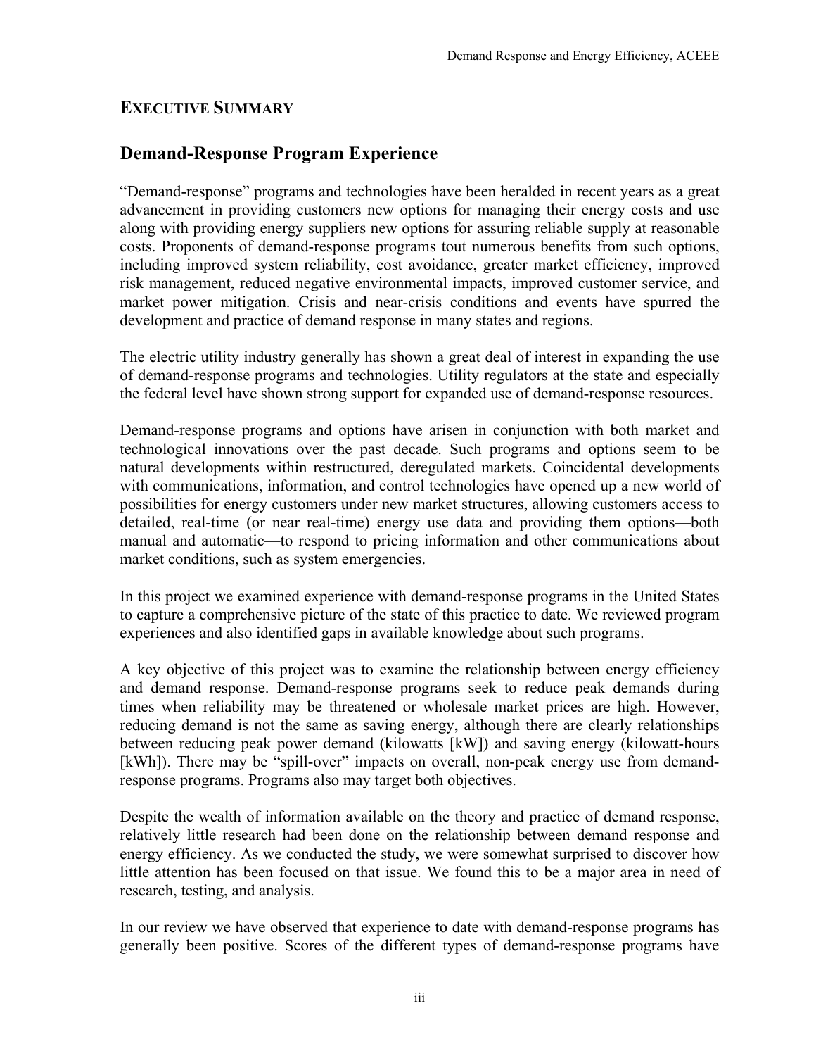## EXECUTIVE SUMMARY

## Demand-Response Program Experience

"Demand-response" programs and technologies have been heralded in recent years as a great advancement in providing customers new options for managing their energy costs and use along with providing energy suppliers new options for assuring reliable supply at reasonable costs. Proponents of demand-response programs tout numerous benefits from such options, including improved system reliability, cost avoidance, greater market efficiency, improved risk management, reduced negative environmental impacts, improved customer service, and market power mitigation. Crisis and near-crisis conditions and events have spurred the development and practice of demand response in many states and regions.

The electric utility industry generally has shown a great deal of interest in expanding the use of demand-response programs and technologies. Utility regulators at the state and especially the federal level have shown strong support for expanded use of demand-response resources.

Demand-response programs and options have arisen in conjunction with both market and technological innovations over the past decade. Such programs and options seem to be natural developments within restructured, deregulated markets. Coincidental developments with communications, information, and control technologies have opened up a new world of possibilities for energy customers under new market structures, allowing customers access to detailed, real-time (or near real-time) energy use data and providing them options—both manual and automatic—to respond to pricing information and other communications about market conditions, such as system emergencies.

In this project we examined experience with demand-response programs in the United States to capture a comprehensive picture of the state of this practice to date. We reviewed program experiences and also identified gaps in available knowledge about such programs.

A key objective of this project was to examine the relationship between energy efficiency and demand response. Demand-response programs seek to reduce peak demands during times when reliability may be threatened or wholesale market prices are high. However, reducing demand is not the same as saving energy, although there are clearly relationships between reducing peak power demand (kilowatts [kW]) and saving energy (kilowatt-hours [kWh]). There may be "spill-over" impacts on overall, non-peak energy use from demand-response programs. Programs also may target both objectives.

Despite the wealth of information available on the theory and practice of demand response, relatively little research had been done on the relationship between demand response and energy efficiency. As we conducted the study, we were somewhat surprised to discover how little attention has been focused on that issue. We found this to be a major area in need of research, testing, and analysis.

In our review we have observed that experience to date with demand-response programs has generally been positive. Scores of the different types of demand-response programs have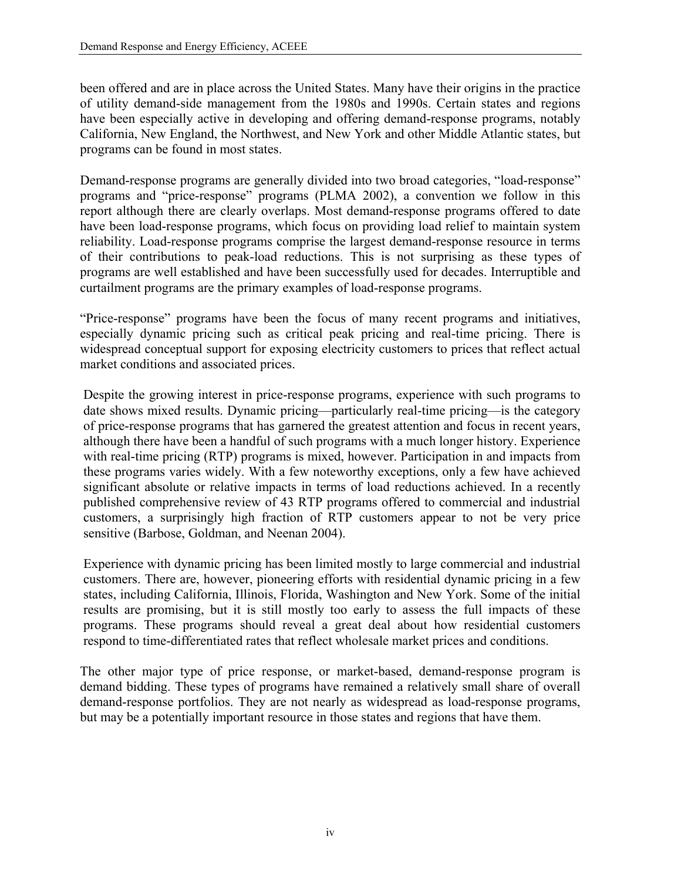been offered and are in place across the United States. Many have their origins in the practice of utility demand-side management from the 1980s and 1990s. Certain states and regions have been especially active in developing and offering demand-response programs, notably California, New England, the Northwest, and New York and other Middle Atlantic states, but programs can be found in most states.

Demand-response programs are generally divided into two broad categories, "load-response" programs and "price-response" programs (PLMA 2002), a convention we follow in this report although there are clearly overlaps. Most demand-response programs offered to date have been load-response programs, which focus on providing load relief to maintain system reliability. Load-response programs comprise the largest demand-response resource in terms of their contributions to peak-load reductions. This is not surprising as these types of programs are well established and have been successfully used for decades. Interruptible and curtailment programs are the primary examples of load-response programs.

"Price-response" programs have been the focus of many recent programs and initiatives, especially dynamic pricing such as critical peak pricing and real-time pricing. There is widespread conceptual support for exposing electricity customers to prices that reflect actual market conditions and associated prices.

Despite the growing interest in price-response programs, experience with such programs to date shows mixed results. Dynamic pricing—particularly real-time pricing—is the category of price-response programs that has garnered the greatest attention and focus in recent years, although there have been a handful of such programs with a much longer history. Experience with real-time pricing (RTP) programs is mixed, however. Participation in and impacts from these programs varies widely. With a few noteworthy exceptions, only a few have achieved significant absolute or relative impacts in terms of load reductions achieved. In a recently published comprehensive review of 43 RTP programs offered to commercial and industrial customers, a surprisingly high fraction of RTP customers appear to not be very price sensitive (Barbose, Goldman, and Neenan 2004).

Experience with dynamic pricing has been limited mostly to large commercial and industrial customers. There are, however, pioneering efforts with residential dynamic pricing in a few states, including California, Illinois, Florida, Washington and New York. Some of the initial results are promising, but it is still mostly too early to assess the full impacts of these programs. These programs should reveal a great deal about how residential customers respond to time-differentiated rates that reflect wholesale market prices and conditions.

The other major type of price response, or market-based, demand-response program is demand bidding. These types of programs have remained a relatively small share of overall demand-response portfolios. They are not nearly as widespread as load-response programs, but may be a potentially important resource in those states and regions that have them.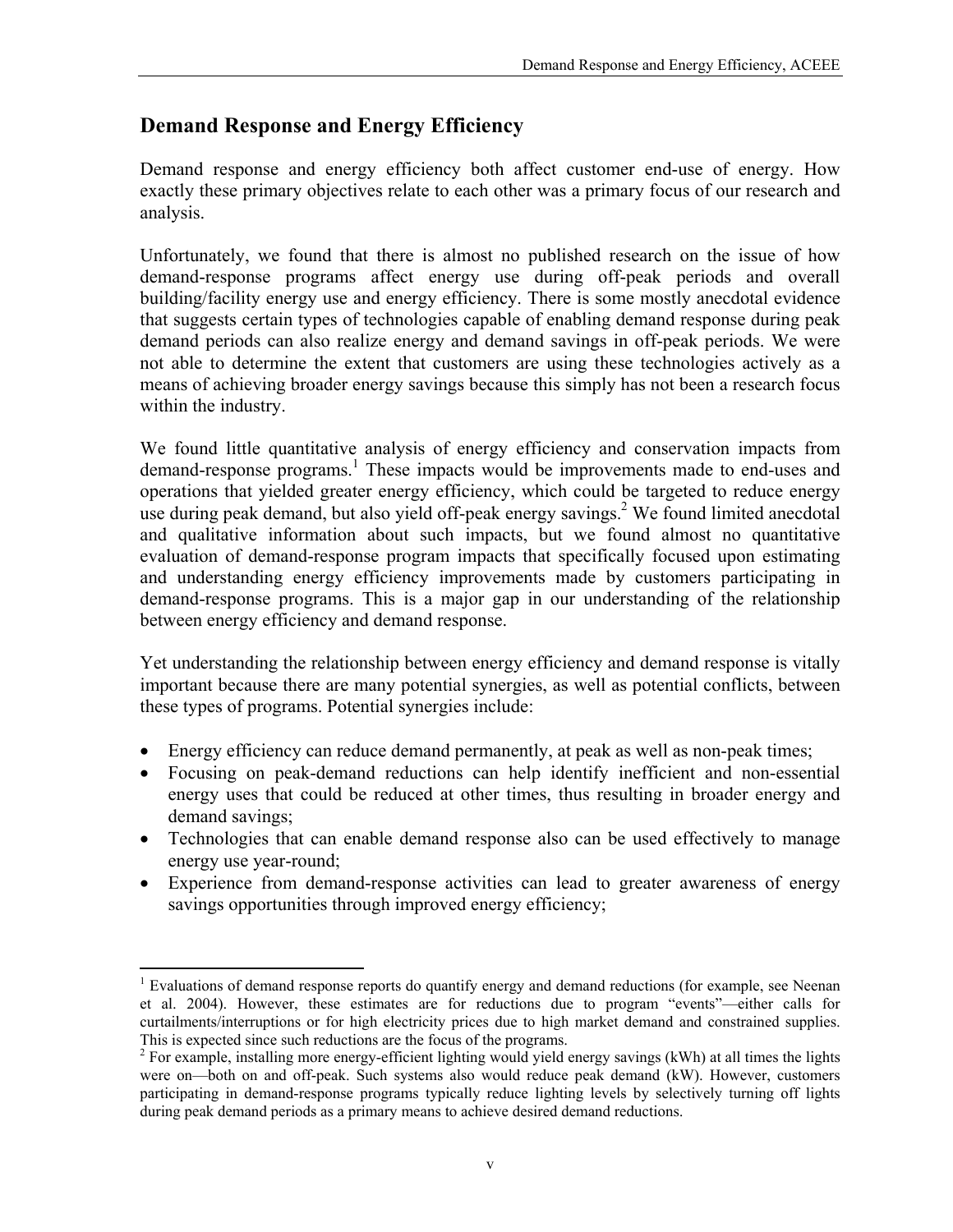## Demand Response and Energy Efficiency

Demand response and energy efficiency both affect customer end-use of energy. How exactly these primary objectives relate to each other was a primary focus of our research and analysis.

Unfortunately, we found that there is almost no published research on the issue of how demand-response programs affect energy use during off-peak periods and overall building/facility energy use and energy efficiency. There is some mostly anecdotal evidence that suggests certain types of technologies capable of enabling demand response during peak demand periods can also realize energy and demand savings in off-peak periods. We were not able to determine the extent that customers are using these technologies actively as a means of achieving broader energy savings because this simply has not been a research focus within the industry.

We found little quantitative analysis of energy efficiency and conservation impacts from demand-response programs.[1] These impacts would be improvements made to end-uses and operations that yielded greater energy efficiency, which could be targeted to reduce energy use during peak demand, but also yield off-peak energy savings.[2] We found limited anecdotal and qualitative information about such impacts, but we found almost no quantitative evaluation of demand-response program impacts that specifically focused upon estimating and understanding energy efficiency improvements made by customers participating in demand-response programs. This is a major gap in our understanding of the relationship between energy efficiency and demand response.

Yet understanding the relationship between energy efficiency and demand response is vitally important because there are many potential synergies, as well as potential conflicts, between these types of programs. Potential synergies include:

- Energy efficiency can reduce demand permanently, at peak as well as non-peak times;
- Focusing on peak-demand reductions can help identify inefficient and non-essential energy uses that could be reduced at other times, thus resulting in broader energy and demand savings;
- Technologies that can enable demand response also can be used effectively to manage energy use year-round;
- Experience from demand-response activities can lead to greater awareness of energy savings opportunities through improved energy efficiency;

---

[1] Evaluations of demand response reports do quantify energy and demand reductions (for example, see Neenan et al. 2004). However, these estimates are for reductions due to program "events"—either calls for curtailments/interruptions or for high electricity prices due to high market demand and constrained supplies. This is expected since such reductions are the focus of the programs.

[2] For example, installing more energy-efficient lighting would yield energy savings (kWh) at all times the lights were on—both on and off-peak. Such systems also would reduce peak demand (kW). However, customers participating in demand-response programs typically reduce lighting levels by selectively turning off lights during peak demand periods as a primary means to achieve desired demand reductions.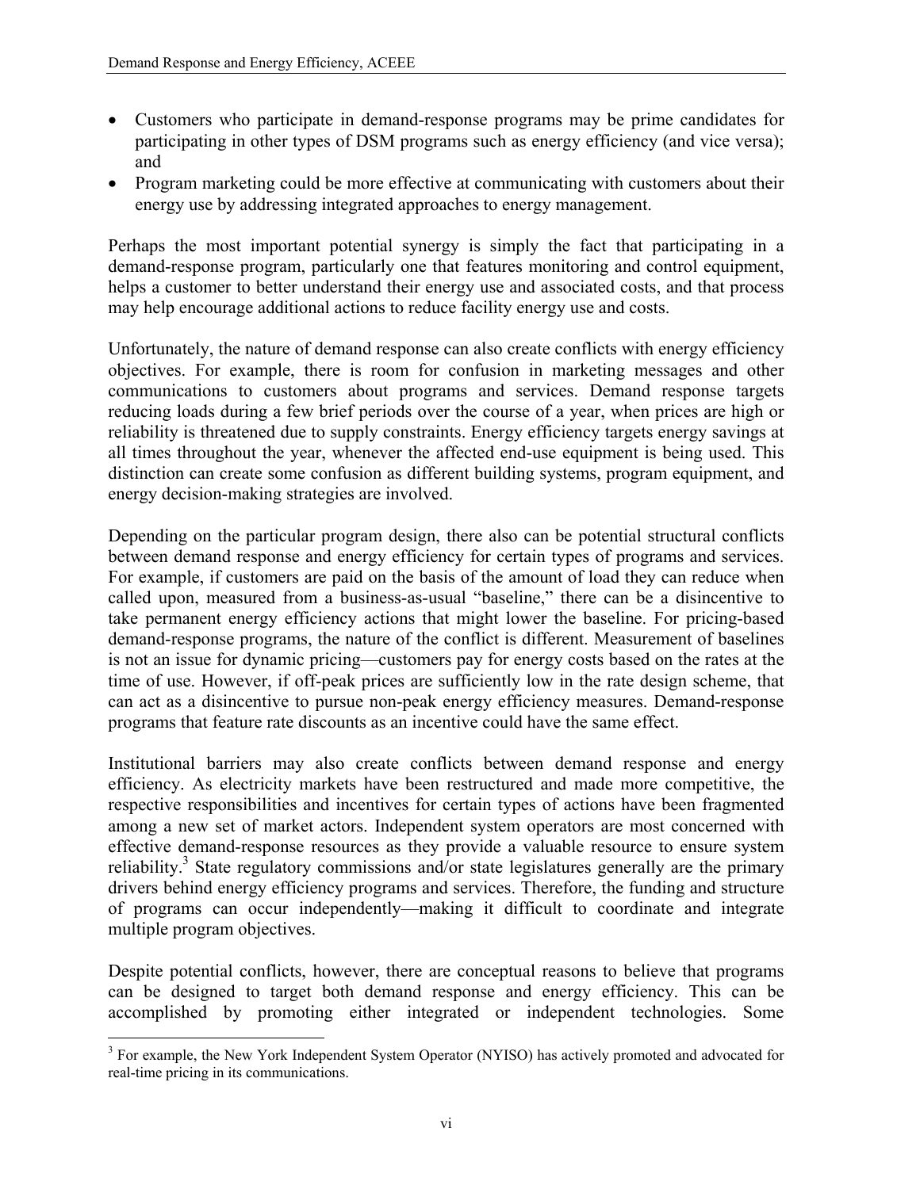- Customers who participate in demand-response programs may be prime candidates for participating in other types of DSM programs such as energy efficiency (and vice versa); and
- Program marketing could be more effective at communicating with customers about their energy use by addressing integrated approaches to energy management.

Perhaps the most important potential synergy is simply the fact that participating in a demand-response program, particularly one that features monitoring and control equipment, helps a customer to better understand their energy use and associated costs, and that process may help encourage additional actions to reduce facility energy use and costs.

Unfortunately, the nature of demand response can also create conflicts with energy efficiency objectives. For example, there is room for confusion in marketing messages and other communications to customers about programs and services. Demand response targets reducing loads during a few brief periods over the course of a year, when prices are high or reliability is threatened due to supply constraints. Energy efficiency targets energy savings at all times throughout the year, whenever the affected end-use equipment is being used. This distinction can create some confusion as different building systems, program equipment, and energy decision-making strategies are involved.

Depending on the particular program design, there also can be potential structural conflicts between demand response and energy efficiency for certain types of programs and services. For example, if customers are paid on the basis of the amount of load they can reduce when called upon, measured from a business-as-usual "baseline," there can be a disincentive to take permanent energy efficiency actions that might lower the baseline. For pricing-based demand-response programs, the nature of the conflict is different. Measurement of baselines is not an issue for dynamic pricing—customers pay for energy costs based on the rates at the time of use. However, if off-peak prices are sufficiently low in the rate design scheme, that can act as a disincentive to pursue non-peak energy efficiency measures. Demand-response programs that feature rate discounts as an incentive could have the same effect.

Institutional barriers may also create conflicts between demand response and energy efficiency. As electricity markets have been restructured and made more competitive, the respective responsibilities and incentives for certain types of actions have been fragmented among a new set of market actors. Independent system operators are most concerned with effective demand-response resources as they provide a valuable resource to ensure system reliability.[3] State regulatory commissions and/or state legislatures generally are the primary drivers behind energy efficiency programs and services. Therefore, the funding and structure of programs can occur independently—making it difficult to coordinate and integrate multiple program objectives.

Despite potential conflicts, however, there are conceptual reasons to believe that programs can be designed to target both demand response and energy efficiency. This can be accomplished by promoting either integrated or independent technologies. Some

[3] For example, the New York Independent System Operator (NYISO) has actively promoted and advocated for real-time pricing in its communications.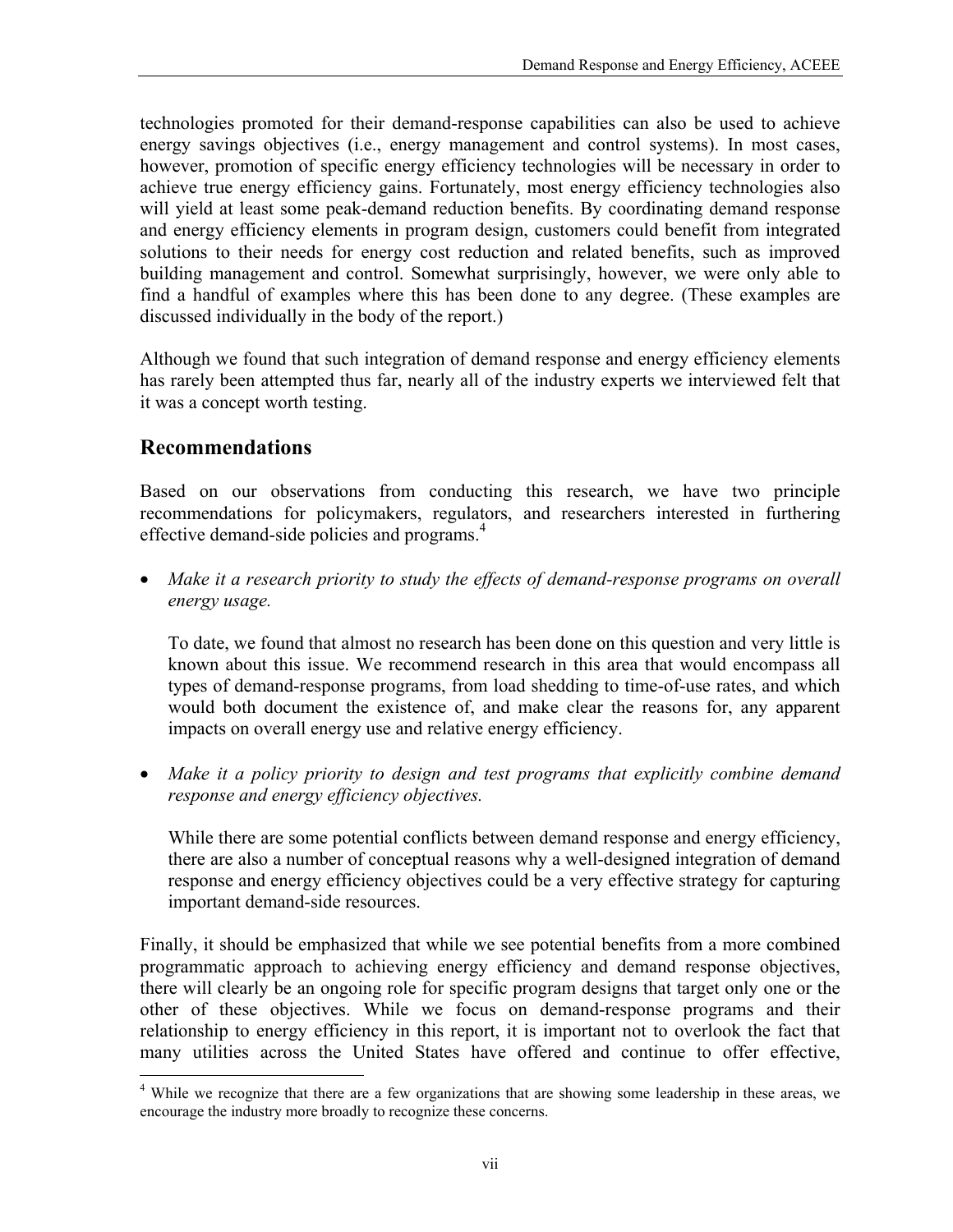technologies promoted for their demand-response capabilities can also be used to achieve energy savings objectives (i.e., energy management and control systems). In most cases, however, promotion of specific energy efficiency technologies will be necessary in order to achieve true energy efficiency gains. Fortunately, most energy efficiency technologies also will yield at least some peak-demand reduction benefits. By coordinating demand response and energy efficiency elements in program design, customers could benefit from integrated solutions to their needs for energy cost reduction and related benefits, such as improved building management and control. Somewhat surprisingly, however, we were only able to find a handful of examples where this has been done to any degree. (These examples are discussed individually in the body of the report.)

Although we found that such integration of demand response and energy efficiency elements has rarely been attempted thus far, nearly all of the industry experts we interviewed felt that it was a concept worth testing.

## Recommendations

Based on our observations from conducting this research, we have two principle recommendations for policymakers, regulators, and researchers interested in furthering effective demand-side policies and programs.[4]

- *Make it a research priority to study the effects of demand-response programs on overall energy usage.*

  To date, we found that almost no research has been done on this question and very little is known about this issue. We recommend research in this area that would encompass all types of demand-response programs, from load shedding to time-of-use rates, and which would both document the existence of, and make clear the reasons for, any apparent impacts on overall energy use and relative energy efficiency.

- *Make it a policy priority to design and test programs that explicitly combine demand response and energy efficiency objectives.*

  While there are some potential conflicts between demand response and energy efficiency, there are also a number of conceptual reasons why a well-designed integration of demand response and energy efficiency objectives could be a very effective strategy for capturing important demand-side resources.

Finally, it should be emphasized that while we see potential benefits from a more combined programmatic approach to achieving energy efficiency and demand response objectives, there will clearly be an ongoing role for specific program designs that target only one or the other of these objectives. While we focus on demand-response programs and their relationship to energy efficiency in this report, it is important not to overlook the fact that many utilities across the United States have offered and continue to offer effective,

[4] While we recognize that there are a few organizations that are showing some leadership in these areas, we encourage the industry more broadly to recognize these concerns.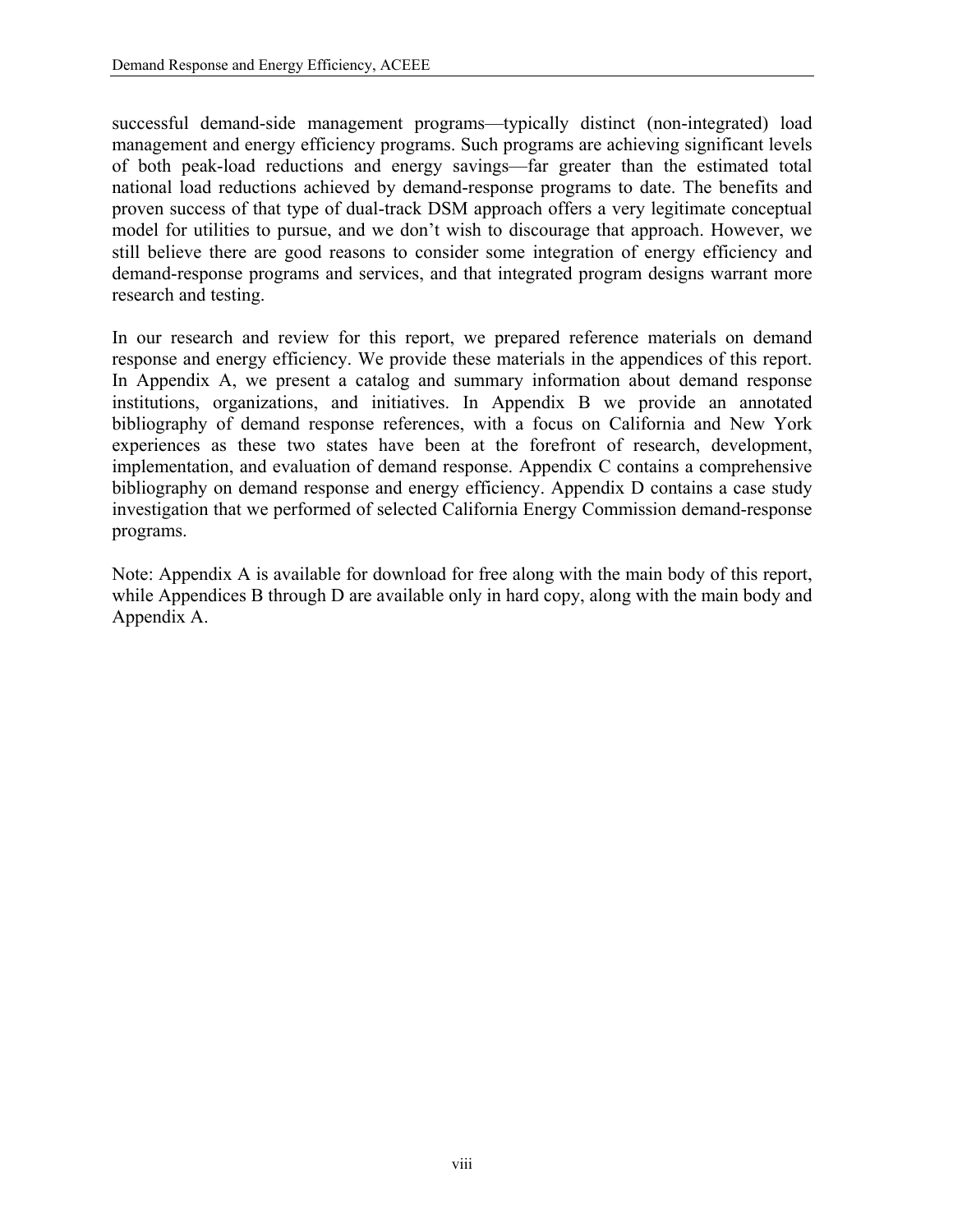successful demand-side management programs—typically distinct (non-integrated) load management and energy efficiency programs. Such programs are achieving significant levels of both peak-load reductions and energy savings—far greater than the estimated total national load reductions achieved by demand-response programs to date. The benefits and proven success of that type of dual-track DSM approach offers a very legitimate conceptual model for utilities to pursue, and we don't wish to discourage that approach. However, we still believe there are good reasons to consider some integration of energy efficiency and demand-response programs and services, and that integrated program designs warrant more research and testing.

In our research and review for this report, we prepared reference materials on demand response and energy efficiency. We provide these materials in the appendices of this report. In Appendix A, we present a catalog and summary information about demand response institutions, organizations, and initiatives. In Appendix B we provide an annotated bibliography of demand response references, with a focus on California and New York experiences as these two states have been at the forefront of research, development, implementation, and evaluation of demand response. Appendix C contains a comprehensive bibliography on demand response and energy efficiency. Appendix D contains a case study investigation that we performed of selected California Energy Commission demand-response programs.

Note: Appendix A is available for download for free along with the main body of this report, while Appendices B through D are available only in hard copy, along with the main body and Appendix A.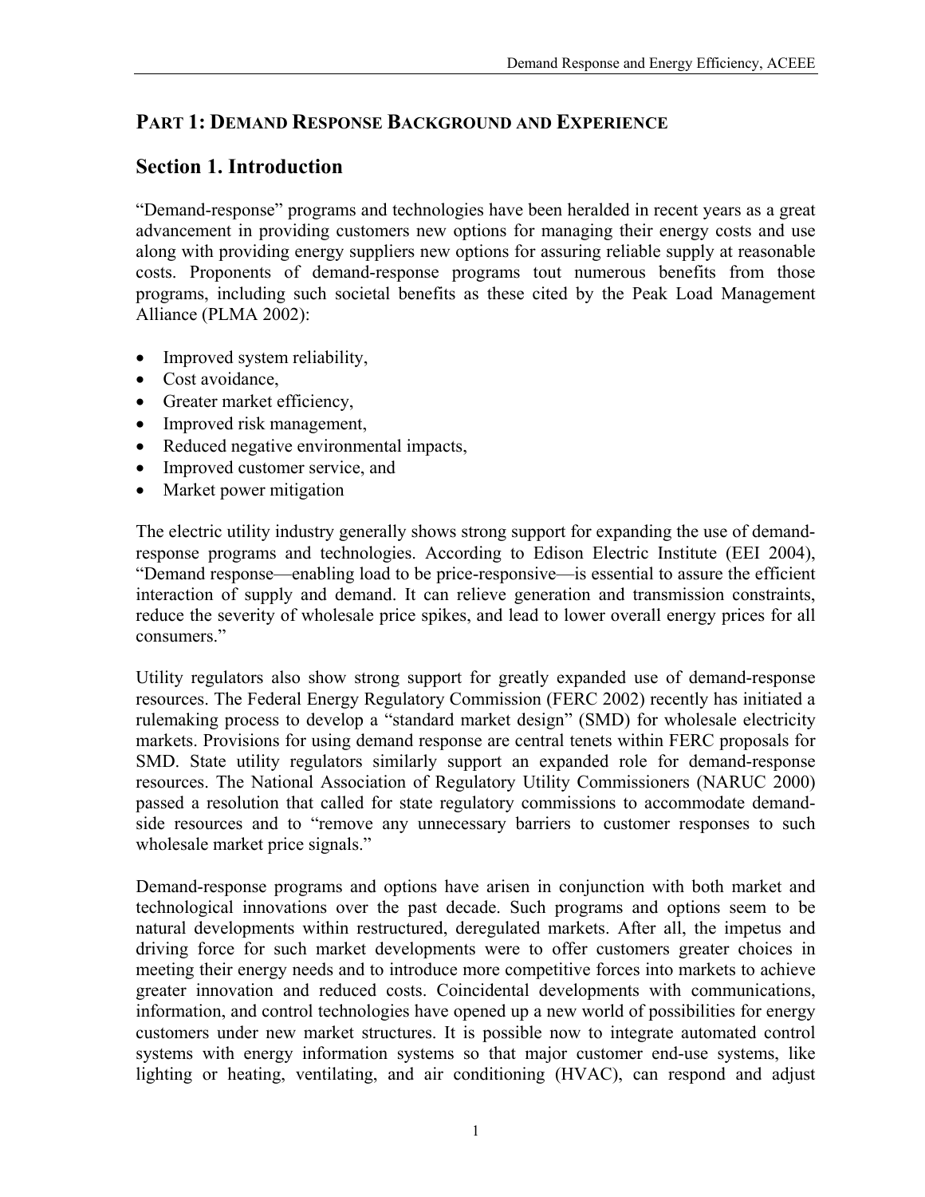## PART 1: DEMAND RESPONSE BACKGROUND AND EXPERIENCE

## Section 1. Introduction

"Demand-response" programs and technologies have been heralded in recent years as a great advancement in providing customers new options for managing their energy costs and use along with providing energy suppliers new options for assuring reliable supply at reasonable costs. Proponents of demand-response programs tout numerous benefits from those programs, including such societal benefits as these cited by the Peak Load Management Alliance (PLMA 2002):

- Improved system reliability,
- Cost avoidance,
- Greater market efficiency,
- Improved risk management,
- Reduced negative environmental impacts,
- Improved customer service, and
- Market power mitigation

The electric utility industry generally shows strong support for expanding the use of demand-response programs and technologies. According to Edison Electric Institute (EEI 2004), "Demand response—enabling load to be price-responsive—is essential to assure the efficient interaction of supply and demand. It can relieve generation and transmission constraints, reduce the severity of wholesale price spikes, and lead to lower overall energy prices for all consumers."

Utility regulators also show strong support for greatly expanded use of demand-response resources. The Federal Energy Regulatory Commission (FERC 2002) recently has initiated a rulemaking process to develop a "standard market design" (SMD) for wholesale electricity markets. Provisions for using demand response are central tenets within FERC proposals for SMD. State utility regulators similarly support an expanded role for demand-response resources. The National Association of Regulatory Utility Commissioners (NARUC 2000) passed a resolution that called for state regulatory commissions to accommodate demand-side resources and to "remove any unnecessary barriers to customer responses to such wholesale market price signals."

Demand-response programs and options have arisen in conjunction with both market and technological innovations over the past decade. Such programs and options seem to be natural developments within restructured, deregulated markets. After all, the impetus and driving force for such market developments were to offer customers greater choices in meeting their energy needs and to introduce more competitive forces into markets to achieve greater innovation and reduced costs. Coincidental developments with communications, information, and control technologies have opened up a new world of possibilities for energy customers under new market structures. It is possible now to integrate automated control systems with energy information systems so that major customer end-use systems, like lighting or heating, ventilating, and air conditioning (HVAC), can respond and adjust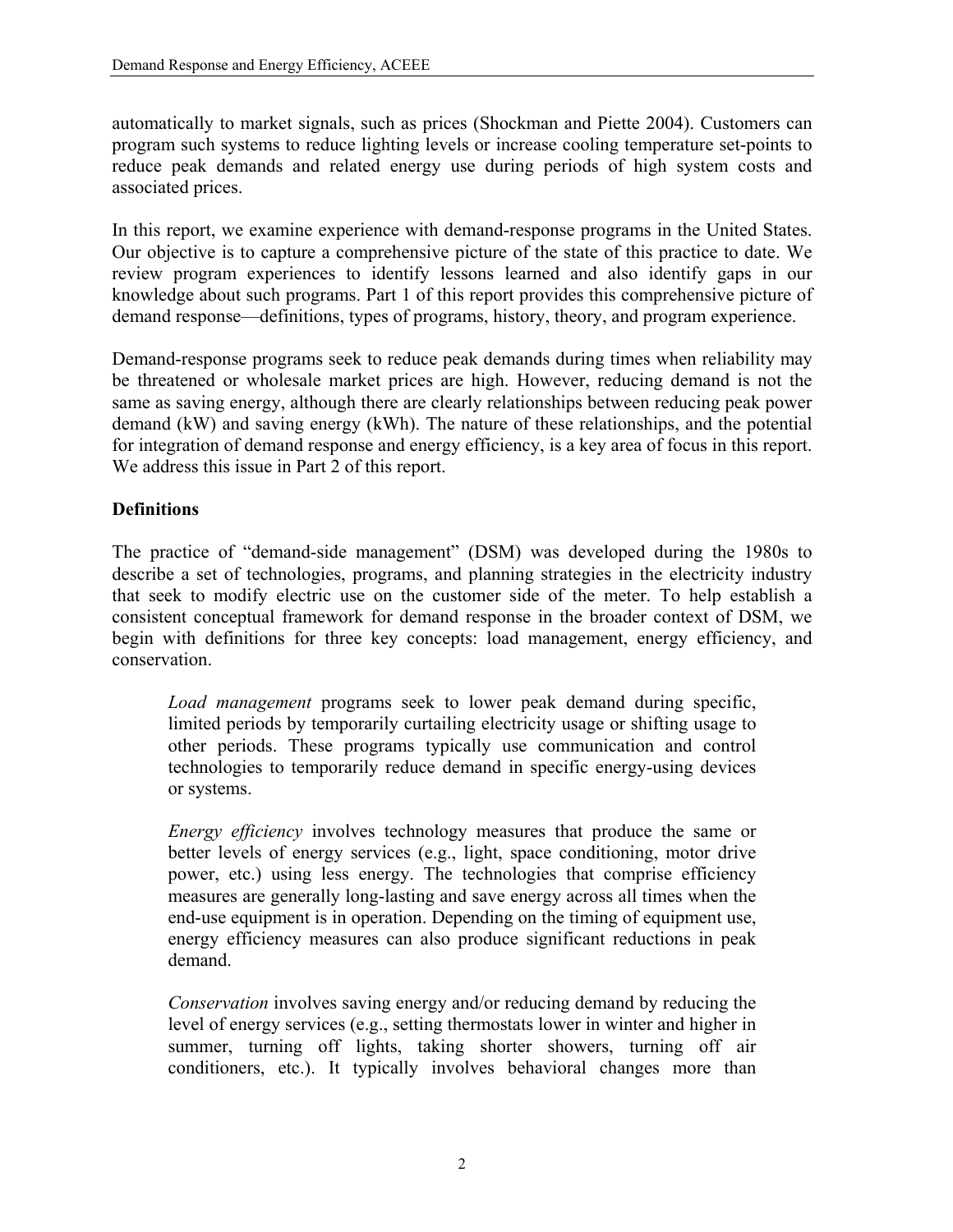automatically to market signals, such as prices (Shockman and Piette 2004). Customers can program such systems to reduce lighting levels or increase cooling temperature set-points to reduce peak demands and related energy use during periods of high system costs and associated prices.

In this report, we examine experience with demand-response programs in the United States. Our objective is to capture a comprehensive picture of the state of this practice to date. We review program experiences to identify lessons learned and also identify gaps in our knowledge about such programs. Part 1 of this report provides this comprehensive picture of demand response—definitions, types of programs, history, theory, and program experience.

Demand-response programs seek to reduce peak demands during times when reliability may be threatened or wholesale market prices are high. However, reducing demand is not the same as saving energy, although there are clearly relationships between reducing peak power demand (kW) and saving energy (kWh). The nature of these relationships, and the potential for integration of demand response and energy efficiency, is a key area of focus in this report. We address this issue in Part 2 of this report.

**Definitions**

The practice of "demand-side management" (DSM) was developed during the 1980s to describe a set of technologies, programs, and planning strategies in the electricity industry that seek to modify electric use on the customer side of the meter. To help establish a consistent conceptual framework for demand response in the broader context of DSM, we begin with definitions for three key concepts: load management, energy efficiency, and conservation.

> *Load management* programs seek to lower peak demand during specific, limited periods by temporarily curtailing electricity usage or shifting usage to other periods. These programs typically use communication and control technologies to temporarily reduce demand in specific energy-using devices or systems.
>
> *Energy efficiency* involves technology measures that produce the same or better levels of energy services (e.g., light, space conditioning, motor drive power, etc.) using less energy. The technologies that comprise efficiency measures are generally long-lasting and save energy across all times when the end-use equipment is in operation. Depending on the timing of equipment use, energy efficiency measures can also produce significant reductions in peak demand.
>
> *Conservation* involves saving energy and/or reducing demand by reducing the level of energy services (e.g., setting thermostats lower in winter and higher in summer, turning off lights, taking shorter showers, turning off air conditioners, etc.). It typically involves behavioral changes more than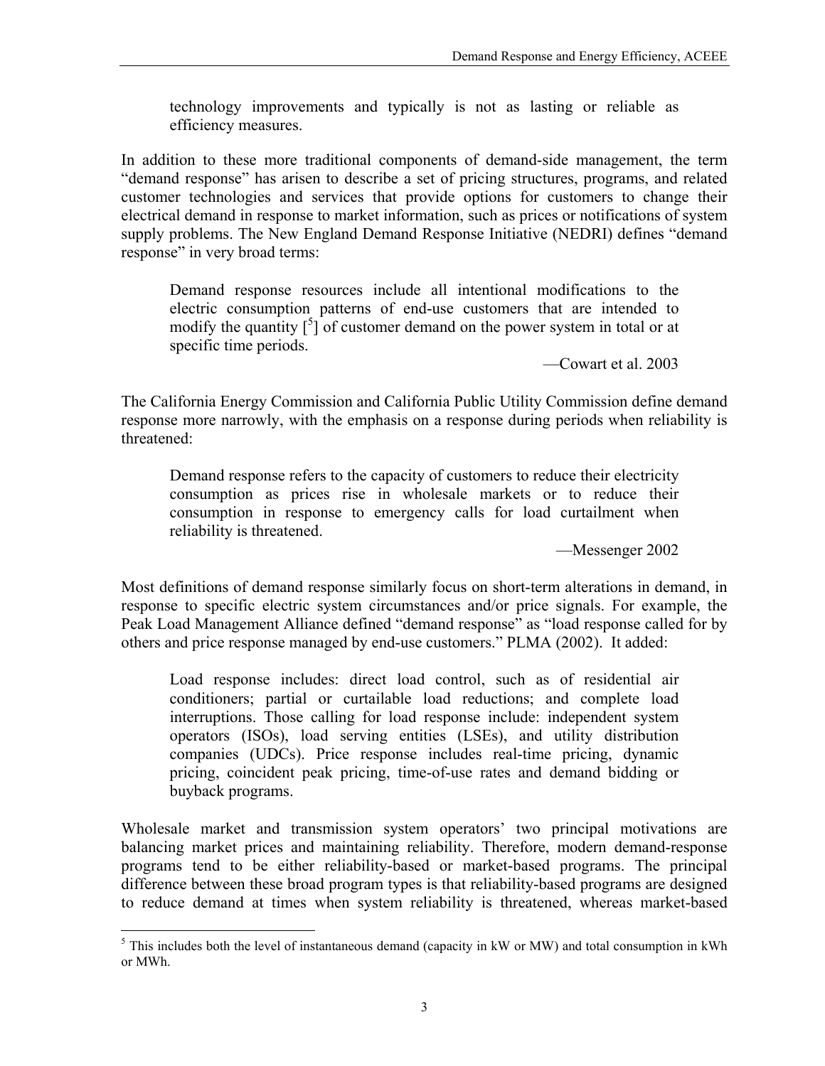> technology improvements and typically is not as lasting or reliable as efficiency measures.

In addition to these more traditional components of demand-side management, the term "demand response" has arisen to describe a set of pricing structures, programs, and related customer technologies and services that provide options for customers to change their electrical demand in response to market information, such as prices or notifications of system supply problems. The New England Demand Response Initiative (NEDRI) defines "demand response" in very broad terms:

> Demand response resources include all intentional modifications to the electric consumption patterns of end-use customers that are intended to modify the quantity [[5]] of customer demand on the power system in total or at specific time periods.
>
> —Cowart et al. 2003

The California Energy Commission and California Public Utility Commission define demand response more narrowly, with the emphasis on a response during periods when reliability is threatened:

> Demand response refers to the capacity of customers to reduce their electricity consumption as prices rise in wholesale markets or to reduce their consumption in response to emergency calls for load curtailment when reliability is threatened.
>
> —Messenger 2002

Most definitions of demand response similarly focus on short-term alterations in demand, in response to specific electric system circumstances and/or price signals. For example, the Peak Load Management Alliance defined "demand response" as "load response called for by others and price response managed by end-use customers." PLMA (2002). It added:

> Load response includes: direct load control, such as of residential air conditioners; partial or curtailable load reductions; and complete load interruptions. Those calling for load response include: independent system operators (ISOs), load serving entities (LSEs), and utility distribution companies (UDCs). Price response includes real-time pricing, dynamic pricing, coincident peak pricing, time-of-use rates and demand bidding or buyback programs.

Wholesale market and transmission system operators' two principal motivations are balancing market prices and maintaining reliability. Therefore, modern demand-response programs tend to be either reliability-based or market-based programs. The principal difference between these broad program types is that reliability-based programs are designed to reduce demand at times when system reliability is threatened, whereas market-based

---

[5] This includes both the level of instantaneous demand (capacity in kW or MW) and total consumption in kWh or MWh.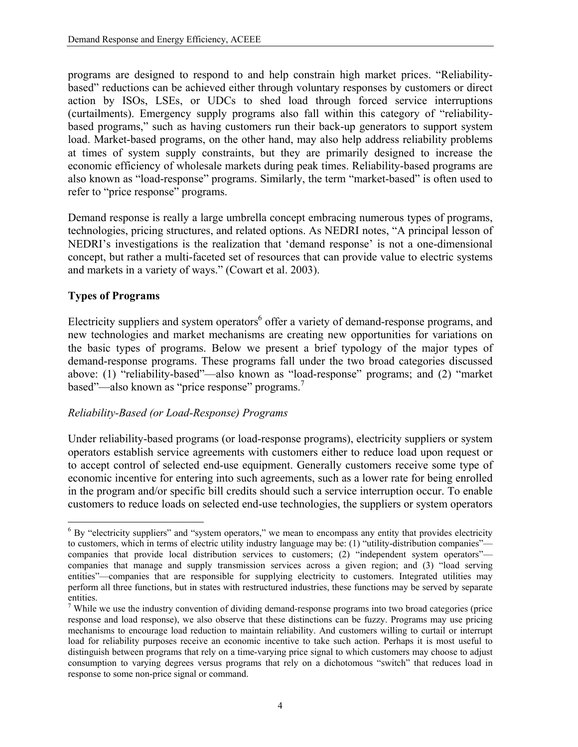programs are designed to respond to and help constrain high market prices. "Reliability-based" reductions can be achieved either through voluntary responses by customers or direct action by ISOs, LSEs, or UDCs to shed load through forced service interruptions (curtailments). Emergency supply programs also fall within this category of "reliability-based programs," such as having customers run their back-up generators to support system load. Market-based programs, on the other hand, may also help address reliability problems at times of system supply constraints, but they are primarily designed to increase the economic efficiency of wholesale markets during peak times. Reliability-based programs are also known as "load-response" programs. Similarly, the term "market-based" is often used to refer to "price response" programs.

Demand response is really a large umbrella concept embracing numerous types of programs, technologies, pricing structures, and related options. As NEDRI notes, "A principal lesson of NEDRI's investigations is the realization that 'demand response' is not a one-dimensional concept, but rather a multi-faceted set of resources that can provide value to electric systems and markets in a variety of ways." (Cowart et al. 2003).

### Types of Programs

Electricity suppliers and system operators[6] offer a variety of demand-response programs, and new technologies and market mechanisms are creating new opportunities for variations on the basic types of programs. Below we present a brief typology of the major types of demand-response programs. These programs fall under the two broad categories discussed above: (1) "reliability-based"—also known as "load-response" programs; and (2) "market based"—also known as "price response" programs.[7]

#### *Reliability-Based (or Load-Response) Programs*

Under reliability-based programs (or load-response programs), electricity suppliers or system operators establish service agreements with customers either to reduce load upon request or to accept control of selected end-use equipment. Generally customers receive some type of economic incentive for entering into such agreements, such as a lower rate for being enrolled in the program and/or specific bill credits should such a service interruption occur. To enable customers to reduce loads on selected end-use technologies, the suppliers or system operators

---

[6] By "electricity suppliers" and "system operators," we mean to encompass any entity that provides electricity to customers, which in terms of electric utility industry language may be: (1) "utility-distribution companies"—companies that provide local distribution services to customers; (2) "independent system operators"—companies that manage and supply transmission services across a given region; and (3) "load serving entities"—companies that are responsible for supplying electricity to customers. Integrated utilities may perform all three functions, but in states with restructured industries, these functions may be served by separate entities.

[7] While we use the industry convention of dividing demand-response programs into two broad categories (price response and load response), we also observe that these distinctions can be fuzzy. Programs may use pricing mechanisms to encourage load reduction to maintain reliability. And customers willing to curtail or interrupt load for reliability purposes receive an economic incentive to take such action. Perhaps it is most useful to distinguish between programs that rely on a time-varying price signal to which customers may choose to adjust consumption to varying degrees versus programs that rely on a dichotomous "switch" that reduces load in response to some non-price signal or command.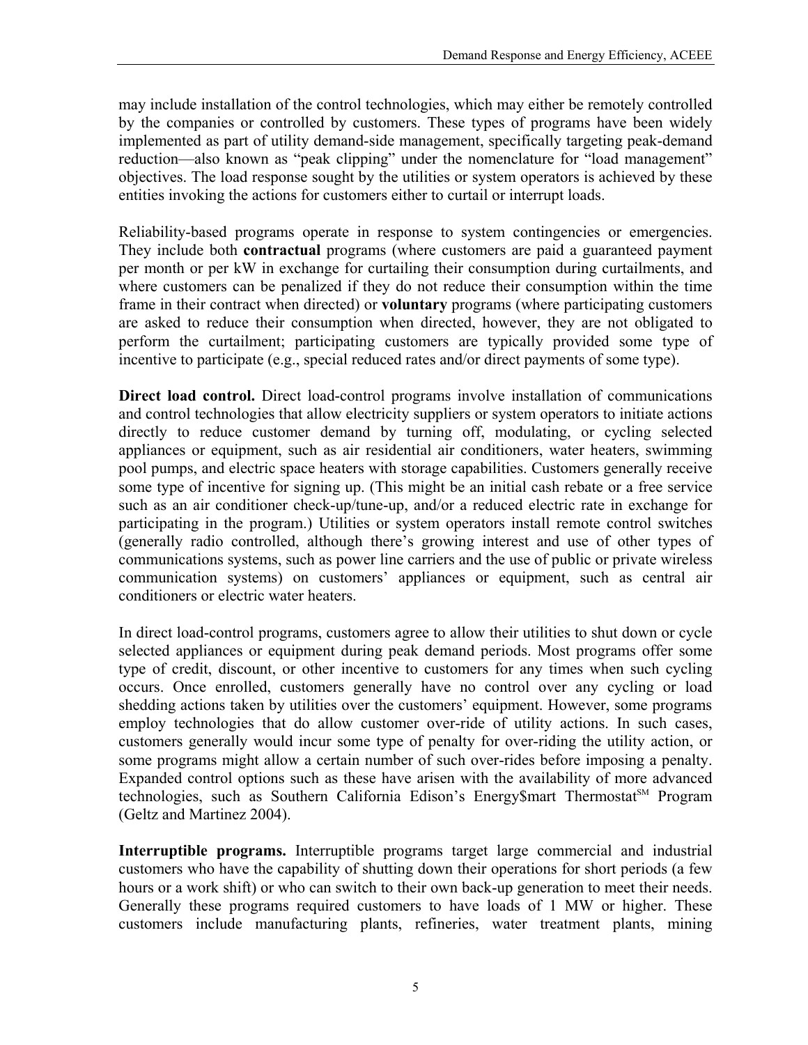may include installation of the control technologies, which may either be remotely controlled by the companies or controlled by customers. These types of programs have been widely implemented as part of utility demand-side management, specifically targeting peak-demand reduction—also known as "peak clipping" under the nomenclature for "load management" objectives. The load response sought by the utilities or system operators is achieved by these entities invoking the actions for customers either to curtail or interrupt loads.

Reliability-based programs operate in response to system contingencies or emergencies. They include both **contractual** programs (where customers are paid a guaranteed payment per month or per kW in exchange for curtailing their consumption during curtailments, and where customers can be penalized if they do not reduce their consumption within the time frame in their contract when directed) or **voluntary** programs (where participating customers are asked to reduce their consumption when directed, however, they are not obligated to perform the curtailment; participating customers are typically provided some type of incentive to participate (e.g., special reduced rates and/or direct payments of some type).

**Direct load control.** Direct load-control programs involve installation of communications and control technologies that allow electricity suppliers or system operators to initiate actions directly to reduce customer demand by turning off, modulating, or cycling selected appliances or equipment, such as air residential air conditioners, water heaters, swimming pool pumps, and electric space heaters with storage capabilities. Customers generally receive some type of incentive for signing up. (This might be an initial cash rebate or a free service such as an air conditioner check-up/tune-up, and/or a reduced electric rate in exchange for participating in the program.) Utilities or system operators install remote control switches (generally radio controlled, although there's growing interest and use of other types of communications systems, such as power line carriers and the use of public or private wireless communication systems) on customers' appliances or equipment, such as central air conditioners or electric water heaters.

In direct load-control programs, customers agree to allow their utilities to shut down or cycle selected appliances or equipment during peak demand periods. Most programs offer some type of credit, discount, or other incentive to customers for any times when such cycling occurs. Once enrolled, customers generally have no control over any cycling or load shedding actions taken by utilities over the customers' equipment. However, some programs employ technologies that do allow customer over-ride of utility actions. In such cases, customers generally would incur some type of penalty for over-riding the utility action, or some programs might allow a certain number of such over-rides before imposing a penalty. Expanded control options such as these have arisen with the availability of more advanced technologies, such as Southern California Edison's Energy$mart Thermostat[SM] Program (Geltz and Martinez 2004).

**Interruptible programs.** Interruptible programs target large commercial and industrial customers who have the capability of shutting down their operations for short periods (a few hours or a work shift) or who can switch to their own back-up generation to meet their needs. Generally these programs required customers to have loads of 1 MW or higher. These customers include manufacturing plants, refineries, water treatment plants, mining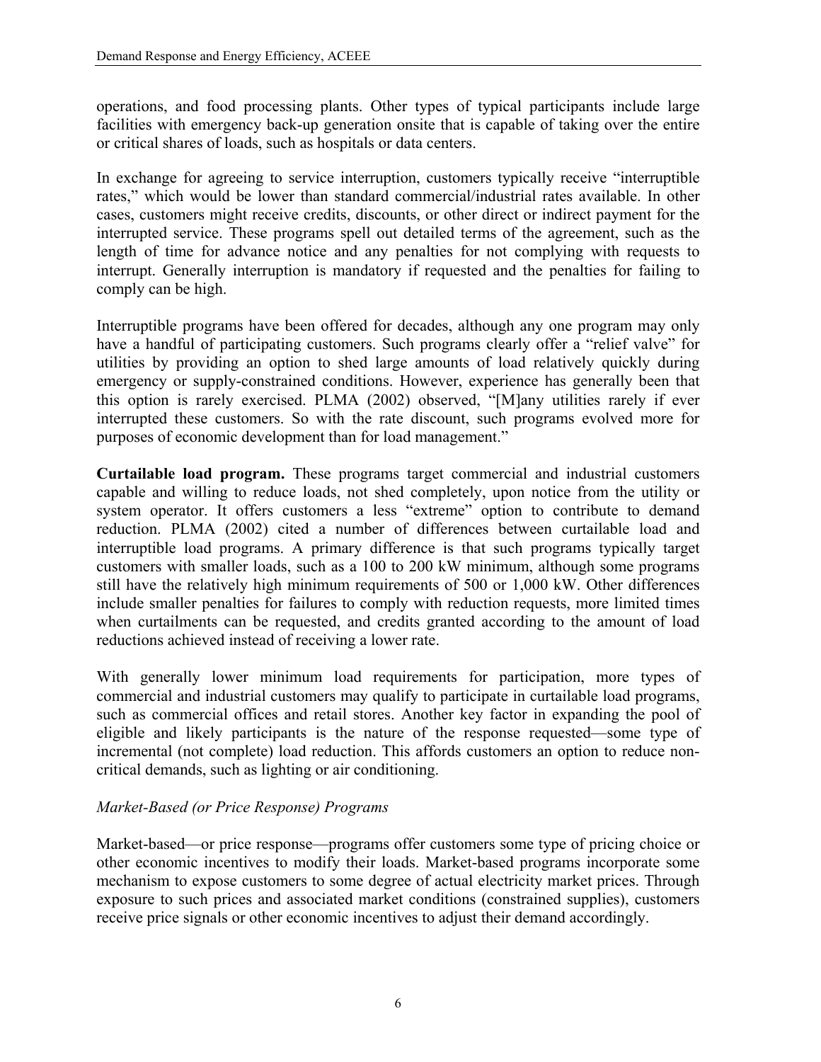operations, and food processing plants. Other types of typical participants include large facilities with emergency back-up generation onsite that is capable of taking over the entire or critical shares of loads, such as hospitals or data centers.

In exchange for agreeing to service interruption, customers typically receive "interruptible rates," which would be lower than standard commercial/industrial rates available. In other cases, customers might receive credits, discounts, or other direct or indirect payment for the interrupted service. These programs spell out detailed terms of the agreement, such as the length of time for advance notice and any penalties for not complying with requests to interrupt. Generally interruption is mandatory if requested and the penalties for failing to comply can be high.

Interruptible programs have been offered for decades, although any one program may only have a handful of participating customers. Such programs clearly offer a "relief valve" for utilities by providing an option to shed large amounts of load relatively quickly during emergency or supply-constrained conditions. However, experience has generally been that this option is rarely exercised. PLMA (2002) observed, "[M]any utilities rarely if ever interrupted these customers. So with the rate discount, such programs evolved more for purposes of economic development than for load management."

**Curtailable load program.** These programs target commercial and industrial customers capable and willing to reduce loads, not shed completely, upon notice from the utility or system operator. It offers customers a less "extreme" option to contribute to demand reduction. PLMA (2002) cited a number of differences between curtailable load and interruptible load programs. A primary difference is that such programs typically target customers with smaller loads, such as a 100 to 200 kW minimum, although some programs still have the relatively high minimum requirements of 500 or 1,000 kW. Other differences include smaller penalties for failures to comply with reduction requests, more limited times when curtailments can be requested, and credits granted according to the amount of load reductions achieved instead of receiving a lower rate.

With generally lower minimum load requirements for participation, more types of commercial and industrial customers may qualify to participate in curtailable load programs, such as commercial offices and retail stores. Another key factor in expanding the pool of eligible and likely participants is the nature of the response requested—some type of incremental (not complete) load reduction. This affords customers an option to reduce non-critical demands, such as lighting or air conditioning.

*Market-Based (or Price Response) Programs*

Market-based—or price response—programs offer customers some type of pricing choice or other economic incentives to modify their loads. Market-based programs incorporate some mechanism to expose customers to some degree of actual electricity market prices. Through exposure to such prices and associated market conditions (constrained supplies), customers receive price signals or other economic incentives to adjust their demand accordingly.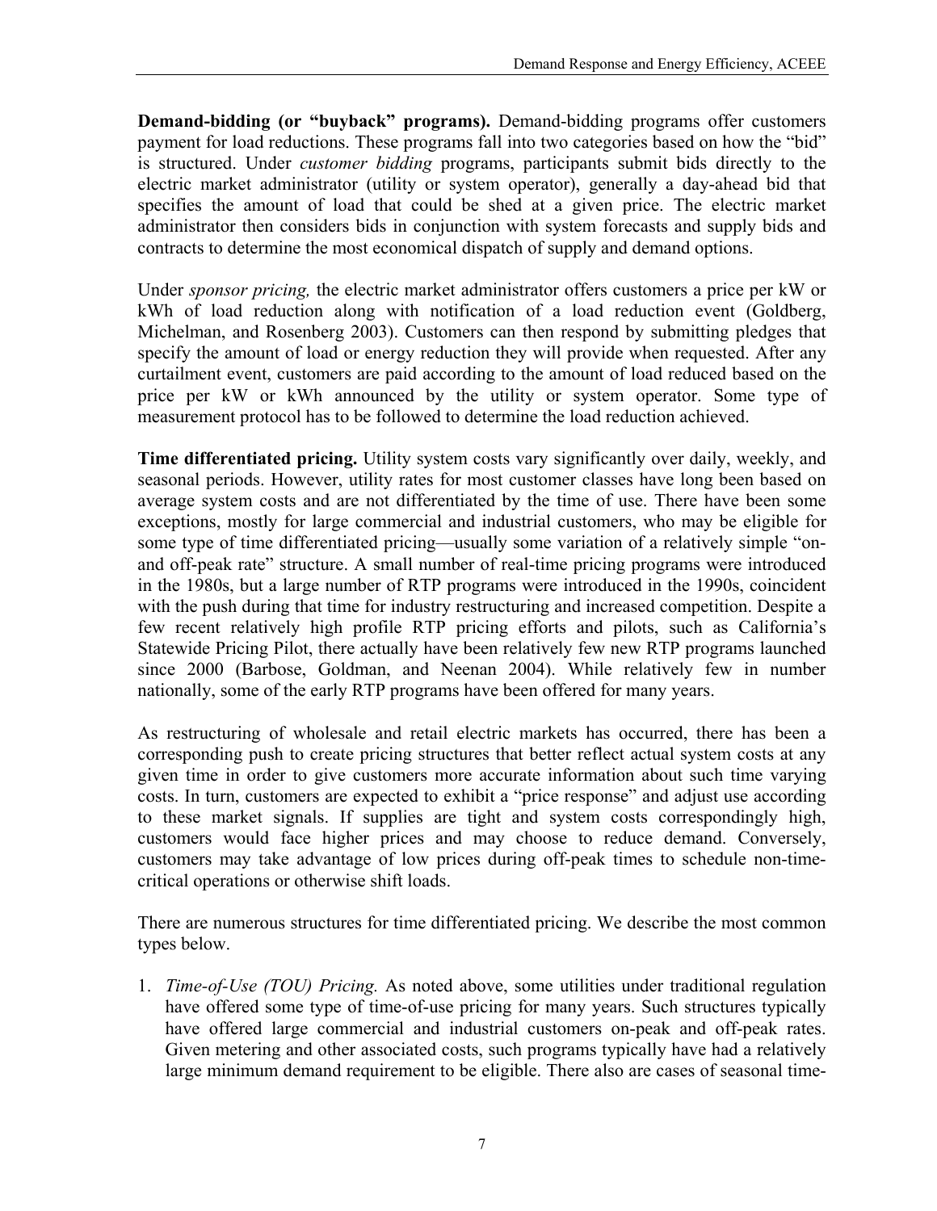**Demand-bidding (or "buyback" programs).** Demand-bidding programs offer customers payment for load reductions. These programs fall into two categories based on how the "bid" is structured. Under *customer bidding* programs, participants submit bids directly to the electric market administrator (utility or system operator), generally a day-ahead bid that specifies the amount of load that could be shed at a given price. The electric market administrator then considers bids in conjunction with system forecasts and supply bids and contracts to determine the most economical dispatch of supply and demand options.

Under *sponsor pricing,* the electric market administrator offers customers a price per kW or kWh of load reduction along with notification of a load reduction event (Goldberg, Michelman, and Rosenberg 2003). Customers can then respond by submitting pledges that specify the amount of load or energy reduction they will provide when requested. After any curtailment event, customers are paid according to the amount of load reduced based on the price per kW or kWh announced by the utility or system operator. Some type of measurement protocol has to be followed to determine the load reduction achieved.

**Time differentiated pricing.** Utility system costs vary significantly over daily, weekly, and seasonal periods. However, utility rates for most customer classes have long been based on average system costs and are not differentiated by the time of use. There have been some exceptions, mostly for large commercial and industrial customers, who may be eligible for some type of time differentiated pricing—usually some variation of a relatively simple "on- and off-peak rate" structure. A small number of real-time pricing programs were introduced in the 1980s, but a large number of RTP programs were introduced in the 1990s, coincident with the push during that time for industry restructuring and increased competition. Despite a few recent relatively high profile RTP pricing efforts and pilots, such as California's Statewide Pricing Pilot, there actually have been relatively few new RTP programs launched since 2000 (Barbose, Goldman, and Neenan 2004). While relatively few in number nationally, some of the early RTP programs have been offered for many years.

As restructuring of wholesale and retail electric markets has occurred, there has been a corresponding push to create pricing structures that better reflect actual system costs at any given time in order to give customers more accurate information about such time varying costs. In turn, customers are expected to exhibit a "price response" and adjust use according to these market signals. If supplies are tight and system costs correspondingly high, customers would face higher prices and may choose to reduce demand. Conversely, customers may take advantage of low prices during off-peak times to schedule non-time-critical operations or otherwise shift loads.

There are numerous structures for time differentiated pricing. We describe the most common types below.

1. *Time-of-Use (TOU) Pricing.* As noted above, some utilities under traditional regulation have offered some type of time-of-use pricing for many years. Such structures typically have offered large commercial and industrial customers on-peak and off-peak rates. Given metering and other associated costs, such programs typically have had a relatively large minimum demand requirement to be eligible. There also are cases of seasonal time-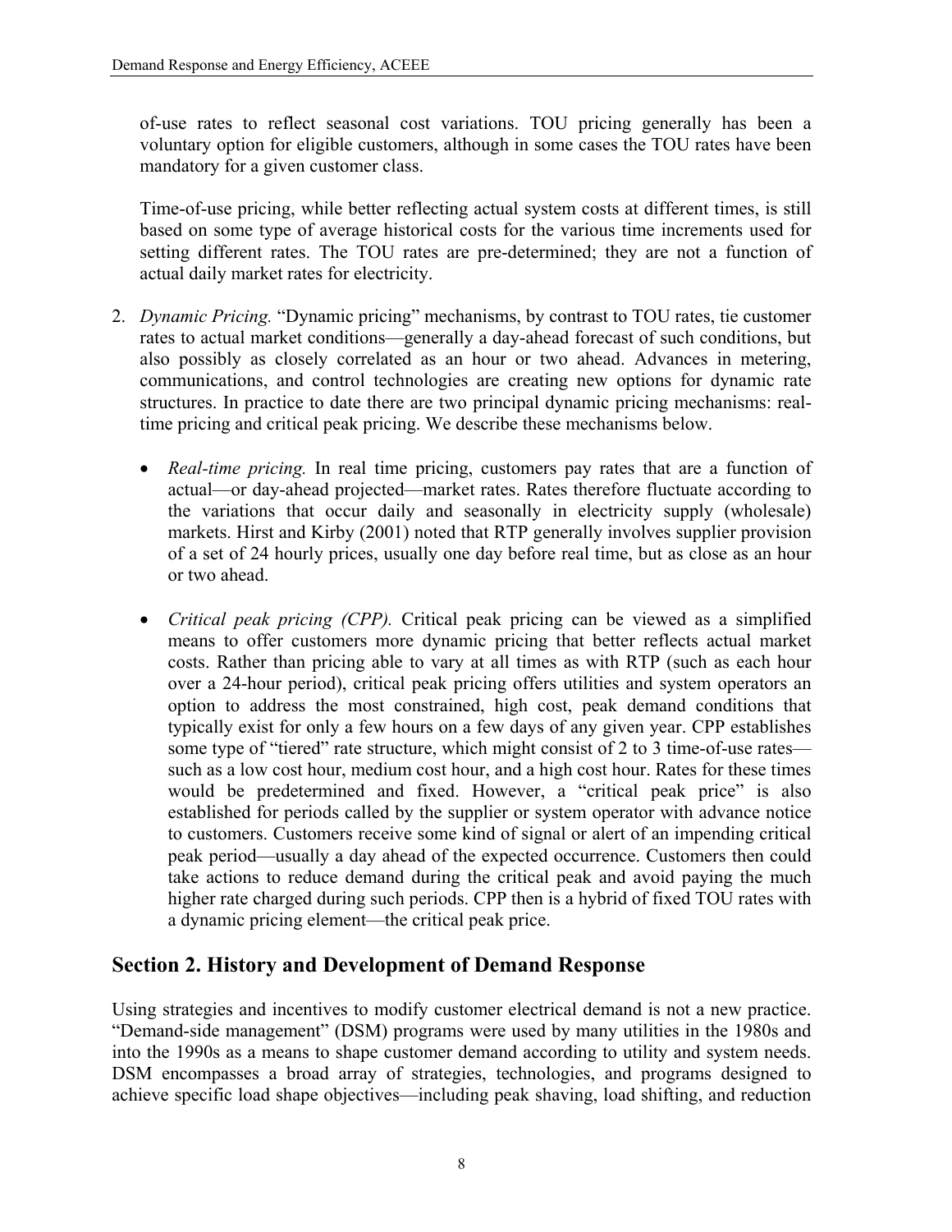of-use rates to reflect seasonal cost variations. TOU pricing generally has been a voluntary option for eligible customers, although in some cases the TOU rates have been mandatory for a given customer class.

Time-of-use pricing, while better reflecting actual system costs at different times, is still based on some type of average historical costs for the various time increments used for setting different rates. The TOU rates are pre-determined; they are not a function of actual daily market rates for electricity.

2. *Dynamic Pricing.* "Dynamic pricing" mechanisms, by contrast to TOU rates, tie customer rates to actual market conditions—generally a day-ahead forecast of such conditions, but also possibly as closely correlated as an hour or two ahead. Advances in metering, communications, and control technologies are creating new options for dynamic rate structures. In practice to date there are two principal dynamic pricing mechanisms: real-time pricing and critical peak pricing. We describe these mechanisms below.

   - *Real-time pricing.* In real time pricing, customers pay rates that are a function of actual—or day-ahead projected—market rates. Rates therefore fluctuate according to the variations that occur daily and seasonally in electricity supply (wholesale) markets. Hirst and Kirby (2001) noted that RTP generally involves supplier provision of a set of 24 hourly prices, usually one day before real time, but as close as an hour or two ahead.

   - *Critical peak pricing (CPP).* Critical peak pricing can be viewed as a simplified means to offer customers more dynamic pricing that better reflects actual market costs. Rather than pricing able to vary at all times as with RTP (such as each hour over a 24-hour period), critical peak pricing offers utilities and system operators an option to address the most constrained, high cost, peak demand conditions that typically exist for only a few hours on a few days of any given year. CPP establishes some type of "tiered" rate structure, which might consist of 2 to 3 time-of-use rates—such as a low cost hour, medium cost hour, and a high cost hour. Rates for these times would be predetermined and fixed. However, a "critical peak price" is also established for periods called by the supplier or system operator with advance notice to customers. Customers receive some kind of signal or alert of an impending critical peak period—usually a day ahead of the expected occurrence. Customers then could take actions to reduce demand during the critical peak and avoid paying the much higher rate charged during such periods. CPP then is a hybrid of fixed TOU rates with a dynamic pricing element—the critical peak price.

## Section 2. History and Development of Demand Response

Using strategies and incentives to modify customer electrical demand is not a new practice. "Demand-side management" (DSM) programs were used by many utilities in the 1980s and into the 1990s as a means to shape customer demand according to utility and system needs. DSM encompasses a broad array of strategies, technologies, and programs designed to achieve specific load shape objectives—including peak shaving, load shifting, and reduction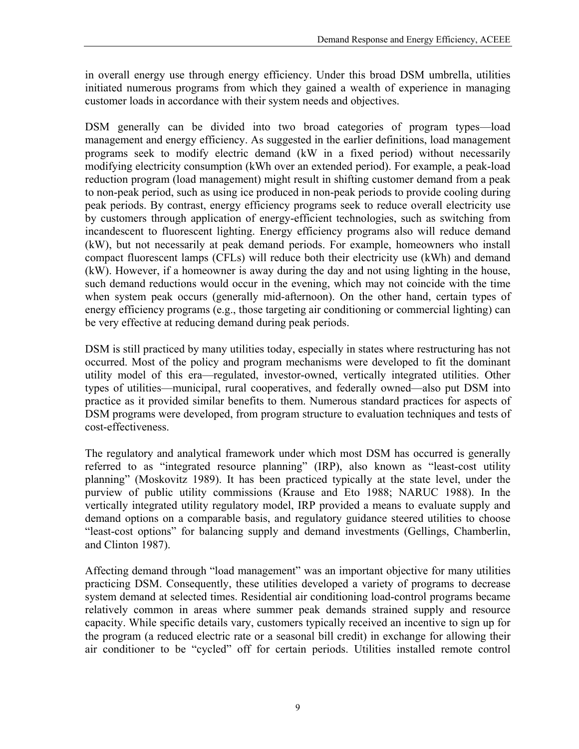in overall energy use through energy efficiency. Under this broad DSM umbrella, utilities initiated numerous programs from which they gained a wealth of experience in managing customer loads in accordance with their system needs and objectives.

DSM generally can be divided into two broad categories of program types—load management and energy efficiency. As suggested in the earlier definitions, load management programs seek to modify electric demand (kW in a fixed period) without necessarily modifying electricity consumption (kWh over an extended period). For example, a peak-load reduction program (load management) might result in shifting customer demand from a peak to non-peak period, such as using ice produced in non-peak periods to provide cooling during peak periods. By contrast, energy efficiency programs seek to reduce overall electricity use by customers through application of energy-efficient technologies, such as switching from incandescent to fluorescent lighting. Energy efficiency programs also will reduce demand (kW), but not necessarily at peak demand periods. For example, homeowners who install compact fluorescent lamps (CFLs) will reduce both their electricity use (kWh) and demand (kW). However, if a homeowner is away during the day and not using lighting in the house, such demand reductions would occur in the evening, which may not coincide with the time when system peak occurs (generally mid-afternoon). On the other hand, certain types of energy efficiency programs (e.g., those targeting air conditioning or commercial lighting) can be very effective at reducing demand during peak periods.

DSM is still practiced by many utilities today, especially in states where restructuring has not occurred. Most of the policy and program mechanisms were developed to fit the dominant utility model of this era—regulated, investor-owned, vertically integrated utilities. Other types of utilities—municipal, rural cooperatives, and federally owned—also put DSM into practice as it provided similar benefits to them. Numerous standard practices for aspects of DSM programs were developed, from program structure to evaluation techniques and tests of cost-effectiveness.

The regulatory and analytical framework under which most DSM has occurred is generally referred to as "integrated resource planning" (IRP), also known as "least-cost utility planning" (Moskovitz 1989). It has been practiced typically at the state level, under the purview of public utility commissions (Krause and Eto 1988; NARUC 1988). In the vertically integrated utility regulatory model, IRP provided a means to evaluate supply and demand options on a comparable basis, and regulatory guidance steered utilities to choose "least-cost options" for balancing supply and demand investments (Gellings, Chamberlin, and Clinton 1987).

Affecting demand through "load management" was an important objective for many utilities practicing DSM. Consequently, these utilities developed a variety of programs to decrease system demand at selected times. Residential air conditioning load-control programs became relatively common in areas where summer peak demands strained supply and resource capacity. While specific details vary, customers typically received an incentive to sign up for the program (a reduced electric rate or a seasonal bill credit) in exchange for allowing their air conditioner to be "cycled" off for certain periods. Utilities installed remote control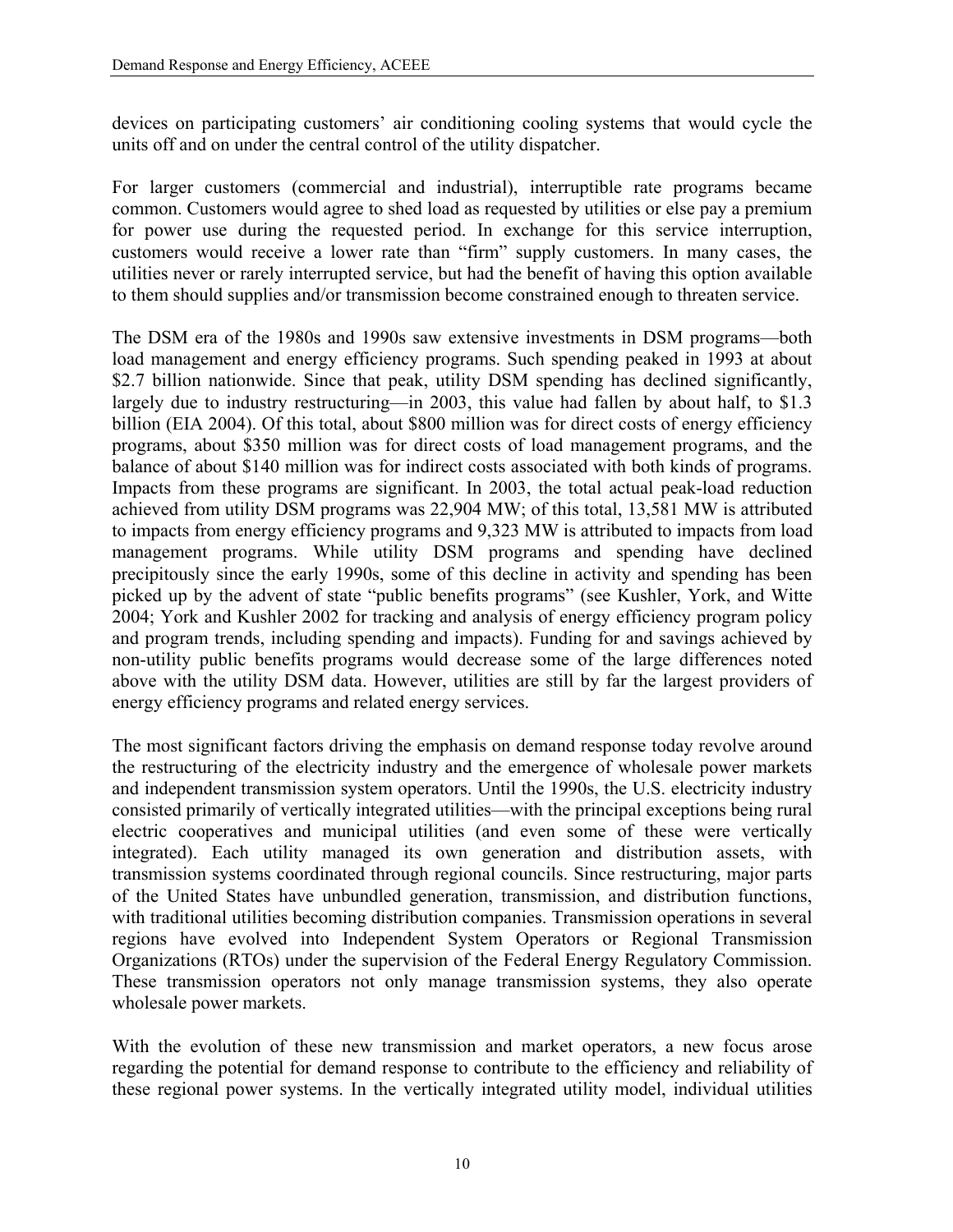devices on participating customers' air conditioning cooling systems that would cycle the units off and on under the central control of the utility dispatcher.

For larger customers (commercial and industrial), interruptible rate programs became common. Customers would agree to shed load as requested by utilities or else pay a premium for power use during the requested period. In exchange for this service interruption, customers would receive a lower rate than "firm" supply customers. In many cases, the utilities never or rarely interrupted service, but had the benefit of having this option available to them should supplies and/or transmission become constrained enough to threaten service.

The DSM era of the 1980s and 1990s saw extensive investments in DSM programs—both load management and energy efficiency programs. Such spending peaked in 1993 at about $2.7 billion nationwide. Since that peak, utility DSM spending has declined significantly, largely due to industry restructuring—in 2003, this value had fallen by about half, to $1.3 billion (EIA 2004). Of this total, about $800 million was for direct costs of energy efficiency programs, about $350 million was for direct costs of load management programs, and the balance of about $140 million was for indirect costs associated with both kinds of programs. Impacts from these programs are significant. In 2003, the total actual peak-load reduction achieved from utility DSM programs was 22,904 MW; of this total, 13,581 MW is attributed to impacts from energy efficiency programs and 9,323 MW is attributed to impacts from load management programs. While utility DSM programs and spending have declined precipitously since the early 1990s, some of this decline in activity and spending has been picked up by the advent of state "public benefits programs" (see Kushler, York, and Witte 2004; York and Kushler 2002 for tracking and analysis of energy efficiency program policy and program trends, including spending and impacts). Funding for and savings achieved by non-utility public benefits programs would decrease some of the large differences noted above with the utility DSM data. However, utilities are still by far the largest providers of energy efficiency programs and related energy services.

The most significant factors driving the emphasis on demand response today revolve around the restructuring of the electricity industry and the emergence of wholesale power markets and independent transmission system operators. Until the 1990s, the U.S. electricity industry consisted primarily of vertically integrated utilities—with the principal exceptions being rural electric cooperatives and municipal utilities (and even some of these were vertically integrated). Each utility managed its own generation and distribution assets, with transmission systems coordinated through regional councils. Since restructuring, major parts of the United States have unbundled generation, transmission, and distribution functions, with traditional utilities becoming distribution companies. Transmission operations in several regions have evolved into Independent System Operators or Regional Transmission Organizations (RTOs) under the supervision of the Federal Energy Regulatory Commission. These transmission operators not only manage transmission systems, they also operate wholesale power markets.

With the evolution of these new transmission and market operators, a new focus arose regarding the potential for demand response to contribute to the efficiency and reliability of these regional power systems. In the vertically integrated utility model, individual utilities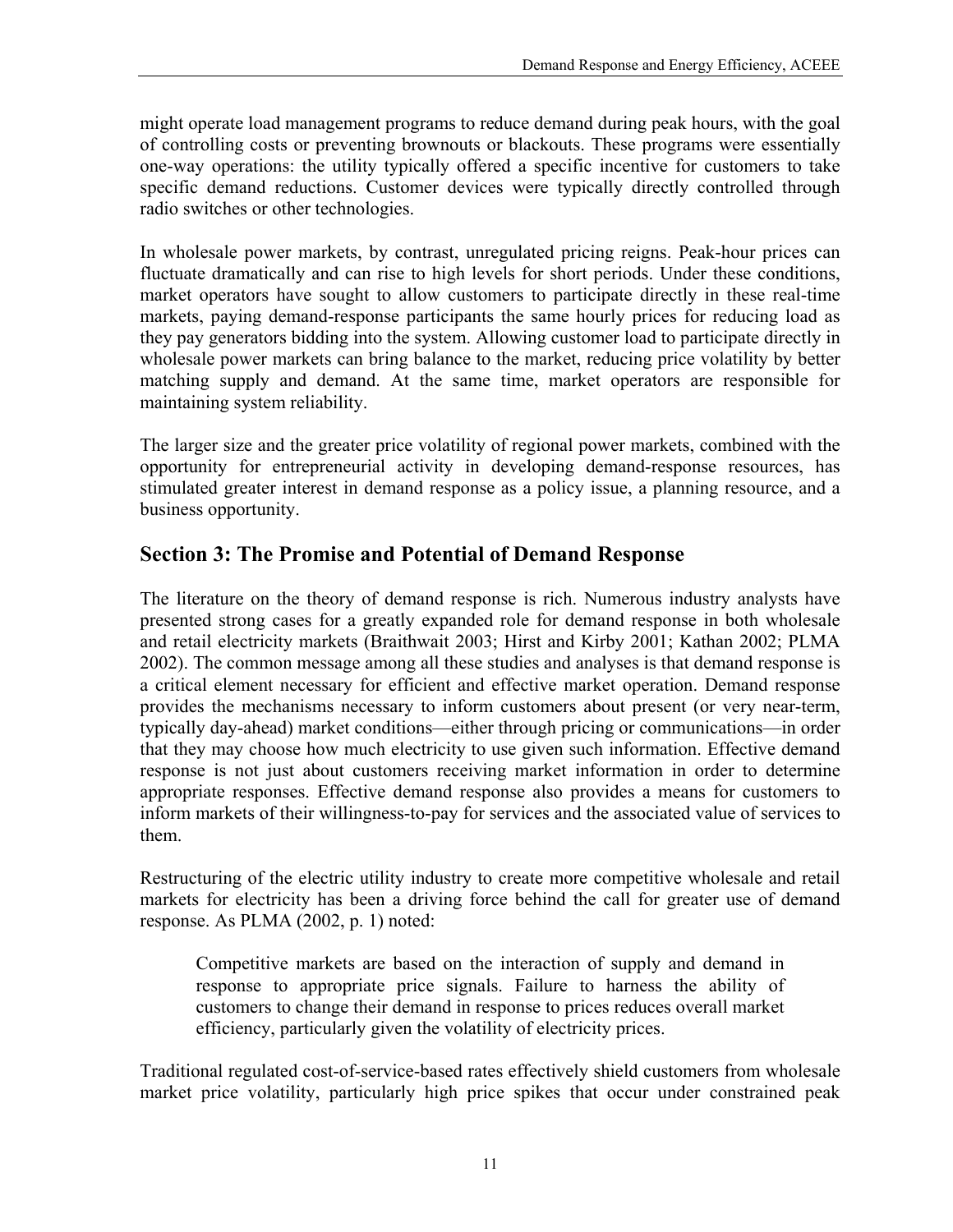might operate load management programs to reduce demand during peak hours, with the goal of controlling costs or preventing brownouts or blackouts. These programs were essentially one-way operations: the utility typically offered a specific incentive for customers to take specific demand reductions. Customer devices were typically directly controlled through radio switches or other technologies.

In wholesale power markets, by contrast, unregulated pricing reigns. Peak-hour prices can fluctuate dramatically and can rise to high levels for short periods. Under these conditions, market operators have sought to allow customers to participate directly in these real-time markets, paying demand-response participants the same hourly prices for reducing load as they pay generators bidding into the system. Allowing customer load to participate directly in wholesale power markets can bring balance to the market, reducing price volatility by better matching supply and demand. At the same time, market operators are responsible for maintaining system reliability.

The larger size and the greater price volatility of regional power markets, combined with the opportunity for entrepreneurial activity in developing demand-response resources, has stimulated greater interest in demand response as a policy issue, a planning resource, and a business opportunity.

## Section 3: The Promise and Potential of Demand Response

The literature on the theory of demand response is rich. Numerous industry analysts have presented strong cases for a greatly expanded role for demand response in both wholesale and retail electricity markets (Braithwait 2003; Hirst and Kirby 2001; Kathan 2002; PLMA 2002). The common message among all these studies and analyses is that demand response is a critical element necessary for efficient and effective market operation. Demand response provides the mechanisms necessary to inform customers about present (or very near-term, typically day-ahead) market conditions—either through pricing or communications—in order that they may choose how much electricity to use given such information. Effective demand response is not just about customers receiving market information in order to determine appropriate responses. Effective demand response also provides a means for customers to inform markets of their willingness-to-pay for services and the associated value of services to them.

Restructuring of the electric utility industry to create more competitive wholesale and retail markets for electricity has been a driving force behind the call for greater use of demand response. As PLMA (2002, p. 1) noted:

> Competitive markets are based on the interaction of supply and demand in response to appropriate price signals. Failure to harness the ability of customers to change their demand in response to prices reduces overall market efficiency, particularly given the volatility of electricity prices.

Traditional regulated cost-of-service-based rates effectively shield customers from wholesale market price volatility, particularly high price spikes that occur under constrained peak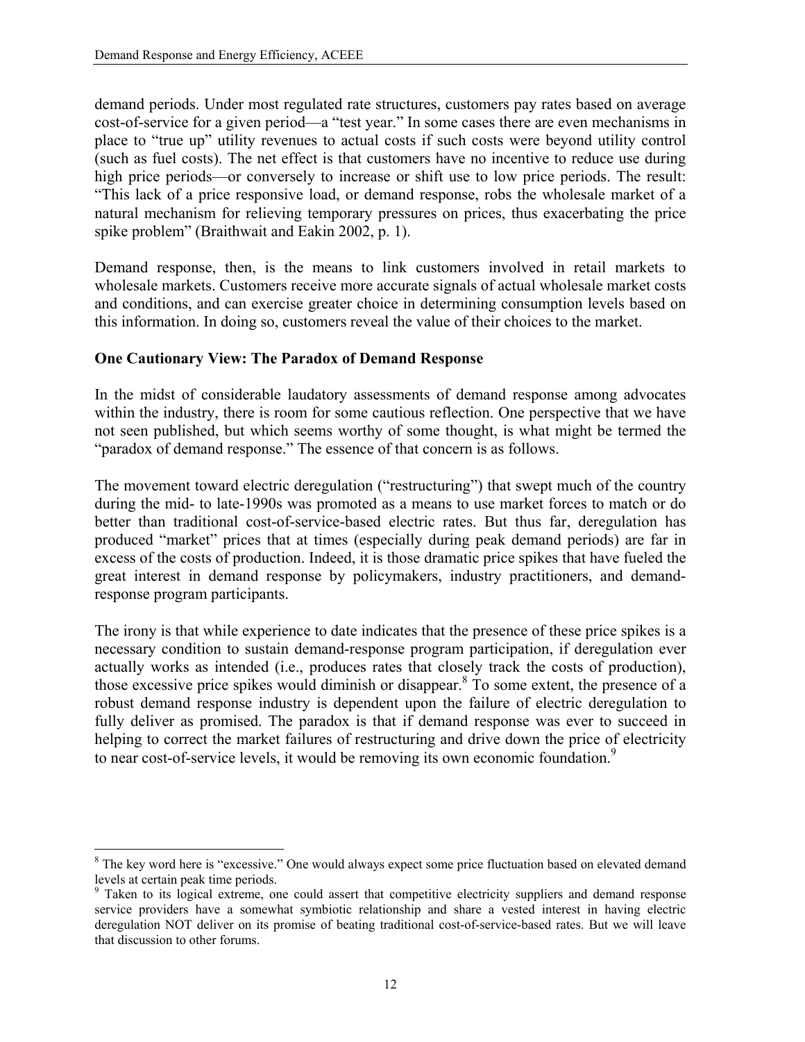demand periods. Under most regulated rate structures, customers pay rates based on average cost-of-service for a given period—a "test year." In some cases there are even mechanisms in place to "true up" utility revenues to actual costs if such costs were beyond utility control (such as fuel costs). The net effect is that customers have no incentive to reduce use during high price periods—or conversely to increase or shift use to low price periods. The result: "This lack of a price responsive load, or demand response, robs the wholesale market of a natural mechanism for relieving temporary pressures on prices, thus exacerbating the price spike problem" (Braithwait and Eakin 2002, p. 1).

Demand response, then, is the means to link customers involved in retail markets to wholesale markets. Customers receive more accurate signals of actual wholesale market costs and conditions, and can exercise greater choice in determining consumption levels based on this information. In doing so, customers reveal the value of their choices to the market.

**One Cautionary View: The Paradox of Demand Response**

In the midst of considerable laudatory assessments of demand response among advocates within the industry, there is room for some cautious reflection. One perspective that we have not seen published, but which seems worthy of some thought, is what might be termed the "paradox of demand response." The essence of that concern is as follows.

The movement toward electric deregulation ("restructuring") that swept much of the country during the mid- to late-1990s was promoted as a means to use market forces to match or do better than traditional cost-of-service-based electric rates. But thus far, deregulation has produced "market" prices that at times (especially during peak demand periods) are far in excess of the costs of production. Indeed, it is those dramatic price spikes that have fueled the great interest in demand response by policymakers, industry practitioners, and demand-response program participants.

The irony is that while experience to date indicates that the presence of these price spikes is a necessary condition to sustain demand-response program participation, if deregulation ever actually works as intended (i.e., produces rates that closely track the costs of production), those excessive price spikes would diminish or disappear.[8] To some extent, the presence of a robust demand response industry is dependent upon the failure of electric deregulation to fully deliver as promised. The paradox is that if demand response was ever to succeed in helping to correct the market failures of restructuring and drive down the price of electricity to near cost-of-service levels, it would be removing its own economic foundation.[9]

---

[8] The key word here is "excessive." One would always expect some price fluctuation based on elevated demand levels at certain peak time periods.

[9] Taken to its logical extreme, one could assert that competitive electricity suppliers and demand response service providers have a somewhat symbiotic relationship and share a vested interest in having electric deregulation NOT deliver on its promise of beating traditional cost-of-service-based rates. But we will leave that discussion to other forums.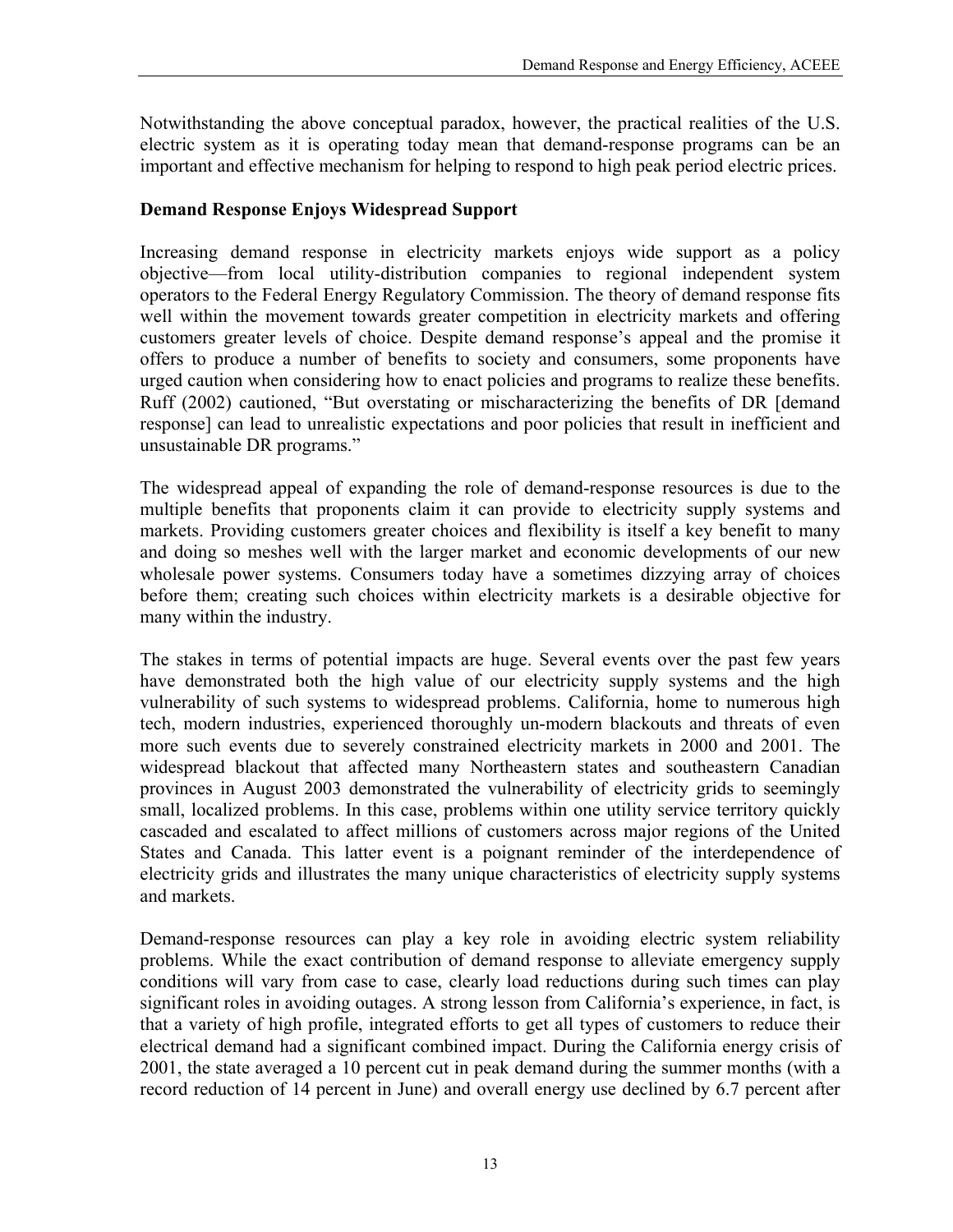Notwithstanding the above conceptual paradox, however, the practical realities of the U.S. electric system as it is operating today mean that demand-response programs can be an important and effective mechanism for helping to respond to high peak period electric prices.

### Demand Response Enjoys Widespread Support

Increasing demand response in electricity markets enjoys wide support as a policy objective—from local utility-distribution companies to regional independent system operators to the Federal Energy Regulatory Commission. The theory of demand response fits well within the movement towards greater competition in electricity markets and offering customers greater levels of choice. Despite demand response's appeal and the promise it offers to produce a number of benefits to society and consumers, some proponents have urged caution when considering how to enact policies and programs to realize these benefits. Ruff (2002) cautioned, "But overstating or mischaracterizing the benefits of DR [demand response] can lead to unrealistic expectations and poor policies that result in inefficient and unsustainable DR programs."

The widespread appeal of expanding the role of demand-response resources is due to the multiple benefits that proponents claim it can provide to electricity supply systems and markets. Providing customers greater choices and flexibility is itself a key benefit to many and doing so meshes well with the larger market and economic developments of our new wholesale power systems. Consumers today have a sometimes dizzying array of choices before them; creating such choices within electricity markets is a desirable objective for many within the industry.

The stakes in terms of potential impacts are huge. Several events over the past few years have demonstrated both the high value of our electricity supply systems and the high vulnerability of such systems to widespread problems. California, home to numerous high tech, modern industries, experienced thoroughly un-modern blackouts and threats of even more such events due to severely constrained electricity markets in 2000 and 2001. The widespread blackout that affected many Northeastern states and southeastern Canadian provinces in August 2003 demonstrated the vulnerability of electricity grids to seemingly small, localized problems. In this case, problems within one utility service territory quickly cascaded and escalated to affect millions of customers across major regions of the United States and Canada. This latter event is a poignant reminder of the interdependence of electricity grids and illustrates the many unique characteristics of electricity supply systems and markets.

Demand-response resources can play a key role in avoiding electric system reliability problems. While the exact contribution of demand response to alleviate emergency supply conditions will vary from case to case, clearly load reductions during such times can play significant roles in avoiding outages. A strong lesson from California's experience, in fact, is that a variety of high profile, integrated efforts to get all types of customers to reduce their electrical demand had a significant combined impact. During the California energy crisis of 2001, the state averaged a 10 percent cut in peak demand during the summer months (with a record reduction of 14 percent in June) and overall energy use declined by 6.7 percent after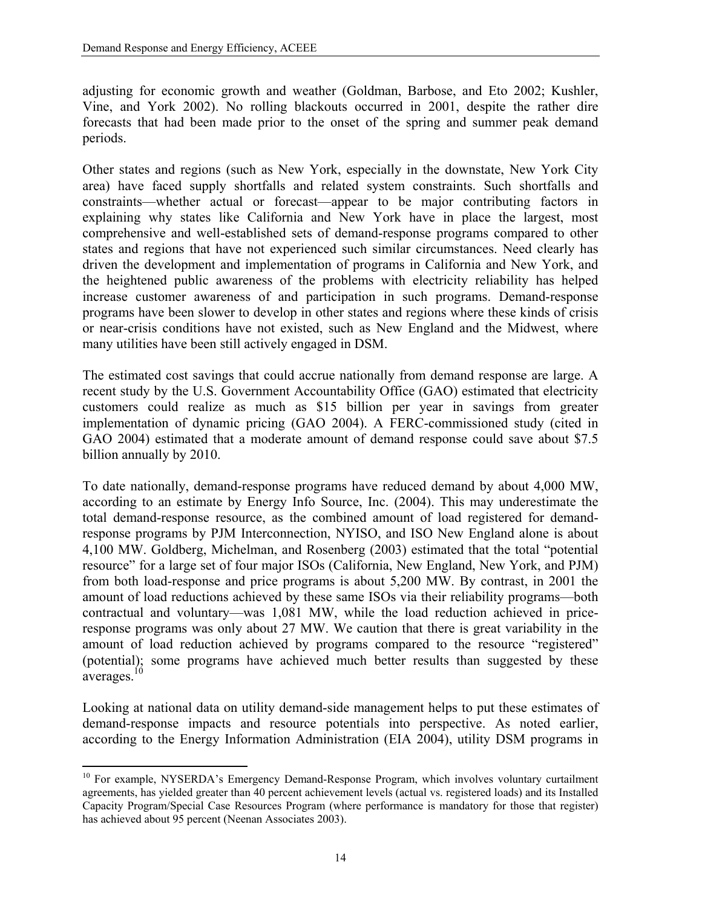adjusting for economic growth and weather (Goldman, Barbose, and Eto 2002; Kushler, Vine, and York 2002). No rolling blackouts occurred in 2001, despite the rather dire forecasts that had been made prior to the onset of the spring and summer peak demand periods.

Other states and regions (such as New York, especially in the downstate, New York City area) have faced supply shortfalls and related system constraints. Such shortfalls and constraints—whether actual or forecast—appear to be major contributing factors in explaining why states like California and New York have in place the largest, most comprehensive and well-established sets of demand-response programs compared to other states and regions that have not experienced such similar circumstances. Need clearly has driven the development and implementation of programs in California and New York, and the heightened public awareness of the problems with electricity reliability has helped increase customer awareness of and participation in such programs. Demand-response programs have been slower to develop in other states and regions where these kinds of crisis or near-crisis conditions have not existed, such as New England and the Midwest, where many utilities have been still actively engaged in DSM.

The estimated cost savings that could accrue nationally from demand response are large. A recent study by the U.S. Government Accountability Office (GAO) estimated that electricity customers could realize as much as $15 billion per year in savings from greater implementation of dynamic pricing (GAO 2004). A FERC-commissioned study (cited in GAO 2004) estimated that a moderate amount of demand response could save about $7.5 billion annually by 2010.

To date nationally, demand-response programs have reduced demand by about 4,000 MW, according to an estimate by Energy Info Source, Inc. (2004). This may underestimate the total demand-response resource, as the combined amount of load registered for demand-response programs by PJM Interconnection, NYISO, and ISO New England alone is about 4,100 MW. Goldberg, Michelman, and Rosenberg (2003) estimated that the total "potential resource" for a large set of four major ISOs (California, New England, New York, and PJM) from both load-response and price programs is about 5,200 MW. By contrast, in 2001 the amount of load reductions achieved by these same ISOs via their reliability programs—both contractual and voluntary—was 1,081 MW, while the load reduction achieved in price-response programs was only about 27 MW. We caution that there is great variability in the amount of load reduction achieved by programs compared to the resource "registered" (potential); some programs have achieved much better results than suggested by these averages.[10]

Looking at national data on utility demand-side management helps to put these estimates of demand-response impacts and resource potentials into perspective. As noted earlier, according to the Energy Information Administration (EIA 2004), utility DSM programs in

---

[10] For example, NYSERDA's Emergency Demand-Response Program, which involves voluntary curtailment agreements, has yielded greater than 40 percent achievement levels (actual vs. registered loads) and its Installed Capacity Program/Special Case Resources Program (where performance is mandatory for those that register) has achieved about 95 percent (Neenan Associates 2003).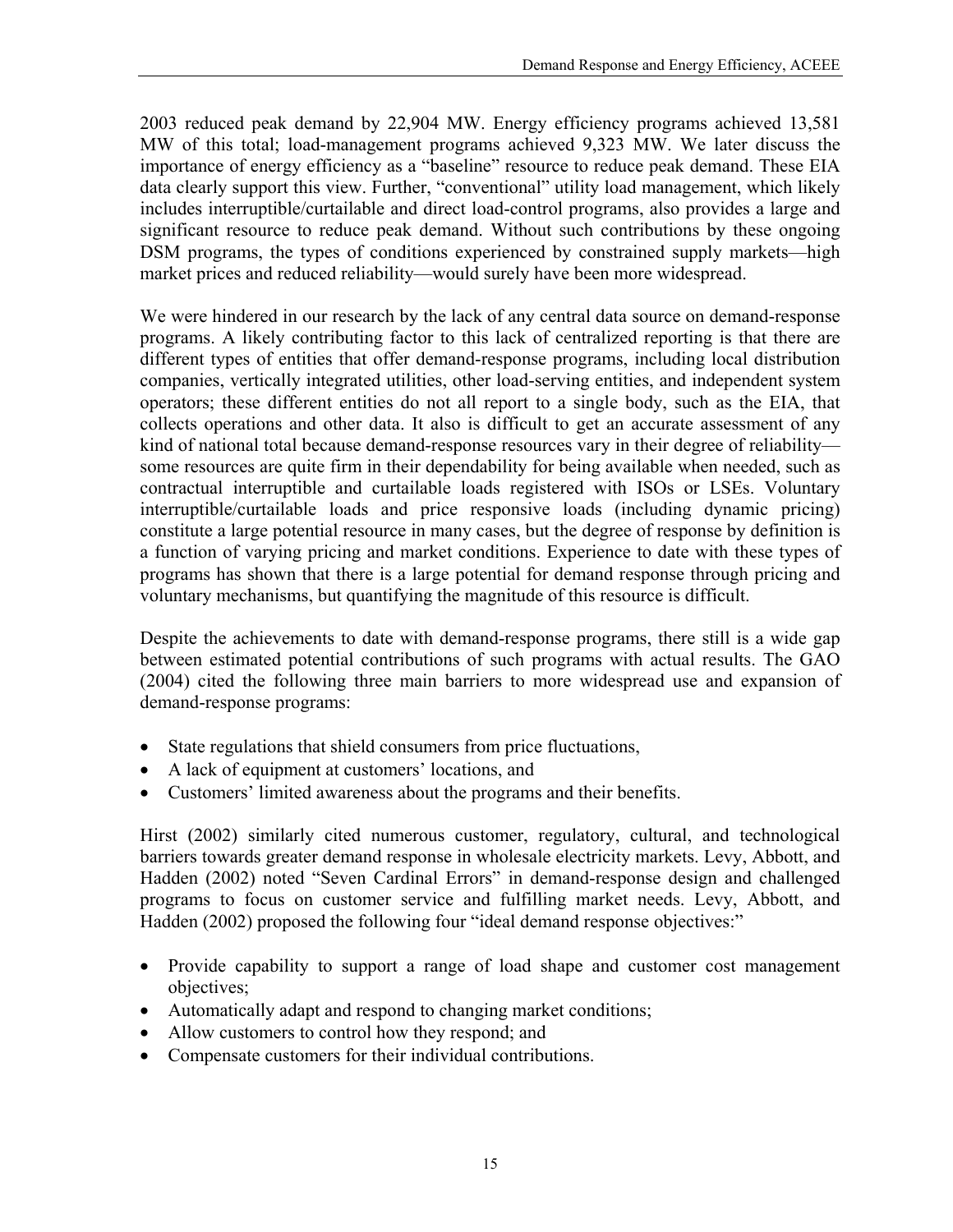2003 reduced peak demand by 22,904 MW. Energy efficiency programs achieved 13,581 MW of this total; load-management programs achieved 9,323 MW. We later discuss the importance of energy efficiency as a "baseline" resource to reduce peak demand. These EIA data clearly support this view. Further, "conventional" utility load management, which likely includes interruptible/curtailable and direct load-control programs, also provides a large and significant resource to reduce peak demand. Without such contributions by these ongoing DSM programs, the types of conditions experienced by constrained supply markets—high market prices and reduced reliability—would surely have been more widespread.

We were hindered in our research by the lack of any central data source on demand-response programs. A likely contributing factor to this lack of centralized reporting is that there are different types of entities that offer demand-response programs, including local distribution companies, vertically integrated utilities, other load-serving entities, and independent system operators; these different entities do not all report to a single body, such as the EIA, that collects operations and other data. It also is difficult to get an accurate assessment of any kind of national total because demand-response resources vary in their degree of reliability—some resources are quite firm in their dependability for being available when needed, such as contractual interruptible and curtailable loads registered with ISOs or LSEs. Voluntary interruptible/curtailable loads and price responsive loads (including dynamic pricing) constitute a large potential resource in many cases, but the degree of response by definition is a function of varying pricing and market conditions. Experience to date with these types of programs has shown that there is a large potential for demand response through pricing and voluntary mechanisms, but quantifying the magnitude of this resource is difficult.

Despite the achievements to date with demand-response programs, there still is a wide gap between estimated potential contributions of such programs with actual results. The GAO (2004) cited the following three main barriers to more widespread use and expansion of demand-response programs:

- State regulations that shield consumers from price fluctuations,
- A lack of equipment at customers' locations, and
- Customers' limited awareness about the programs and their benefits.

Hirst (2002) similarly cited numerous customer, regulatory, cultural, and technological barriers towards greater demand response in wholesale electricity markets. Levy, Abbott, and Hadden (2002) noted "Seven Cardinal Errors" in demand-response design and challenged programs to focus on customer service and fulfilling market needs. Levy, Abbott, and Hadden (2002) proposed the following four "ideal demand response objectives:"

- Provide capability to support a range of load shape and customer cost management objectives;
- Automatically adapt and respond to changing market conditions;
- Allow customers to control how they respond; and
- Compensate customers for their individual contributions.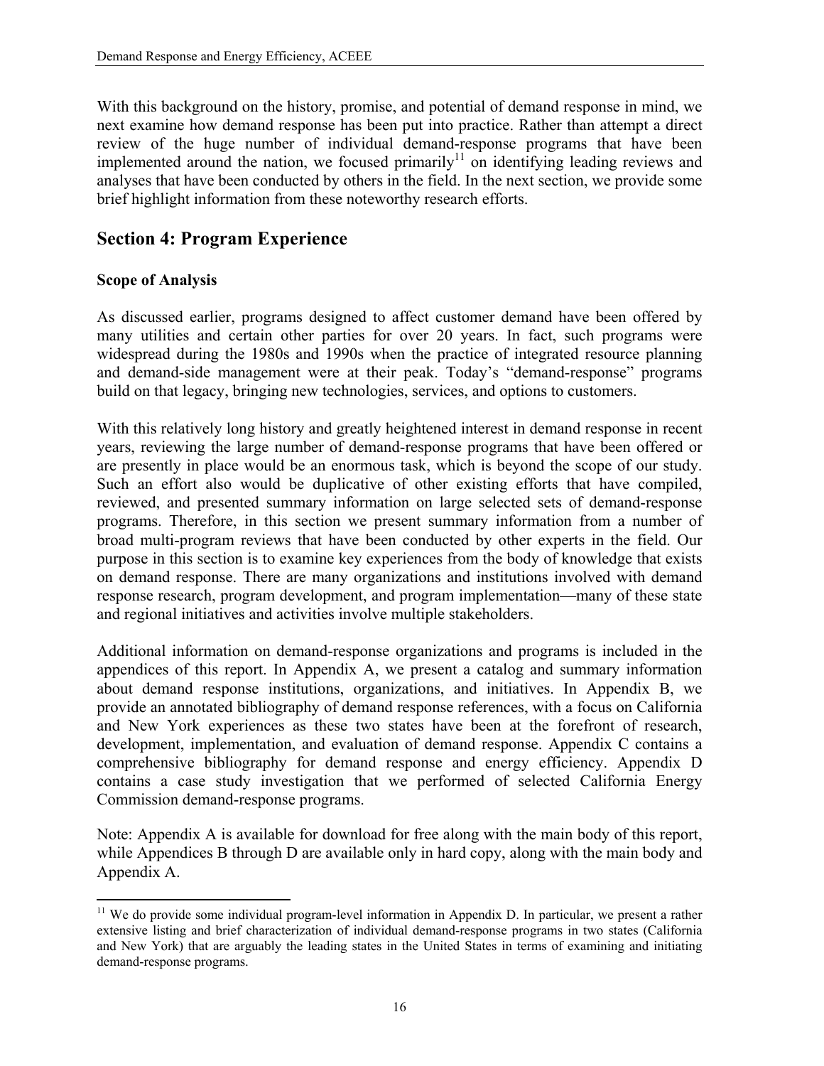With this background on the history, promise, and potential of demand response in mind, we next examine how demand response has been put into practice. Rather than attempt a direct review of the huge number of individual demand-response programs that have been implemented around the nation, we focused primarily[11] on identifying leading reviews and analyses that have been conducted by others in the field. In the next section, we provide some brief highlight information from these noteworthy research efforts.

## Section 4: Program Experience

### Scope of Analysis

As discussed earlier, programs designed to affect customer demand have been offered by many utilities and certain other parties for over 20 years. In fact, such programs were widespread during the 1980s and 1990s when the practice of integrated resource planning and demand-side management were at their peak. Today's "demand-response" programs build on that legacy, bringing new technologies, services, and options to customers.

With this relatively long history and greatly heightened interest in demand response in recent years, reviewing the large number of demand-response programs that have been offered or are presently in place would be an enormous task, which is beyond the scope of our study. Such an effort also would be duplicative of other existing efforts that have compiled, reviewed, and presented summary information on large selected sets of demand-response programs. Therefore, in this section we present summary information from a number of broad multi-program reviews that have been conducted by other experts in the field. Our purpose in this section is to examine key experiences from the body of knowledge that exists on demand response. There are many organizations and institutions involved with demand response research, program development, and program implementation—many of these state and regional initiatives and activities involve multiple stakeholders.

Additional information on demand-response organizations and programs is included in the appendices of this report. In Appendix A, we present a catalog and summary information about demand response institutions, organizations, and initiatives. In Appendix B, we provide an annotated bibliography of demand response references, with a focus on California and New York experiences as these two states have been at the forefront of research, development, implementation, and evaluation of demand response. Appendix C contains a comprehensive bibliography for demand response and energy efficiency. Appendix D contains a case study investigation that we performed of selected California Energy Commission demand-response programs.

Note: Appendix A is available for download for free along with the main body of this report, while Appendices B through D are available only in hard copy, along with the main body and Appendix A.

[11] We do provide some individual program-level information in Appendix D. In particular, we present a rather extensive listing and brief characterization of individual demand-response programs in two states (California and New York) that are arguably the leading states in the United States in terms of examining and initiating demand-response programs.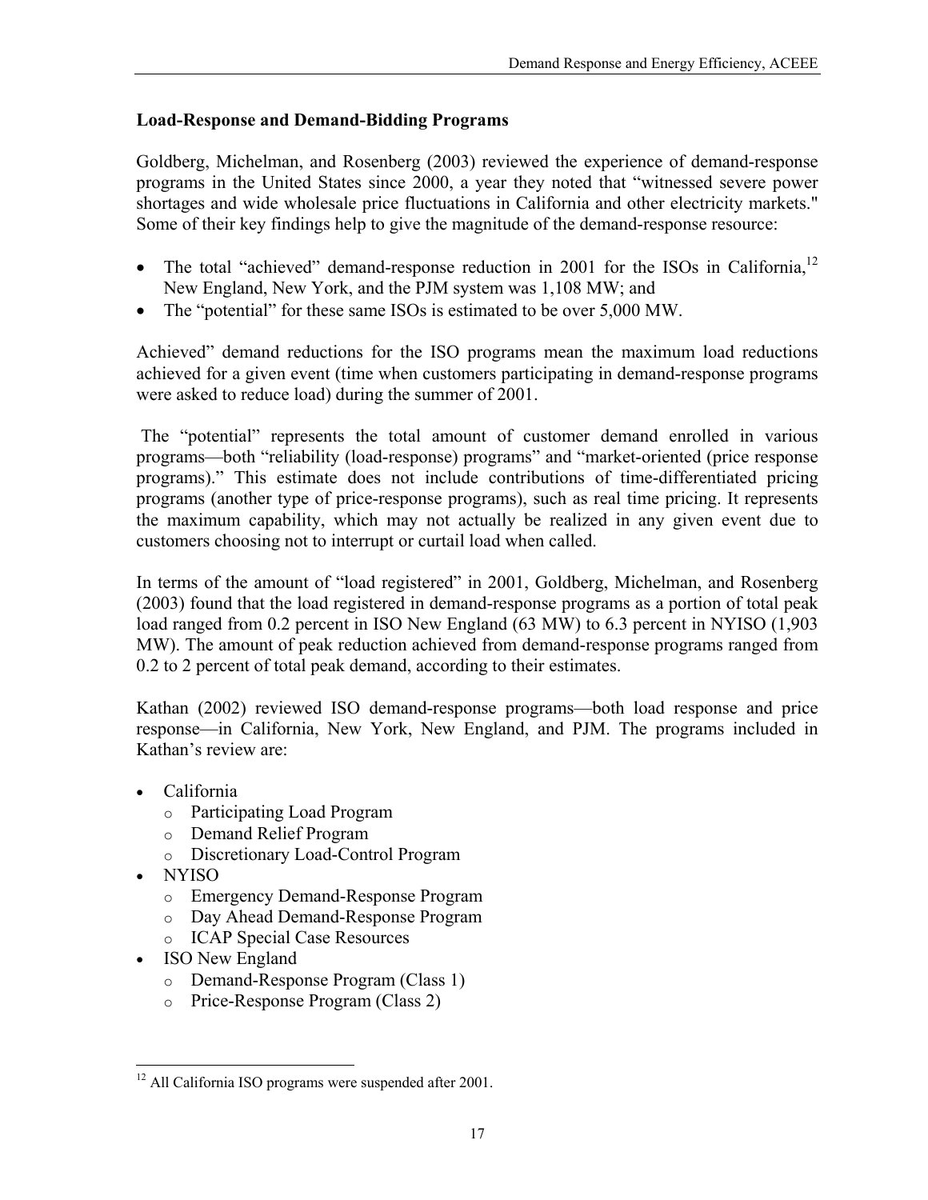### Load-Response and Demand-Bidding Programs

Goldberg, Michelman, and Rosenberg (2003) reviewed the experience of demand-response programs in the United States since 2000, a year they noted that "witnessed severe power shortages and wide wholesale price fluctuations in California and other electricity markets." Some of their key findings help to give the magnitude of the demand-response resource:

- The total "achieved" demand-response reduction in 2001 for the ISOs in California,[12] New England, New York, and the PJM system was 1,108 MW; and
- The "potential" for these same ISOs is estimated to be over 5,000 MW.

Achieved" demand reductions for the ISO programs mean the maximum load reductions achieved for a given event (time when customers participating in demand-response programs were asked to reduce load) during the summer of 2001.

The "potential" represents the total amount of customer demand enrolled in various programs—both "reliability (load-response) programs" and "market-oriented (price response programs)." This estimate does not include contributions of time-differentiated pricing programs (another type of price-response programs), such as real time pricing. It represents the maximum capability, which may not actually be realized in any given event due to customers choosing not to interrupt or curtail load when called.

In terms of the amount of "load registered" in 2001, Goldberg, Michelman, and Rosenberg (2003) found that the load registered in demand-response programs as a portion of total peak load ranged from 0.2 percent in ISO New England (63 MW) to 6.3 percent in NYISO (1,903 MW). The amount of peak reduction achieved from demand-response programs ranged from 0.2 to 2 percent of total peak demand, according to their estimates.

Kathan (2002) reviewed ISO demand-response programs—both load response and price response—in California, New York, New England, and PJM. The programs included in Kathan's review are:

- California
  - Participating Load Program
  - Demand Relief Program
  - Discretionary Load-Control Program
- NYISO
  - Emergency Demand-Response Program
  - Day Ahead Demand-Response Program
  - ICAP Special Case Resources
- ISO New England
  - Demand-Response Program (Class 1)
  - Price-Response Program (Class 2)

[12] All California ISO programs were suspended after 2001.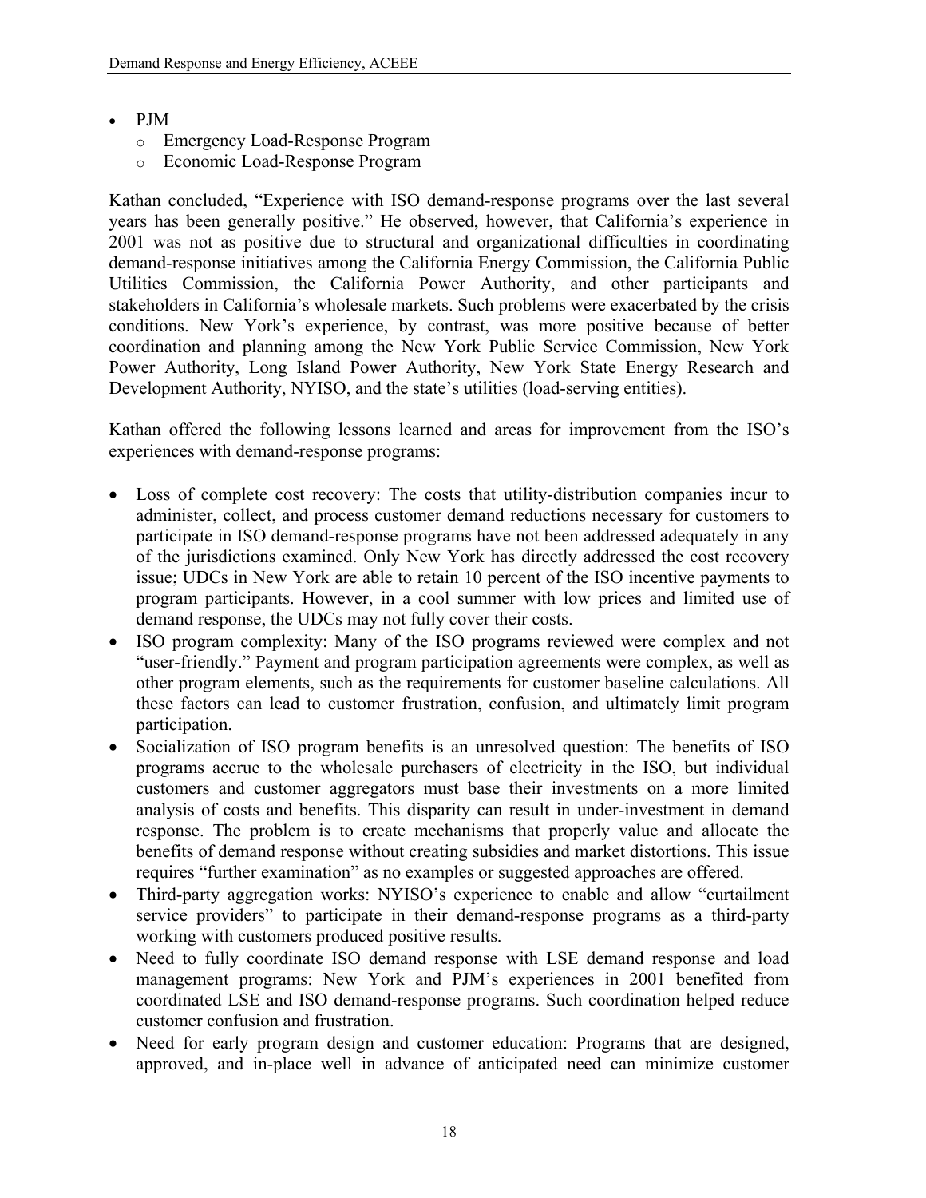- PJM
  - Emergency Load-Response Program
  - Economic Load-Response Program

Kathan concluded, "Experience with ISO demand-response programs over the last several years has been generally positive." He observed, however, that California's experience in 2001 was not as positive due to structural and organizational difficulties in coordinating demand-response initiatives among the California Energy Commission, the California Public Utilities Commission, the California Power Authority, and other participants and stakeholders in California's wholesale markets. Such problems were exacerbated by the crisis conditions. New York's experience, by contrast, was more positive because of better coordination and planning among the New York Public Service Commission, New York Power Authority, Long Island Power Authority, New York State Energy Research and Development Authority, NYISO, and the state's utilities (load-serving entities).

Kathan offered the following lessons learned and areas for improvement from the ISO's experiences with demand-response programs:

- Loss of complete cost recovery: The costs that utility-distribution companies incur to administer, collect, and process customer demand reductions necessary for customers to participate in ISO demand-response programs have not been addressed adequately in any of the jurisdictions examined. Only New York has directly addressed the cost recovery issue; UDCs in New York are able to retain 10 percent of the ISO incentive payments to program participants. However, in a cool summer with low prices and limited use of demand response, the UDCs may not fully cover their costs.
- ISO program complexity: Many of the ISO programs reviewed were complex and not "user-friendly." Payment and program participation agreements were complex, as well as other program elements, such as the requirements for customer baseline calculations. All these factors can lead to customer frustration, confusion, and ultimately limit program participation.
- Socialization of ISO program benefits is an unresolved question: The benefits of ISO programs accrue to the wholesale purchasers of electricity in the ISO, but individual customers and customer aggregators must base their investments on a more limited analysis of costs and benefits. This disparity can result in under-investment in demand response. The problem is to create mechanisms that properly value and allocate the benefits of demand response without creating subsidies and market distortions. This issue requires "further examination" as no examples or suggested approaches are offered.
- Third-party aggregation works: NYISO's experience to enable and allow "curtailment service providers" to participate in their demand-response programs as a third-party working with customers produced positive results.
- Need to fully coordinate ISO demand response with LSE demand response and load management programs: New York and PJM's experiences in 2001 benefited from coordinated LSE and ISO demand-response programs. Such coordination helped reduce customer confusion and frustration.
- Need for early program design and customer education: Programs that are designed, approved, and in-place well in advance of anticipated need can minimize customer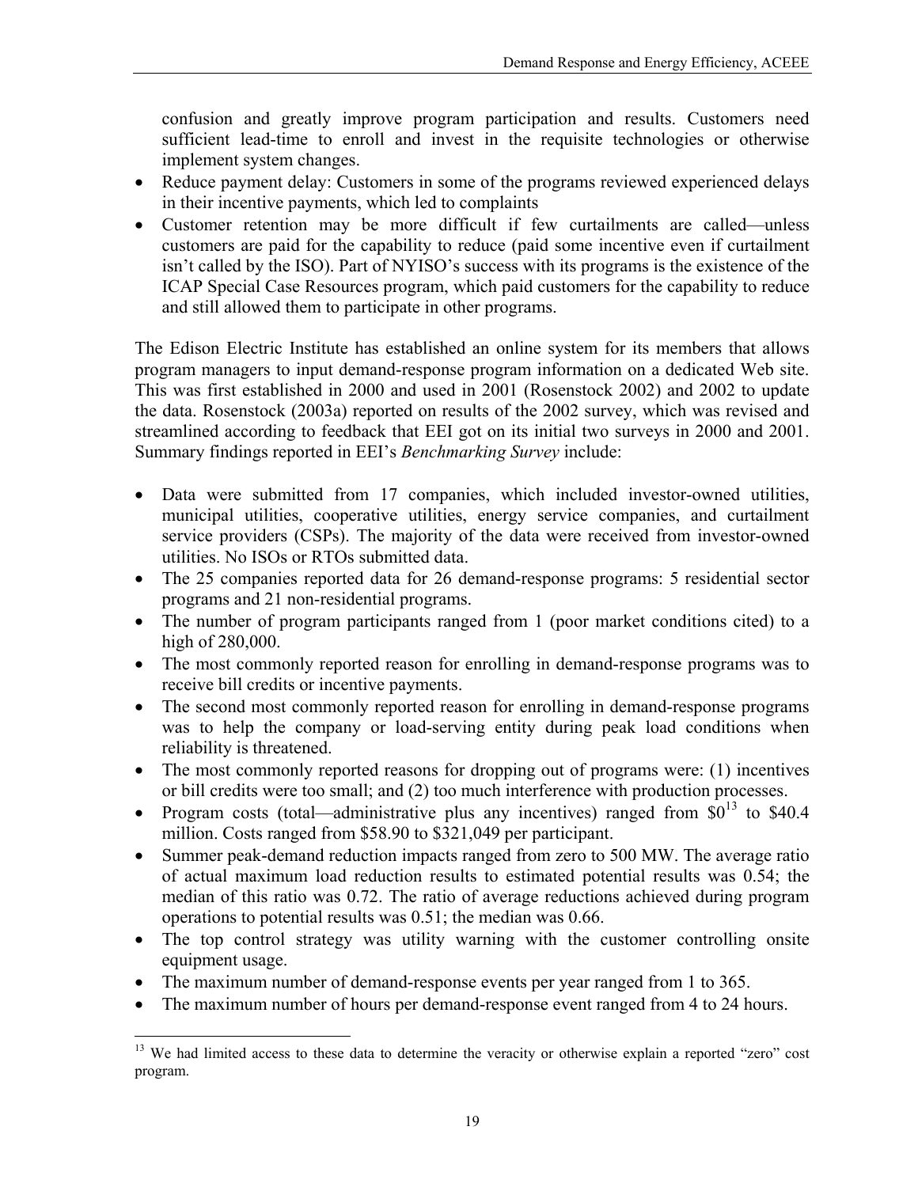confusion and greatly improve program participation and results. Customers need sufficient lead-time to enroll and invest in the requisite technologies or otherwise implement system changes.

- Reduce payment delay: Customers in some of the programs reviewed experienced delays in their incentive payments, which led to complaints
- Customer retention may be more difficult if few curtailments are called—unless customers are paid for the capability to reduce (paid some incentive even if curtailment isn't called by the ISO). Part of NYISO's success with its programs is the existence of the ICAP Special Case Resources program, which paid customers for the capability to reduce and still allowed them to participate in other programs.

The Edison Electric Institute has established an online system for its members that allows program managers to input demand-response program information on a dedicated Web site. This was first established in 2000 and used in 2001 (Rosenstock 2002) and 2002 to update the data. Rosenstock (2003a) reported on results of the 2002 survey, which was revised and streamlined according to feedback that EEI got on its initial two surveys in 2000 and 2001. Summary findings reported in EEI's *Benchmarking Survey* include:

- Data were submitted from 17 companies, which included investor-owned utilities, municipal utilities, cooperative utilities, energy service companies, and curtailment service providers (CSPs). The majority of the data were received from investor-owned utilities. No ISOs or RTOs submitted data.
- The 25 companies reported data for 26 demand-response programs: 5 residential sector programs and 21 non-residential programs.
- The number of program participants ranged from 1 (poor market conditions cited) to a high of 280,000.
- The most commonly reported reason for enrolling in demand-response programs was to receive bill credits or incentive payments.
- The second most commonly reported reason for enrolling in demand-response programs was to help the company or load-serving entity during peak load conditions when reliability is threatened.
- The most commonly reported reasons for dropping out of programs were: (1) incentives or bill credits were too small; and (2) too much interference with production processes.
- Program costs (total—administrative plus any incentives) ranged from $0[13] to $40.4 million. Costs ranged from $58.90 to $321,049 per participant.
- Summer peak-demand reduction impacts ranged from zero to 500 MW. The average ratio of actual maximum load reduction results to estimated potential results was 0.54; the median of this ratio was 0.72. The ratio of average reductions achieved during program operations to potential results was 0.51; the median was 0.66.
- The top control strategy was utility warning with the customer controlling onsite equipment usage.
- The maximum number of demand-response events per year ranged from 1 to 365.
- The maximum number of hours per demand-response event ranged from 4 to 24 hours.

[13] We had limited access to these data to determine the veracity or otherwise explain a reported "zero" cost program.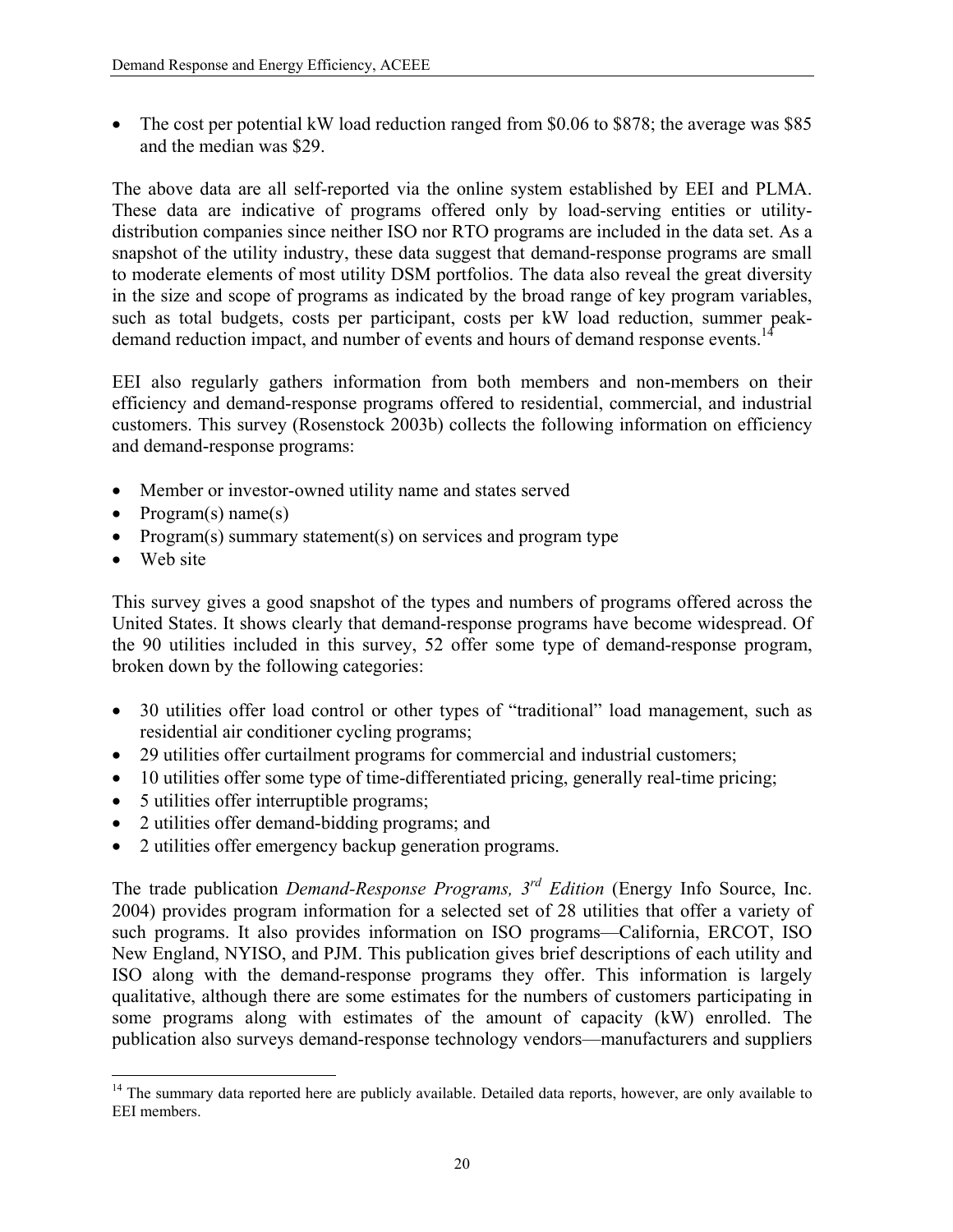- The cost per potential kW load reduction ranged from \$0.06 to \$878; the average was \$85 and the median was \$29.

The above data are all self-reported via the online system established by EEI and PLMA. These data are indicative of programs offered only by load-serving entities or utility-distribution companies since neither ISO nor RTO programs are included in the data set. As a snapshot of the utility industry, these data suggest that demand-response programs are small to moderate elements of most utility DSM portfolios. The data also reveal the great diversity in the size and scope of programs as indicated by the broad range of key program variables, such as total budgets, costs per participant, costs per kW load reduction, summer peak-demand reduction impact, and number of events and hours of demand response events.[14]

EEI also regularly gathers information from both members and non-members on their efficiency and demand-response programs offered to residential, commercial, and industrial customers. This survey (Rosenstock 2003b) collects the following information on efficiency and demand-response programs:

- Member or investor-owned utility name and states served
- Program(s) name(s)
- Program(s) summary statement(s) on services and program type
- Web site

This survey gives a good snapshot of the types and numbers of programs offered across the United States. It shows clearly that demand-response programs have become widespread. Of the 90 utilities included in this survey, 52 offer some type of demand-response program, broken down by the following categories:

- 30 utilities offer load control or other types of "traditional" load management, such as residential air conditioner cycling programs;
- 29 utilities offer curtailment programs for commercial and industrial customers;
- 10 utilities offer some type of time-differentiated pricing, generally real-time pricing;
- 5 utilities offer interruptible programs;
- 2 utilities offer demand-bidding programs; and
- 2 utilities offer emergency backup generation programs.

The trade publication *Demand-Response Programs, 3rd Edition* (Energy Info Source, Inc. 2004) provides program information for a selected set of 28 utilities that offer a variety of such programs. It also provides information on ISO programs—California, ERCOT, ISO New England, NYISO, and PJM. This publication gives brief descriptions of each utility and ISO along with the demand-response programs they offer. This information is largely qualitative, although there are some estimates for the numbers of customers participating in some programs along with estimates of the amount of capacity (kW) enrolled. The publication also surveys demand-response technology vendors—manufacturers and suppliers

---

[14] The summary data reported here are publicly available. Detailed data reports, however, are only available to EEI members.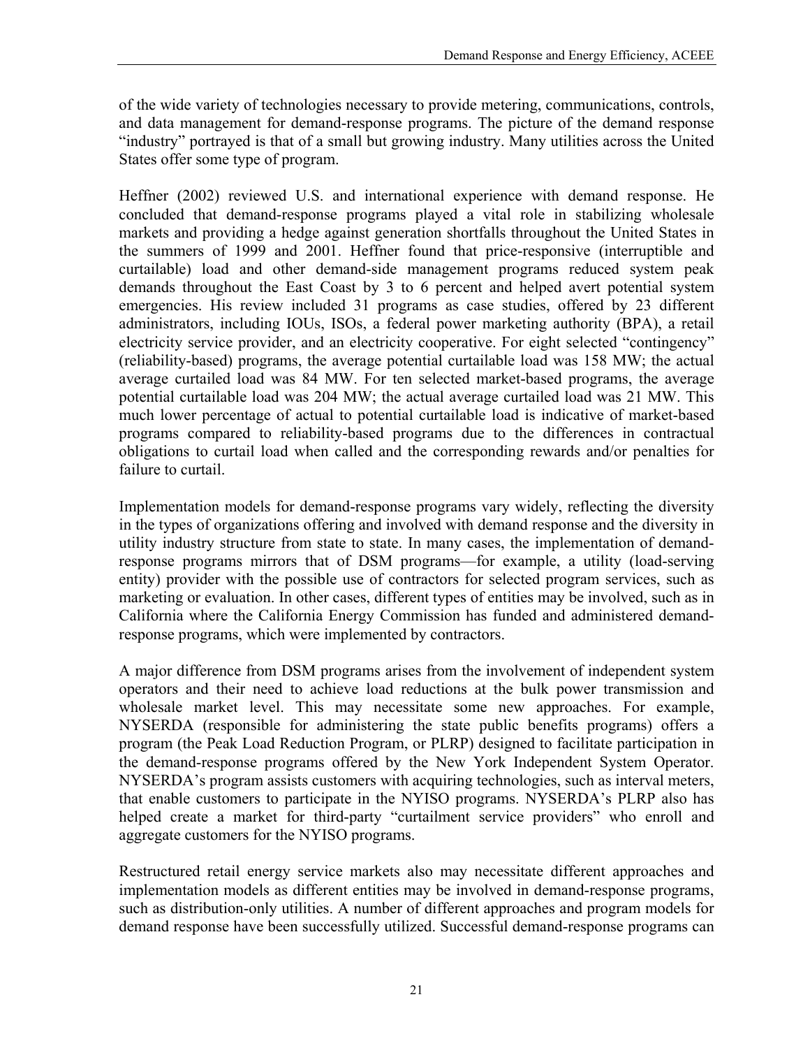of the wide variety of technologies necessary to provide metering, communications, controls, and data management for demand-response programs. The picture of the demand response "industry" portrayed is that of a small but growing industry. Many utilities across the United States offer some type of program.

Heffner (2002) reviewed U.S. and international experience with demand response. He concluded that demand-response programs played a vital role in stabilizing wholesale markets and providing a hedge against generation shortfalls throughout the United States in the summers of 1999 and 2001. Heffner found that price-responsive (interruptible and curtailable) load and other demand-side management programs reduced system peak demands throughout the East Coast by 3 to 6 percent and helped avert potential system emergencies. His review included 31 programs as case studies, offered by 23 different administrators, including IOUs, ISOs, a federal power marketing authority (BPA), a retail electricity service provider, and an electricity cooperative. For eight selected "contingency" (reliability-based) programs, the average potential curtailable load was 158 MW; the actual average curtailed load was 84 MW. For ten selected market-based programs, the average potential curtailable load was 204 MW; the actual average curtailed load was 21 MW. This much lower percentage of actual to potential curtailable load is indicative of market-based programs compared to reliability-based programs due to the differences in contractual obligations to curtail load when called and the corresponding rewards and/or penalties for failure to curtail.

Implementation models for demand-response programs vary widely, reflecting the diversity in the types of organizations offering and involved with demand response and the diversity in utility industry structure from state to state. In many cases, the implementation of demand-response programs mirrors that of DSM programs—for example, a utility (load-serving entity) provider with the possible use of contractors for selected program services, such as marketing or evaluation. In other cases, different types of entities may be involved, such as in California where the California Energy Commission has funded and administered demand-response programs, which were implemented by contractors.

A major difference from DSM programs arises from the involvement of independent system operators and their need to achieve load reductions at the bulk power transmission and wholesale market level. This may necessitate some new approaches. For example, NYSERDA (responsible for administering the state public benefits programs) offers a program (the Peak Load Reduction Program, or PLRP) designed to facilitate participation in the demand-response programs offered by the New York Independent System Operator. NYSERDA's program assists customers with acquiring technologies, such as interval meters, that enable customers to participate in the NYISO programs. NYSERDA's PLRP also has helped create a market for third-party "curtailment service providers" who enroll and aggregate customers for the NYISO programs.

Restructured retail energy service markets also may necessitate different approaches and implementation models as different entities may be involved in demand-response programs, such as distribution-only utilities. A number of different approaches and program models for demand response have been successfully utilized. Successful demand-response programs can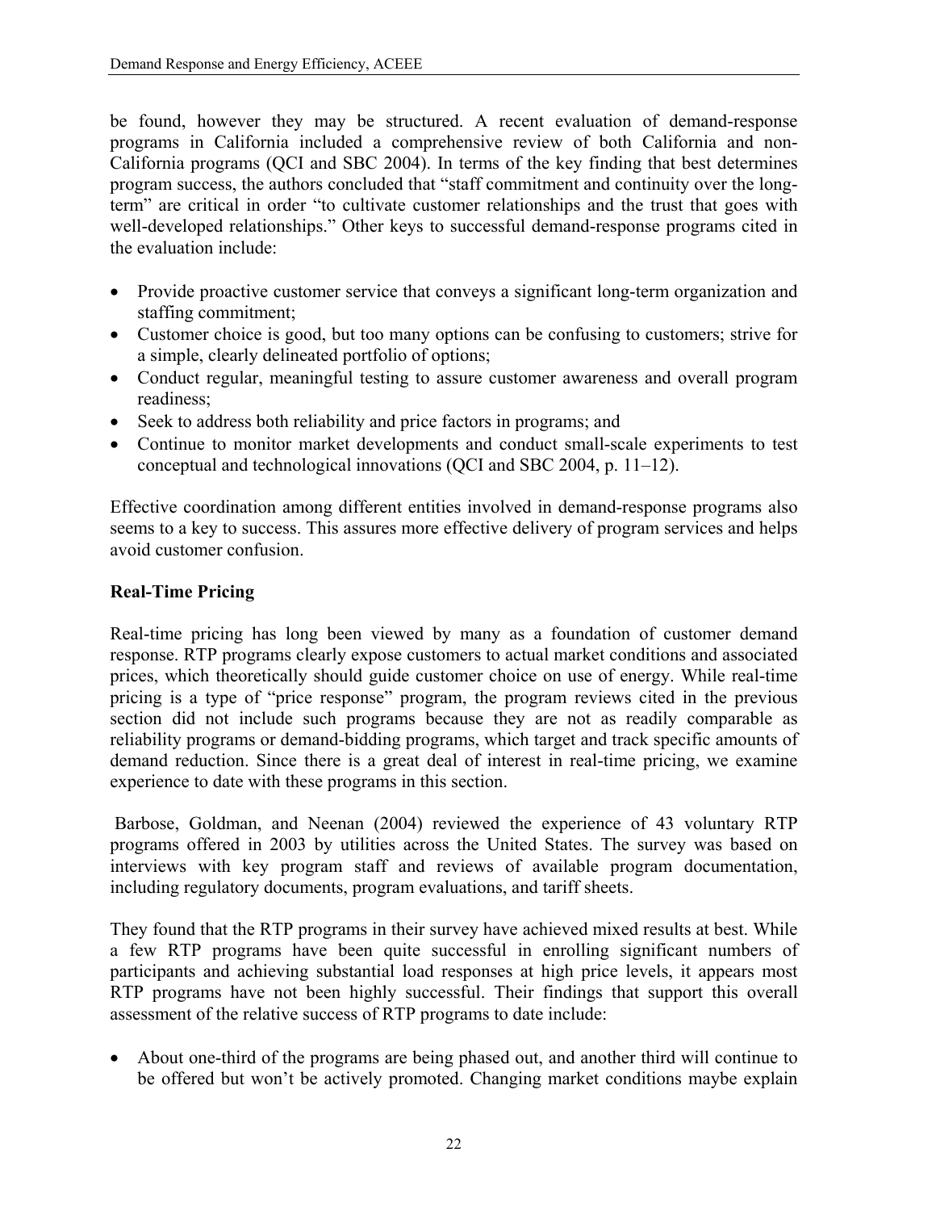be found, however they may be structured. A recent evaluation of demand-response programs in California included a comprehensive review of both California and non-California programs (QCI and SBC 2004). In terms of the key finding that best determines program success, the authors concluded that "staff commitment and continuity over the long-term" are critical in order "to cultivate customer relationships and the trust that goes with well-developed relationships." Other keys to successful demand-response programs cited in the evaluation include:

- Provide proactive customer service that conveys a significant long-term organization and staffing commitment;
- Customer choice is good, but too many options can be confusing to customers; strive for a simple, clearly delineated portfolio of options;
- Conduct regular, meaningful testing to assure customer awareness and overall program readiness;
- Seek to address both reliability and price factors in programs; and
- Continue to monitor market developments and conduct small-scale experiments to test conceptual and technological innovations (QCI and SBC 2004, p. 11–12).

Effective coordination among different entities involved in demand-response programs also seems to a key to success. This assures more effective delivery of program services and helps avoid customer confusion.

## Real-Time Pricing

Real-time pricing has long been viewed by many as a foundation of customer demand response. RTP programs clearly expose customers to actual market conditions and associated prices, which theoretically should guide customer choice on use of energy. While real-time pricing is a type of "price response" program, the program reviews cited in the previous section did not include such programs because they are not as readily comparable as reliability programs or demand-bidding programs, which target and track specific amounts of demand reduction. Since there is a great deal of interest in real-time pricing, we examine experience to date with these programs in this section.

Barbose, Goldman, and Neenan (2004) reviewed the experience of 43 voluntary RTP programs offered in 2003 by utilities across the United States. The survey was based on interviews with key program staff and reviews of available program documentation, including regulatory documents, program evaluations, and tariff sheets.

They found that the RTP programs in their survey have achieved mixed results at best. While a few RTP programs have been quite successful in enrolling significant numbers of participants and achieving substantial load responses at high price levels, it appears most RTP programs have not been highly successful. Their findings that support this overall assessment of the relative success of RTP programs to date include:

- About one-third of the programs are being phased out, and another third will continue to be offered but won't be actively promoted. Changing market conditions maybe explain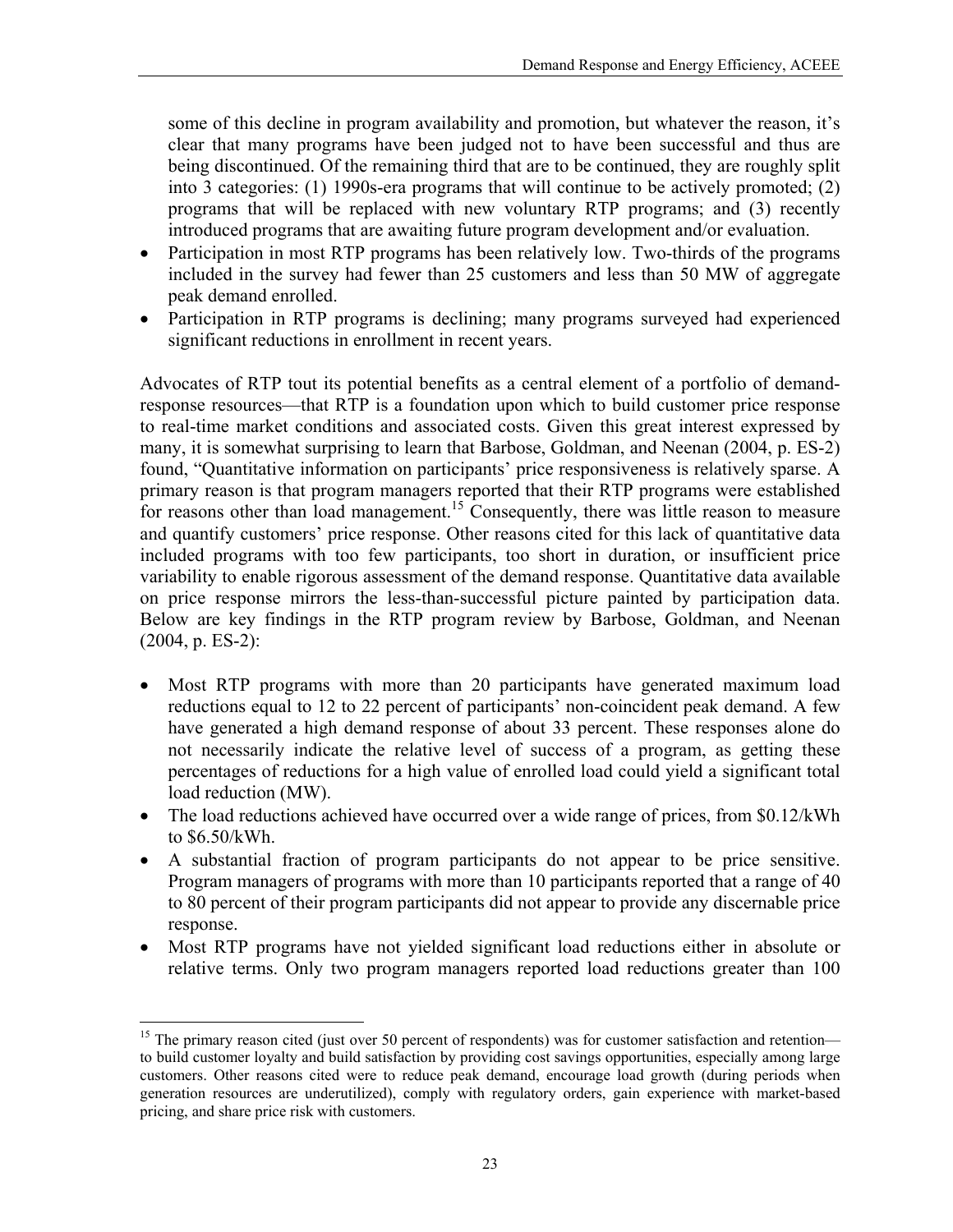some of this decline in program availability and promotion, but whatever the reason, it's clear that many programs have been judged not to have been successful and thus are being discontinued. Of the remaining third that are to be continued, they are roughly split into 3 categories: (1) 1990s-era programs that will continue to be actively promoted; (2) programs that will be replaced with new voluntary RTP programs; and (3) recently introduced programs that are awaiting future program development and/or evaluation.

- Participation in most RTP programs has been relatively low. Two-thirds of the programs included in the survey had fewer than 25 customers and less than 50 MW of aggregate peak demand enrolled.
- Participation in RTP programs is declining; many programs surveyed had experienced significant reductions in enrollment in recent years.

Advocates of RTP tout its potential benefits as a central element of a portfolio of demand-response resources—that RTP is a foundation upon which to build customer price response to real-time market conditions and associated costs. Given this great interest expressed by many, it is somewhat surprising to learn that Barbose, Goldman, and Neenan (2004, p. ES-2) found, "Quantitative information on participants' price responsiveness is relatively sparse. A primary reason is that program managers reported that their RTP programs were established for reasons other than load management.[15] Consequently, there was little reason to measure and quantify customers' price response. Other reasons cited for this lack of quantitative data included programs with too few participants, too short in duration, or insufficient price variability to enable rigorous assessment of the demand response. Quantitative data available on price response mirrors the less-than-successful picture painted by participation data. Below are key findings in the RTP program review by Barbose, Goldman, and Neenan (2004, p. ES-2):

- Most RTP programs with more than 20 participants have generated maximum load reductions equal to 12 to 22 percent of participants' non-coincident peak demand. A few have generated a high demand response of about 33 percent. These responses alone do not necessarily indicate the relative level of success of a program, as getting these percentages of reductions for a high value of enrolled load could yield a significant total load reduction (MW).
- The load reductions achieved have occurred over a wide range of prices, from \$0.12/kWh to \$6.50/kWh.
- A substantial fraction of program participants do not appear to be price sensitive. Program managers of programs with more than 10 participants reported that a range of 40 to 80 percent of their program participants did not appear to provide any discernable price response.
- Most RTP programs have not yielded significant load reductions either in absolute or relative terms. Only two program managers reported load reductions greater than 100

[15] The primary reason cited (just over 50 percent of respondents) was for customer satisfaction and retention—to build customer loyalty and build satisfaction by providing cost savings opportunities, especially among large customers. Other reasons cited were to reduce peak demand, encourage load growth (during periods when generation resources are underutilized), comply with regulatory orders, gain experience with market-based pricing, and share price risk with customers.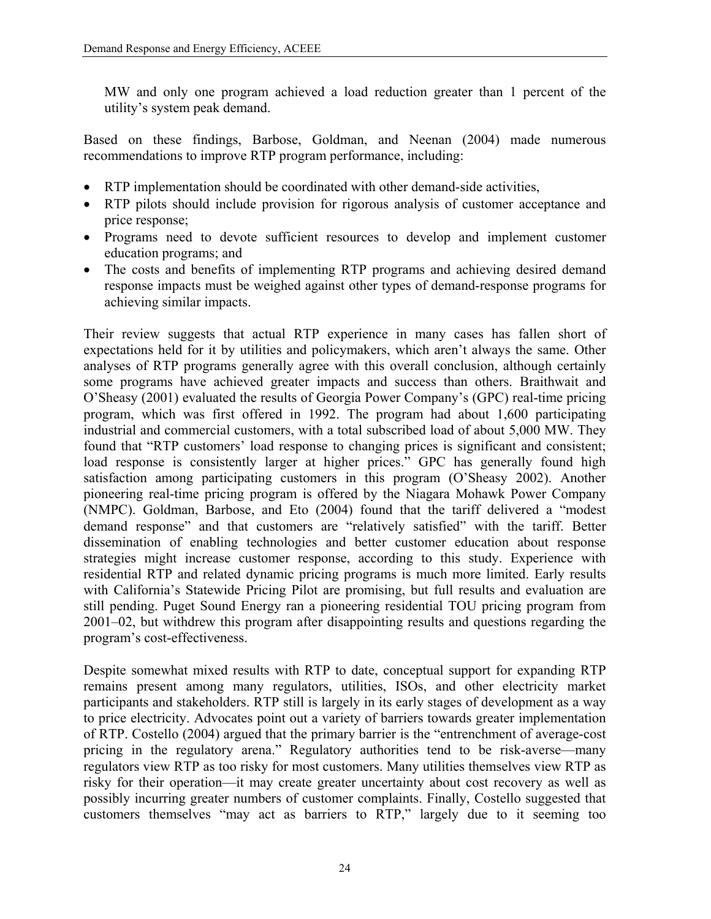MW and only one program achieved a load reduction greater than 1 percent of the utility's system peak demand.

Based on these findings, Barbose, Goldman, and Neenan (2004) made numerous recommendations to improve RTP program performance, including:

- RTP implementation should be coordinated with other demand-side activities,
- RTP pilots should include provision for rigorous analysis of customer acceptance and price response;
- Programs need to devote sufficient resources to develop and implement customer education programs; and
- The costs and benefits of implementing RTP programs and achieving desired demand response impacts must be weighed against other types of demand-response programs for achieving similar impacts.

Their review suggests that actual RTP experience in many cases has fallen short of expectations held for it by utilities and policymakers, which aren't always the same. Other analyses of RTP programs generally agree with this overall conclusion, although certainly some programs have achieved greater impacts and success than others. Braithwait and O'Sheasy (2001) evaluated the results of Georgia Power Company's (GPC) real-time pricing program, which was first offered in 1992. The program had about 1,600 participating industrial and commercial customers, with a total subscribed load of about 5,000 MW. They found that "RTP customers' load response to changing prices is significant and consistent; load response is consistently larger at higher prices." GPC has generally found high satisfaction among participating customers in this program (O'Sheasy 2002). Another pioneering real-time pricing program is offered by the Niagara Mohawk Power Company (NMPC). Goldman, Barbose, and Eto (2004) found that the tariff delivered a "modest demand response" and that customers are "relatively satisfied" with the tariff. Better dissemination of enabling technologies and better customer education about response strategies might increase customer response, according to this study. Experience with residential RTP and related dynamic pricing programs is much more limited. Early results with California's Statewide Pricing Pilot are promising, but full results and evaluation are still pending. Puget Sound Energy ran a pioneering residential TOU pricing program from 2001–02, but withdrew this program after disappointing results and questions regarding the program's cost-effectiveness.

Despite somewhat mixed results with RTP to date, conceptual support for expanding RTP remains present among many regulators, utilities, ISOs, and other electricity market participants and stakeholders. RTP still is largely in its early stages of development as a way to price electricity. Advocates point out a variety of barriers towards greater implementation of RTP. Costello (2004) argued that the primary barrier is the "entrenchment of average-cost pricing in the regulatory arena." Regulatory authorities tend to be risk-averse—many regulators view RTP as too risky for most customers. Many utilities themselves view RTP as risky for their operation—it may create greater uncertainty about cost recovery as well as possibly incurring greater numbers of customer complaints. Finally, Costello suggested that customers themselves "may act as barriers to RTP," largely due to it seeming too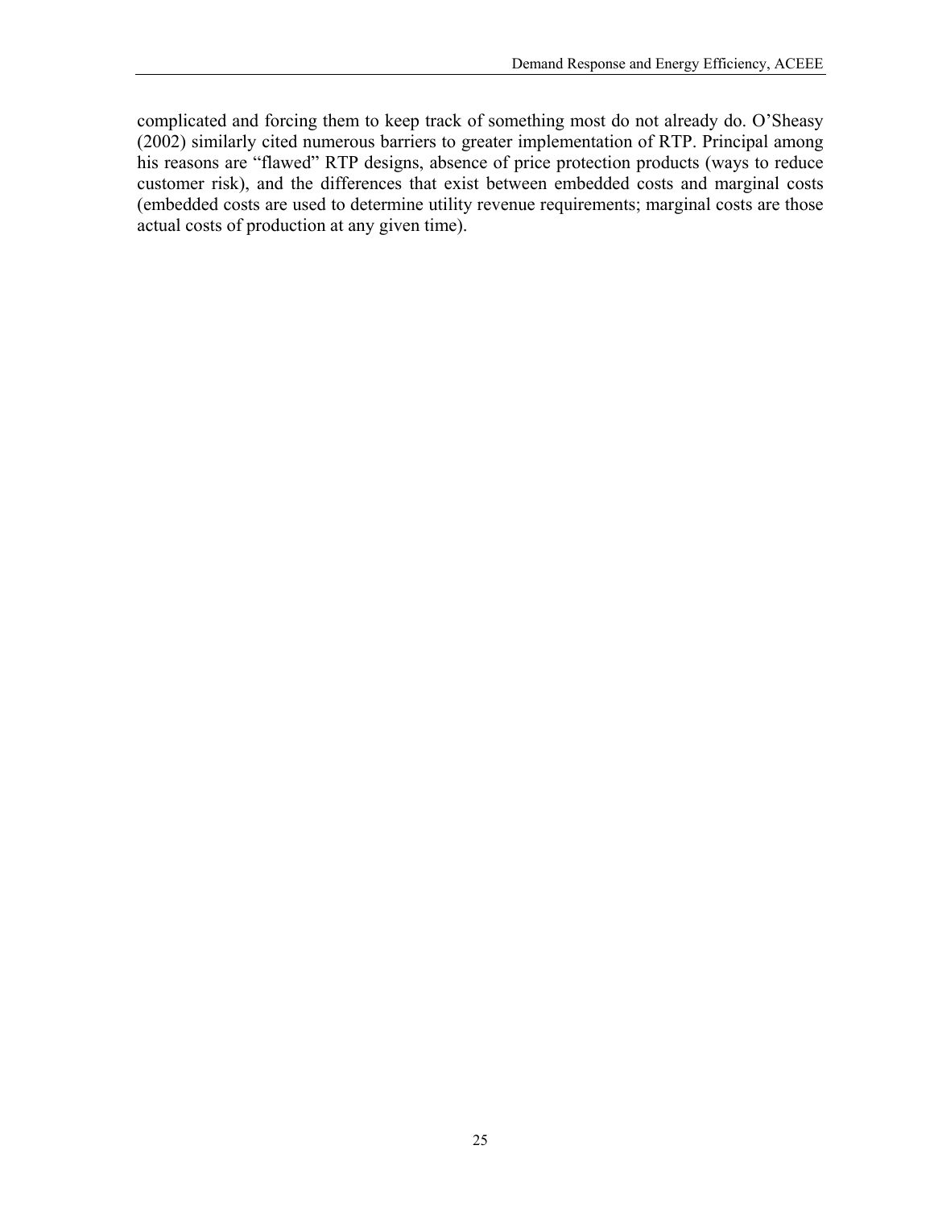complicated and forcing them to keep track of something most do not already do. O'Sheasy (2002) similarly cited numerous barriers to greater implementation of RTP. Principal among his reasons are "flawed" RTP designs, absence of price protection products (ways to reduce customer risk), and the differences that exist between embedded costs and marginal costs (embedded costs are used to determine utility revenue requirements; marginal costs are those actual costs of production at any given time).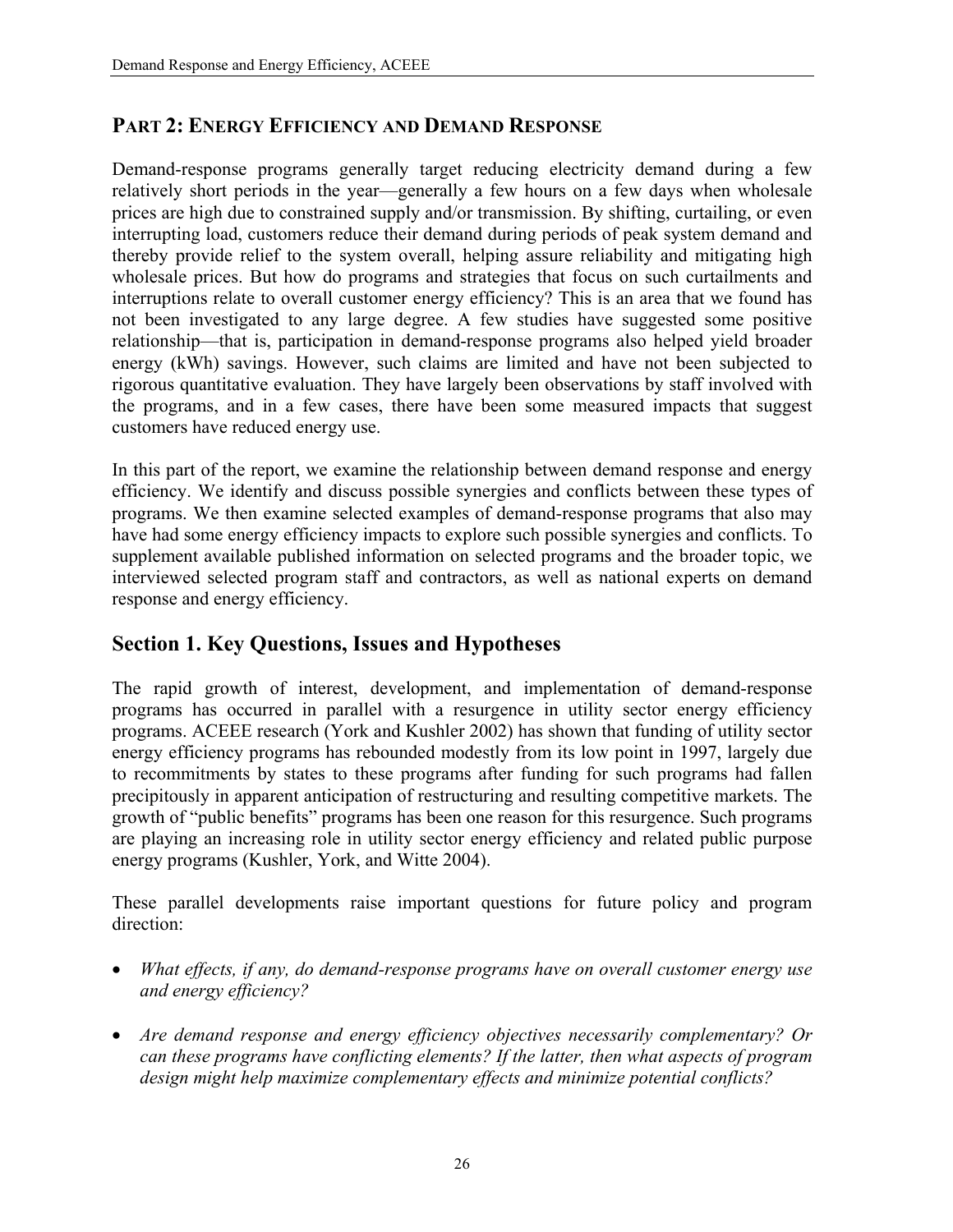## PART 2: ENERGY EFFICIENCY AND DEMAND RESPONSE

Demand-response programs generally target reducing electricity demand during a few relatively short periods in the year—generally a few hours on a few days when wholesale prices are high due to constrained supply and/or transmission. By shifting, curtailing, or even interrupting load, customers reduce their demand during periods of peak system demand and thereby provide relief to the system overall, helping assure reliability and mitigating high wholesale prices. But how do programs and strategies that focus on such curtailments and interruptions relate to overall customer energy efficiency? This is an area that we found has not been investigated to any large degree. A few studies have suggested some positive relationship—that is, participation in demand-response programs also helped yield broader energy (kWh) savings. However, such claims are limited and have not been subjected to rigorous quantitative evaluation. They have largely been observations by staff involved with the programs, and in a few cases, there have been some measured impacts that suggest customers have reduced energy use.

In this part of the report, we examine the relationship between demand response and energy efficiency. We identify and discuss possible synergies and conflicts between these types of programs. We then examine selected examples of demand-response programs that also may have had some energy efficiency impacts to explore such possible synergies and conflicts. To supplement available published information on selected programs and the broader topic, we interviewed selected program staff and contractors, as well as national experts on demand response and energy efficiency.

## Section 1. Key Questions, Issues and Hypotheses

The rapid growth of interest, development, and implementation of demand-response programs has occurred in parallel with a resurgence in utility sector energy efficiency programs. ACEEE research (York and Kushler 2002) has shown that funding of utility sector energy efficiency programs has rebounded modestly from its low point in 1997, largely due to recommitments by states to these programs after funding for such programs had fallen precipitously in apparent anticipation of restructuring and resulting competitive markets. The growth of "public benefits" programs has been one reason for this resurgence. Such programs are playing an increasing role in utility sector energy efficiency and related public purpose energy programs (Kushler, York, and Witte 2004).

These parallel developments raise important questions for future policy and program direction:

- *What effects, if any, do demand-response programs have on overall customer energy use and energy efficiency?*
- *Are demand response and energy efficiency objectives necessarily complementary? Or can these programs have conflicting elements? If the latter, then what aspects of program design might help maximize complementary effects and minimize potential conflicts?*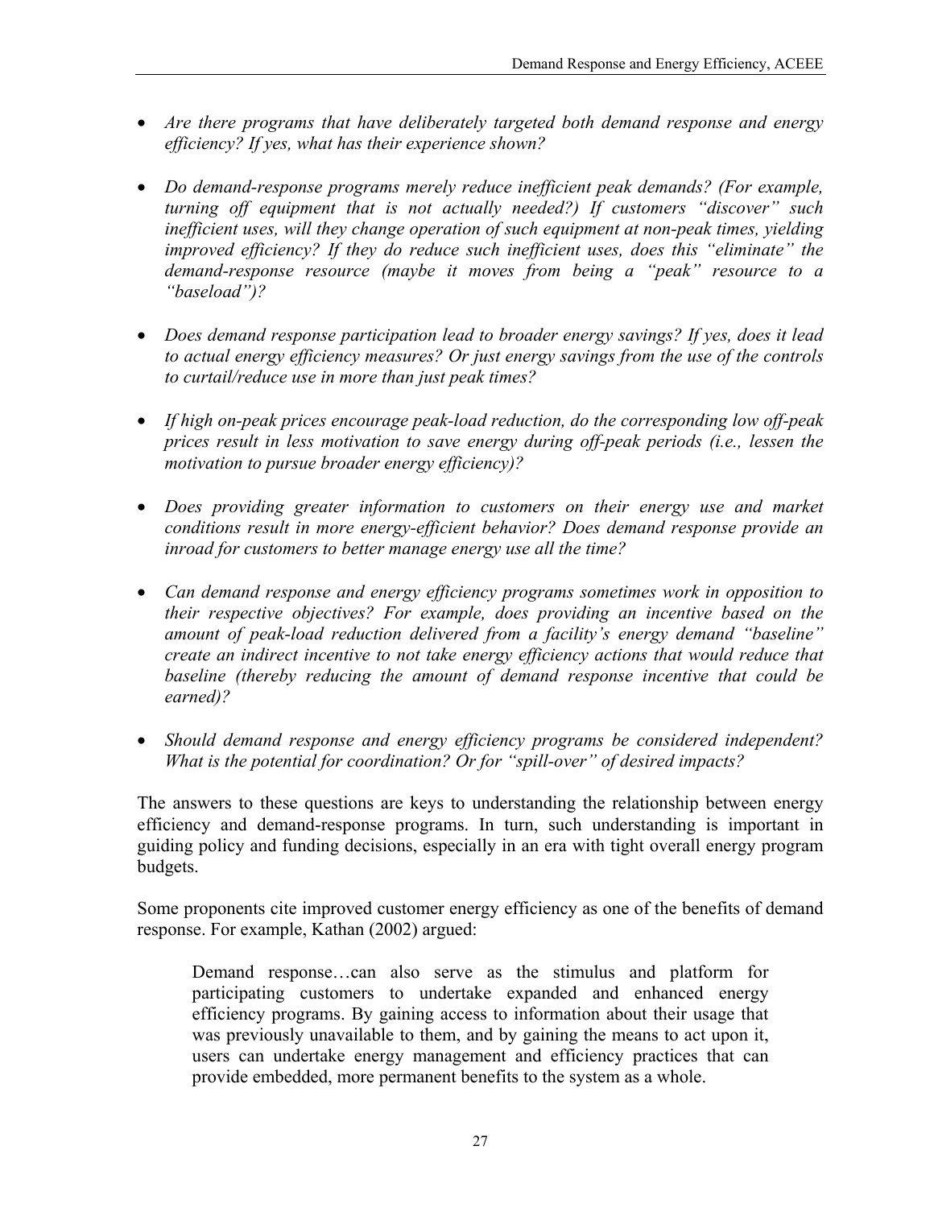- *Are there programs that have deliberately targeted both demand response and energy efficiency? If yes, what has their experience shown?*

- *Do demand-response programs merely reduce inefficient peak demands? (For example, turning off equipment that is not actually needed?) If customers "discover" such inefficient uses, will they change operation of such equipment at non-peak times, yielding improved efficiency? If they do reduce such inefficient uses, does this "eliminate" the demand-response resource (maybe it moves from being a "peak" resource to a "baseload")?*

- *Does demand response participation lead to broader energy savings? If yes, does it lead to actual energy efficiency measures? Or just energy savings from the use of the controls to curtail/reduce use in more than just peak times?*

- *If high on-peak prices encourage peak-load reduction, do the corresponding low off-peak prices result in less motivation to save energy during off-peak periods (i.e., lessen the motivation to pursue broader energy efficiency)?*

- *Does providing greater information to customers on their energy use and market conditions result in more energy-efficient behavior? Does demand response provide an inroad for customers to better manage energy use all the time?*

- *Can demand response and energy efficiency programs sometimes work in opposition to their respective objectives? For example, does providing an incentive based on the amount of peak-load reduction delivered from a facility's energy demand "baseline" create an indirect incentive to not take energy efficiency actions that would reduce that baseline (thereby reducing the amount of demand response incentive that could be earned)?*

- *Should demand response and energy efficiency programs be considered independent? What is the potential for coordination? Or for "spill-over" of desired impacts?*

The answers to these questions are keys to understanding the relationship between energy efficiency and demand-response programs. In turn, such understanding is important in guiding policy and funding decisions, especially in an era with tight overall energy program budgets.

Some proponents cite improved customer energy efficiency as one of the benefits of demand response. For example, Kathan (2002) argued:

> Demand response…can also serve as the stimulus and platform for participating customers to undertake expanded and enhanced energy efficiency programs. By gaining access to information about their usage that was previously unavailable to them, and by gaining the means to act upon it, users can undertake energy management and efficiency practices that can provide embedded, more permanent benefits to the system as a whole.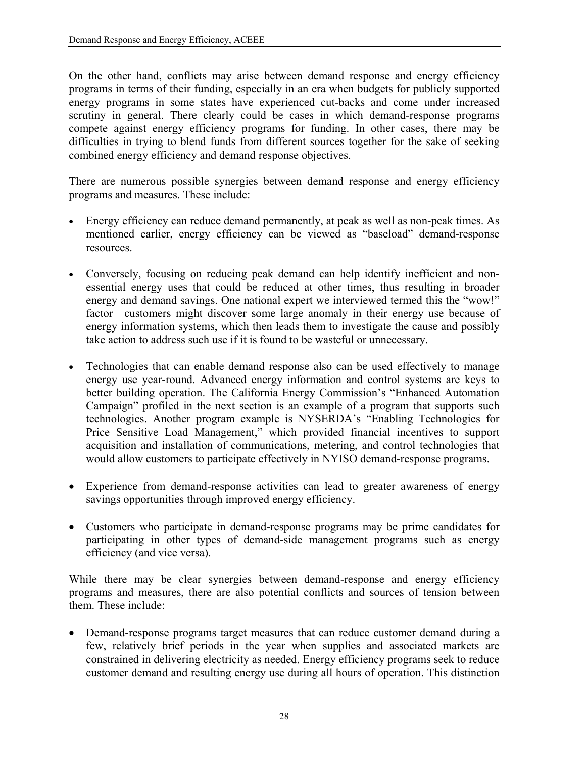On the other hand, conflicts may arise between demand response and energy efficiency programs in terms of their funding, especially in an era when budgets for publicly supported energy programs in some states have experienced cut-backs and come under increased scrutiny in general. There clearly could be cases in which demand-response programs compete against energy efficiency programs for funding. In other cases, there may be difficulties in trying to blend funds from different sources together for the sake of seeking combined energy efficiency and demand response objectives.

There are numerous possible synergies between demand response and energy efficiency programs and measures. These include:

- Energy efficiency can reduce demand permanently, at peak as well as non-peak times. As mentioned earlier, energy efficiency can be viewed as "baseload" demand-response resources.
- Conversely, focusing on reducing peak demand can help identify inefficient and non-essential energy uses that could be reduced at other times, thus resulting in broader energy and demand savings. One national expert we interviewed termed this the "wow!" factor—customers might discover some large anomaly in their energy use because of energy information systems, which then leads them to investigate the cause and possibly take action to address such use if it is found to be wasteful or unnecessary.
- Technologies that can enable demand response also can be used effectively to manage energy use year-round. Advanced energy information and control systems are keys to better building operation. The California Energy Commission's "Enhanced Automation Campaign" profiled in the next section is an example of a program that supports such technologies. Another program example is NYSERDA's "Enabling Technologies for Price Sensitive Load Management," which provided financial incentives to support acquisition and installation of communications, metering, and control technologies that would allow customers to participate effectively in NYISO demand-response programs.
- Experience from demand-response activities can lead to greater awareness of energy savings opportunities through improved energy efficiency.
- Customers who participate in demand-response programs may be prime candidates for participating in other types of demand-side management programs such as energy efficiency (and vice versa).

While there may be clear synergies between demand-response and energy efficiency programs and measures, there are also potential conflicts and sources of tension between them. These include:

- Demand-response programs target measures that can reduce customer demand during a few, relatively brief periods in the year when supplies and associated markets are constrained in delivering electricity as needed. Energy efficiency programs seek to reduce customer demand and resulting energy use during all hours of operation. This distinction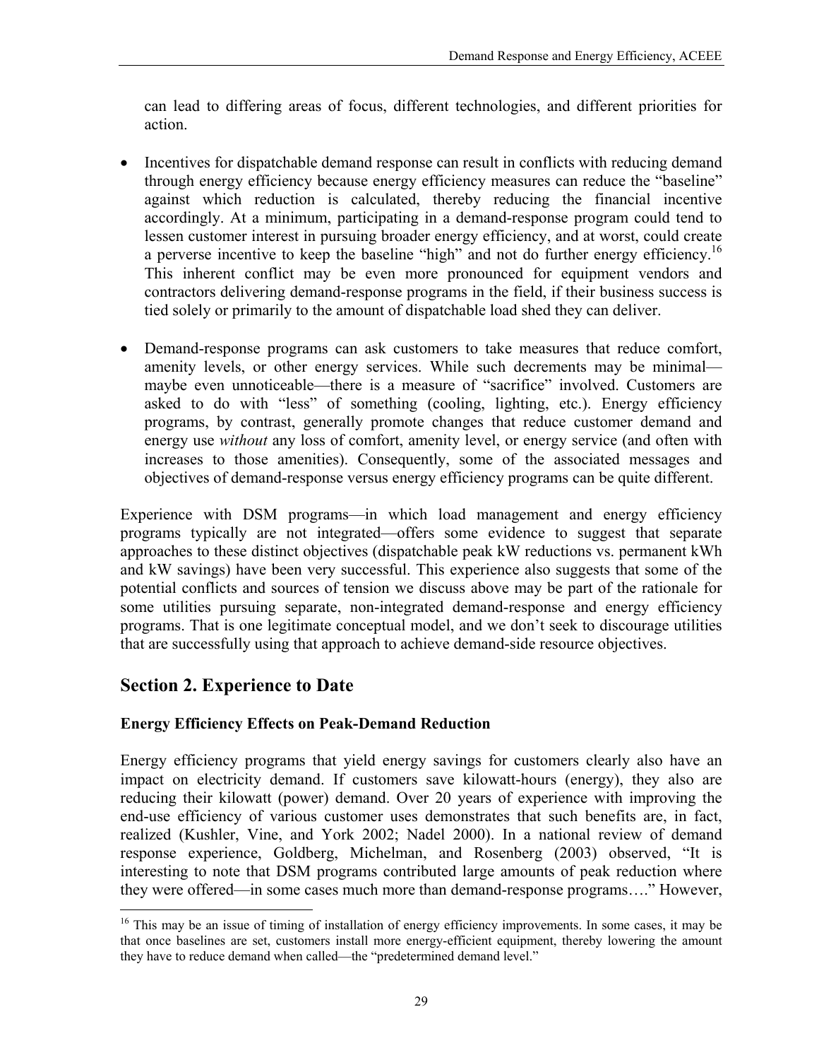can lead to differing areas of focus, different technologies, and different priorities for action.

- Incentives for dispatchable demand response can result in conflicts with reducing demand through energy efficiency because energy efficiency measures can reduce the "baseline" against which reduction is calculated, thereby reducing the financial incentive accordingly. At a minimum, participating in a demand-response program could tend to lessen customer interest in pursuing broader energy efficiency, and at worst, could create a perverse incentive to keep the baseline "high" and not do further energy efficiency.[16] This inherent conflict may be even more pronounced for equipment vendors and contractors delivering demand-response programs in the field, if their business success is tied solely or primarily to the amount of dispatchable load shed they can deliver.

- Demand-response programs can ask customers to take measures that reduce comfort, amenity levels, or other energy services. While such decrements may be minimal—maybe even unnoticeable—there is a measure of "sacrifice" involved. Customers are asked to do with "less" of something (cooling, lighting, etc.). Energy efficiency programs, by contrast, generally promote changes that reduce customer demand and energy use *without* any loss of comfort, amenity level, or energy service (and often with increases to those amenities). Consequently, some of the associated messages and objectives of demand-response versus energy efficiency programs can be quite different.

Experience with DSM programs—in which load management and energy efficiency programs typically are not integrated—offers some evidence to suggest that separate approaches to these distinct objectives (dispatchable peak kW reductions vs. permanent kWh and kW savings) have been very successful. This experience also suggests that some of the potential conflicts and sources of tension we discuss above may be part of the rationale for some utilities pursuing separate, non-integrated demand-response and energy efficiency programs. That is one legitimate conceptual model, and we don't seek to discourage utilities that are successfully using that approach to achieve demand-side resource objectives.

## Section 2. Experience to Date

### Energy Efficiency Effects on Peak-Demand Reduction

Energy efficiency programs that yield energy savings for customers clearly also have an impact on electricity demand. If customers save kilowatt-hours (energy), they also are reducing their kilowatt (power) demand. Over 20 years of experience with improving the end-use efficiency of various customer uses demonstrates that such benefits are, in fact, realized (Kushler, Vine, and York 2002; Nadel 2000). In a national review of demand response experience, Goldberg, Michelman, and Rosenberg (2003) observed, "It is interesting to note that DSM programs contributed large amounts of peak reduction where they were offered—in some cases much more than demand-response programs…." However,

[16] This may be an issue of timing of installation of energy efficiency improvements. In some cases, it may be that once baselines are set, customers install more energy-efficient equipment, thereby lowering the amount they have to reduce demand when called—the "predetermined demand level."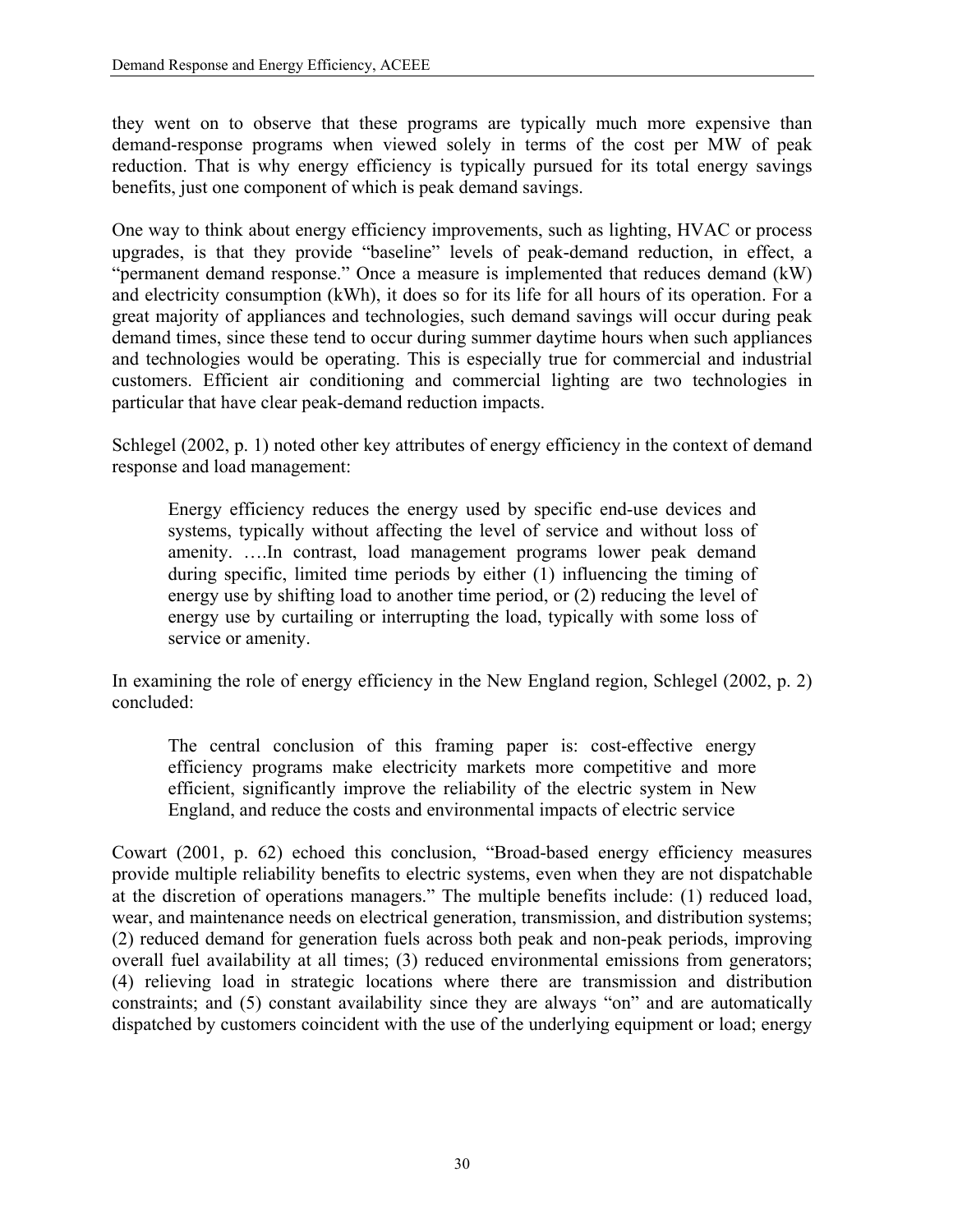they went on to observe that these programs are typically much more expensive than demand-response programs when viewed solely in terms of the cost per MW of peak reduction. That is why energy efficiency is typically pursued for its total energy savings benefits, just one component of which is peak demand savings.

One way to think about energy efficiency improvements, such as lighting, HVAC or process upgrades, is that they provide "baseline" levels of peak-demand reduction, in effect, a "permanent demand response." Once a measure is implemented that reduces demand (kW) and electricity consumption (kWh), it does so for its life for all hours of its operation. For a great majority of appliances and technologies, such demand savings will occur during peak demand times, since these tend to occur during summer daytime hours when such appliances and technologies would be operating. This is especially true for commercial and industrial customers. Efficient air conditioning and commercial lighting are two technologies in particular that have clear peak-demand reduction impacts.

Schlegel (2002, p. 1) noted other key attributes of energy efficiency in the context of demand response and load management:

> Energy efficiency reduces the energy used by specific end-use devices and systems, typically without affecting the level of service and without loss of amenity. ….In contrast, load management programs lower peak demand during specific, limited time periods by either (1) influencing the timing of energy use by shifting load to another time period, or (2) reducing the level of energy use by curtailing or interrupting the load, typically with some loss of service or amenity.

In examining the role of energy efficiency in the New England region, Schlegel (2002, p. 2) concluded:

> The central conclusion of this framing paper is: cost-effective energy efficiency programs make electricity markets more competitive and more efficient, significantly improve the reliability of the electric system in New England, and reduce the costs and environmental impacts of electric service

Cowart (2001, p. 62) echoed this conclusion, "Broad-based energy efficiency measures provide multiple reliability benefits to electric systems, even when they are not dispatchable at the discretion of operations managers." The multiple benefits include: (1) reduced load, wear, and maintenance needs on electrical generation, transmission, and distribution systems; (2) reduced demand for generation fuels across both peak and non-peak periods, improving overall fuel availability at all times; (3) reduced environmental emissions from generators; (4) relieving load in strategic locations where there are transmission and distribution constraints; and (5) constant availability since they are always "on" and are automatically dispatched by customers coincident with the use of the underlying equipment or load; energy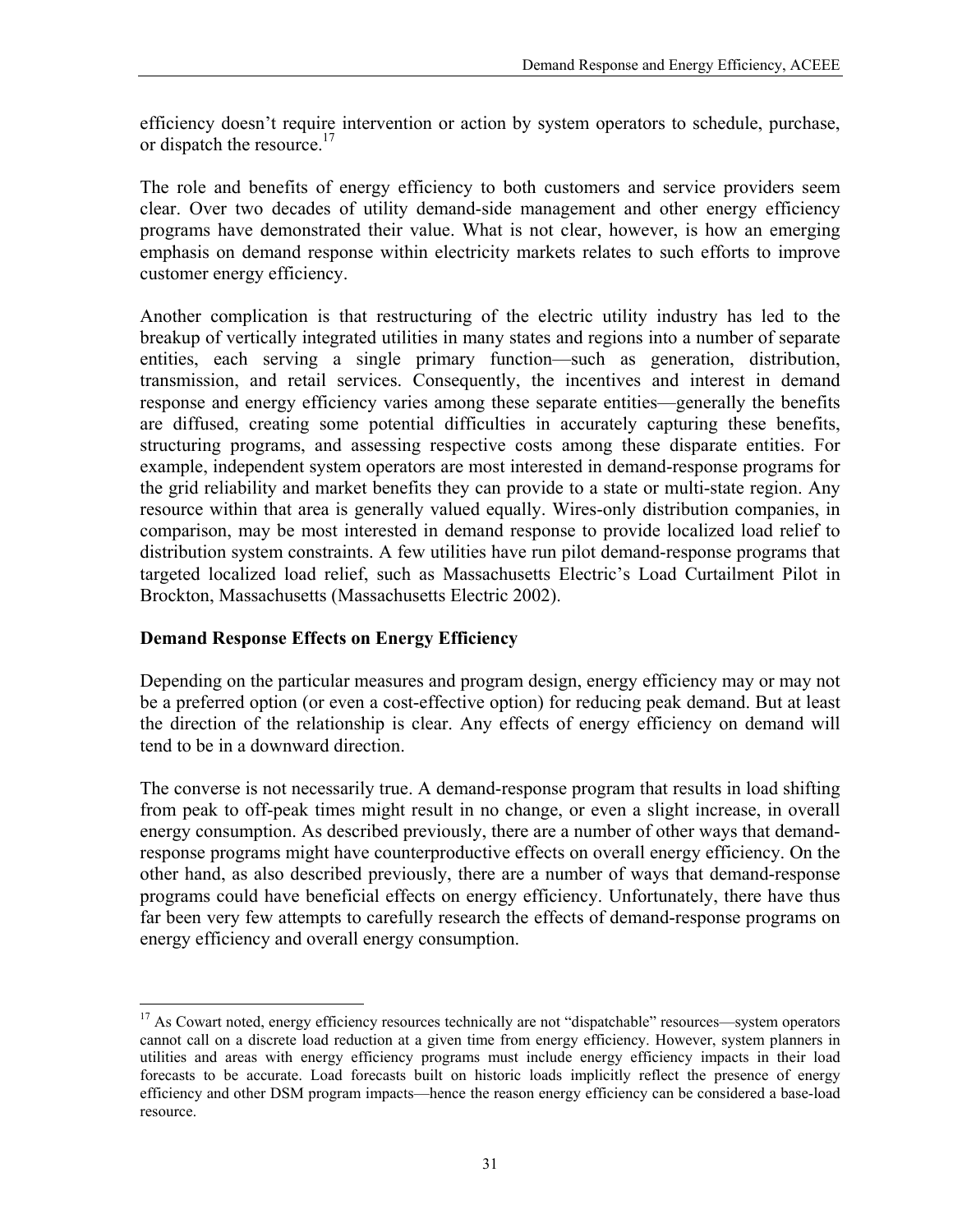efficiency doesn't require intervention or action by system operators to schedule, purchase, or dispatch the resource.[17]

The role and benefits of energy efficiency to both customers and service providers seem clear. Over two decades of utility demand-side management and other energy efficiency programs have demonstrated their value. What is not clear, however, is how an emerging emphasis on demand response within electricity markets relates to such efforts to improve customer energy efficiency.

Another complication is that restructuring of the electric utility industry has led to the breakup of vertically integrated utilities in many states and regions into a number of separate entities, each serving a single primary function—such as generation, distribution, transmission, and retail services. Consequently, the incentives and interest in demand response and energy efficiency varies among these separate entities—generally the benefits are diffused, creating some potential difficulties in accurately capturing these benefits, structuring programs, and assessing respective costs among these disparate entities. For example, independent system operators are most interested in demand-response programs for the grid reliability and market benefits they can provide to a state or multi-state region. Any resource within that area is generally valued equally. Wires-only distribution companies, in comparison, may be most interested in demand response to provide localized load relief to distribution system constraints. A few utilities have run pilot demand-response programs that targeted localized load relief, such as Massachusetts Electric's Load Curtailment Pilot in Brockton, Massachusetts (Massachusetts Electric 2002).

**Demand Response Effects on Energy Efficiency**

Depending on the particular measures and program design, energy efficiency may or may not be a preferred option (or even a cost-effective option) for reducing peak demand. But at least the direction of the relationship is clear. Any effects of energy efficiency on demand will tend to be in a downward direction.

The converse is not necessarily true. A demand-response program that results in load shifting from peak to off-peak times might result in no change, or even a slight increase, in overall energy consumption. As described previously, there are a number of other ways that demand-response programs might have counterproductive effects on overall energy efficiency. On the other hand, as also described previously, there are a number of ways that demand-response programs could have beneficial effects on energy efficiency. Unfortunately, there have thus far been very few attempts to carefully research the effects of demand-response programs on energy efficiency and overall energy consumption.

---

[17] As Cowart noted, energy efficiency resources technically are not "dispatchable" resources—system operators cannot call on a discrete load reduction at a given time from energy efficiency. However, system planners in utilities and areas with energy efficiency programs must include energy efficiency impacts in their load forecasts to be accurate. Load forecasts built on historic loads implicitly reflect the presence of energy efficiency and other DSM program impacts—hence the reason energy efficiency can be considered a base-load resource.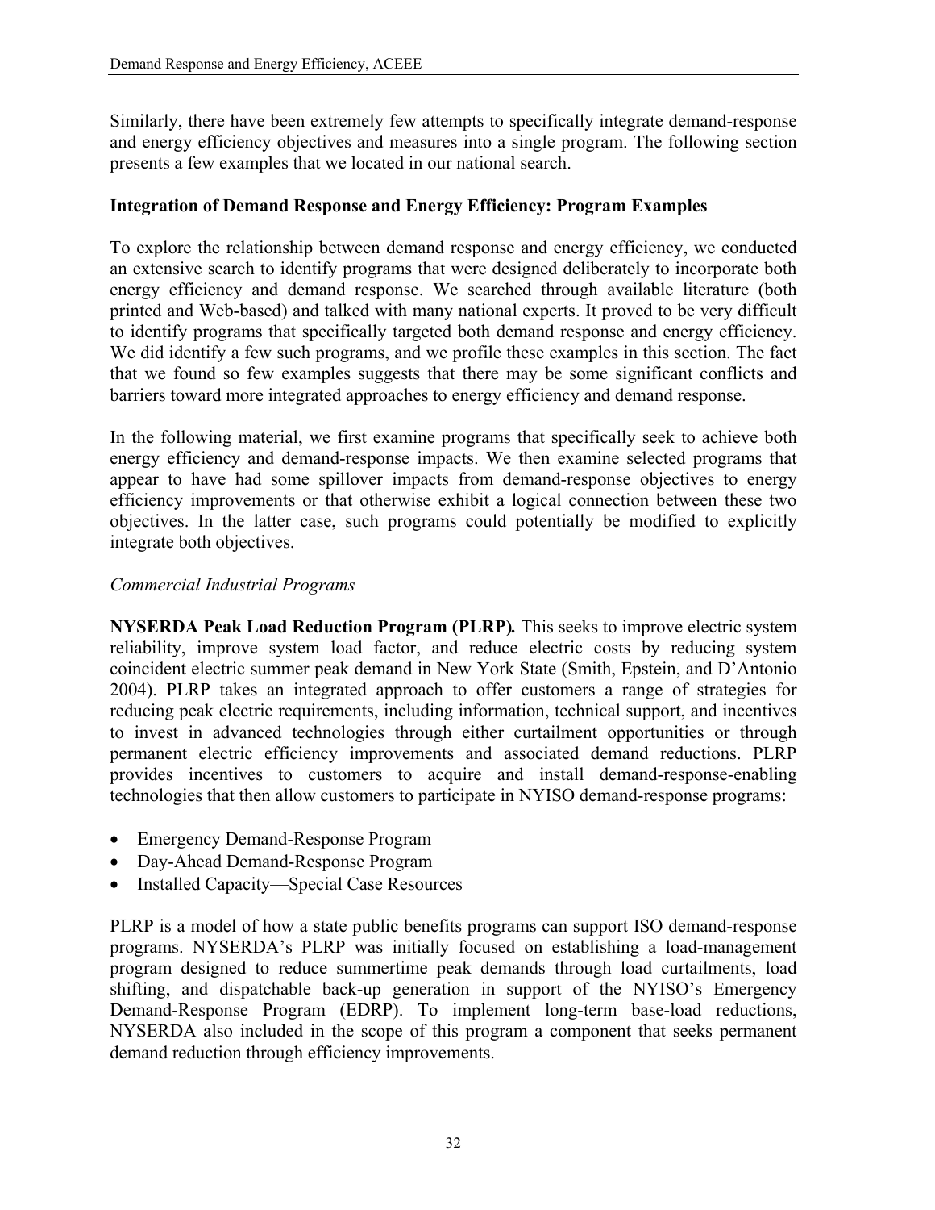Similarly, there have been extremely few attempts to specifically integrate demand-response and energy efficiency objectives and measures into a single program. The following section presents a few examples that we located in our national search.

**Integration of Demand Response and Energy Efficiency: Program Examples**

To explore the relationship between demand response and energy efficiency, we conducted an extensive search to identify programs that were designed deliberately to incorporate both energy efficiency and demand response. We searched through available literature (both printed and Web-based) and talked with many national experts. It proved to be very difficult to identify programs that specifically targeted both demand response and energy efficiency. We did identify a few such programs, and we profile these examples in this section. The fact that we found so few examples suggests that there may be some significant conflicts and barriers toward more integrated approaches to energy efficiency and demand response.

In the following material, we first examine programs that specifically seek to achieve both energy efficiency and demand-response impacts. We then examine selected programs that appear to have had some spillover impacts from demand-response objectives to energy efficiency improvements or that otherwise exhibit a logical connection between these two objectives. In the latter case, such programs could potentially be modified to explicitly integrate both objectives.

*Commercial Industrial Programs*

**NYSERDA Peak Load Reduction Program (PLRP)*.*** This seeks to improve electric system reliability, improve system load factor, and reduce electric costs by reducing system coincident electric summer peak demand in New York State (Smith, Epstein, and D'Antonio 2004). PLRP takes an integrated approach to offer customers a range of strategies for reducing peak electric requirements, including information, technical support, and incentives to invest in advanced technologies through either curtailment opportunities or through permanent electric efficiency improvements and associated demand reductions. PLRP provides incentives to customers to acquire and install demand-response-enabling technologies that then allow customers to participate in NYISO demand-response programs:

- Emergency Demand-Response Program
- Day-Ahead Demand-Response Program
- Installed Capacity—Special Case Resources

PLRP is a model of how a state public benefits programs can support ISO demand-response programs. NYSERDA's PLRP was initially focused on establishing a load-management program designed to reduce summertime peak demands through load curtailments, load shifting, and dispatchable back-up generation in support of the NYISO's Emergency Demand-Response Program (EDRP). To implement long-term base-load reductions, NYSERDA also included in the scope of this program a component that seeks permanent demand reduction through efficiency improvements.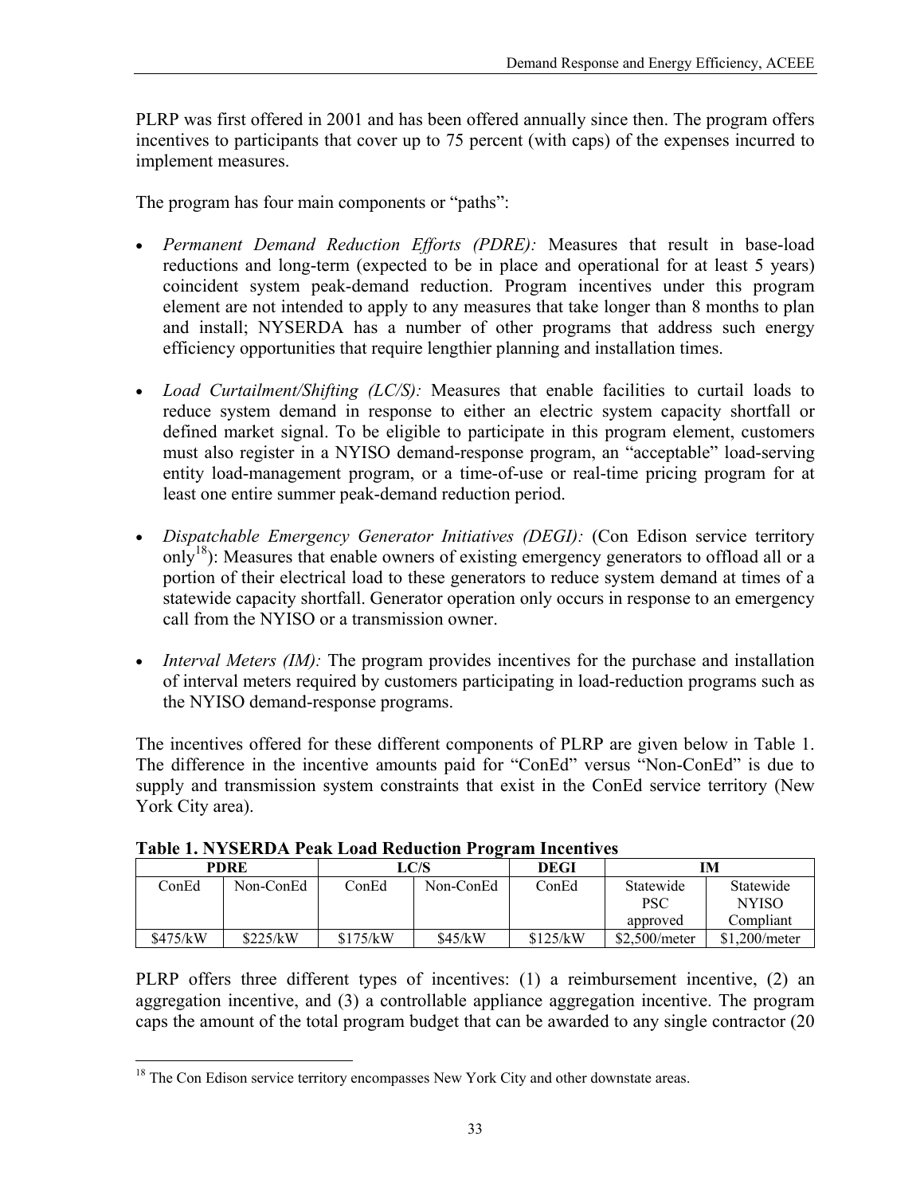PLRP was first offered in 2001 and has been offered annually since then. The program offers incentives to participants that cover up to 75 percent (with caps) of the expenses incurred to implement measures.

The program has four main components or "paths":

- *Permanent Demand Reduction Efforts (PDRE):* Measures that result in base-load reductions and long-term (expected to be in place and operational for at least 5 years) coincident system peak-demand reduction. Program incentives under this program element are not intended to apply to any measures that take longer than 8 months to plan and install; NYSERDA has a number of other programs that address such energy efficiency opportunities that require lengthier planning and installation times.

- *Load Curtailment/Shifting (LC/S):* Measures that enable facilities to curtail loads to reduce system demand in response to either an electric system capacity shortfall or defined market signal. To be eligible to participate in this program element, customers must also register in a NYISO demand-response program, an "acceptable" load-serving entity load-management program, or a time-of-use or real-time pricing program for at least one entire summer peak-demand reduction period.

- *Dispatchable Emergency Generator Initiatives (DEGI):* (Con Edison service territory only[18]): Measures that enable owners of existing emergency generators to offload all or a portion of their electrical load to these generators to reduce system demand at times of a statewide capacity shortfall. Generator operation only occurs in response to an emergency call from the NYISO or a transmission owner.

- *Interval Meters (IM):* The program provides incentives for the purchase and installation of interval meters required by customers participating in load-reduction programs such as the NYISO demand-response programs.

The incentives offered for these different components of PLRP are given below in Table 1. The difference in the incentive amounts paid for "ConEd" versus "Non-ConEd" is due to supply and transmission system constraints that exist in the ConEd service territory (New York City area).

**Table 1. NYSERDA Peak Load Reduction Program Incentives**

| PDRE | | LC/S | | DEGI | IM | |
|---|---|---|---|---|---|---|
| ConEd | Non-ConEd | ConEd | Non-ConEd | ConEd | Statewide PSC approved | Statewide NYISO Compliant |
| \$475/kW | \$225/kW | \$175/kW | \$45/kW | \$125/kW | \$2,500/meter | \$1,200/meter |

PLRP offers three different types of incentives: (1) a reimbursement incentive, (2) an aggregation incentive, and (3) a controllable appliance aggregation incentive. The program caps the amount of the total program budget that can be awarded to any single contractor (20

[18] The Con Edison service territory encompasses New York City and other downstate areas.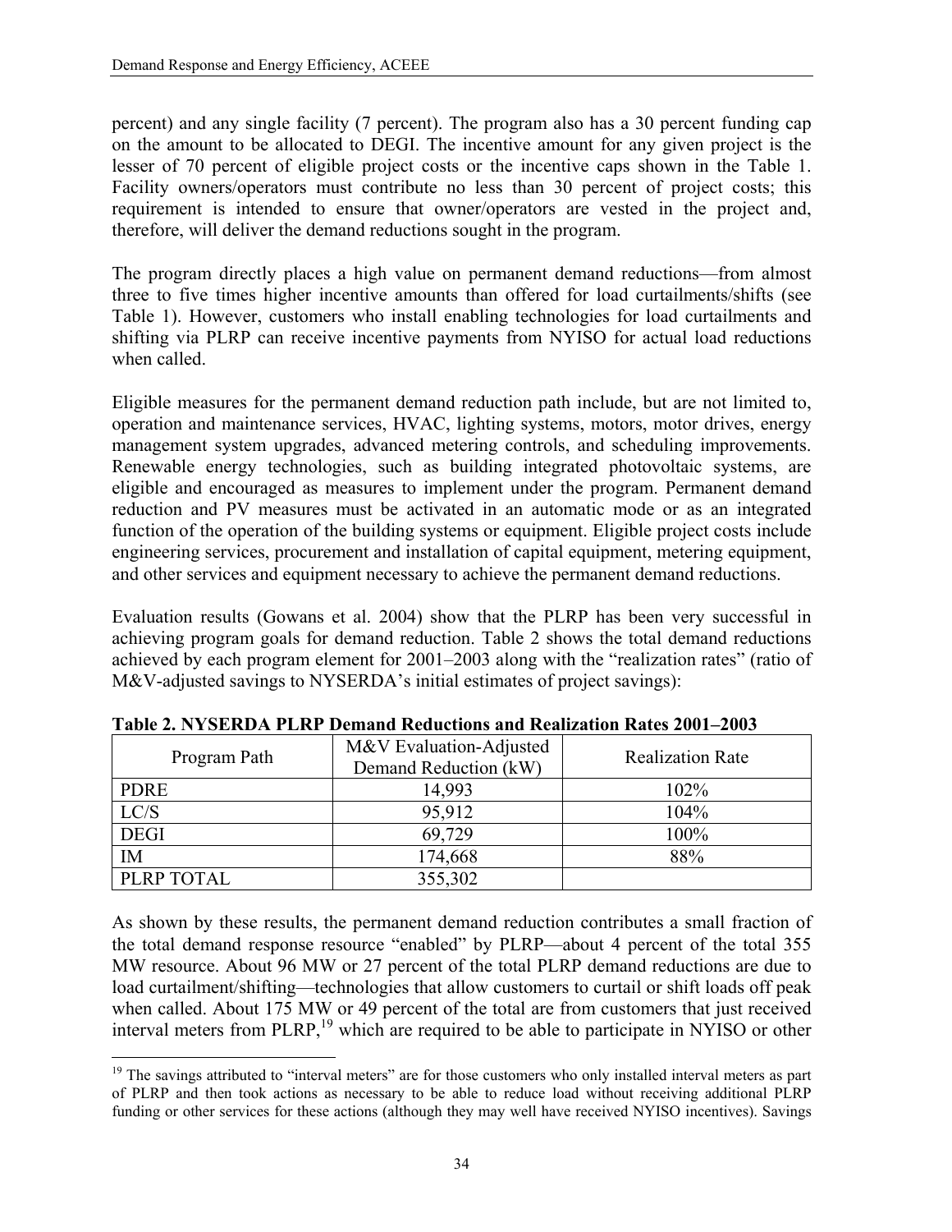percent) and any single facility (7 percent). The program also has a 30 percent funding cap on the amount to be allocated to DEGI. The incentive amount for any given project is the lesser of 70 percent of eligible project costs or the incentive caps shown in the Table 1. Facility owners/operators must contribute no less than 30 percent of project costs; this requirement is intended to ensure that owner/operators are vested in the project and, therefore, will deliver the demand reductions sought in the program.

The program directly places a high value on permanent demand reductions—from almost three to five times higher incentive amounts than offered for load curtailments/shifts (see Table 1). However, customers who install enabling technologies for load curtailments and shifting via PLRP can receive incentive payments from NYISO for actual load reductions when called.

Eligible measures for the permanent demand reduction path include, but are not limited to, operation and maintenance services, HVAC, lighting systems, motors, motor drives, energy management system upgrades, advanced metering controls, and scheduling improvements. Renewable energy technologies, such as building integrated photovoltaic systems, are eligible and encouraged as measures to implement under the program. Permanent demand reduction and PV measures must be activated in an automatic mode or as an integrated function of the operation of the building systems or equipment. Eligible project costs include engineering services, procurement and installation of capital equipment, metering equipment, and other services and equipment necessary to achieve the permanent demand reductions.

Evaluation results (Gowans et al. 2004) show that the PLRP has been very successful in achieving program goals for demand reduction. Table 2 shows the total demand reductions achieved by each program element for 2001–2003 along with the "realization rates" (ratio of M&V-adjusted savings to NYSERDA's initial estimates of project savings):

**Table 2. NYSERDA PLRP Demand Reductions and Realization Rates 2001–2003**

| Program Path | M&V Evaluation-Adjusted Demand Reduction (kW) | Realization Rate |
|---|---|---|
| PDRE | 14,993 | 102% |
| LC/S | 95,912 | 104% |
| DEGI | 69,729 | 100% |
| IM | 174,668 | 88% |
| PLRP TOTAL | 355,302 | |

As shown by these results, the permanent demand reduction contributes a small fraction of the total demand response resource "enabled" by PLRP—about 4 percent of the total 355 MW resource. About 96 MW or 27 percent of the total PLRP demand reductions are due to load curtailment/shifting—technologies that allow customers to curtail or shift loads off peak when called. About 175 MW or 49 percent of the total are from customers that just received interval meters from PLRP,[19] which are required to be able to participate in NYISO or other

[19] The savings attributed to "interval meters" are for those customers who only installed interval meters as part of PLRP and then took actions as necessary to be able to reduce load without receiving additional PLRP funding or other services for these actions (although they may well have received NYISO incentives). Savings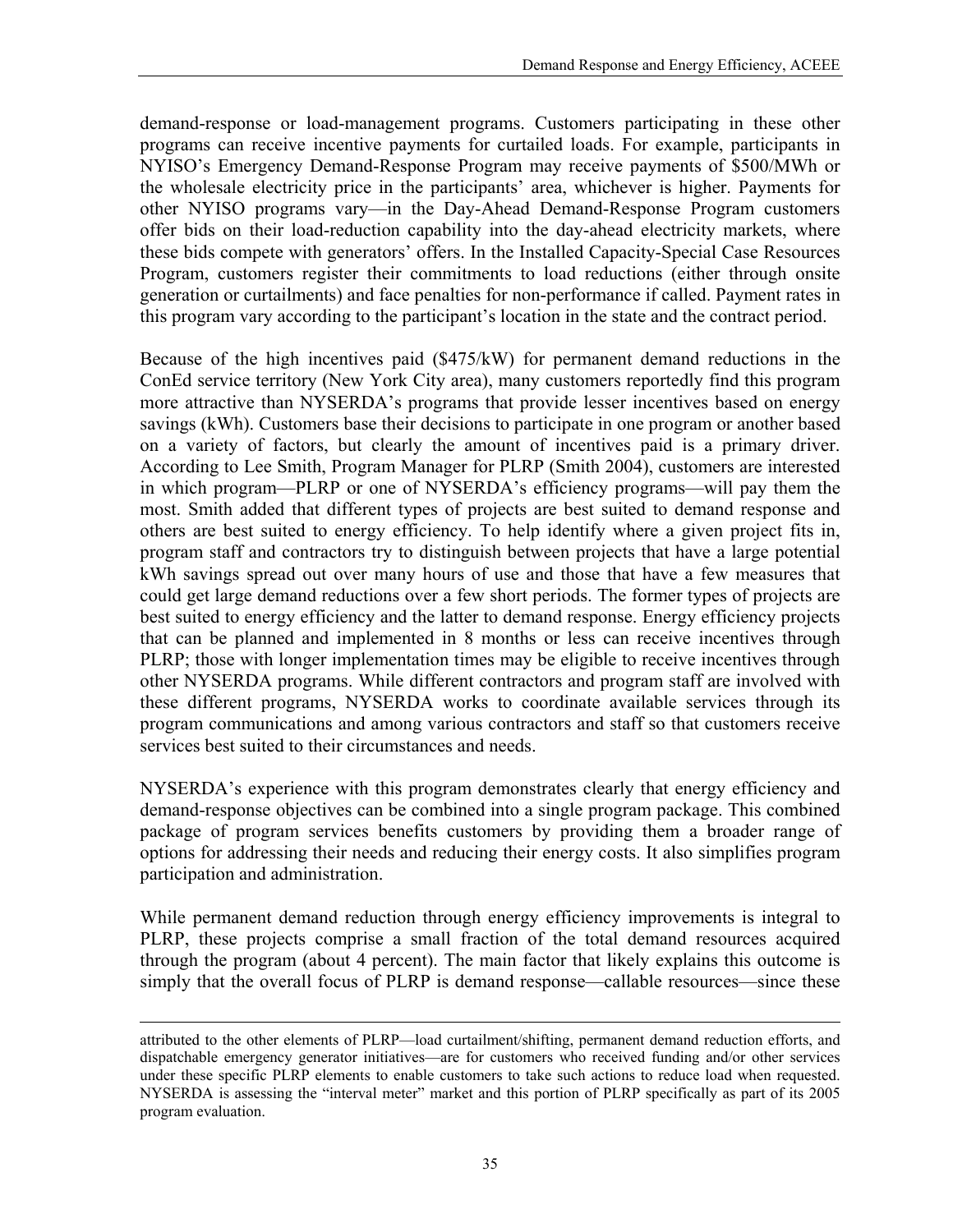demand-response or load-management programs. Customers participating in these other programs can receive incentive payments for curtailed loads. For example, participants in NYISO's Emergency Demand-Response Program may receive payments of \$500/MWh or the wholesale electricity price in the participants' area, whichever is higher. Payments for other NYISO programs vary—in the Day-Ahead Demand-Response Program customers offer bids on their load-reduction capability into the day-ahead electricity markets, where these bids compete with generators' offers. In the Installed Capacity-Special Case Resources Program, customers register their commitments to load reductions (either through onsite generation or curtailments) and face penalties for non-performance if called. Payment rates in this program vary according to the participant's location in the state and the contract period.

Because of the high incentives paid (\$475/kW) for permanent demand reductions in the ConEd service territory (New York City area), many customers reportedly find this program more attractive than NYSERDA's programs that provide lesser incentives based on energy savings (kWh). Customers base their decisions to participate in one program or another based on a variety of factors, but clearly the amount of incentives paid is a primary driver. According to Lee Smith, Program Manager for PLRP (Smith 2004), customers are interested in which program—PLRP or one of NYSERDA's efficiency programs—will pay them the most. Smith added that different types of projects are best suited to demand response and others are best suited to energy efficiency. To help identify where a given project fits in, program staff and contractors try to distinguish between projects that have a large potential kWh savings spread out over many hours of use and those that have a few measures that could get large demand reductions over a few short periods. The former types of projects are best suited to energy efficiency and the latter to demand response. Energy efficiency projects that can be planned and implemented in 8 months or less can receive incentives through PLRP; those with longer implementation times may be eligible to receive incentives through other NYSERDA programs. While different contractors and program staff are involved with these different programs, NYSERDA works to coordinate available services through its program communications and among various contractors and staff so that customers receive services best suited to their circumstances and needs.

NYSERDA's experience with this program demonstrates clearly that energy efficiency and demand-response objectives can be combined into a single program package. This combined package of program services benefits customers by providing them a broader range of options for addressing their needs and reducing their energy costs. It also simplifies program participation and administration.

While permanent demand reduction through energy efficiency improvements is integral to PLRP, these projects comprise a small fraction of the total demand resources acquired through the program (about 4 percent). The main factor that likely explains this outcome is simply that the overall focus of PLRP is demand response—callable resources—since these

---

attributed to the other elements of PLRP—load curtailment/shifting, permanent demand reduction efforts, and dispatchable emergency generator initiatives—are for customers who received funding and/or other services under these specific PLRP elements to enable customers to take such actions to reduce load when requested. NYSERDA is assessing the "interval meter" market and this portion of PLRP specifically as part of its 2005 program evaluation.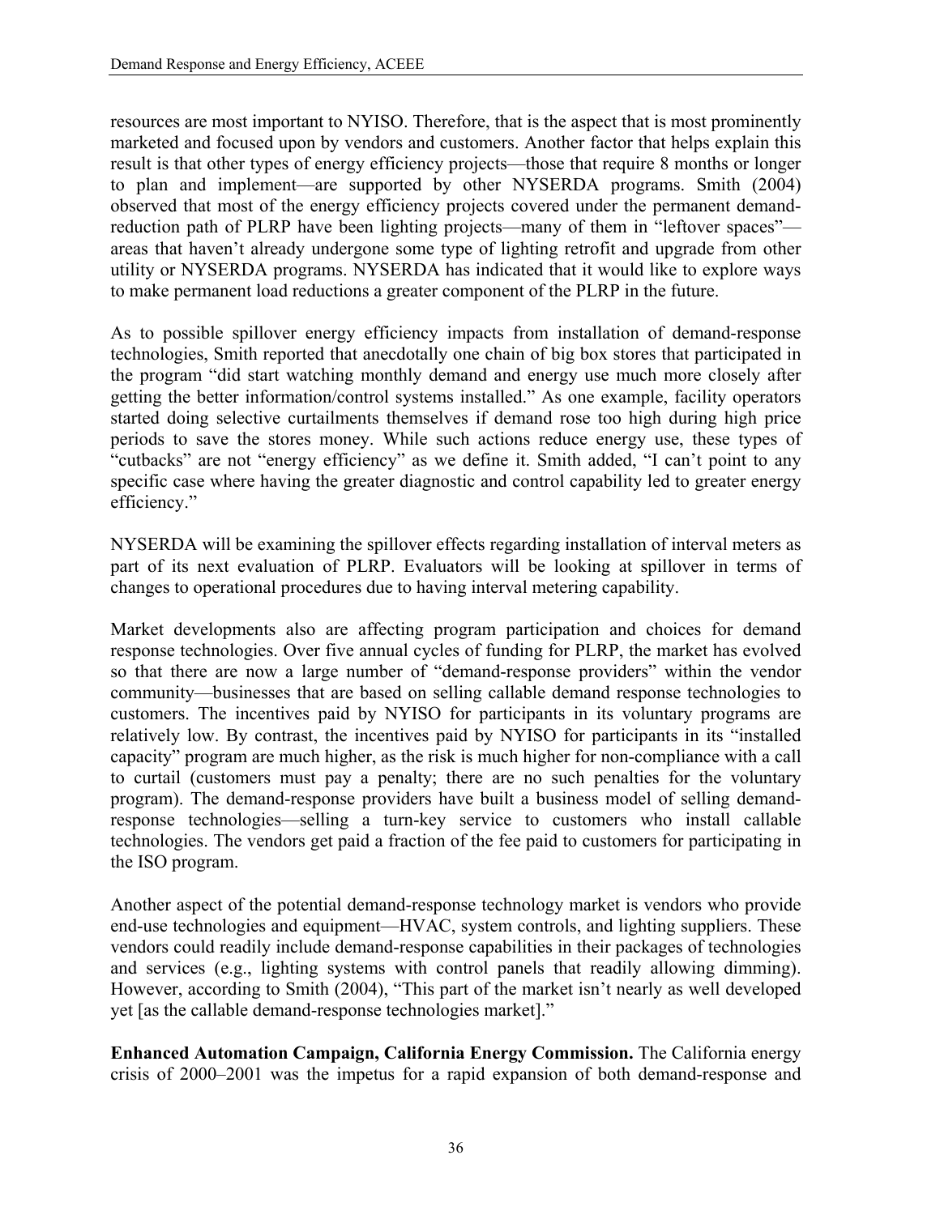resources are most important to NYISO. Therefore, that is the aspect that is most prominently marketed and focused upon by vendors and customers. Another factor that helps explain this result is that other types of energy efficiency projects—those that require 8 months or longer to plan and implement—are supported by other NYSERDA programs. Smith (2004) observed that most of the energy efficiency projects covered under the permanent demand-reduction path of PLRP have been lighting projects—many of them in "leftover spaces"—areas that haven't already undergone some type of lighting retrofit and upgrade from other utility or NYSERDA programs. NYSERDA has indicated that it would like to explore ways to make permanent load reductions a greater component of the PLRP in the future.

As to possible spillover energy efficiency impacts from installation of demand-response technologies, Smith reported that anecdotally one chain of big box stores that participated in the program "did start watching monthly demand and energy use much more closely after getting the better information/control systems installed." As one example, facility operators started doing selective curtailments themselves if demand rose too high during high price periods to save the stores money. While such actions reduce energy use, these types of "cutbacks" are not "energy efficiency" as we define it. Smith added, "I can't point to any specific case where having the greater diagnostic and control capability led to greater energy efficiency."

NYSERDA will be examining the spillover effects regarding installation of interval meters as part of its next evaluation of PLRP. Evaluators will be looking at spillover in terms of changes to operational procedures due to having interval metering capability.

Market developments also are affecting program participation and choices for demand response technologies. Over five annual cycles of funding for PLRP, the market has evolved so that there are now a large number of "demand-response providers" within the vendor community—businesses that are based on selling callable demand response technologies to customers. The incentives paid by NYISO for participants in its voluntary programs are relatively low. By contrast, the incentives paid by NYISO for participants in its "installed capacity" program are much higher, as the risk is much higher for non-compliance with a call to curtail (customers must pay a penalty; there are no such penalties for the voluntary program). The demand-response providers have built a business model of selling demand-response technologies—selling a turn-key service to customers who install callable technologies. The vendors get paid a fraction of the fee paid to customers for participating in the ISO program.

Another aspect of the potential demand-response technology market is vendors who provide end-use technologies and equipment—HVAC, system controls, and lighting suppliers. These vendors could readily include demand-response capabilities in their packages of technologies and services (e.g., lighting systems with control panels that readily allowing dimming). However, according to Smith (2004), "This part of the market isn't nearly as well developed yet [as the callable demand-response technologies market]."

**Enhanced Automation Campaign, California Energy Commission.** The California energy crisis of 2000–2001 was the impetus for a rapid expansion of both demand-response and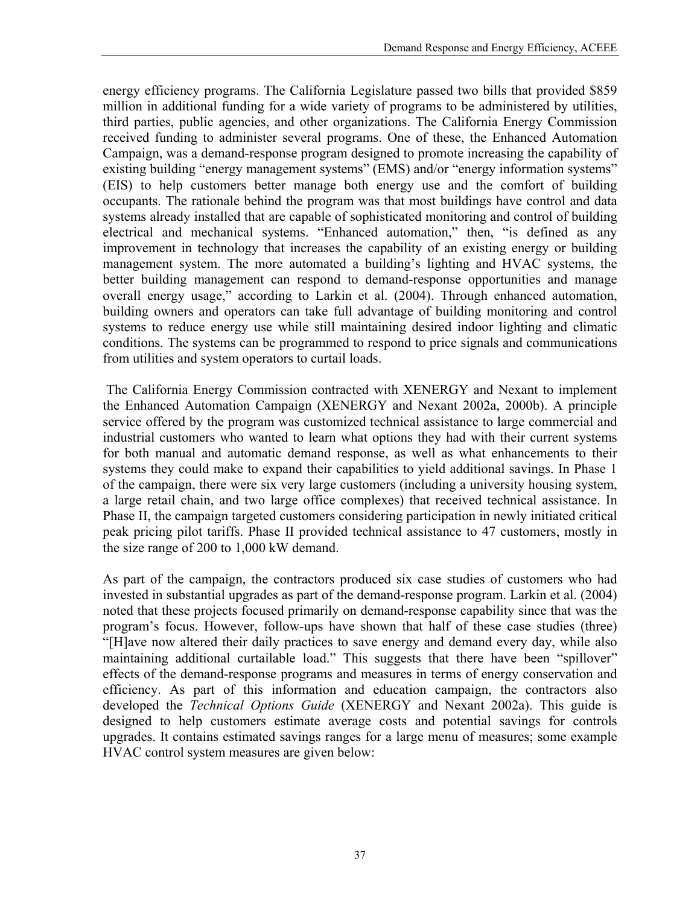energy efficiency programs. The California Legislature passed two bills that provided $859 million in additional funding for a wide variety of programs to be administered by utilities, third parties, public agencies, and other organizations. The California Energy Commission received funding to administer several programs. One of these, the Enhanced Automation Campaign, was a demand-response program designed to promote increasing the capability of existing building "energy management systems" (EMS) and/or "energy information systems" (EIS) to help customers better manage both energy use and the comfort of building occupants. The rationale behind the program was that most buildings have control and data systems already installed that are capable of sophisticated monitoring and control of building electrical and mechanical systems. "Enhanced automation," then, "is defined as any improvement in technology that increases the capability of an existing energy or building management system. The more automated a building's lighting and HVAC systems, the better building management can respond to demand-response opportunities and manage overall energy usage," according to Larkin et al. (2004). Through enhanced automation, building owners and operators can take full advantage of building monitoring and control systems to reduce energy use while still maintaining desired indoor lighting and climatic conditions. The systems can be programmed to respond to price signals and communications from utilities and system operators to curtail loads.

The California Energy Commission contracted with XENERGY and Nexant to implement the Enhanced Automation Campaign (XENERGY and Nexant 2002a, 2000b). A principle service offered by the program was customized technical assistance to large commercial and industrial customers who wanted to learn what options they had with their current systems for both manual and automatic demand response, as well as what enhancements to their systems they could make to expand their capabilities to yield additional savings. In Phase 1 of the campaign, there were six very large customers (including a university housing system, a large retail chain, and two large office complexes) that received technical assistance. In Phase II, the campaign targeted customers considering participation in newly initiated critical peak pricing pilot tariffs. Phase II provided technical assistance to 47 customers, mostly in the size range of 200 to 1,000 kW demand.

As part of the campaign, the contractors produced six case studies of customers who had invested in substantial upgrades as part of the demand-response program. Larkin et al. (2004) noted that these projects focused primarily on demand-response capability since that was the program's focus. However, follow-ups have shown that half of these case studies (three) "[H]ave now altered their daily practices to save energy and demand every day, while also maintaining additional curtailable load." This suggests that there have been "spillover" effects of the demand-response programs and measures in terms of energy conservation and efficiency. As part of this information and education campaign, the contractors also developed the *Technical Options Guide* (XENERGY and Nexant 2002a). This guide is designed to help customers estimate average costs and potential savings for controls upgrades. It contains estimated savings ranges for a large menu of measures; some example HVAC control system measures are given below: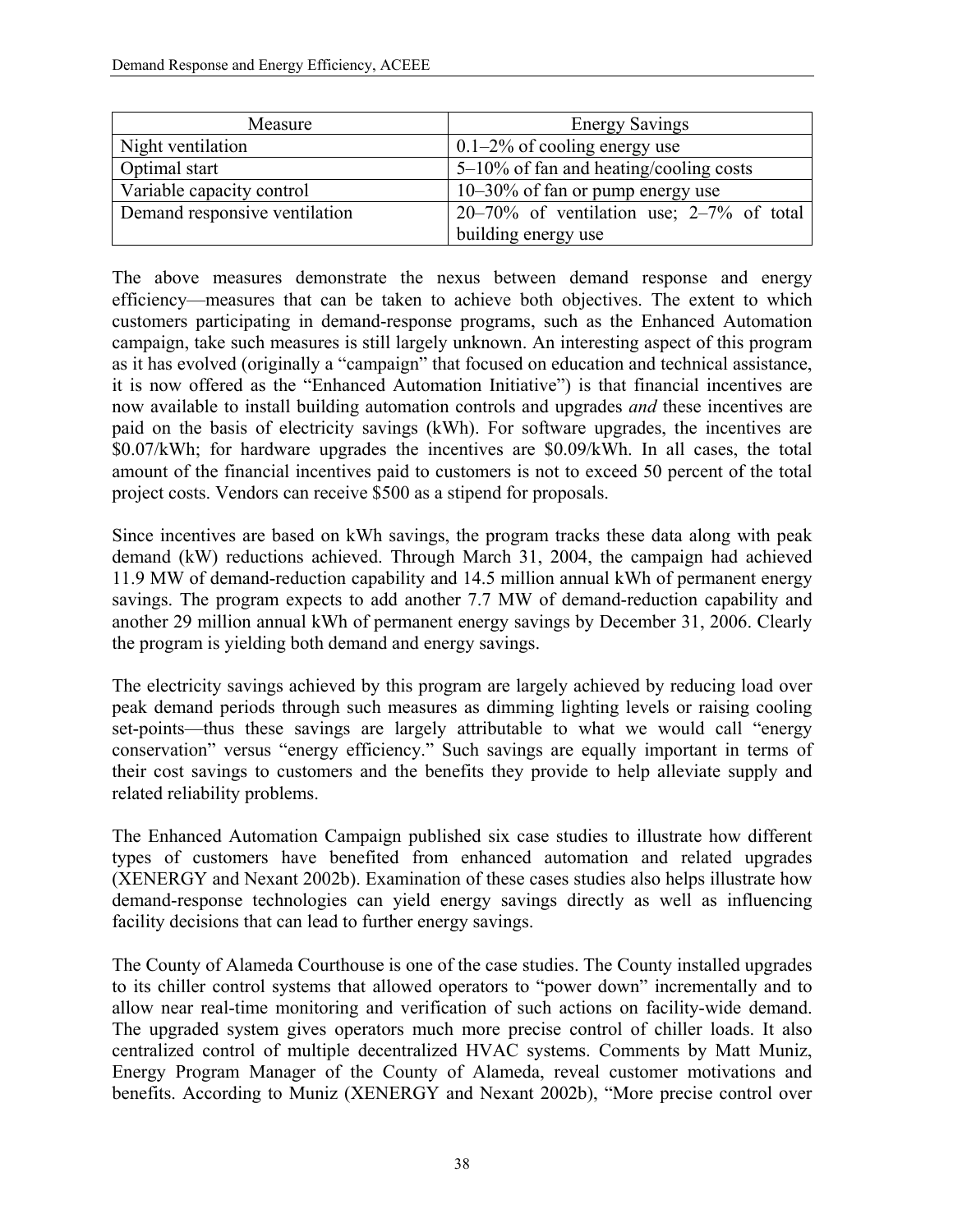| Measure | Energy Savings |
|---|---|
| Night ventilation | 0.1–2% of cooling energy use |
| Optimal start | 5–10% of fan and heating/cooling costs |
| Variable capacity control | 10–30% of fan or pump energy use |
| Demand responsive ventilation | 20–70% of ventilation use; 2–7% of total building energy use |

The above measures demonstrate the nexus between demand response and energy efficiency—measures that can be taken to achieve both objectives. The extent to which customers participating in demand-response programs, such as the Enhanced Automation campaign, take such measures is still largely unknown. An interesting aspect of this program as it has evolved (originally a "campaign" that focused on education and technical assistance, it is now offered as the "Enhanced Automation Initiative") is that financial incentives are now available to install building automation controls and upgrades *and* these incentives are paid on the basis of electricity savings (kWh). For software upgrades, the incentives are \$0.07/kWh; for hardware upgrades the incentives are \$0.09/kWh. In all cases, the total amount of the financial incentives paid to customers is not to exceed 50 percent of the total project costs. Vendors can receive \$500 as a stipend for proposals.

Since incentives are based on kWh savings, the program tracks these data along with peak demand (kW) reductions achieved. Through March 31, 2004, the campaign had achieved 11.9 MW of demand-reduction capability and 14.5 million annual kWh of permanent energy savings. The program expects to add another 7.7 MW of demand-reduction capability and another 29 million annual kWh of permanent energy savings by December 31, 2006. Clearly the program is yielding both demand and energy savings.

The electricity savings achieved by this program are largely achieved by reducing load over peak demand periods through such measures as dimming lighting levels or raising cooling set-points—thus these savings are largely attributable to what we would call "energy conservation" versus "energy efficiency." Such savings are equally important in terms of their cost savings to customers and the benefits they provide to help alleviate supply and related reliability problems.

The Enhanced Automation Campaign published six case studies to illustrate how different types of customers have benefited from enhanced automation and related upgrades (XENERGY and Nexant 2002b). Examination of these cases studies also helps illustrate how demand-response technologies can yield energy savings directly as well as influencing facility decisions that can lead to further energy savings.

The County of Alameda Courthouse is one of the case studies. The County installed upgrades to its chiller control systems that allowed operators to "power down" incrementally and to allow near real-time monitoring and verification of such actions on facility-wide demand. The upgraded system gives operators much more precise control of chiller loads. It also centralized control of multiple decentralized HVAC systems. Comments by Matt Muniz, Energy Program Manager of the County of Alameda, reveal customer motivations and benefits. According to Muniz (XENERGY and Nexant 2002b), "More precise control over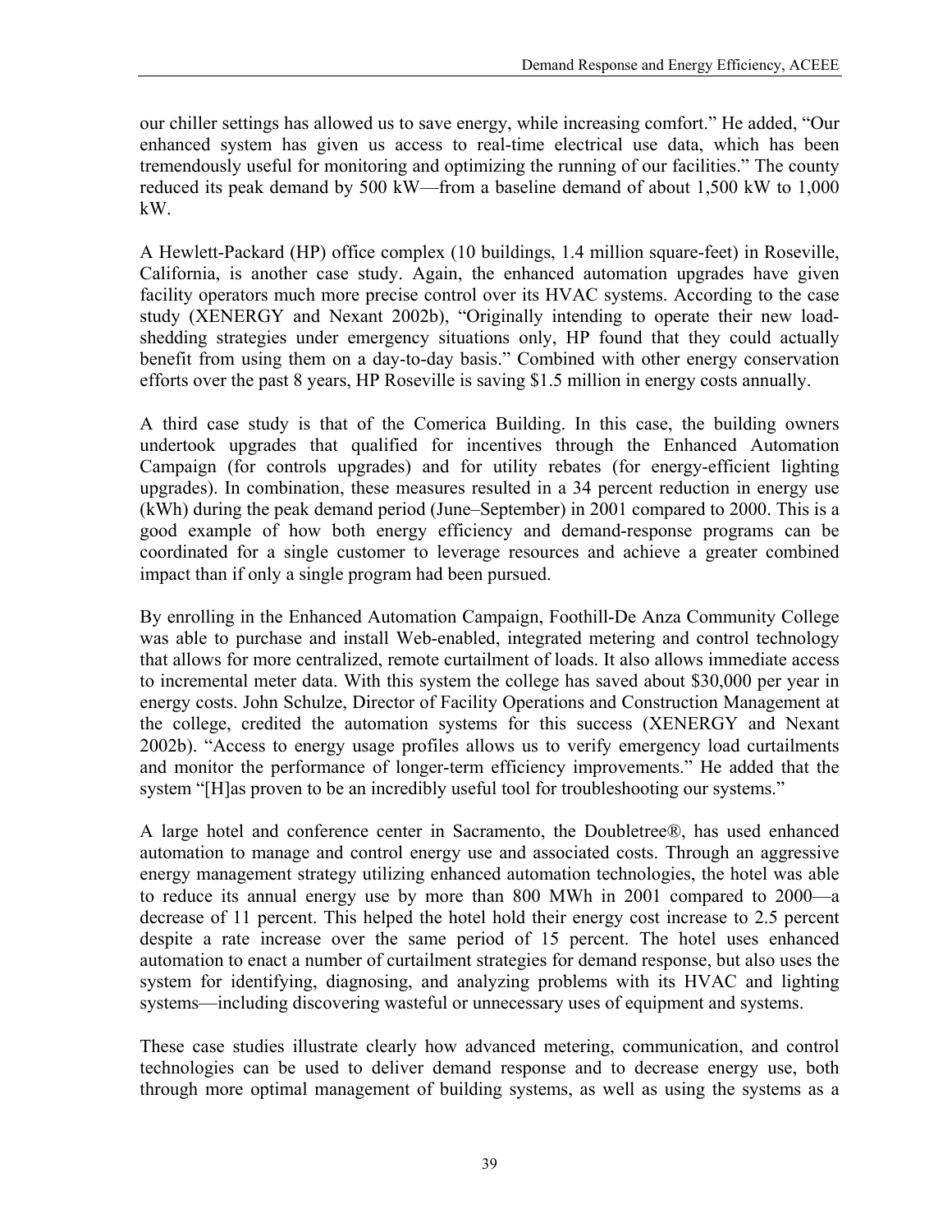our chiller settings has allowed us to save energy, while increasing comfort." He added, "Our enhanced system has given us access to real-time electrical use data, which has been tremendously useful for monitoring and optimizing the running of our facilities." The county reduced its peak demand by 500 kW—from a baseline demand of about 1,500 kW to 1,000 kW.

A Hewlett-Packard (HP) office complex (10 buildings, 1.4 million square-feet) in Roseville, California, is another case study. Again, the enhanced automation upgrades have given facility operators much more precise control over its HVAC systems. According to the case study (XENERGY and Nexant 2002b), "Originally intending to operate their new load-shedding strategies under emergency situations only, HP found that they could actually benefit from using them on a day-to-day basis." Combined with other energy conservation efforts over the past 8 years, HP Roseville is saving $1.5 million in energy costs annually.

A third case study is that of the Comerica Building. In this case, the building owners undertook upgrades that qualified for incentives through the Enhanced Automation Campaign (for controls upgrades) and for utility rebates (for energy-efficient lighting upgrades). In combination, these measures resulted in a 34 percent reduction in energy use (kWh) during the peak demand period (June–September) in 2001 compared to 2000. This is a good example of how both energy efficiency and demand-response programs can be coordinated for a single customer to leverage resources and achieve a greater combined impact than if only a single program had been pursued.

By enrolling in the Enhanced Automation Campaign, Foothill-De Anza Community College was able to purchase and install Web-enabled, integrated metering and control technology that allows for more centralized, remote curtailment of loads. It also allows immediate access to incremental meter data. With this system the college has saved about $30,000 per year in energy costs. John Schulze, Director of Facility Operations and Construction Management at the college, credited the automation systems for this success (XENERGY and Nexant 2002b). "Access to energy usage profiles allows us to verify emergency load curtailments and monitor the performance of longer-term efficiency improvements." He added that the system "[H]as proven to be an incredibly useful tool for troubleshooting our systems."

A large hotel and conference center in Sacramento, the Doubletree®, has used enhanced automation to manage and control energy use and associated costs. Through an aggressive energy management strategy utilizing enhanced automation technologies, the hotel was able to reduce its annual energy use by more than 800 MWh in 2001 compared to 2000—a decrease of 11 percent. This helped the hotel hold their energy cost increase to 2.5 percent despite a rate increase over the same period of 15 percent. The hotel uses enhanced automation to enact a number of curtailment strategies for demand response, but also uses the system for identifying, diagnosing, and analyzing problems with its HVAC and lighting systems—including discovering wasteful or unnecessary uses of equipment and systems.

These case studies illustrate clearly how advanced metering, communication, and control technologies can be used to deliver demand response and to decrease energy use, both through more optimal management of building systems, as well as using the systems as a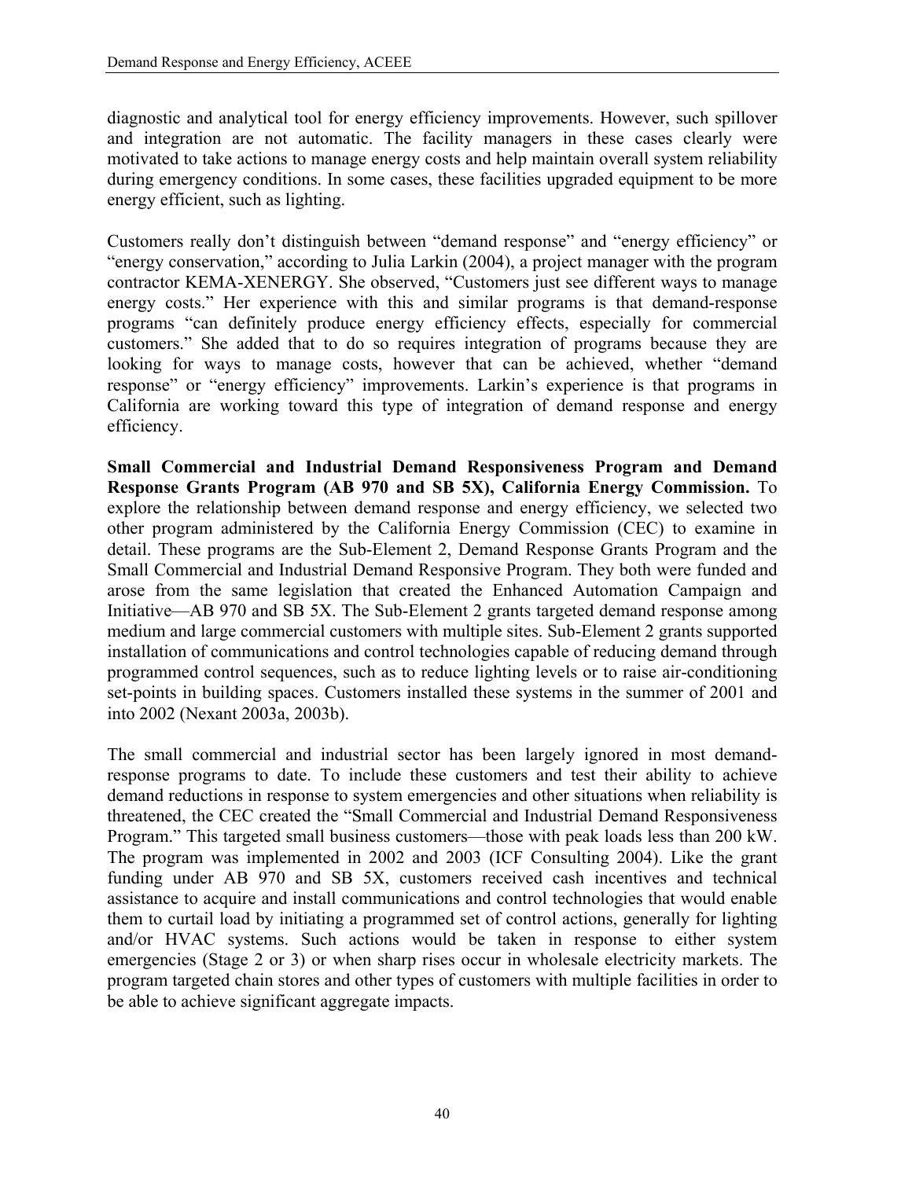diagnostic and analytical tool for energy efficiency improvements. However, such spillover and integration are not automatic. The facility managers in these cases clearly were motivated to take actions to manage energy costs and help maintain overall system reliability during emergency conditions. In some cases, these facilities upgraded equipment to be more energy efficient, such as lighting.

Customers really don't distinguish between "demand response" and "energy efficiency" or "energy conservation," according to Julia Larkin (2004), a project manager with the program contractor KEMA-XENERGY. She observed, "Customers just see different ways to manage energy costs." Her experience with this and similar programs is that demand-response programs "can definitely produce energy efficiency effects, especially for commercial customers." She added that to do so requires integration of programs because they are looking for ways to manage costs, however that can be achieved, whether "demand response" or "energy efficiency" improvements. Larkin's experience is that programs in California are working toward this type of integration of demand response and energy efficiency.

**Small Commercial and Industrial Demand Responsiveness Program and Demand Response Grants Program (AB 970 and SB 5X), California Energy Commission.** To explore the relationship between demand response and energy efficiency, we selected two other program administered by the California Energy Commission (CEC) to examine in detail. These programs are the Sub-Element 2, Demand Response Grants Program and the Small Commercial and Industrial Demand Responsive Program. They both were funded and arose from the same legislation that created the Enhanced Automation Campaign and Initiative—AB 970 and SB 5X. The Sub-Element 2 grants targeted demand response among medium and large commercial customers with multiple sites. Sub-Element 2 grants supported installation of communications and control technologies capable of reducing demand through programmed control sequences, such as to reduce lighting levels or to raise air-conditioning set-points in building spaces. Customers installed these systems in the summer of 2001 and into 2002 (Nexant 2003a, 2003b).

The small commercial and industrial sector has been largely ignored in most demand-response programs to date. To include these customers and test their ability to achieve demand reductions in response to system emergencies and other situations when reliability is threatened, the CEC created the "Small Commercial and Industrial Demand Responsiveness Program." This targeted small business customers—those with peak loads less than 200 kW. The program was implemented in 2002 and 2003 (ICF Consulting 2004). Like the grant funding under AB 970 and SB 5X, customers received cash incentives and technical assistance to acquire and install communications and control technologies that would enable them to curtail load by initiating a programmed set of control actions, generally for lighting and/or HVAC systems. Such actions would be taken in response to either system emergencies (Stage 2 or 3) or when sharp rises occur in wholesale electricity markets. The program targeted chain stores and other types of customers with multiple facilities in order to be able to achieve significant aggregate impacts.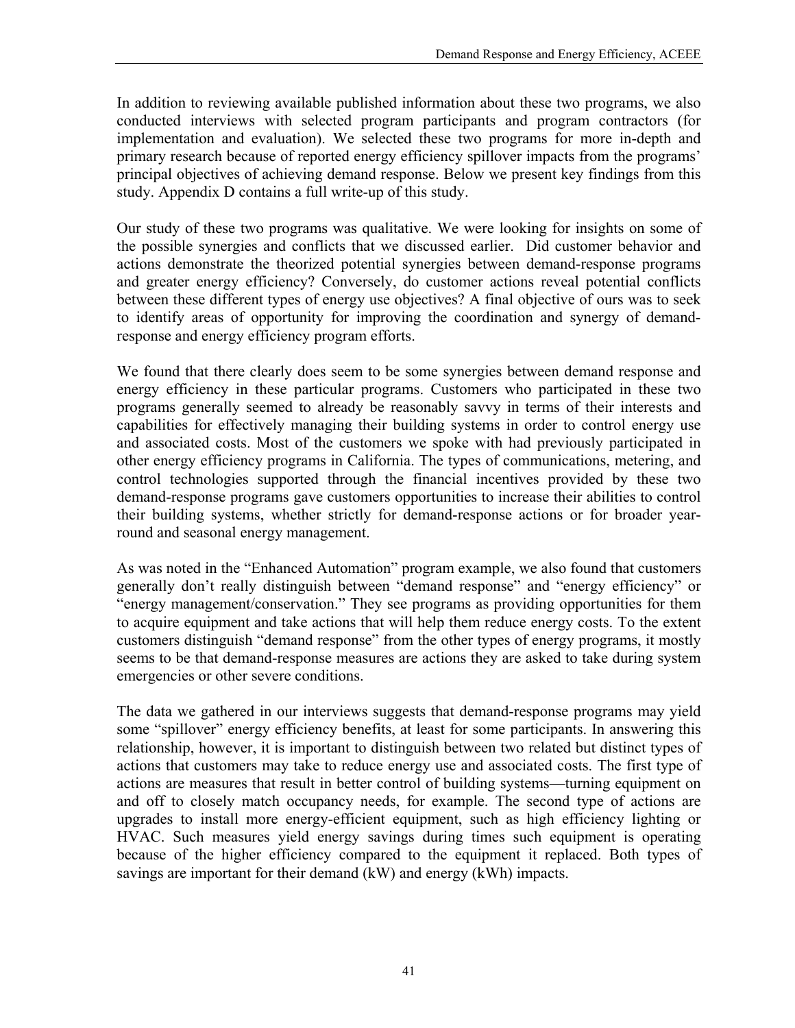In addition to reviewing available published information about these two programs, we also conducted interviews with selected program participants and program contractors (for implementation and evaluation). We selected these two programs for more in-depth and primary research because of reported energy efficiency spillover impacts from the programs' principal objectives of achieving demand response. Below we present key findings from this study. Appendix D contains a full write-up of this study.

Our study of these two programs was qualitative. We were looking for insights on some of the possible synergies and conflicts that we discussed earlier. Did customer behavior and actions demonstrate the theorized potential synergies between demand-response programs and greater energy efficiency? Conversely, do customer actions reveal potential conflicts between these different types of energy use objectives? A final objective of ours was to seek to identify areas of opportunity for improving the coordination and synergy of demand-response and energy efficiency program efforts.

We found that there clearly does seem to be some synergies between demand response and energy efficiency in these particular programs. Customers who participated in these two programs generally seemed to already be reasonably savvy in terms of their interests and capabilities for effectively managing their building systems in order to control energy use and associated costs. Most of the customers we spoke with had previously participated in other energy efficiency programs in California. The types of communications, metering, and control technologies supported through the financial incentives provided by these two demand-response programs gave customers opportunities to increase their abilities to control their building systems, whether strictly for demand-response actions or for broader year-round and seasonal energy management.

As was noted in the "Enhanced Automation" program example, we also found that customers generally don't really distinguish between "demand response" and "energy efficiency" or "energy management/conservation." They see programs as providing opportunities for them to acquire equipment and take actions that will help them reduce energy costs. To the extent customers distinguish "demand response" from the other types of energy programs, it mostly seems to be that demand-response measures are actions they are asked to take during system emergencies or other severe conditions.

The data we gathered in our interviews suggests that demand-response programs may yield some "spillover" energy efficiency benefits, at least for some participants. In answering this relationship, however, it is important to distinguish between two related but distinct types of actions that customers may take to reduce energy use and associated costs. The first type of actions are measures that result in better control of building systems—turning equipment on and off to closely match occupancy needs, for example. The second type of actions are upgrades to install more energy-efficient equipment, such as high efficiency lighting or HVAC. Such measures yield energy savings during times such equipment is operating because of the higher efficiency compared to the equipment it replaced. Both types of savings are important for their demand (kW) and energy (kWh) impacts.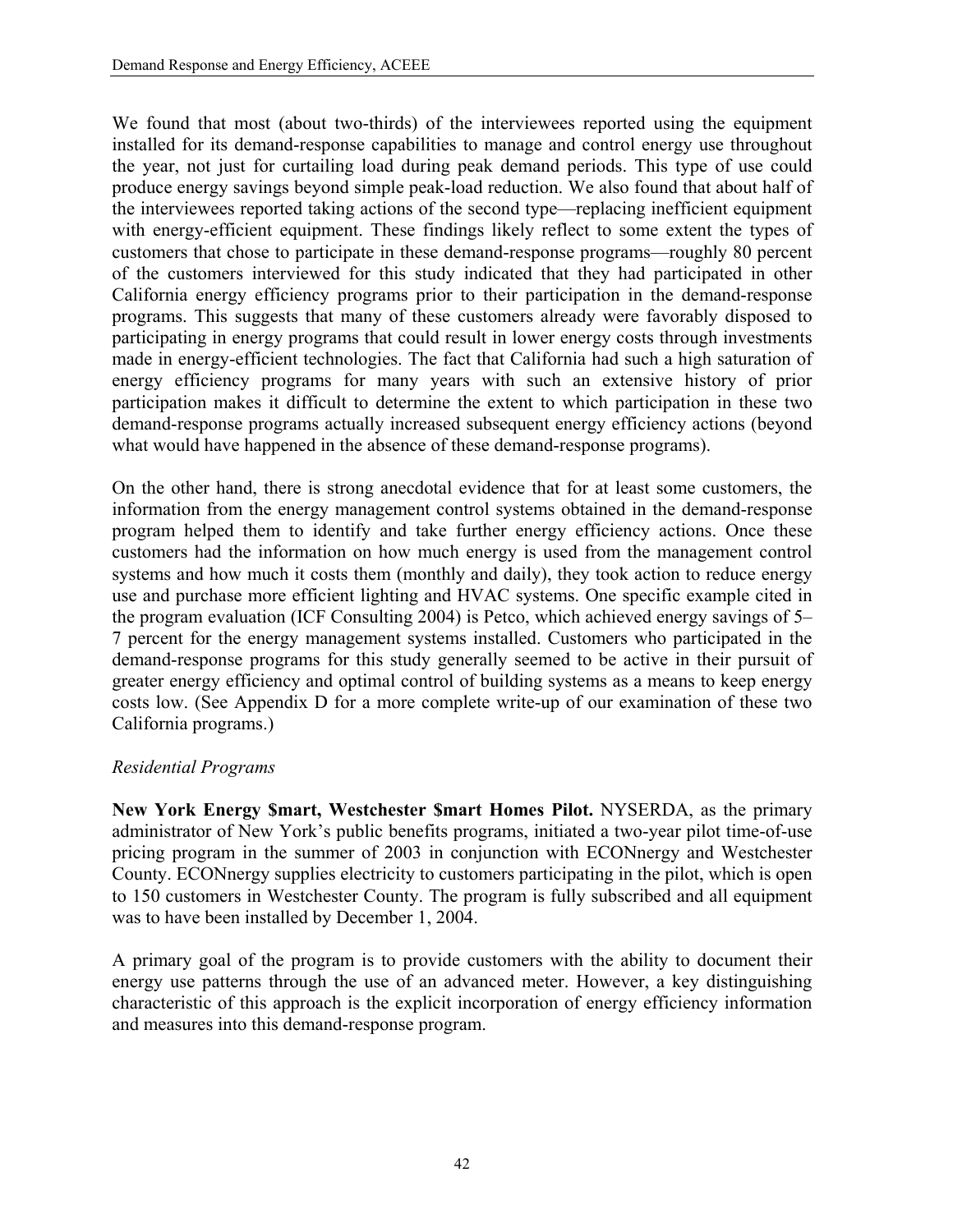We found that most (about two-thirds) of the interviewees reported using the equipment installed for its demand-response capabilities to manage and control energy use throughout the year, not just for curtailing load during peak demand periods. This type of use could produce energy savings beyond simple peak-load reduction. We also found that about half of the interviewees reported taking actions of the second type—replacing inefficient equipment with energy-efficient equipment. These findings likely reflect to some extent the types of customers that chose to participate in these demand-response programs—roughly 80 percent of the customers interviewed for this study indicated that they had participated in other California energy efficiency programs prior to their participation in the demand-response programs. This suggests that many of these customers already were favorably disposed to participating in energy programs that could result in lower energy costs through investments made in energy-efficient technologies. The fact that California had such a high saturation of energy efficiency programs for many years with such an extensive history of prior participation makes it difficult to determine the extent to which participation in these two demand-response programs actually increased subsequent energy efficiency actions (beyond what would have happened in the absence of these demand-response programs).

On the other hand, there is strong anecdotal evidence that for at least some customers, the information from the energy management control systems obtained in the demand-response program helped them to identify and take further energy efficiency actions. Once these customers had the information on how much energy is used from the management control systems and how much it costs them (monthly and daily), they took action to reduce energy use and purchase more efficient lighting and HVAC systems. One specific example cited in the program evaluation (ICF Consulting 2004) is Petco, which achieved energy savings of 5–7 percent for the energy management systems installed. Customers who participated in the demand-response programs for this study generally seemed to be active in their pursuit of greater energy efficiency and optimal control of building systems as a means to keep energy costs low. (See Appendix D for a more complete write-up of our examination of these two California programs.)

*Residential Programs*

**New York Energy $mart, Westchester $mart Homes Pilot.** NYSERDA, as the primary administrator of New York's public benefits programs, initiated a two-year pilot time-of-use pricing program in the summer of 2003 in conjunction with ECONnergy and Westchester County. ECONnergy supplies electricity to customers participating in the pilot, which is open to 150 customers in Westchester County. The program is fully subscribed and all equipment was to have been installed by December 1, 2004.

A primary goal of the program is to provide customers with the ability to document their energy use patterns through the use of an advanced meter. However, a key distinguishing characteristic of this approach is the explicit incorporation of energy efficiency information and measures into this demand-response program.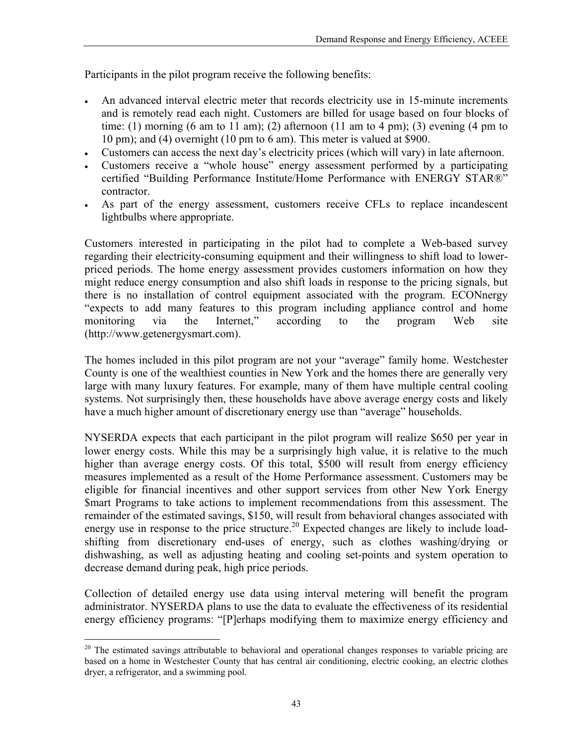Participants in the pilot program receive the following benefits:

- An advanced interval electric meter that records electricity use in 15-minute increments and is remotely read each night. Customers are billed for usage based on four blocks of time: (1) morning (6 am to 11 am); (2) afternoon (11 am to 4 pm); (3) evening (4 pm to 10 pm); and (4) overnight (10 pm to 6 am). This meter is valued at $900.
- Customers can access the next day's electricity prices (which will vary) in late afternoon.
- Customers receive a "whole house" energy assessment performed by a participating certified "Building Performance Institute/Home Performance with ENERGY STAR®" contractor.
- As part of the energy assessment, customers receive CFLs to replace incandescent lightbulbs where appropriate.

Customers interested in participating in the pilot had to complete a Web-based survey regarding their electricity-consuming equipment and their willingness to shift load to lower-priced periods. The home energy assessment provides customers information on how they might reduce energy consumption and also shift loads in response to the pricing signals, but there is no installation of control equipment associated with the program. ECONnergy "expects to add many features to this program including appliance control and home monitoring via the Internet," according to the program Web site (http://www.getenergysmart.com).

The homes included in this pilot program are not your "average" family home. Westchester County is one of the wealthiest counties in New York and the homes there are generally very large with many luxury features. For example, many of them have multiple central cooling systems. Not surprisingly then, these households have above average energy costs and likely have a much higher amount of discretionary energy use than "average" households.

NYSERDA expects that each participant in the pilot program will realize $650 per year in lower energy costs. While this may be a surprisingly high value, it is relative to the much higher than average energy costs. Of this total, $500 will result from energy efficiency measures implemented as a result of the Home Performance assessment. Customers may be eligible for financial incentives and other support services from other New York Energy $mart Programs to take actions to implement recommendations from this assessment. The remainder of the estimated savings, $150, will result from behavioral changes associated with energy use in response to the price structure.[20] Expected changes are likely to include load-shifting from discretionary end-uses of energy, such as clothes washing/drying or dishwashing, as well as adjusting heating and cooling set-points and system operation to decrease demand during peak, high price periods.

Collection of detailed energy use data using interval metering will benefit the program administrator. NYSERDA plans to use the data to evaluate the effectiveness of its residential energy efficiency programs: "[P]erhaps modifying them to maximize energy efficiency and

[20] The estimated savings attributable to behavioral and operational changes responses to variable pricing are based on a home in Westchester County that has central air conditioning, electric cooking, an electric clothes dryer, a refrigerator, and a swimming pool.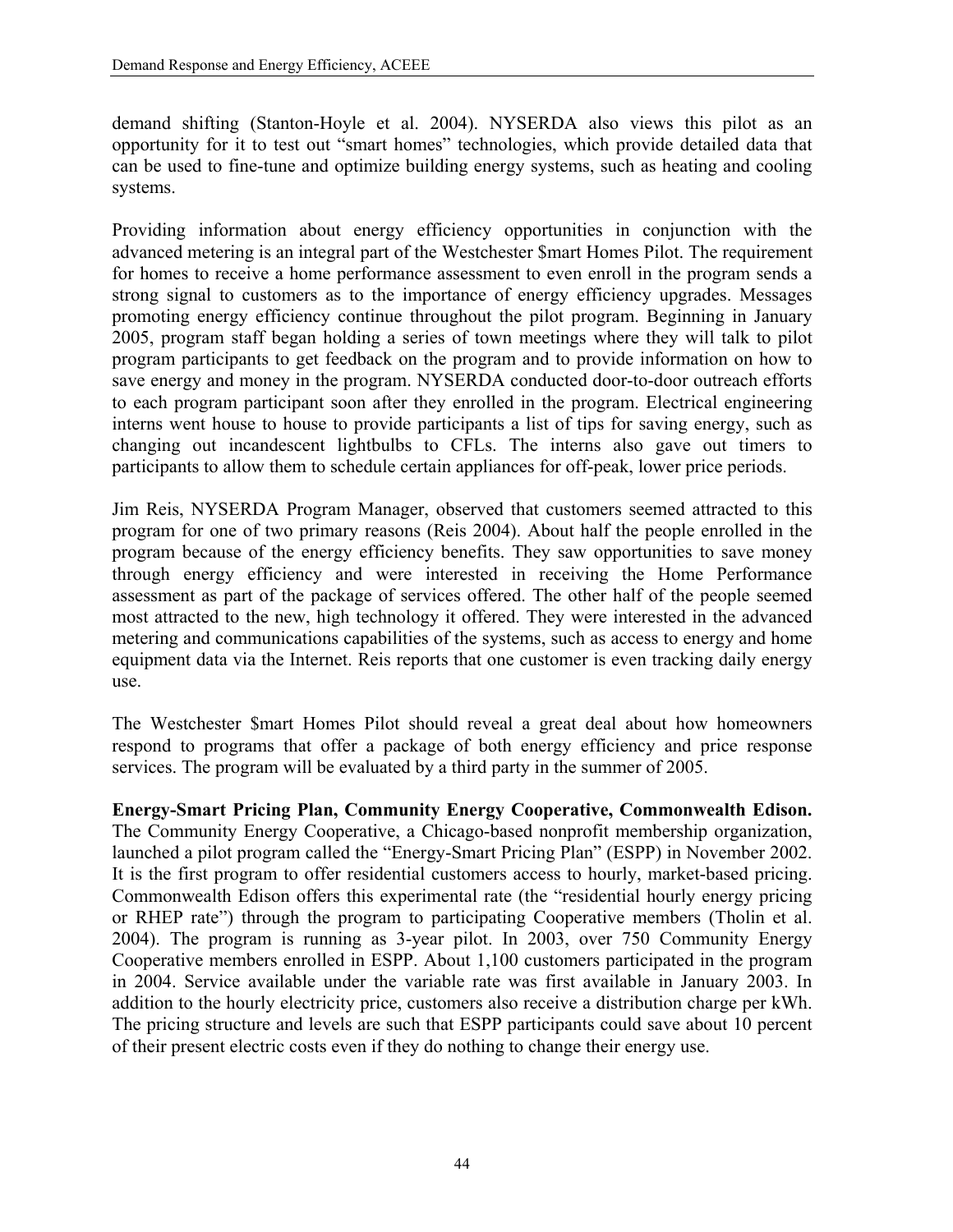demand shifting (Stanton-Hoyle et al. 2004). NYSERDA also views this pilot as an opportunity for it to test out "smart homes" technologies, which provide detailed data that can be used to fine-tune and optimize building energy systems, such as heating and cooling systems.

Providing information about energy efficiency opportunities in conjunction with the advanced metering is an integral part of the Westchester $mart Homes Pilot. The requirement for homes to receive a home performance assessment to even enroll in the program sends a strong signal to customers as to the importance of energy efficiency upgrades. Messages promoting energy efficiency continue throughout the pilot program. Beginning in January 2005, program staff began holding a series of town meetings where they will talk to pilot program participants to get feedback on the program and to provide information on how to save energy and money in the program. NYSERDA conducted door-to-door outreach efforts to each program participant soon after they enrolled in the program. Electrical engineering interns went house to house to provide participants a list of tips for saving energy, such as changing out incandescent lightbulbs to CFLs. The interns also gave out timers to participants to allow them to schedule certain appliances for off-peak, lower price periods.

Jim Reis, NYSERDA Program Manager, observed that customers seemed attracted to this program for one of two primary reasons (Reis 2004). About half the people enrolled in the program because of the energy efficiency benefits. They saw opportunities to save money through energy efficiency and were interested in receiving the Home Performance assessment as part of the package of services offered. The other half of the people seemed most attracted to the new, high technology it offered. They were interested in the advanced metering and communications capabilities of the systems, such as access to energy and home equipment data via the Internet. Reis reports that one customer is even tracking daily energy use.

The Westchester $mart Homes Pilot should reveal a great deal about how homeowners respond to programs that offer a package of both energy efficiency and price response services. The program will be evaluated by a third party in the summer of 2005.

**Energy-Smart Pricing Plan, Community Energy Cooperative, Commonwealth Edison.** The Community Energy Cooperative, a Chicago-based nonprofit membership organization, launched a pilot program called the "Energy-Smart Pricing Plan" (ESPP) in November 2002. It is the first program to offer residential customers access to hourly, market-based pricing. Commonwealth Edison offers this experimental rate (the "residential hourly energy pricing or RHEP rate") through the program to participating Cooperative members (Tholin et al. 2004). The program is running as 3-year pilot. In 2003, over 750 Community Energy Cooperative members enrolled in ESPP. About 1,100 customers participated in the program in 2004. Service available under the variable rate was first available in January 2003. In addition to the hourly electricity price, customers also receive a distribution charge per kWh. The pricing structure and levels are such that ESPP participants could save about 10 percent of their present electric costs even if they do nothing to change their energy use.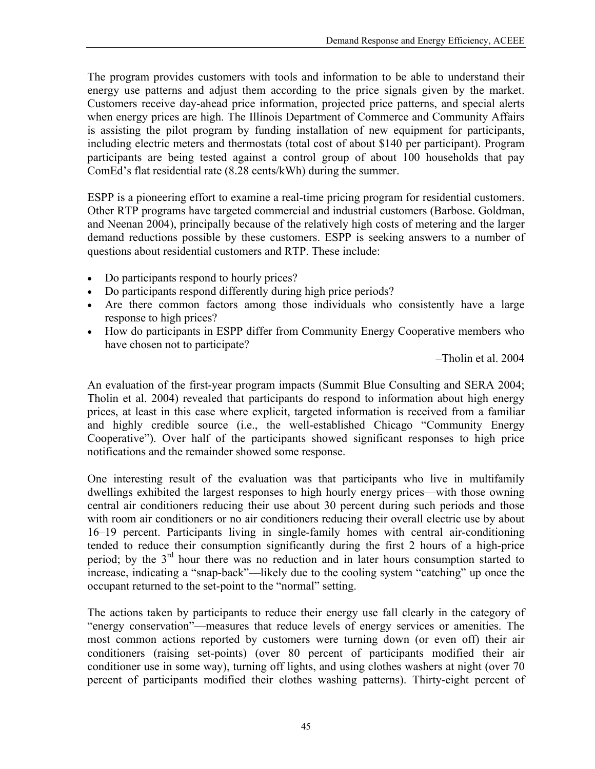The program provides customers with tools and information to be able to understand their energy use patterns and adjust them according to the price signals given by the market. Customers receive day-ahead price information, projected price patterns, and special alerts when energy prices are high. The Illinois Department of Commerce and Community Affairs is assisting the pilot program by funding installation of new equipment for participants, including electric meters and thermostats (total cost of about $140 per participant). Program participants are being tested against a control group of about 100 households that pay ComEd's flat residential rate (8.28 cents/kWh) during the summer.

ESPP is a pioneering effort to examine a real-time pricing program for residential customers. Other RTP programs have targeted commercial and industrial customers (Barbose. Goldman, and Neenan 2004), principally because of the relatively high costs of metering and the larger demand reductions possible by these customers. ESPP is seeking answers to a number of questions about residential customers and RTP. These include:

- Do participants respond to hourly prices?
- Do participants respond differently during high price periods?
- Are there common factors among those individuals who consistently have a large response to high prices?
- How do participants in ESPP differ from Community Energy Cooperative members who have chosen not to participate?

–Tholin et al. 2004

An evaluation of the first-year program impacts (Summit Blue Consulting and SERA 2004; Tholin et al. 2004) revealed that participants do respond to information about high energy prices, at least in this case where explicit, targeted information is received from a familiar and highly credible source (i.e., the well-established Chicago "Community Energy Cooperative"). Over half of the participants showed significant responses to high price notifications and the remainder showed some response.

One interesting result of the evaluation was that participants who live in multifamily dwellings exhibited the largest responses to high hourly energy prices—with those owning central air conditioners reducing their use about 30 percent during such periods and those with room air conditioners or no air conditioners reducing their overall electric use by about 16–19 percent. Participants living in single-family homes with central air-conditioning tended to reduce their consumption significantly during the first 2 hours of a high-price period; by the 3rd hour there was no reduction and in later hours consumption started to increase, indicating a "snap-back"—likely due to the cooling system "catching" up once the occupant returned to the set-point to the "normal" setting.

The actions taken by participants to reduce their energy use fall clearly in the category of "energy conservation"—measures that reduce levels of energy services or amenities. The most common actions reported by customers were turning down (or even off) their air conditioners (raising set-points) (over 80 percent of participants modified their air conditioner use in some way), turning off lights, and using clothes washers at night (over 70 percent of participants modified their clothes washing patterns). Thirty-eight percent of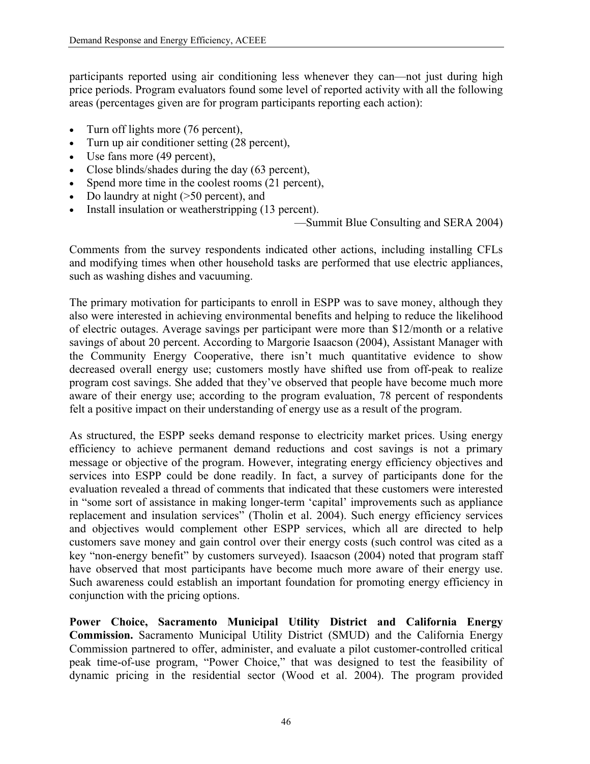participants reported using air conditioning less whenever they can—not just during high price periods. Program evaluators found some level of reported activity with all the following areas (percentages given are for program participants reporting each action):

- Turn off lights more (76 percent),
- Turn up air conditioner setting (28 percent),
- Use fans more (49 percent),
- Close blinds/shades during the day (63 percent),
- Spend more time in the coolest rooms (21 percent),
- Do laundry at night (>50 percent), and
- Install insulation or weatherstripping (13 percent).

—Summit Blue Consulting and SERA 2004)

Comments from the survey respondents indicated other actions, including installing CFLs and modifying times when other household tasks are performed that use electric appliances, such as washing dishes and vacuuming.

The primary motivation for participants to enroll in ESPP was to save money, although they also were interested in achieving environmental benefits and helping to reduce the likelihood of electric outages. Average savings per participant were more than $12/month or a relative savings of about 20 percent. According to Margorie Isaacson (2004), Assistant Manager with the Community Energy Cooperative, there isn't much quantitative evidence to show decreased overall energy use; customers mostly have shifted use from off-peak to realize program cost savings. She added that they've observed that people have become much more aware of their energy use; according to the program evaluation, 78 percent of respondents felt a positive impact on their understanding of energy use as a result of the program.

As structured, the ESPP seeks demand response to electricity market prices. Using energy efficiency to achieve permanent demand reductions and cost savings is not a primary message or objective of the program. However, integrating energy efficiency objectives and services into ESPP could be done readily. In fact, a survey of participants done for the evaluation revealed a thread of comments that indicated that these customers were interested in "some sort of assistance in making longer-term 'capital' improvements such as appliance replacement and insulation services" (Tholin et al. 2004). Such energy efficiency services and objectives would complement other ESPP services, which all are directed to help customers save money and gain control over their energy costs (such control was cited as a key "non-energy benefit" by customers surveyed). Isaacson (2004) noted that program staff have observed that most participants have become much more aware of their energy use. Such awareness could establish an important foundation for promoting energy efficiency in conjunction with the pricing options.

**Power Choice, Sacramento Municipal Utility District and California Energy Commission.** Sacramento Municipal Utility District (SMUD) and the California Energy Commission partnered to offer, administer, and evaluate a pilot customer-controlled critical peak time-of-use program, "Power Choice," that was designed to test the feasibility of dynamic pricing in the residential sector (Wood et al. 2004). The program provided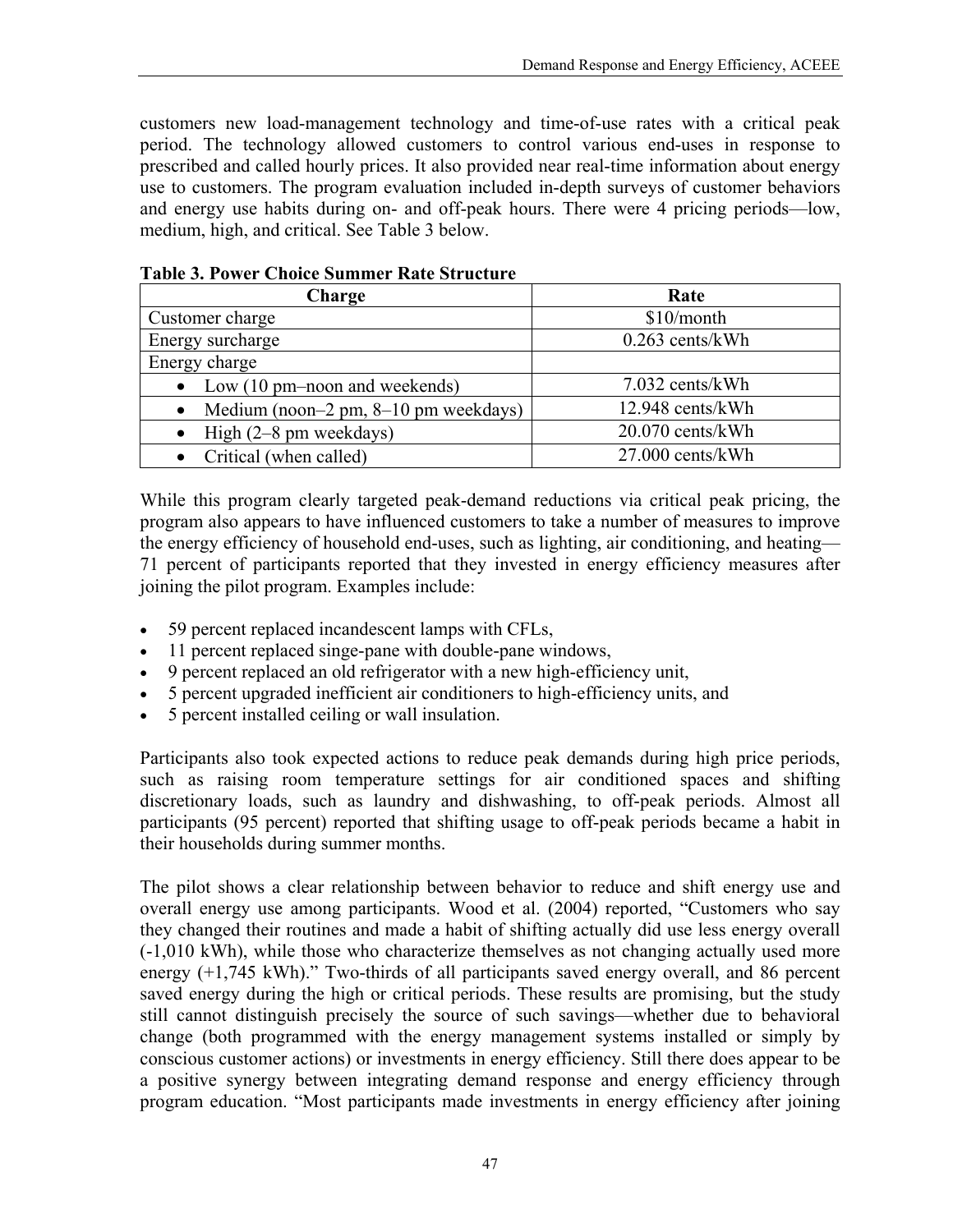customers new load-management technology and time-of-use rates with a critical peak period. The technology allowed customers to control various end-uses in response to prescribed and called hourly prices. It also provided near real-time information about energy use to customers. The program evaluation included in-depth surveys of customer behaviors and energy use habits during on- and off-peak hours. There were 4 pricing periods—low, medium, high, and critical. See Table 3 below.

**Table 3. Power Choice Summer Rate Structure**

| Charge | Rate |
|---|---|
| Customer charge | $10/month |
| Energy surcharge | 0.263 cents/kWh |
| Energy charge | |
| • Low (10 pm–noon and weekends) | 7.032 cents/kWh |
| • Medium (noon–2 pm, 8–10 pm weekdays) | 12.948 cents/kWh |
| • High (2–8 pm weekdays) | 20.070 cents/kWh |
| • Critical (when called) | 27.000 cents/kWh |

While this program clearly targeted peak-demand reductions via critical peak pricing, the program also appears to have influenced customers to take a number of measures to improve the energy efficiency of household end-uses, such as lighting, air conditioning, and heating—71 percent of participants reported that they invested in energy efficiency measures after joining the pilot program. Examples include:

- 59 percent replaced incandescent lamps with CFLs,
- 11 percent replaced singe-pane with double-pane windows,
- 9 percent replaced an old refrigerator with a new high-efficiency unit,
- 5 percent upgraded inefficient air conditioners to high-efficiency units, and
- 5 percent installed ceiling or wall insulation.

Participants also took expected actions to reduce peak demands during high price periods, such as raising room temperature settings for air conditioned spaces and shifting discretionary loads, such as laundry and dishwashing, to off-peak periods. Almost all participants (95 percent) reported that shifting usage to off-peak periods became a habit in their households during summer months.

The pilot shows a clear relationship between behavior to reduce and shift energy use and overall energy use among participants. Wood et al. (2004) reported, "Customers who say they changed their routines and made a habit of shifting actually did use less energy overall (-1,010 kWh), while those who characterize themselves as not changing actually used more energy (+1,745 kWh)." Two-thirds of all participants saved energy overall, and 86 percent saved energy during the high or critical periods. These results are promising, but the study still cannot distinguish precisely the source of such savings—whether due to behavioral change (both programmed with the energy management systems installed or simply by conscious customer actions) or investments in energy efficiency. Still there does appear to be a positive synergy between integrating demand response and energy efficiency through program education. "Most participants made investments in energy efficiency after joining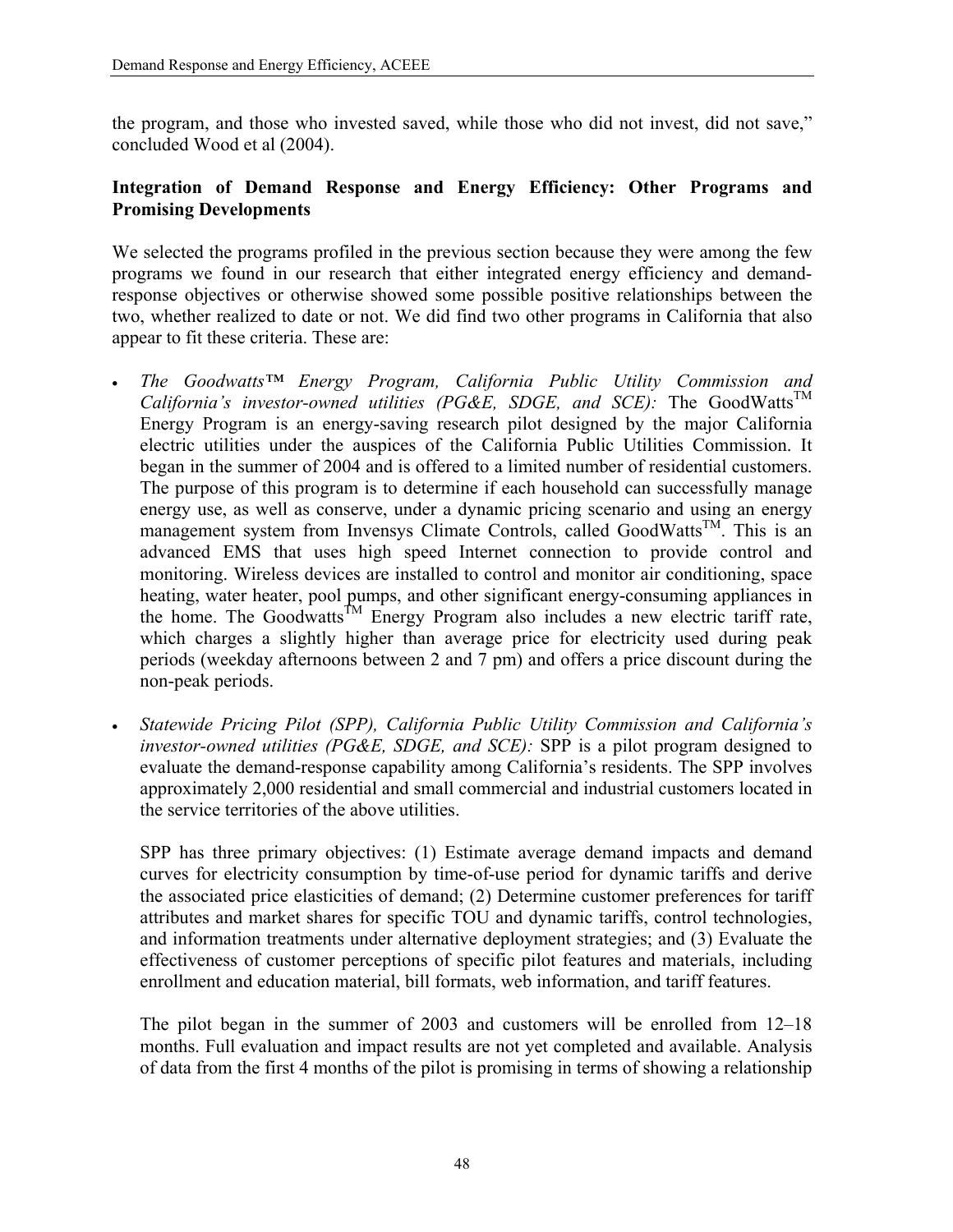the program, and those who invested saved, while those who did not invest, did not save," concluded Wood et al (2004).

### Integration of Demand Response and Energy Efficiency: Other Programs and Promising Developments

We selected the programs profiled in the previous section because they were among the few programs we found in our research that either integrated energy efficiency and demand-response objectives or otherwise showed some possible positive relationships between the two, whether realized to date or not. We did find two other programs in California that also appear to fit these criteria. These are:

- *The Goodwatts™ Energy Program, California Public Utility Commission and California's investor-owned utilities (PG&E, SDGE, and SCE):* The GoodWatts™ Energy Program is an energy-saving research pilot designed by the major California electric utilities under the auspices of the California Public Utilities Commission. It began in the summer of 2004 and is offered to a limited number of residential customers. The purpose of this program is to determine if each household can successfully manage energy use, as well as conserve, under a dynamic pricing scenario and using an energy management system from Invensys Climate Controls, called GoodWatts™. This is an advanced EMS that uses high speed Internet connection to provide control and monitoring. Wireless devices are installed to control and monitor air conditioning, space heating, water heater, pool pumps, and other significant energy-consuming appliances in the home. The Goodwatts™ Energy Program also includes a new electric tariff rate, which charges a slightly higher than average price for electricity used during peak periods (weekday afternoons between 2 and 7 pm) and offers a price discount during the non-peak periods.

- *Statewide Pricing Pilot (SPP), California Public Utility Commission and California's investor-owned utilities (PG&E, SDGE, and SCE):* SPP is a pilot program designed to evaluate the demand-response capability among California's residents. The SPP involves approximately 2,000 residential and small commercial and industrial customers located in the service territories of the above utilities.

  SPP has three primary objectives: (1) Estimate average demand impacts and demand curves for electricity consumption by time-of-use period for dynamic tariffs and derive the associated price elasticities of demand; (2) Determine customer preferences for tariff attributes and market shares for specific TOU and dynamic tariffs, control technologies, and information treatments under alternative deployment strategies; and (3) Evaluate the effectiveness of customer perceptions of specific pilot features and materials, including enrollment and education material, bill formats, web information, and tariff features.

  The pilot began in the summer of 2003 and customers will be enrolled from 12–18 months. Full evaluation and impact results are not yet completed and available. Analysis of data from the first 4 months of the pilot is promising in terms of showing a relationship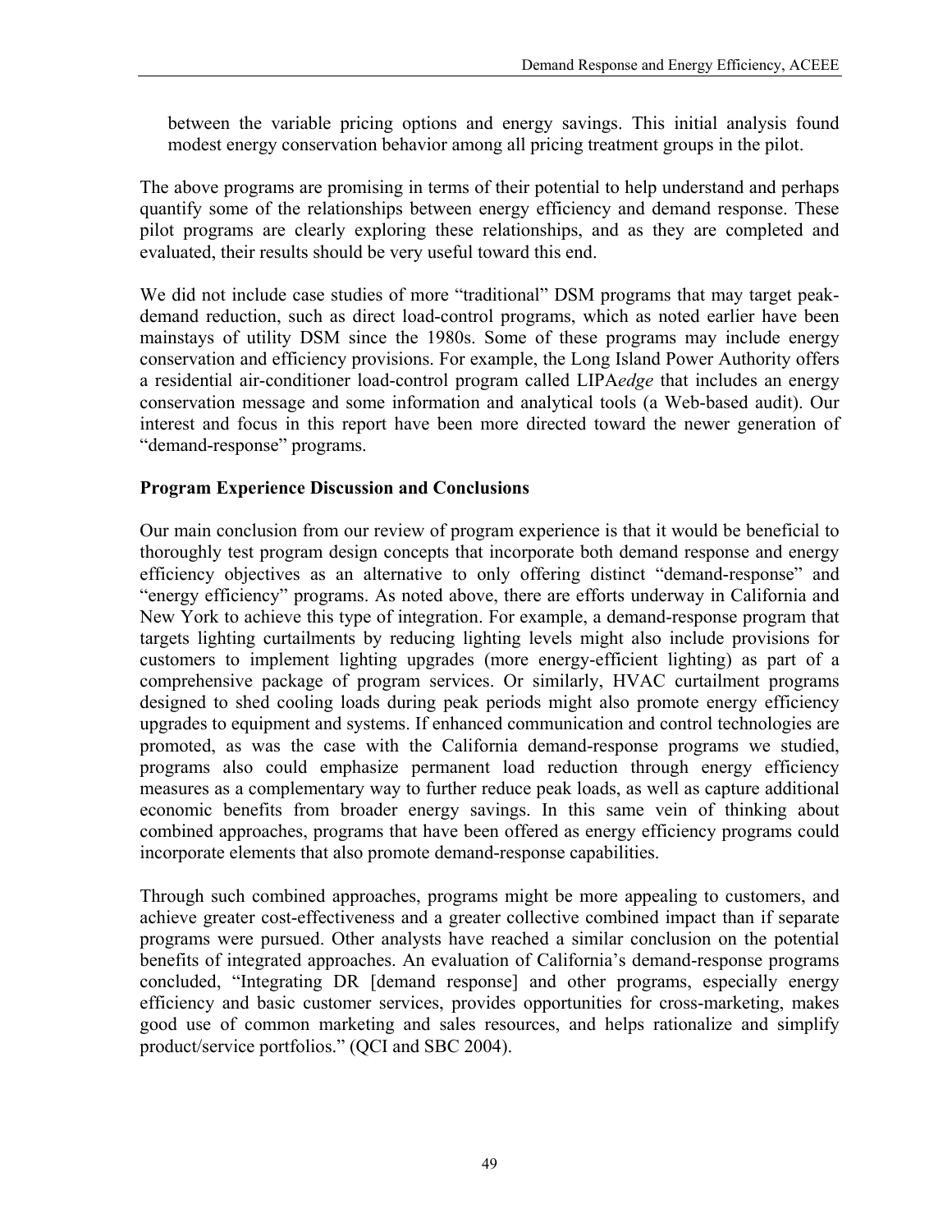between the variable pricing options and energy savings. This initial analysis found modest energy conservation behavior among all pricing treatment groups in the pilot.

The above programs are promising in terms of their potential to help understand and perhaps quantify some of the relationships between energy efficiency and demand response. These pilot programs are clearly exploring these relationships, and as they are completed and evaluated, their results should be very useful toward this end.

We did not include case studies of more "traditional" DSM programs that may target peak-demand reduction, such as direct load-control programs, which as noted earlier have been mainstays of utility DSM since the 1980s. Some of these programs may include energy conservation and efficiency provisions. For example, the Long Island Power Authority offers a residential air-conditioner load-control program called LIPA*edge* that includes an energy conservation message and some information and analytical tools (a Web-based audit). Our interest and focus in this report have been more directed toward the newer generation of "demand-response" programs.

### Program Experience Discussion and Conclusions

Our main conclusion from our review of program experience is that it would be beneficial to thoroughly test program design concepts that incorporate both demand response and energy efficiency objectives as an alternative to only offering distinct "demand-response" and "energy efficiency" programs. As noted above, there are efforts underway in California and New York to achieve this type of integration. For example, a demand-response program that targets lighting curtailments by reducing lighting levels might also include provisions for customers to implement lighting upgrades (more energy-efficient lighting) as part of a comprehensive package of program services. Or similarly, HVAC curtailment programs designed to shed cooling loads during peak periods might also promote energy efficiency upgrades to equipment and systems. If enhanced communication and control technologies are promoted, as was the case with the California demand-response programs we studied, programs also could emphasize permanent load reduction through energy efficiency measures as a complementary way to further reduce peak loads, as well as capture additional economic benefits from broader energy savings. In this same vein of thinking about combined approaches, programs that have been offered as energy efficiency programs could incorporate elements that also promote demand-response capabilities.

Through such combined approaches, programs might be more appealing to customers, and achieve greater cost-effectiveness and a greater collective combined impact than if separate programs were pursued. Other analysts have reached a similar conclusion on the potential benefits of integrated approaches. An evaluation of California's demand-response programs concluded, "Integrating DR [demand response] and other programs, especially energy efficiency and basic customer services, provides opportunities for cross-marketing, makes good use of common marketing and sales resources, and helps rationalize and simplify product/service portfolios." (QCI and SBC 2004).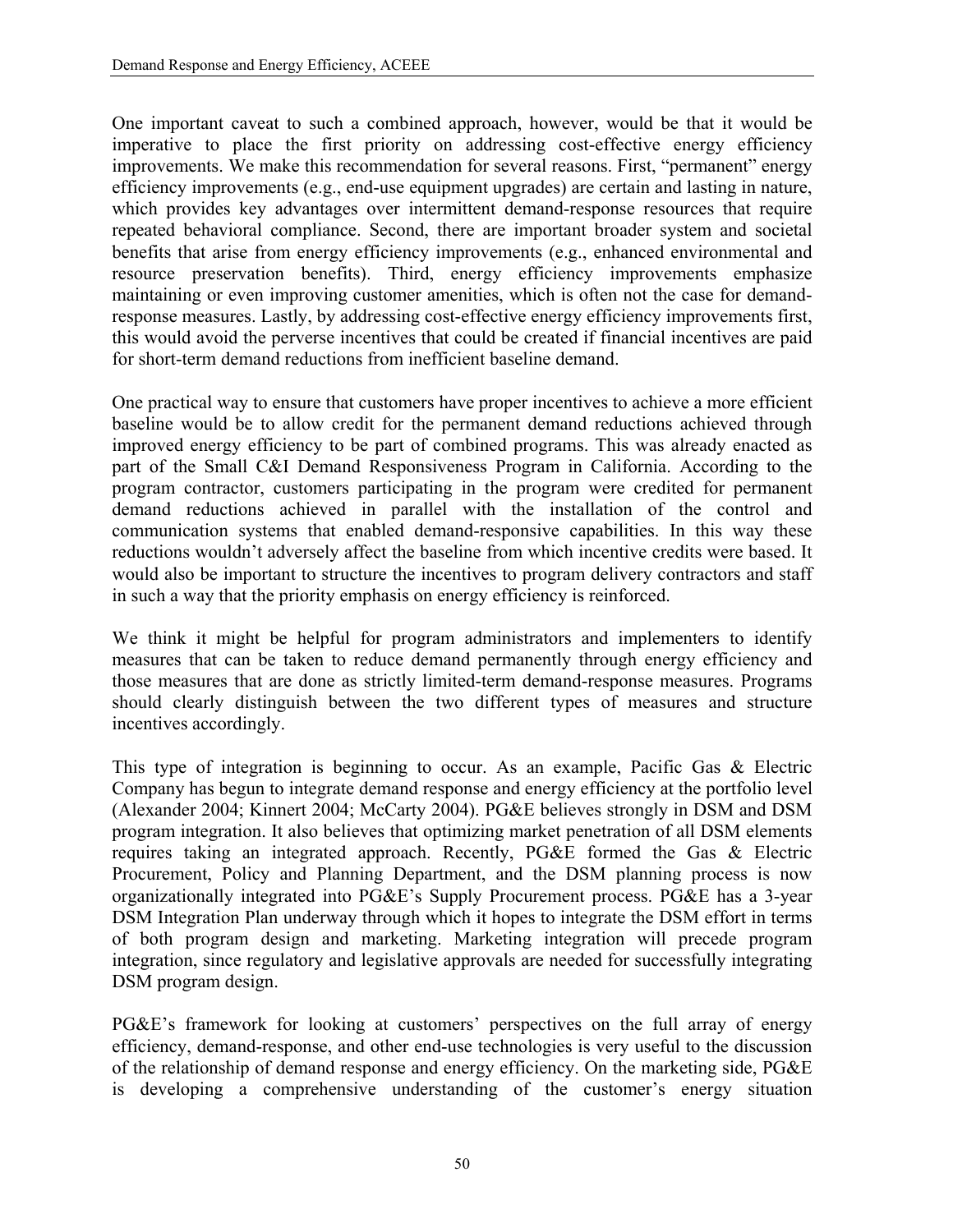One important caveat to such a combined approach, however, would be that it would be imperative to place the first priority on addressing cost-effective energy efficiency improvements. We make this recommendation for several reasons. First, "permanent" energy efficiency improvements (e.g., end-use equipment upgrades) are certain and lasting in nature, which provides key advantages over intermittent demand-response resources that require repeated behavioral compliance. Second, there are important broader system and societal benefits that arise from energy efficiency improvements (e.g., enhanced environmental and resource preservation benefits). Third, energy efficiency improvements emphasize maintaining or even improving customer amenities, which is often not the case for demand-response measures. Lastly, by addressing cost-effective energy efficiency improvements first, this would avoid the perverse incentives that could be created if financial incentives are paid for short-term demand reductions from inefficient baseline demand.

One practical way to ensure that customers have proper incentives to achieve a more efficient baseline would be to allow credit for the permanent demand reductions achieved through improved energy efficiency to be part of combined programs. This was already enacted as part of the Small C&I Demand Responsiveness Program in California. According to the program contractor, customers participating in the program were credited for permanent demand reductions achieved in parallel with the installation of the control and communication systems that enabled demand-responsive capabilities. In this way these reductions wouldn't adversely affect the baseline from which incentive credits were based. It would also be important to structure the incentives to program delivery contractors and staff in such a way that the priority emphasis on energy efficiency is reinforced.

We think it might be helpful for program administrators and implementers to identify measures that can be taken to reduce demand permanently through energy efficiency and those measures that are done as strictly limited-term demand-response measures. Programs should clearly distinguish between the two different types of measures and structure incentives accordingly.

This type of integration is beginning to occur. As an example, Pacific Gas & Electric Company has begun to integrate demand response and energy efficiency at the portfolio level (Alexander 2004; Kinnert 2004; McCarty 2004). PG&E believes strongly in DSM and DSM program integration. It also believes that optimizing market penetration of all DSM elements requires taking an integrated approach. Recently, PG&E formed the Gas & Electric Procurement, Policy and Planning Department, and the DSM planning process is now organizationally integrated into PG&E's Supply Procurement process. PG&E has a 3-year DSM Integration Plan underway through which it hopes to integrate the DSM effort in terms of both program design and marketing. Marketing integration will precede program integration, since regulatory and legislative approvals are needed for successfully integrating DSM program design.

PG&E's framework for looking at customers' perspectives on the full array of energy efficiency, demand-response, and other end-use technologies is very useful to the discussion of the relationship of demand response and energy efficiency. On the marketing side, PG&E is developing a comprehensive understanding of the customer's energy situation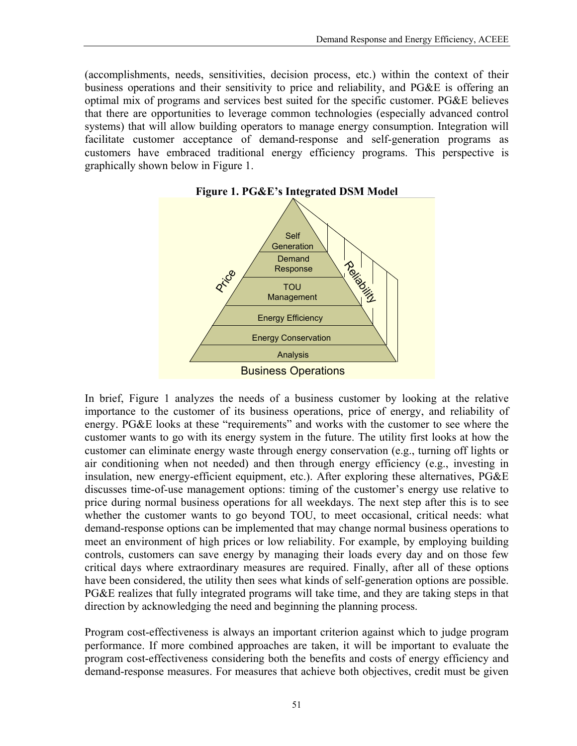(accomplishments, needs, sensitivities, decision process, etc.) within the context of their business operations and their sensitivity to price and reliability, and PG&E is offering an optimal mix of programs and services best suited for the specific customer. PG&E believes that there are opportunities to leverage common technologies (especially advanced control systems) that will allow building operators to manage energy consumption. Integration will facilitate customer acceptance of demand-response and self-generation programs as customers have embraced traditional energy efficiency programs. This perspective is graphically shown below in Figure 1.

**Figure 1. PG&E's Integrated DSM Model**

Self Generation

Demand Response

TOU Management

Energy Efficiency

Energy Conservation

Analysis

Price

Reliability

Business Operations

In brief, Figure 1 analyzes the needs of a business customer by looking at the relative importance to the customer of its business operations, price of energy, and reliability of energy. PG&E looks at these "requirements" and works with the customer to see where the customer wants to go with its energy system in the future. The utility first looks at how the customer can eliminate energy waste through energy conservation (e.g., turning off lights or air conditioning when not needed) and then through energy efficiency (e.g., investing in insulation, new energy-efficient equipment, etc.). After exploring these alternatives, PG&E discusses time-of-use management options: timing of the customer's energy use relative to price during normal business operations for all weekdays. The next step after this is to see whether the customer wants to go beyond TOU, to meet occasional, critical needs: what demand-response options can be implemented that may change normal business operations to meet an environment of high prices or low reliability. For example, by employing building controls, customers can save energy by managing their loads every day and on those few critical days where extraordinary measures are required. Finally, after all of these options have been considered, the utility then sees what kinds of self-generation options are possible. PG&E realizes that fully integrated programs will take time, and they are taking steps in that direction by acknowledging the need and beginning the planning process.

Program cost-effectiveness is always an important criterion against which to judge program performance. If more combined approaches are taken, it will be important to evaluate the program cost-effectiveness considering both the benefits and costs of energy efficiency and demand-response measures. For measures that achieve both objectives, credit must be given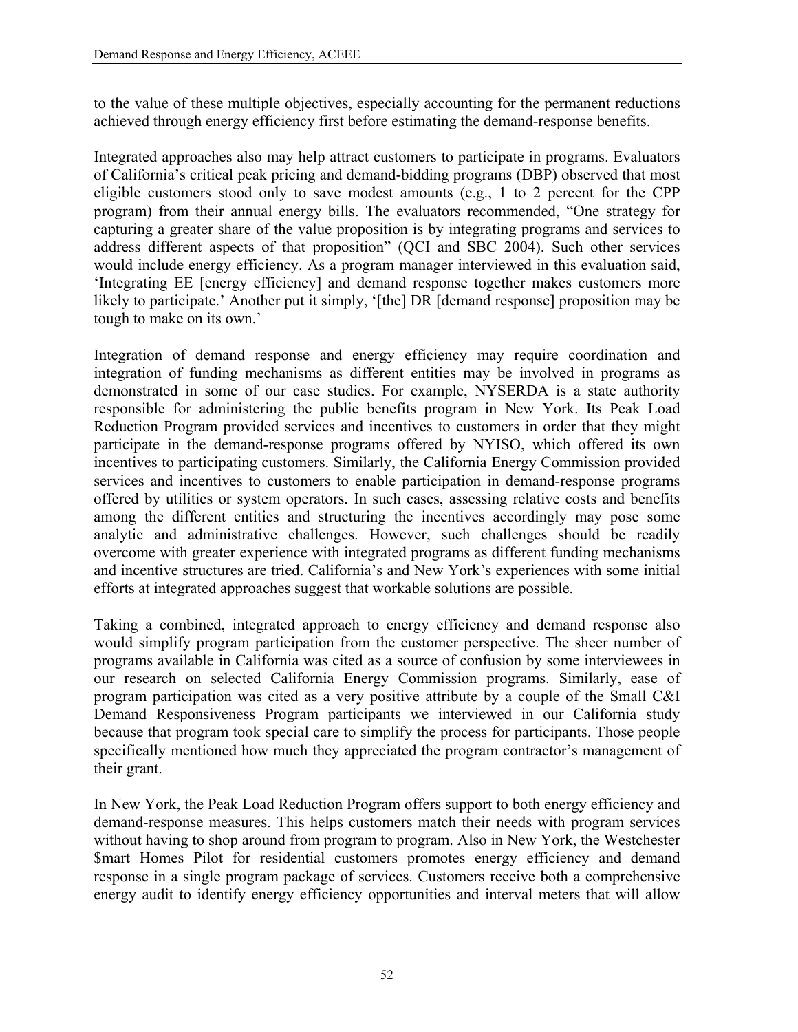to the value of these multiple objectives, especially accounting for the permanent reductions achieved through energy efficiency first before estimating the demand-response benefits.

Integrated approaches also may help attract customers to participate in programs. Evaluators of California's critical peak pricing and demand-bidding programs (DBP) observed that most eligible customers stood only to save modest amounts (e.g., 1 to 2 percent for the CPP program) from their annual energy bills. The evaluators recommended, "One strategy for capturing a greater share of the value proposition is by integrating programs and services to address different aspects of that proposition" (QCI and SBC 2004). Such other services would include energy efficiency. As a program manager interviewed in this evaluation said, 'Integrating EE [energy efficiency] and demand response together makes customers more likely to participate.' Another put it simply, '[the] DR [demand response] proposition may be tough to make on its own.'

Integration of demand response and energy efficiency may require coordination and integration of funding mechanisms as different entities may be involved in programs as demonstrated in some of our case studies. For example, NYSERDA is a state authority responsible for administering the public benefits program in New York. Its Peak Load Reduction Program provided services and incentives to customers in order that they might participate in the demand-response programs offered by NYISO, which offered its own incentives to participating customers. Similarly, the California Energy Commission provided services and incentives to customers to enable participation in demand-response programs offered by utilities or system operators. In such cases, assessing relative costs and benefits among the different entities and structuring the incentives accordingly may pose some analytic and administrative challenges. However, such challenges should be readily overcome with greater experience with integrated programs as different funding mechanisms and incentive structures are tried. California's and New York's experiences with some initial efforts at integrated approaches suggest that workable solutions are possible.

Taking a combined, integrated approach to energy efficiency and demand response also would simplify program participation from the customer perspective. The sheer number of programs available in California was cited as a source of confusion by some interviewees in our research on selected California Energy Commission programs. Similarly, ease of program participation was cited as a very positive attribute by a couple of the Small C&I Demand Responsiveness Program participants we interviewed in our California study because that program took special care to simplify the process for participants. Those people specifically mentioned how much they appreciated the program contractor's management of their grant.

In New York, the Peak Load Reduction Program offers support to both energy efficiency and demand-response measures. This helps customers match their needs with program services without having to shop around from program to program. Also in New York, the Westchester $mart Homes Pilot for residential customers promotes energy efficiency and demand response in a single program package of services. Customers receive both a comprehensive energy audit to identify energy efficiency opportunities and interval meters that will allow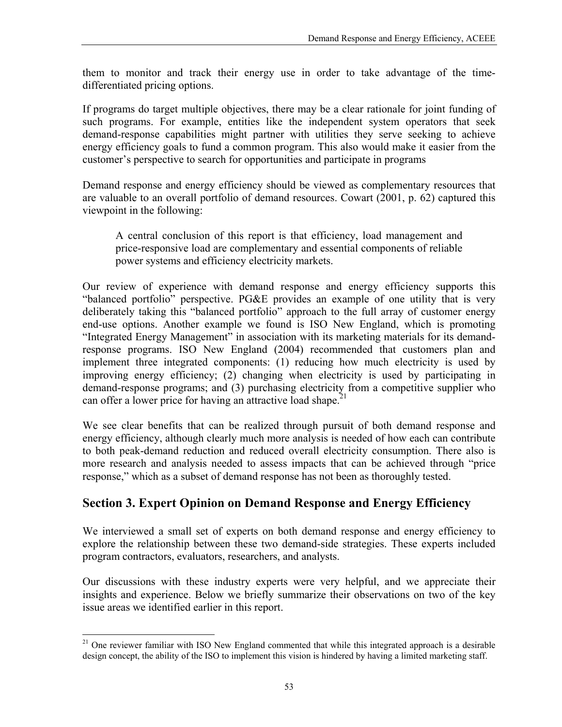them to monitor and track their energy use in order to take advantage of the time-differentiated pricing options.

If programs do target multiple objectives, there may be a clear rationale for joint funding of such programs. For example, entities like the independent system operators that seek demand-response capabilities might partner with utilities they serve seeking to achieve energy efficiency goals to fund a common program. This also would make it easier from the customer's perspective to search for opportunities and participate in programs

Demand response and energy efficiency should be viewed as complementary resources that are valuable to an overall portfolio of demand resources. Cowart (2001, p. 62) captured this viewpoint in the following:

> A central conclusion of this report is that efficiency, load management and price-responsive load are complementary and essential components of reliable power systems and efficiency electricity markets.

Our review of experience with demand response and energy efficiency supports this "balanced portfolio" perspective. PG&E provides an example of one utility that is very deliberately taking this "balanced portfolio" approach to the full array of customer energy end-use options. Another example we found is ISO New England, which is promoting "Integrated Energy Management" in association with its marketing materials for its demand-response programs. ISO New England (2004) recommended that customers plan and implement three integrated components: (1) reducing how much electricity is used by improving energy efficiency; (2) changing when electricity is used by participating in demand-response programs; and (3) purchasing electricity from a competitive supplier who can offer a lower price for having an attractive load shape.[21]

We see clear benefits that can be realized through pursuit of both demand response and energy efficiency, although clearly much more analysis is needed of how each can contribute to both peak-demand reduction and reduced overall electricity consumption. There also is more research and analysis needed to assess impacts that can be achieved through "price response," which as a subset of demand response has not been as thoroughly tested.

## Section 3. Expert Opinion on Demand Response and Energy Efficiency

We interviewed a small set of experts on both demand response and energy efficiency to explore the relationship between these two demand-side strategies. These experts included program contractors, evaluators, researchers, and analysts.

Our discussions with these industry experts were very helpful, and we appreciate their insights and experience. Below we briefly summarize their observations on two of the key issue areas we identified earlier in this report.

---

[21] One reviewer familiar with ISO New England commented that while this integrated approach is a desirable design concept, the ability of the ISO to implement this vision is hindered by having a limited marketing staff.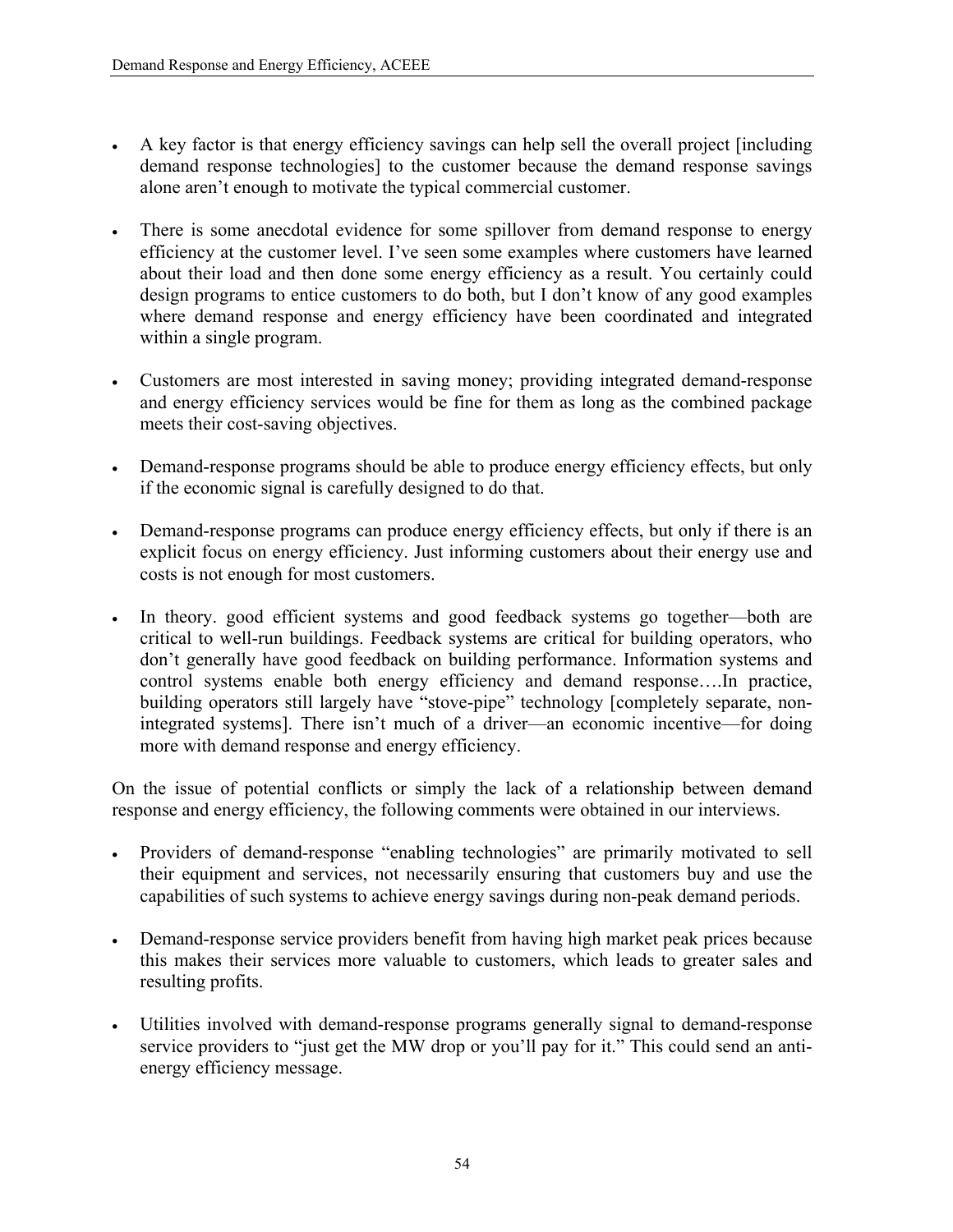- A key factor is that energy efficiency savings can help sell the overall project [including demand response technologies] to the customer because the demand response savings alone aren't enough to motivate the typical commercial customer.

- There is some anecdotal evidence for some spillover from demand response to energy efficiency at the customer level. I've seen some examples where customers have learned about their load and then done some energy efficiency as a result. You certainly could design programs to entice customers to do both, but I don't know of any good examples where demand response and energy efficiency have been coordinated and integrated within a single program.

- Customers are most interested in saving money; providing integrated demand-response and energy efficiency services would be fine for them as long as the combined package meets their cost-saving objectives.

- Demand-response programs should be able to produce energy efficiency effects, but only if the economic signal is carefully designed to do that.

- Demand-response programs can produce energy efficiency effects, but only if there is an explicit focus on energy efficiency. Just informing customers about their energy use and costs is not enough for most customers.

- In theory. good efficient systems and good feedback systems go together—both are critical to well-run buildings. Feedback systems are critical for building operators, who don't generally have good feedback on building performance. Information systems and control systems enable both energy efficiency and demand response….In practice, building operators still largely have "stove-pipe" technology [completely separate, non-integrated systems]. There isn't much of a driver—an economic incentive—for doing more with demand response and energy efficiency.

On the issue of potential conflicts or simply the lack of a relationship between demand response and energy efficiency, the following comments were obtained in our interviews.

- Providers of demand-response "enabling technologies" are primarily motivated to sell their equipment and services, not necessarily ensuring that customers buy and use the capabilities of such systems to achieve energy savings during non-peak demand periods.

- Demand-response service providers benefit from having high market peak prices because this makes their services more valuable to customers, which leads to greater sales and resulting profits.

- Utilities involved with demand-response programs generally signal to demand-response service providers to "just get the MW drop or you'll pay for it." This could send an anti-energy efficiency message.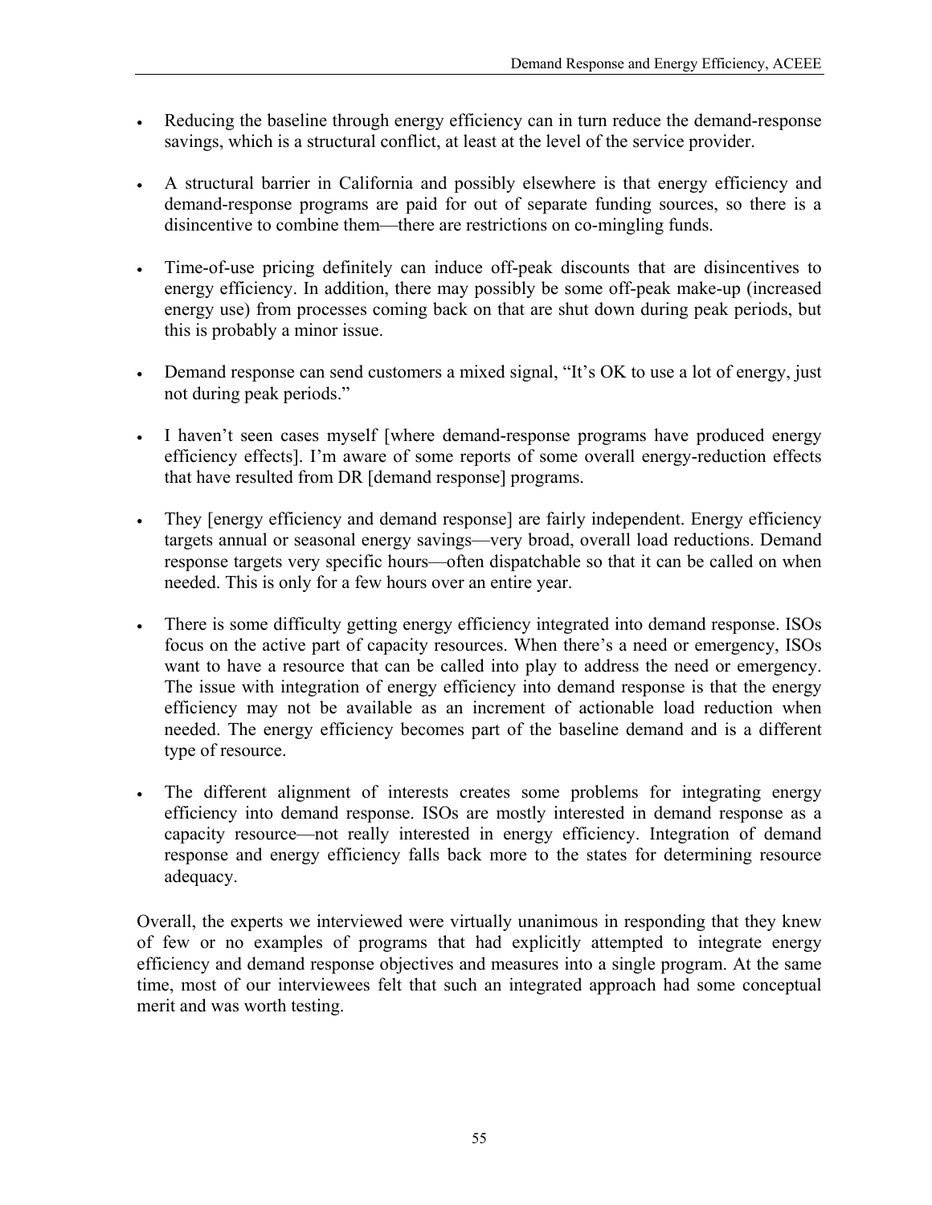- Reducing the baseline through energy efficiency can in turn reduce the demand-response savings, which is a structural conflict, at least at the level of the service provider.

- A structural barrier in California and possibly elsewhere is that energy efficiency and demand-response programs are paid for out of separate funding sources, so there is a disincentive to combine them—there are restrictions on co-mingling funds.

- Time-of-use pricing definitely can induce off-peak discounts that are disincentives to energy efficiency. In addition, there may possibly be some off-peak make-up (increased energy use) from processes coming back on that are shut down during peak periods, but this is probably a minor issue.

- Demand response can send customers a mixed signal, "It's OK to use a lot of energy, just not during peak periods."

- I haven't seen cases myself [where demand-response programs have produced energy efficiency effects]. I'm aware of some reports of some overall energy-reduction effects that have resulted from DR [demand response] programs.

- They [energy efficiency and demand response] are fairly independent. Energy efficiency targets annual or seasonal energy savings—very broad, overall load reductions. Demand response targets very specific hours—often dispatchable so that it can be called on when needed. This is only for a few hours over an entire year.

- There is some difficulty getting energy efficiency integrated into demand response. ISOs focus on the active part of capacity resources. When there's a need or emergency, ISOs want to have a resource that can be called into play to address the need or emergency. The issue with integration of energy efficiency into demand response is that the energy efficiency may not be available as an increment of actionable load reduction when needed. The energy efficiency becomes part of the baseline demand and is a different type of resource.

- The different alignment of interests creates some problems for integrating energy efficiency into demand response. ISOs are mostly interested in demand response as a capacity resource—not really interested in energy efficiency. Integration of demand response and energy efficiency falls back more to the states for determining resource adequacy.

Overall, the experts we interviewed were virtually unanimous in responding that they knew of few or no examples of programs that had explicitly attempted to integrate energy efficiency and demand response objectives and measures into a single program. At the same time, most of our interviewees felt that such an integrated approach had some conceptual merit and was worth testing.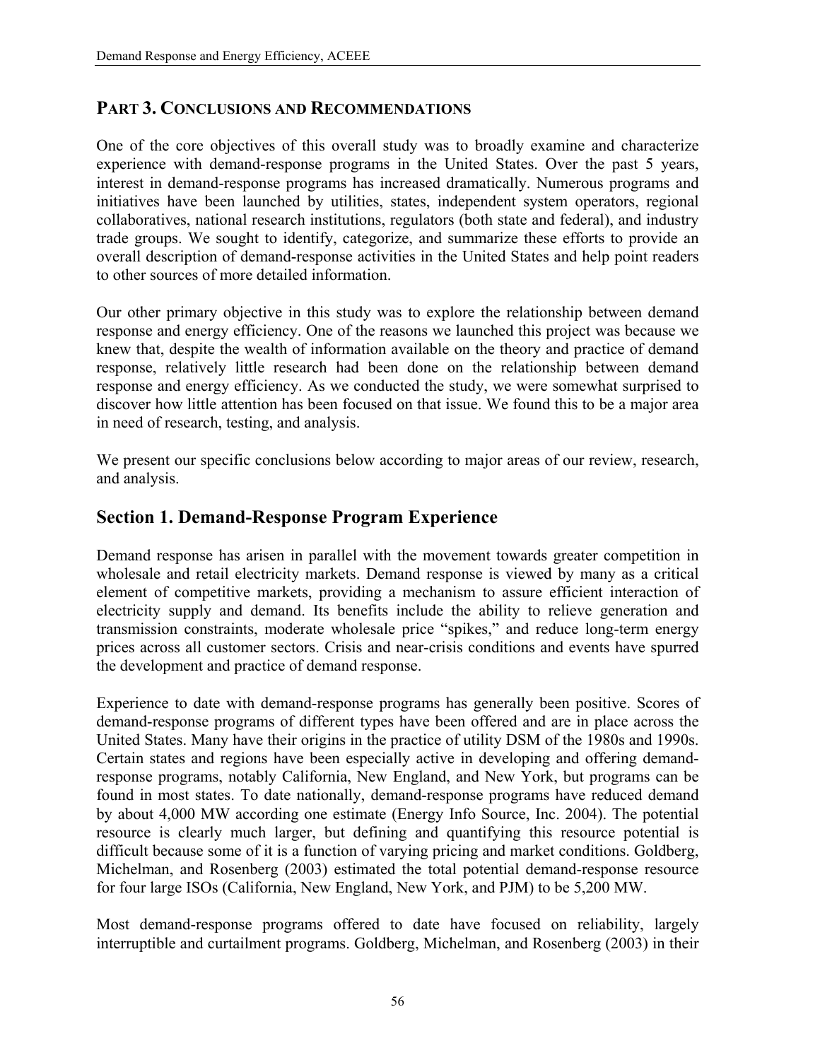## PART 3. CONCLUSIONS AND RECOMMENDATIONS

One of the core objectives of this overall study was to broadly examine and characterize experience with demand-response programs in the United States. Over the past 5 years, interest in demand-response programs has increased dramatically. Numerous programs and initiatives have been launched by utilities, states, independent system operators, regional collaboratives, national research institutions, regulators (both state and federal), and industry trade groups. We sought to identify, categorize, and summarize these efforts to provide an overall description of demand-response activities in the United States and help point readers to other sources of more detailed information.

Our other primary objective in this study was to explore the relationship between demand response and energy efficiency. One of the reasons we launched this project was because we knew that, despite the wealth of information available on the theory and practice of demand response, relatively little research had been done on the relationship between demand response and energy efficiency. As we conducted the study, we were somewhat surprised to discover how little attention has been focused on that issue. We found this to be a major area in need of research, testing, and analysis.

We present our specific conclusions below according to major areas of our review, research, and analysis.

## Section 1. Demand-Response Program Experience

Demand response has arisen in parallel with the movement towards greater competition in wholesale and retail electricity markets. Demand response is viewed by many as a critical element of competitive markets, providing a mechanism to assure efficient interaction of electricity supply and demand. Its benefits include the ability to relieve generation and transmission constraints, moderate wholesale price "spikes," and reduce long-term energy prices across all customer sectors. Crisis and near-crisis conditions and events have spurred the development and practice of demand response.

Experience to date with demand-response programs has generally been positive. Scores of demand-response programs of different types have been offered and are in place across the United States. Many have their origins in the practice of utility DSM of the 1980s and 1990s. Certain states and regions have been especially active in developing and offering demand-response programs, notably California, New England, and New York, but programs can be found in most states. To date nationally, demand-response programs have reduced demand by about 4,000 MW according one estimate (Energy Info Source, Inc. 2004). The potential resource is clearly much larger, but defining and quantifying this resource potential is difficult because some of it is a function of varying pricing and market conditions. Goldberg, Michelman, and Rosenberg (2003) estimated the total potential demand-response resource for four large ISOs (California, New England, New York, and PJM) to be 5,200 MW.

Most demand-response programs offered to date have focused on reliability, largely interruptible and curtailment programs. Goldberg, Michelman, and Rosenberg (2003) in their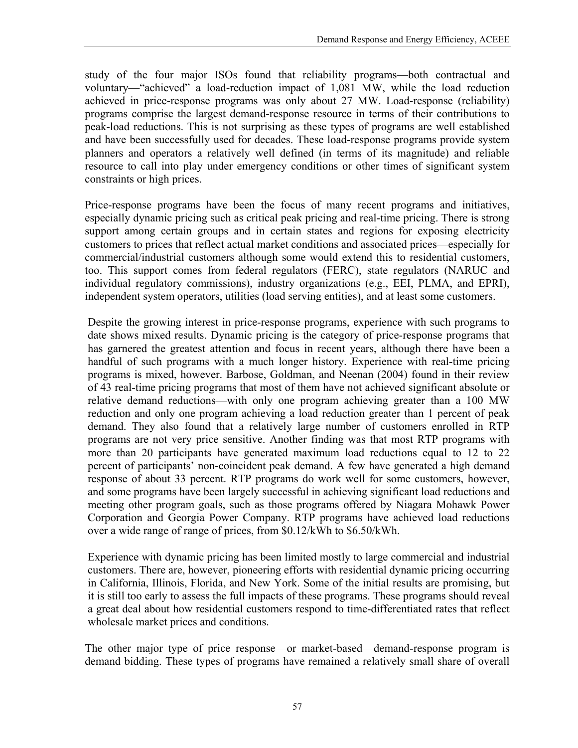study of the four major ISOs found that reliability programs—both contractual and voluntary—"achieved" a load-reduction impact of 1,081 MW, while the load reduction achieved in price-response programs was only about 27 MW. Load-response (reliability) programs comprise the largest demand-response resource in terms of their contributions to peak-load reductions. This is not surprising as these types of programs are well established and have been successfully used for decades. These load-response programs provide system planners and operators a relatively well defined (in terms of its magnitude) and reliable resource to call into play under emergency conditions or other times of significant system constraints or high prices.

Price-response programs have been the focus of many recent programs and initiatives, especially dynamic pricing such as critical peak pricing and real-time pricing. There is strong support among certain groups and in certain states and regions for exposing electricity customers to prices that reflect actual market conditions and associated prices—especially for commercial/industrial customers although some would extend this to residential customers, too. This support comes from federal regulators (FERC), state regulators (NARUC and individual regulatory commissions), industry organizations (e.g., EEI, PLMA, and EPRI), independent system operators, utilities (load serving entities), and at least some customers.

Despite the growing interest in price-response programs, experience with such programs to date shows mixed results. Dynamic pricing is the category of price-response programs that has garnered the greatest attention and focus in recent years, although there have been a handful of such programs with a much longer history. Experience with real-time pricing programs is mixed, however. Barbose, Goldman, and Neenan (2004) found in their review of 43 real-time pricing programs that most of them have not achieved significant absolute or relative demand reductions—with only one program achieving greater than a 100 MW reduction and only one program achieving a load reduction greater than 1 percent of peak demand. They also found that a relatively large number of customers enrolled in RTP programs are not very price sensitive. Another finding was that most RTP programs with more than 20 participants have generated maximum load reductions equal to 12 to 22 percent of participants' non-coincident peak demand. A few have generated a high demand response of about 33 percent. RTP programs do work well for some customers, however, and some programs have been largely successful in achieving significant load reductions and meeting other program goals, such as those programs offered by Niagara Mohawk Power Corporation and Georgia Power Company. RTP programs have achieved load reductions over a wide range of range of prices, from $0.12/kWh to $6.50/kWh.

Experience with dynamic pricing has been limited mostly to large commercial and industrial customers. There are, however, pioneering efforts with residential dynamic pricing occurring in California, Illinois, Florida, and New York. Some of the initial results are promising, but it is still too early to assess the full impacts of these programs. These programs should reveal a great deal about how residential customers respond to time-differentiated rates that reflect wholesale market prices and conditions.

The other major type of price response—or market-based—demand-response program is demand bidding. These types of programs have remained a relatively small share of overall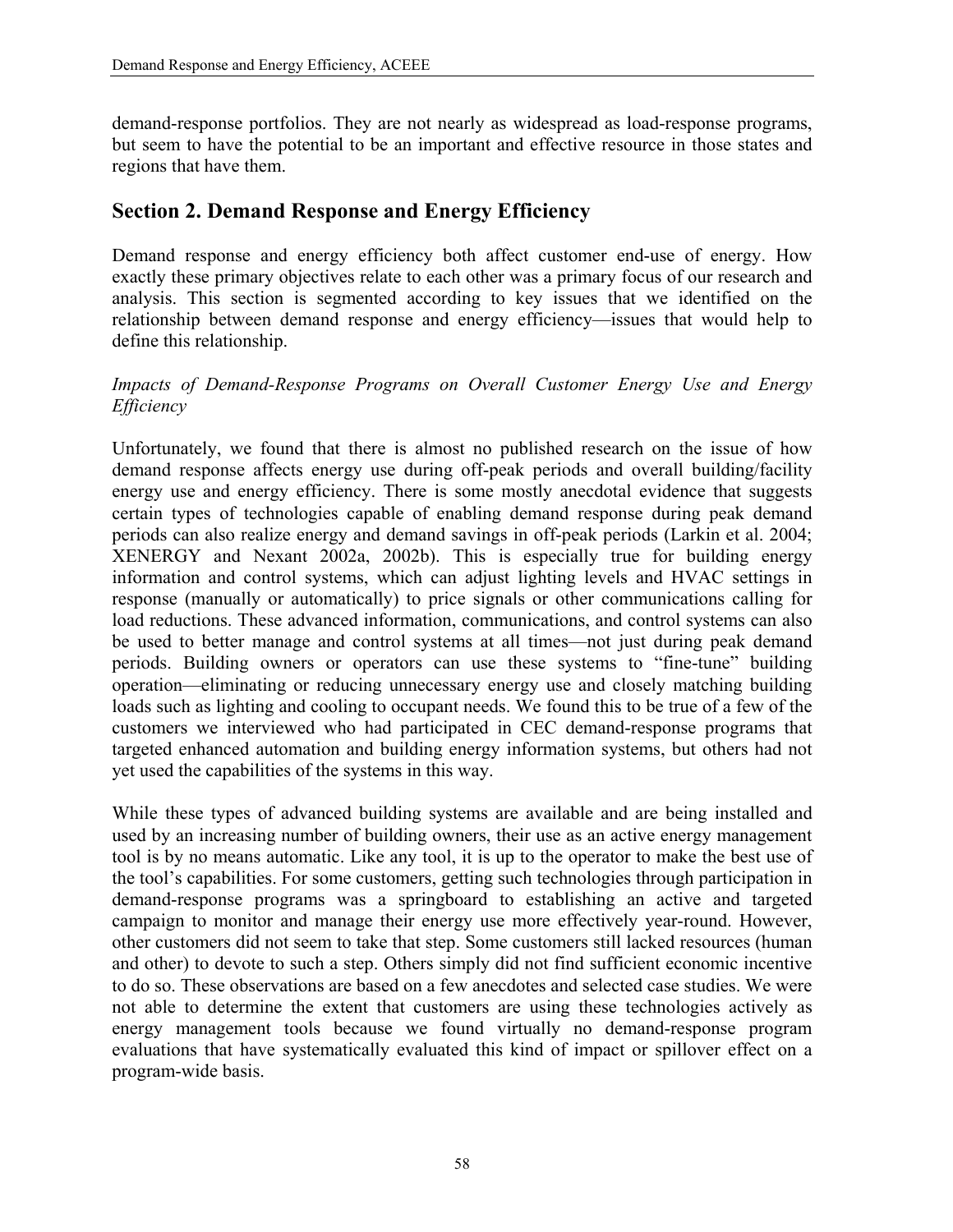demand-response portfolios. They are not nearly as widespread as load-response programs, but seem to have the potential to be an important and effective resource in those states and regions that have them.

## Section 2. Demand Response and Energy Efficiency

Demand response and energy efficiency both affect customer end-use of energy. How exactly these primary objectives relate to each other was a primary focus of our research and analysis. This section is segmented according to key issues that we identified on the relationship between demand response and energy efficiency—issues that would help to define this relationship.

*Impacts of Demand-Response Programs on Overall Customer Energy Use and Energy Efficiency*

Unfortunately, we found that there is almost no published research on the issue of how demand response affects energy use during off-peak periods and overall building/facility energy use and energy efficiency. There is some mostly anecdotal evidence that suggests certain types of technologies capable of enabling demand response during peak demand periods can also realize energy and demand savings in off-peak periods (Larkin et al. 2004; XENERGY and Nexant 2002a, 2002b). This is especially true for building energy information and control systems, which can adjust lighting levels and HVAC settings in response (manually or automatically) to price signals or other communications calling for load reductions. These advanced information, communications, and control systems can also be used to better manage and control systems at all times—not just during peak demand periods. Building owners or operators can use these systems to "fine-tune" building operation—eliminating or reducing unnecessary energy use and closely matching building loads such as lighting and cooling to occupant needs. We found this to be true of a few of the customers we interviewed who had participated in CEC demand-response programs that targeted enhanced automation and building energy information systems, but others had not yet used the capabilities of the systems in this way.

While these types of advanced building systems are available and are being installed and used by an increasing number of building owners, their use as an active energy management tool is by no means automatic. Like any tool, it is up to the operator to make the best use of the tool's capabilities. For some customers, getting such technologies through participation in demand-response programs was a springboard to establishing an active and targeted campaign to monitor and manage their energy use more effectively year-round. However, other customers did not seem to take that step. Some customers still lacked resources (human and other) to devote to such a step. Others simply did not find sufficient economic incentive to do so. These observations are based on a few anecdotes and selected case studies. We were not able to determine the extent that customers are using these technologies actively as energy management tools because we found virtually no demand-response program evaluations that have systematically evaluated this kind of impact or spillover effect on a program-wide basis.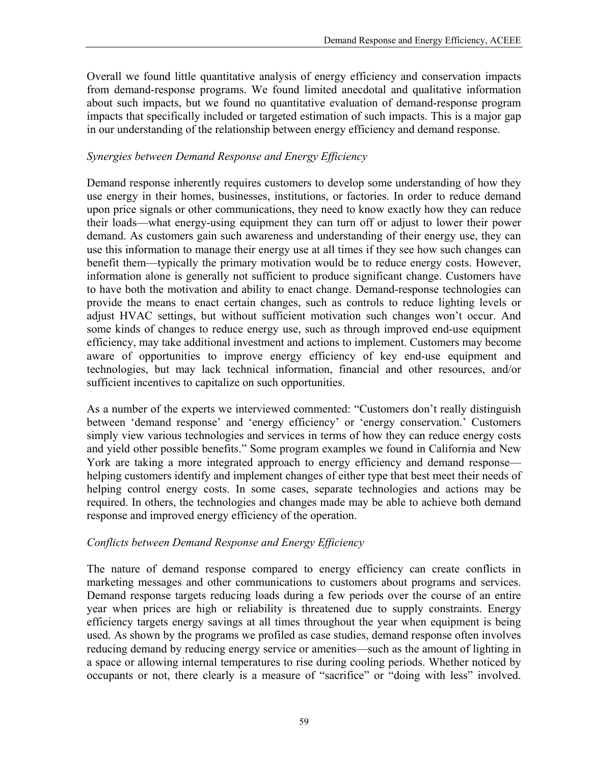Overall we found little quantitative analysis of energy efficiency and conservation impacts from demand-response programs. We found limited anecdotal and qualitative information about such impacts, but we found no quantitative evaluation of demand-response program impacts that specifically included or targeted estimation of such impacts. This is a major gap in our understanding of the relationship between energy efficiency and demand response.

*Synergies between Demand Response and Energy Efficiency*

Demand response inherently requires customers to develop some understanding of how they use energy in their homes, businesses, institutions, or factories. In order to reduce demand upon price signals or other communications, they need to know exactly how they can reduce their loads—what energy-using equipment they can turn off or adjust to lower their power demand. As customers gain such awareness and understanding of their energy use, they can use this information to manage their energy use at all times if they see how such changes can benefit them—typically the primary motivation would be to reduce energy costs. However, information alone is generally not sufficient to produce significant change. Customers have to have both the motivation and ability to enact change. Demand-response technologies can provide the means to enact certain changes, such as controls to reduce lighting levels or adjust HVAC settings, but without sufficient motivation such changes won't occur. And some kinds of changes to reduce energy use, such as through improved end-use equipment efficiency, may take additional investment and actions to implement. Customers may become aware of opportunities to improve energy efficiency of key end-use equipment and technologies, but may lack technical information, financial and other resources, and/or sufficient incentives to capitalize on such opportunities.

As a number of the experts we interviewed commented: "Customers don't really distinguish between 'demand response' and 'energy efficiency' or 'energy conservation.' Customers simply view various technologies and services in terms of how they can reduce energy costs and yield other possible benefits." Some program examples we found in California and New York are taking a more integrated approach to energy efficiency and demand response—helping customers identify and implement changes of either type that best meet their needs of helping control energy costs. In some cases, separate technologies and actions may be required. In others, the technologies and changes made may be able to achieve both demand response and improved energy efficiency of the operation.

*Conflicts between Demand Response and Energy Efficiency*

The nature of demand response compared to energy efficiency can create conflicts in marketing messages and other communications to customers about programs and services. Demand response targets reducing loads during a few periods over the course of an entire year when prices are high or reliability is threatened due to supply constraints. Energy efficiency targets energy savings at all times throughout the year when equipment is being used. As shown by the programs we profiled as case studies, demand response often involves reducing demand by reducing energy service or amenities—such as the amount of lighting in a space or allowing internal temperatures to rise during cooling periods. Whether noticed by occupants or not, there clearly is a measure of "sacrifice" or "doing with less" involved.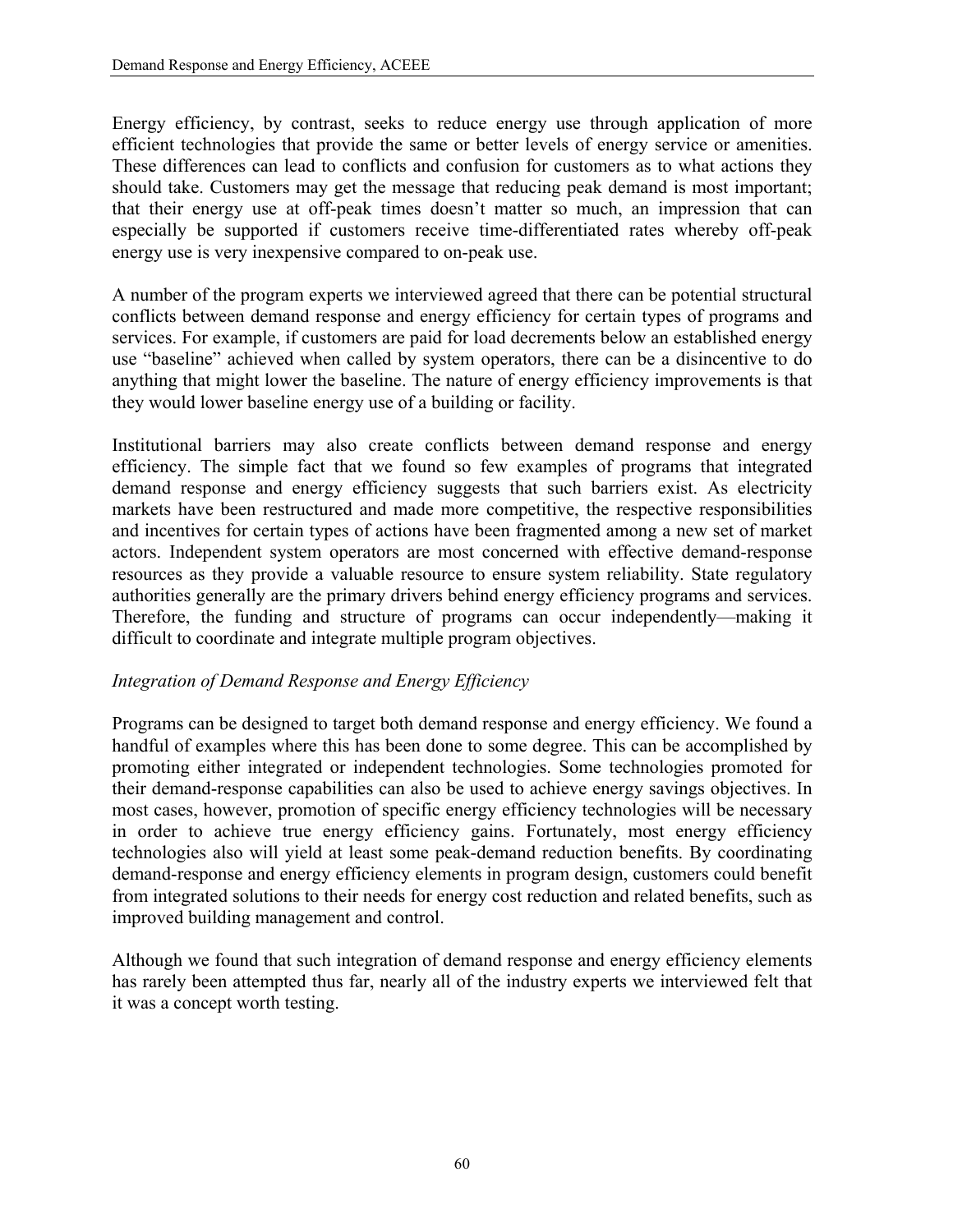Energy efficiency, by contrast, seeks to reduce energy use through application of more efficient technologies that provide the same or better levels of energy service or amenities. These differences can lead to conflicts and confusion for customers as to what actions they should take. Customers may get the message that reducing peak demand is most important; that their energy use at off-peak times doesn't matter so much, an impression that can especially be supported if customers receive time-differentiated rates whereby off-peak energy use is very inexpensive compared to on-peak use.

A number of the program experts we interviewed agreed that there can be potential structural conflicts between demand response and energy efficiency for certain types of programs and services. For example, if customers are paid for load decrements below an established energy use "baseline" achieved when called by system operators, there can be a disincentive to do anything that might lower the baseline. The nature of energy efficiency improvements is that they would lower baseline energy use of a building or facility.

Institutional barriers may also create conflicts between demand response and energy efficiency. The simple fact that we found so few examples of programs that integrated demand response and energy efficiency suggests that such barriers exist. As electricity markets have been restructured and made more competitive, the respective responsibilities and incentives for certain types of actions have been fragmented among a new set of market actors. Independent system operators are most concerned with effective demand-response resources as they provide a valuable resource to ensure system reliability. State regulatory authorities generally are the primary drivers behind energy efficiency programs and services. Therefore, the funding and structure of programs can occur independently—making it difficult to coordinate and integrate multiple program objectives.

*Integration of Demand Response and Energy Efficiency*

Programs can be designed to target both demand response and energy efficiency. We found a handful of examples where this has been done to some degree. This can be accomplished by promoting either integrated or independent technologies. Some technologies promoted for their demand-response capabilities can also be used to achieve energy savings objectives. In most cases, however, promotion of specific energy efficiency technologies will be necessary in order to achieve true energy efficiency gains. Fortunately, most energy efficiency technologies also will yield at least some peak-demand reduction benefits. By coordinating demand-response and energy efficiency elements in program design, customers could benefit from integrated solutions to their needs for energy cost reduction and related benefits, such as improved building management and control.

Although we found that such integration of demand response and energy efficiency elements has rarely been attempted thus far, nearly all of the industry experts we interviewed felt that it was a concept worth testing.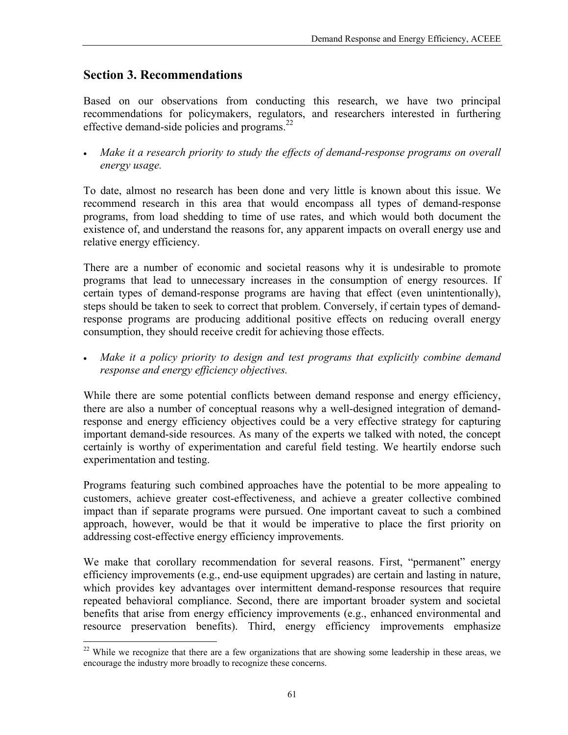## Section 3. Recommendations

Based on our observations from conducting this research, we have two principal recommendations for policymakers, regulators, and researchers interested in furthering effective demand-side policies and programs.[22]

- *Make it a research priority to study the effects of demand-response programs on overall energy usage.*

To date, almost no research has been done and very little is known about this issue. We recommend research in this area that would encompass all types of demand-response programs, from load shedding to time of use rates, and which would both document the existence of, and understand the reasons for, any apparent impacts on overall energy use and relative energy efficiency.

There are a number of economic and societal reasons why it is undesirable to promote programs that lead to unnecessary increases in the consumption of energy resources. If certain types of demand-response programs are having that effect (even unintentionally), steps should be taken to seek to correct that problem. Conversely, if certain types of demand-response programs are producing additional positive effects on reducing overall energy consumption, they should receive credit for achieving those effects.

- *Make it a policy priority to design and test programs that explicitly combine demand response and energy efficiency objectives.*

While there are some potential conflicts between demand response and energy efficiency, there are also a number of conceptual reasons why a well-designed integration of demand-response and energy efficiency objectives could be a very effective strategy for capturing important demand-side resources. As many of the experts we talked with noted, the concept certainly is worthy of experimentation and careful field testing. We heartily endorse such experimentation and testing.

Programs featuring such combined approaches have the potential to be more appealing to customers, achieve greater cost-effectiveness, and achieve a greater collective combined impact than if separate programs were pursued. One important caveat to such a combined approach, however, would be that it would be imperative to place the first priority on addressing cost-effective energy efficiency improvements.

We make that corollary recommendation for several reasons. First, "permanent" energy efficiency improvements (e.g., end-use equipment upgrades) are certain and lasting in nature, which provides key advantages over intermittent demand-response resources that require repeated behavioral compliance. Second, there are important broader system and societal benefits that arise from energy efficiency improvements (e.g., enhanced environmental and resource preservation benefits). Third, energy efficiency improvements emphasize

[22] While we recognize that there are a few organizations that are showing some leadership in these areas, we encourage the industry more broadly to recognize these concerns.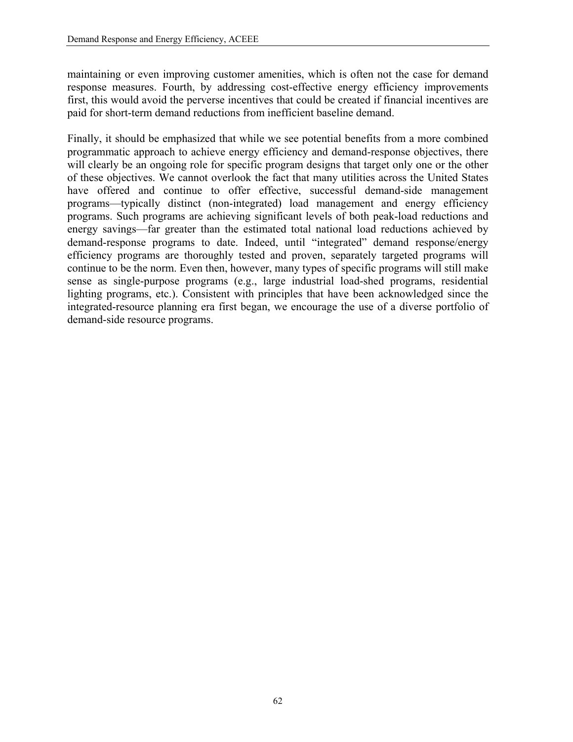maintaining or even improving customer amenities, which is often not the case for demand response measures. Fourth, by addressing cost-effective energy efficiency improvements first, this would avoid the perverse incentives that could be created if financial incentives are paid for short-term demand reductions from inefficient baseline demand.

Finally, it should be emphasized that while we see potential benefits from a more combined programmatic approach to achieve energy efficiency and demand-response objectives, there will clearly be an ongoing role for specific program designs that target only one or the other of these objectives. We cannot overlook the fact that many utilities across the United States have offered and continue to offer effective, successful demand-side management programs—typically distinct (non-integrated) load management and energy efficiency programs. Such programs are achieving significant levels of both peak-load reductions and energy savings—far greater than the estimated total national load reductions achieved by demand-response programs to date. Indeed, until "integrated" demand response/energy efficiency programs are thoroughly tested and proven, separately targeted programs will continue to be the norm. Even then, however, many types of specific programs will still make sense as single-purpose programs (e.g., large industrial load-shed programs, residential lighting programs, etc.). Consistent with principles that have been acknowledged since the integrated-resource planning era first began, we encourage the use of a diverse portfolio of demand-side resource programs.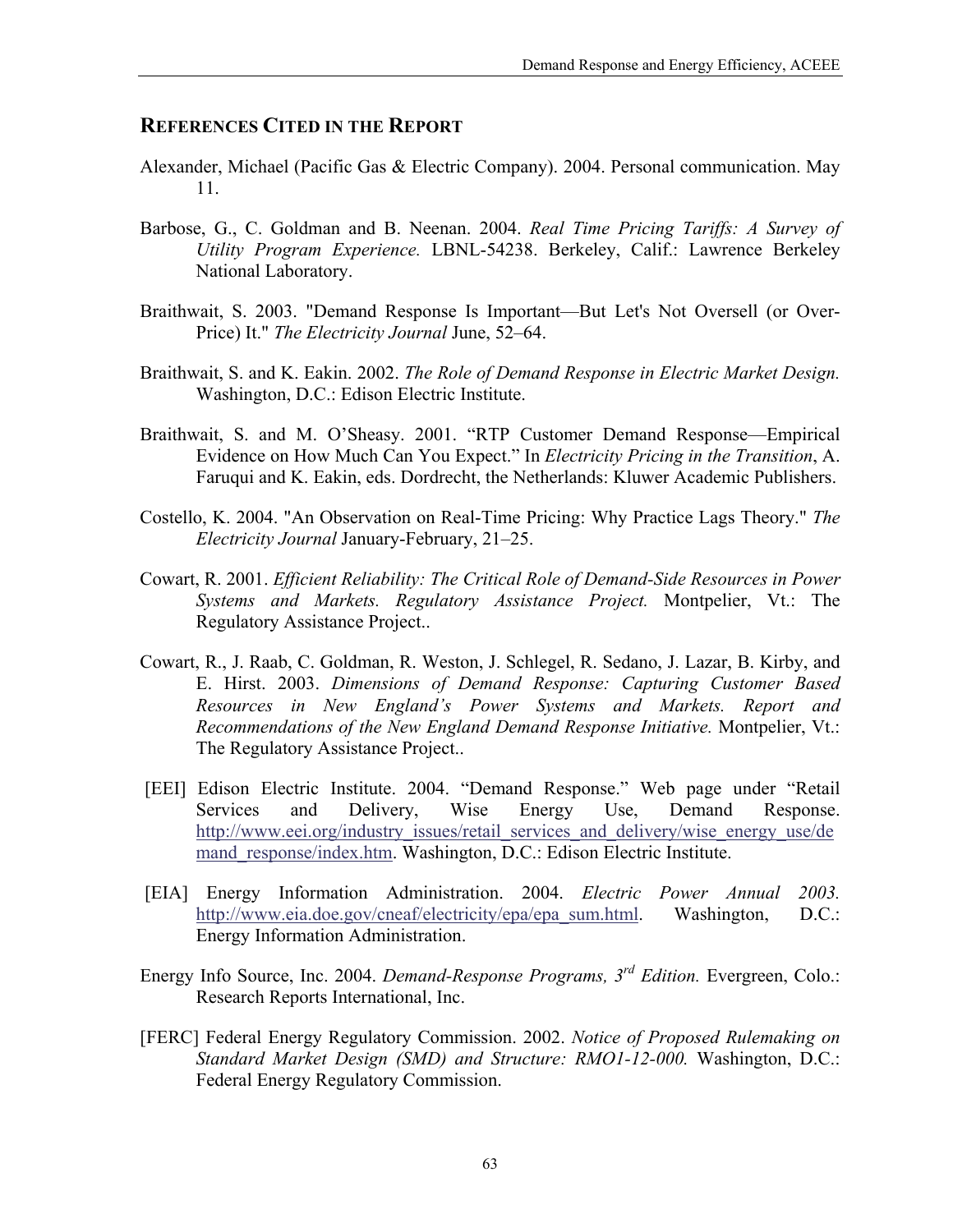## REFERENCES CITED IN THE REPORT

Alexander, Michael (Pacific Gas & Electric Company). 2004. Personal communication. May 11.

Barbose, G., C. Goldman and B. Neenan. 2004. *Real Time Pricing Tariffs: A Survey of Utility Program Experience.* LBNL-54238. Berkeley, Calif.: Lawrence Berkeley National Laboratory.

Braithwait, S. 2003. "Demand Response Is Important—But Let's Not Oversell (or Over-Price) It." *The Electricity Journal* June, 52–64.

Braithwait, S. and K. Eakin. 2002. *The Role of Demand Response in Electric Market Design.* Washington, D.C.: Edison Electric Institute.

Braithwait, S. and M. O'Sheasy. 2001. "RTP Customer Demand Response—Empirical Evidence on How Much Can You Expect." In *Electricity Pricing in the Transition*, A. Faruqui and K. Eakin, eds. Dordrecht, the Netherlands: Kluwer Academic Publishers.

Costello, K. 2004. "An Observation on Real-Time Pricing: Why Practice Lags Theory." *The Electricity Journal* January-February, 21–25.

Cowart, R. 2001. *Efficient Reliability: The Critical Role of Demand-Side Resources in Power Systems and Markets. Regulatory Assistance Project.* Montpelier, Vt.: The Regulatory Assistance Project..

Cowart, R., J. Raab, C. Goldman, R. Weston, J. Schlegel, R. Sedano, J. Lazar, B. Kirby, and E. Hirst. 2003. *Dimensions of Demand Response: Capturing Customer Based Resources in New England's Power Systems and Markets. Report and Recommendations of the New England Demand Response Initiative.* Montpelier, Vt.: The Regulatory Assistance Project..

[EEI] Edison Electric Institute. 2004. "Demand Response." Web page under "Retail Services and Delivery, Wise Energy Use, Demand Response. http://www.eei.org/industry_issues/retail_services_and_delivery/wise_energy_use/demand_response/index.htm. Washington, D.C.: Edison Electric Institute.

[EIA] Energy Information Administration. 2004. *Electric Power Annual 2003.* http://www.eia.doe.gov/cneaf/electricity/epa/epa_sum.html. Washington, D.C.: Energy Information Administration.

Energy Info Source, Inc. 2004. *Demand-Response Programs, 3rd Edition.* Evergreen, Colo.: Research Reports International, Inc.

[FERC] Federal Energy Regulatory Commission. 2002. *Notice of Proposed Rulemaking on Standard Market Design (SMD) and Structure: RMO1-12-000.* Washington, D.C.: Federal Energy Regulatory Commission.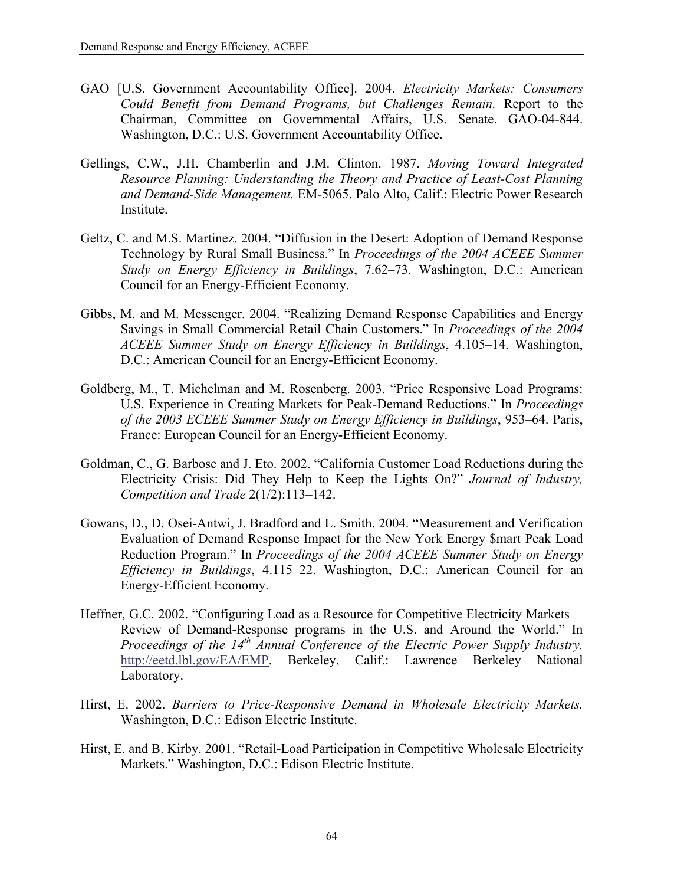GAO [U.S. Government Accountability Office]. 2004. *Electricity Markets: Consumers Could Benefit from Demand Programs, but Challenges Remain.* Report to the Chairman, Committee on Governmental Affairs, U.S. Senate. GAO-04-844. Washington, D.C.: U.S. Government Accountability Office.

Gellings, C.W., J.H. Chamberlin and J.M. Clinton. 1987. *Moving Toward Integrated Resource Planning: Understanding the Theory and Practice of Least-Cost Planning and Demand-Side Management.* EM-5065. Palo Alto, Calif.: Electric Power Research Institute.

Geltz, C. and M.S. Martinez. 2004. "Diffusion in the Desert: Adoption of Demand Response Technology by Rural Small Business." In *Proceedings of the 2004 ACEEE Summer Study on Energy Efficiency in Buildings*, 7.62–73. Washington, D.C.: American Council for an Energy-Efficient Economy.

Gibbs, M. and M. Messenger. 2004. "Realizing Demand Response Capabilities and Energy Savings in Small Commercial Retail Chain Customers." In *Proceedings of the 2004 ACEEE Summer Study on Energy Efficiency in Buildings*, 4.105–14. Washington, D.C.: American Council for an Energy-Efficient Economy.

Goldberg, M., T. Michelman and M. Rosenberg. 2003. "Price Responsive Load Programs: U.S. Experience in Creating Markets for Peak-Demand Reductions." In *Proceedings of the 2003 ECEEE Summer Study on Energy Efficiency in Buildings*, 953–64. Paris, France: European Council for an Energy-Efficient Economy.

Goldman, C., G. Barbose and J. Eto. 2002. "California Customer Load Reductions during the Electricity Crisis: Did They Help to Keep the Lights On?" *Journal of Industry, Competition and Trade* 2(1/2):113–142.

Gowans, D., D. Osei-Antwi, J. Bradford and L. Smith. 2004. "Measurement and Verification Evaluation of Demand Response Impact for the New York Energy $mart Peak Load Reduction Program." In *Proceedings of the 2004 ACEEE Summer Study on Energy Efficiency in Buildings*, 4.115–22. Washington, D.C.: American Council for an Energy-Efficient Economy.

Heffner, G.C. 2002. "Configuring Load as a Resource for Competitive Electricity Markets—Review of Demand-Response programs in the U.S. and Around the World." In *Proceedings of the 14th Annual Conference of the Electric Power Supply Industry.* http://eetd.lbl.gov/EA/EMP. Berkeley, Calif.: Lawrence Berkeley National Laboratory.

Hirst, E. 2002. *Barriers to Price-Responsive Demand in Wholesale Electricity Markets.* Washington, D.C.: Edison Electric Institute.

Hirst, E. and B. Kirby. 2001. "Retail-Load Participation in Competitive Wholesale Electricity Markets." Washington, D.C.: Edison Electric Institute.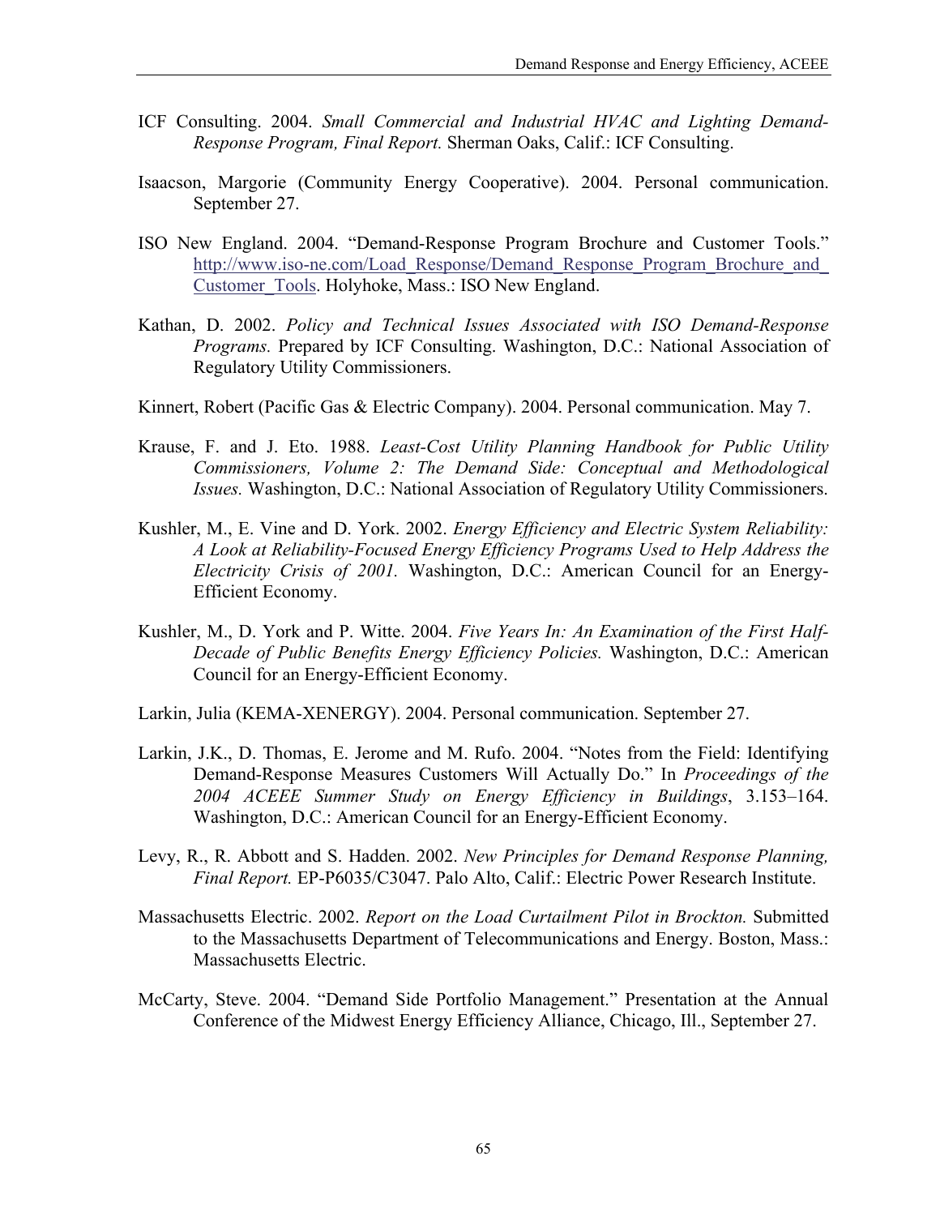ICF Consulting. 2004. *Small Commercial and Industrial HVAC and Lighting Demand-Response Program, Final Report.* Sherman Oaks, Calif.: ICF Consulting.

Isaacson, Margorie (Community Energy Cooperative). 2004. Personal communication. September 27.

ISO New England. 2004. "Demand-Response Program Brochure and Customer Tools." http://www.iso-ne.com/Load_Response/Demand_Response_Program_Brochure_and_Customer_Tools. Holyhoke, Mass.: ISO New England.

Kathan, D. 2002. *Policy and Technical Issues Associated with ISO Demand-Response Programs.* Prepared by ICF Consulting. Washington, D.C.: National Association of Regulatory Utility Commissioners.

Kinnert, Robert (Pacific Gas & Electric Company). 2004. Personal communication. May 7.

Krause, F. and J. Eto. 1988. *Least-Cost Utility Planning Handbook for Public Utility Commissioners, Volume 2: The Demand Side: Conceptual and Methodological Issues.* Washington, D.C.: National Association of Regulatory Utility Commissioners.

Kushler, M., E. Vine and D. York. 2002. *Energy Efficiency and Electric System Reliability: A Look at Reliability-Focused Energy Efficiency Programs Used to Help Address the Electricity Crisis of 2001.* Washington, D.C.: American Council for an Energy-Efficient Economy.

Kushler, M., D. York and P. Witte. 2004. *Five Years In: An Examination of the First Half-Decade of Public Benefits Energy Efficiency Policies.* Washington, D.C.: American Council for an Energy-Efficient Economy.

Larkin, Julia (KEMA-XENERGY). 2004. Personal communication. September 27.

Larkin, J.K., D. Thomas, E. Jerome and M. Rufo. 2004. "Notes from the Field: Identifying Demand-Response Measures Customers Will Actually Do." In *Proceedings of the 2004 ACEEE Summer Study on Energy Efficiency in Buildings*, 3.153–164. Washington, D.C.: American Council for an Energy-Efficient Economy.

Levy, R., R. Abbott and S. Hadden. 2002. *New Principles for Demand Response Planning, Final Report.* EP-P6035/C3047. Palo Alto, Calif.: Electric Power Research Institute.

Massachusetts Electric. 2002. *Report on the Load Curtailment Pilot in Brockton.* Submitted to the Massachusetts Department of Telecommunications and Energy. Boston, Mass.: Massachusetts Electric.

McCarty, Steve. 2004. "Demand Side Portfolio Management." Presentation at the Annual Conference of the Midwest Energy Efficiency Alliance, Chicago, Ill., September 27.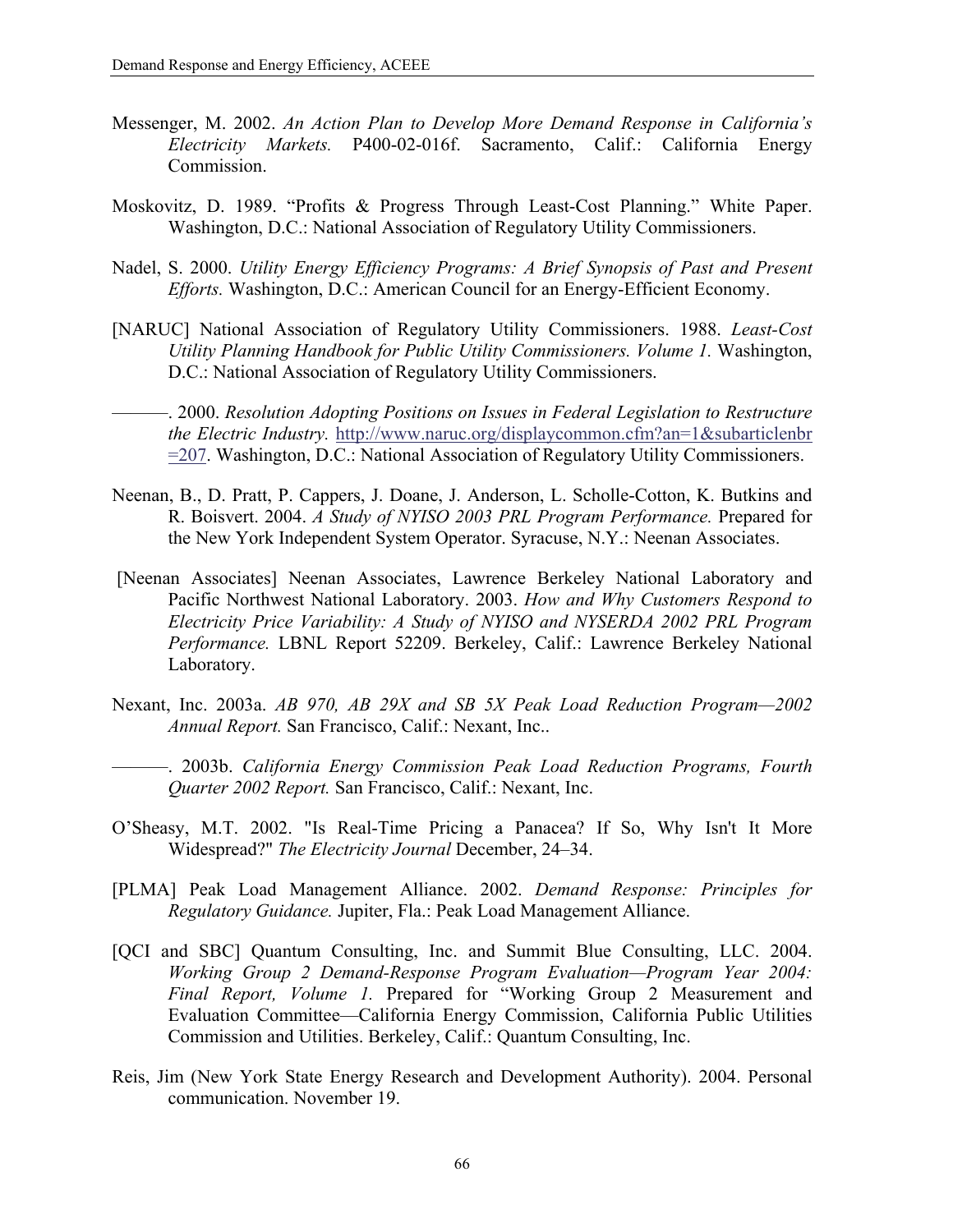Messenger, M. 2002. *An Action Plan to Develop More Demand Response in California's Electricity Markets.* P400-02-016f. Sacramento, Calif.: California Energy Commission.

Moskovitz, D. 1989. "Profits & Progress Through Least-Cost Planning." White Paper. Washington, D.C.: National Association of Regulatory Utility Commissioners.

Nadel, S. 2000. *Utility Energy Efficiency Programs: A Brief Synopsis of Past and Present Efforts.* Washington, D.C.: American Council for an Energy-Efficient Economy.

[NARUC] National Association of Regulatory Utility Commissioners. 1988. *Least-Cost Utility Planning Handbook for Public Utility Commissioners. Volume 1.* Washington, D.C.: National Association of Regulatory Utility Commissioners.

———. 2000. *Resolution Adopting Positions on Issues in Federal Legislation to Restructure the Electric Industry.* http://www.naruc.org/displaycommon.cfm?an=1&subarticlenbr=207. Washington, D.C.: National Association of Regulatory Utility Commissioners.

Neenan, B., D. Pratt, P. Cappers, J. Doane, J. Anderson, L. Scholle-Cotton, K. Butkins and R. Boisvert. 2004. *A Study of NYISO 2003 PRL Program Performance.* Prepared for the New York Independent System Operator. Syracuse, N.Y.: Neenan Associates.

[Neenan Associates] Neenan Associates, Lawrence Berkeley National Laboratory and Pacific Northwest National Laboratory. 2003. *How and Why Customers Respond to Electricity Price Variability: A Study of NYISO and NYSERDA 2002 PRL Program Performance.* LBNL Report 52209. Berkeley, Calif.: Lawrence Berkeley National Laboratory.

Nexant, Inc. 2003a. *AB 970, AB 29X and SB 5X Peak Load Reduction Program—2002 Annual Report.* San Francisco, Calif.: Nexant, Inc..

———. 2003b. *California Energy Commission Peak Load Reduction Programs, Fourth Quarter 2002 Report.* San Francisco, Calif.: Nexant, Inc.

O'Sheasy, M.T. 2002. "Is Real-Time Pricing a Panacea? If So, Why Isn't It More Widespread?" *The Electricity Journal* December, 24–34.

[PLMA] Peak Load Management Alliance. 2002. *Demand Response: Principles for Regulatory Guidance.* Jupiter, Fla.: Peak Load Management Alliance.

[QCI and SBC] Quantum Consulting, Inc. and Summit Blue Consulting, LLC. 2004. *Working Group 2 Demand-Response Program Evaluation—Program Year 2004: Final Report, Volume 1.* Prepared for "Working Group 2 Measurement and Evaluation Committee—California Energy Commission, California Public Utilities Commission and Utilities. Berkeley, Calif.: Quantum Consulting, Inc.

Reis, Jim (New York State Energy Research and Development Authority). 2004. Personal communication. November 19.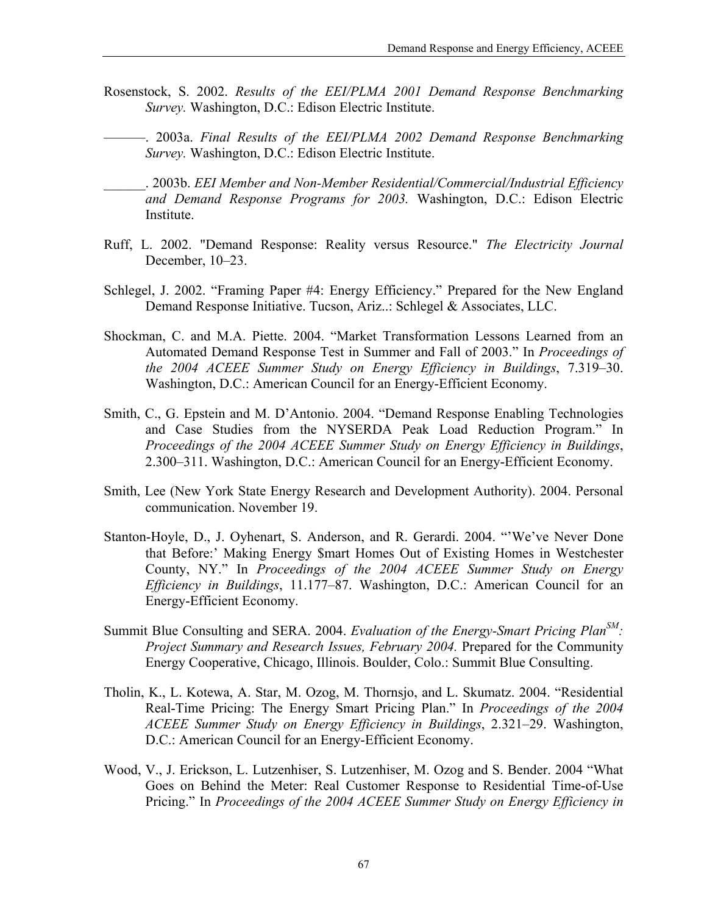Rosenstock, S. 2002. *Results of the EEI/PLMA 2001 Demand Response Benchmarking Survey.* Washington, D.C.: Edison Electric Institute.

———. 2003a. *Final Results of the EEI/PLMA 2002 Demand Response Benchmarking Survey.* Washington, D.C.: Edison Electric Institute.

______. 2003b. *EEI Member and Non-Member Residential/Commercial/Industrial Efficiency and Demand Response Programs for 2003.* Washington, D.C.: Edison Electric Institute.

Ruff, L. 2002. "Demand Response: Reality versus Resource." *The Electricity Journal* December, 10–23.

Schlegel, J. 2002. "Framing Paper #4: Energy Efficiency." Prepared for the New England Demand Response Initiative. Tucson, Ariz..: Schlegel & Associates, LLC.

Shockman, C. and M.A. Piette. 2004. "Market Transformation Lessons Learned from an Automated Demand Response Test in Summer and Fall of 2003." In *Proceedings of the 2004 ACEEE Summer Study on Energy Efficiency in Buildings*, 7.319–30. Washington, D.C.: American Council for an Energy-Efficient Economy.

Smith, C., G. Epstein and M. D'Antonio. 2004. "Demand Response Enabling Technologies and Case Studies from the NYSERDA Peak Load Reduction Program." In *Proceedings of the 2004 ACEEE Summer Study on Energy Efficiency in Buildings*, 2.300–311. Washington, D.C.: American Council for an Energy-Efficient Economy.

Smith, Lee (New York State Energy Research and Development Authority). 2004. Personal communication. November 19.

Stanton-Hoyle, D., J. Oyhenart, S. Anderson, and R. Gerardi. 2004. "'We've Never Done that Before:' Making Energy $mart Homes Out of Existing Homes in Westchester County, NY." In *Proceedings of the 2004 ACEEE Summer Study on Energy Efficiency in Buildings*, 11.177–87. Washington, D.C.: American Council for an Energy-Efficient Economy.

Summit Blue Consulting and SERA. 2004. *Evaluation of the Energy-Smart Pricing Plan*[SM]*: Project Summary and Research Issues, February 2004.* Prepared for the Community Energy Cooperative, Chicago, Illinois. Boulder, Colo.: Summit Blue Consulting.

Tholin, K., L. Kotewa, A. Star, M. Ozog, M. Thornsjo, and L. Skumatz. 2004. "Residential Real-Time Pricing: The Energy Smart Pricing Plan." In *Proceedings of the 2004 ACEEE Summer Study on Energy Efficiency in Buildings*, 2.321–29. Washington, D.C.: American Council for an Energy-Efficient Economy.

Wood, V., J. Erickson, L. Lutzenhiser, S. Lutzenhiser, M. Ozog and S. Bender. 2004 "What Goes on Behind the Meter: Real Customer Response to Residential Time-of-Use Pricing." In *Proceedings of the 2004 ACEEE Summer Study on Energy Efficiency in*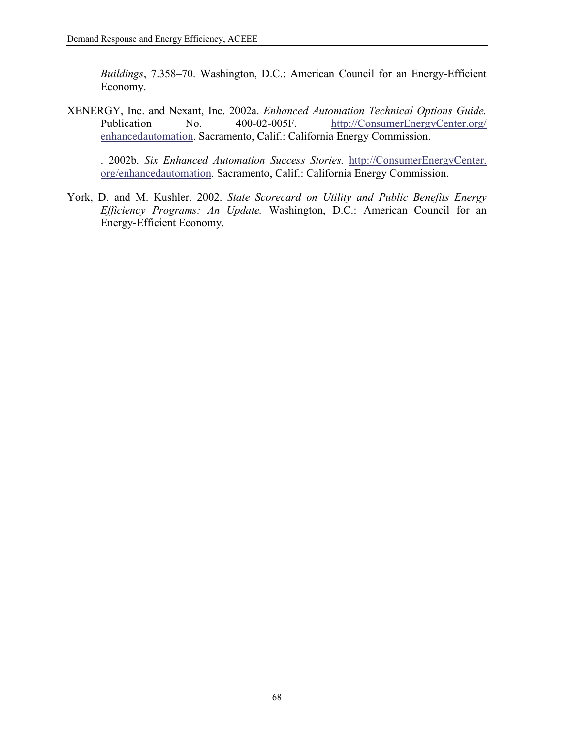*Buildings*, 7.358–70. Washington, D.C.: American Council for an Energy-Efficient Economy.

XENERGY, Inc. and Nexant, Inc. 2002a. *Enhanced Automation Technical Options Guide.* Publication No. 400-02-005F. http://ConsumerEnergyCenter.org/enhancedautomation. Sacramento, Calif.: California Energy Commission.

———. 2002b. *Six Enhanced Automation Success Stories.* http://ConsumerEnergyCenter.org/enhancedautomation. Sacramento, Calif.: California Energy Commission.

York, D. and M. Kushler. 2002. *State Scorecard on Utility and Public Benefits Energy Efficiency Programs: An Update.* Washington, D.C.: American Council for an Energy-Efficient Economy.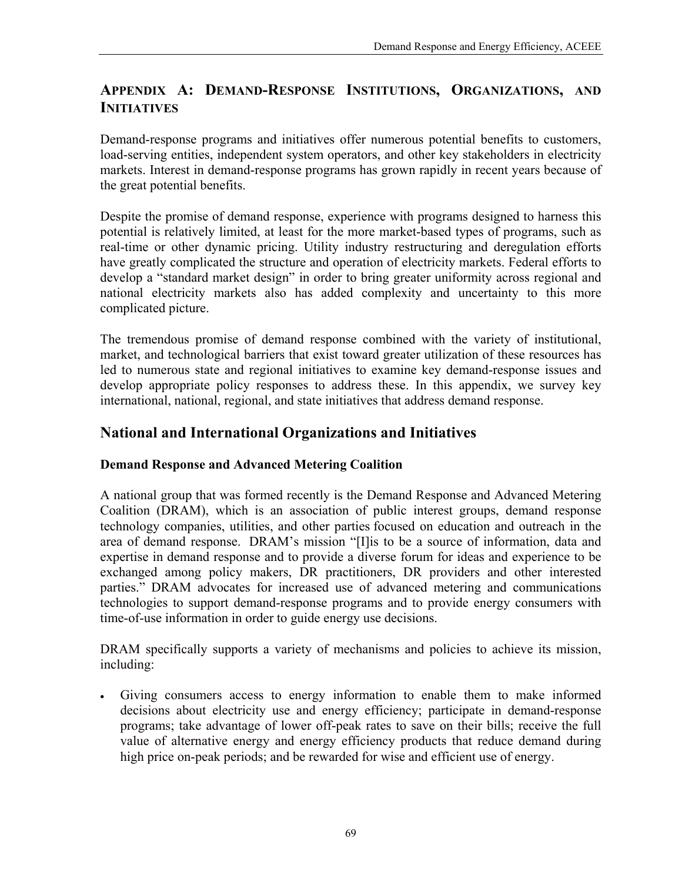## APPENDIX A: DEMAND-RESPONSE INSTITUTIONS, ORGANIZATIONS, AND INITIATIVES

Demand-response programs and initiatives offer numerous potential benefits to customers, load-serving entities, independent system operators, and other key stakeholders in electricity markets. Interest in demand-response programs has grown rapidly in recent years because of the great potential benefits.

Despite the promise of demand response, experience with programs designed to harness this potential is relatively limited, at least for the more market-based types of programs, such as real-time or other dynamic pricing. Utility industry restructuring and deregulation efforts have greatly complicated the structure and operation of electricity markets. Federal efforts to develop a "standard market design" in order to bring greater uniformity across regional and national electricity markets also has added complexity and uncertainty to this more complicated picture.

The tremendous promise of demand response combined with the variety of institutional, market, and technological barriers that exist toward greater utilization of these resources has led to numerous state and regional initiatives to examine key demand-response issues and develop appropriate policy responses to address these. In this appendix, we survey key international, national, regional, and state initiatives that address demand response.

## National and International Organizations and Initiatives

### Demand Response and Advanced Metering Coalition

A national group that was formed recently is the Demand Response and Advanced Metering Coalition (DRAM), which is an association of public interest groups, demand response technology companies, utilities, and other parties focused on education and outreach in the area of demand response. DRAM's mission "[I]is to be a source of information, data and expertise in demand response and to provide a diverse forum for ideas and experience to be exchanged among policy makers, DR practitioners, DR providers and other interested parties." DRAM advocates for increased use of advanced metering and communications technologies to support demand-response programs and to provide energy consumers with time-of-use information in order to guide energy use decisions.

DRAM specifically supports a variety of mechanisms and policies to achieve its mission, including:

- Giving consumers access to energy information to enable them to make informed decisions about electricity use and energy efficiency; participate in demand-response programs; take advantage of lower off-peak rates to save on their bills; receive the full value of alternative energy and energy efficiency products that reduce demand during high price on-peak periods; and be rewarded for wise and efficient use of energy.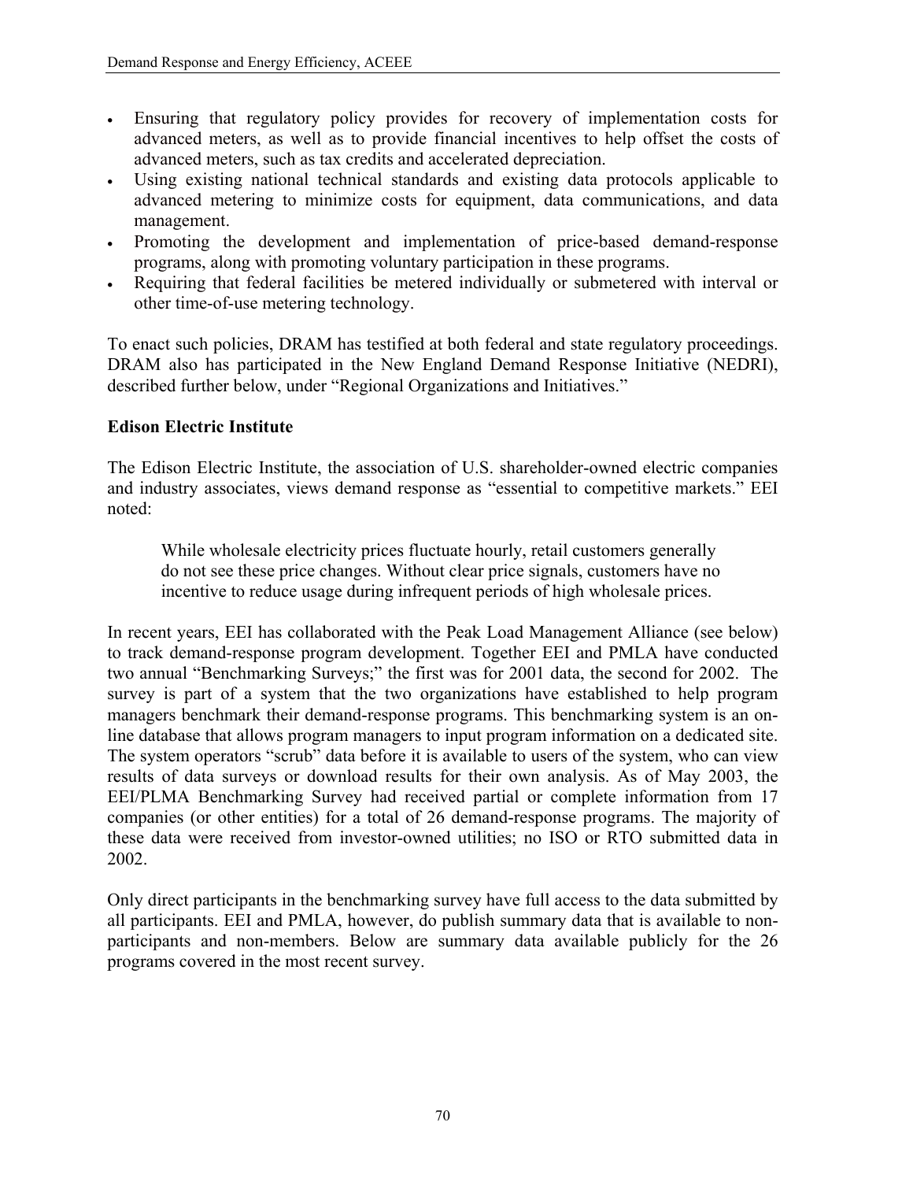- Ensuring that regulatory policy provides for recovery of implementation costs for advanced meters, as well as to provide financial incentives to help offset the costs of advanced meters, such as tax credits and accelerated depreciation.
- Using existing national technical standards and existing data protocols applicable to advanced metering to minimize costs for equipment, data communications, and data management.
- Promoting the development and implementation of price-based demand-response programs, along with promoting voluntary participation in these programs.
- Requiring that federal facilities be metered individually or submetered with interval or other time-of-use metering technology.

To enact such policies, DRAM has testified at both federal and state regulatory proceedings. DRAM also has participated in the New England Demand Response Initiative (NEDRI), described further below, under "Regional Organizations and Initiatives."

**Edison Electric Institute**

The Edison Electric Institute, the association of U.S. shareholder-owned electric companies and industry associates, views demand response as "essential to competitive markets." EEI noted:

> While wholesale electricity prices fluctuate hourly, retail customers generally do not see these price changes. Without clear price signals, customers have no incentive to reduce usage during infrequent periods of high wholesale prices.

In recent years, EEI has collaborated with the Peak Load Management Alliance (see below) to track demand-response program development. Together EEI and PMLA have conducted two annual "Benchmarking Surveys;" the first was for 2001 data, the second for 2002. The survey is part of a system that the two organizations have established to help program managers benchmark their demand-response programs. This benchmarking system is an on-line database that allows program managers to input program information on a dedicated site. The system operators "scrub" data before it is available to users of the system, who can view results of data surveys or download results for their own analysis. As of May 2003, the EEI/PLMA Benchmarking Survey had received partial or complete information from 17 companies (or other entities) for a total of 26 demand-response programs. The majority of these data were received from investor-owned utilities; no ISO or RTO submitted data in 2002.

Only direct participants in the benchmarking survey have full access to the data submitted by all participants. EEI and PMLA, however, do publish summary data that is available to non-participants and non-members. Below are summary data available publicly for the 26 programs covered in the most recent survey.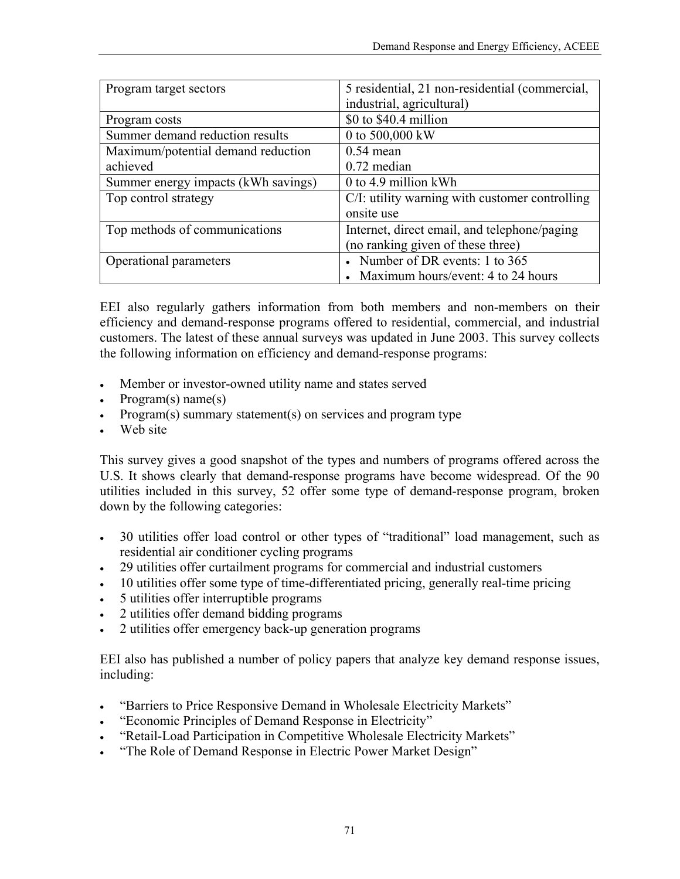| Program target sectors | 5 residential, 21 non-residential (commercial, industrial, agricultural) |
|---|---|
| Program costs | \$0 to \$40.4 million |
| Summer demand reduction results | 0 to 500,000 kW |
| Maximum/potential demand reduction achieved | 0.54 mean<br>0.72 median |
| Summer energy impacts (kWh savings) | 0 to 4.9 million kWh |
| Top control strategy | C/I: utility warning with customer controlling onsite use |
| Top methods of communications | Internet, direct email, and telephone/paging (no ranking given of these three) |
| Operational parameters | • Number of DR events: 1 to 365<br>• Maximum hours/event: 4 to 24 hours |

EEI also regularly gathers information from both members and non-members on their efficiency and demand-response programs offered to residential, commercial, and industrial customers. The latest of these annual surveys was updated in June 2003. This survey collects the following information on efficiency and demand-response programs:

- Member or investor-owned utility name and states served
- Program(s) name(s)
- Program(s) summary statement(s) on services and program type
- Web site

This survey gives a good snapshot of the types and numbers of programs offered across the U.S. It shows clearly that demand-response programs have become widespread. Of the 90 utilities included in this survey, 52 offer some type of demand-response program, broken down by the following categories:

- 30 utilities offer load control or other types of "traditional" load management, such as residential air conditioner cycling programs
- 29 utilities offer curtailment programs for commercial and industrial customers
- 10 utilities offer some type of time-differentiated pricing, generally real-time pricing
- 5 utilities offer interruptible programs
- 2 utilities offer demand bidding programs
- 2 utilities offer emergency back-up generation programs

EEI also has published a number of policy papers that analyze key demand response issues, including:

- "Barriers to Price Responsive Demand in Wholesale Electricity Markets"
- "Economic Principles of Demand Response in Electricity"
- "Retail-Load Participation in Competitive Wholesale Electricity Markets"
- "The Role of Demand Response in Electric Power Market Design"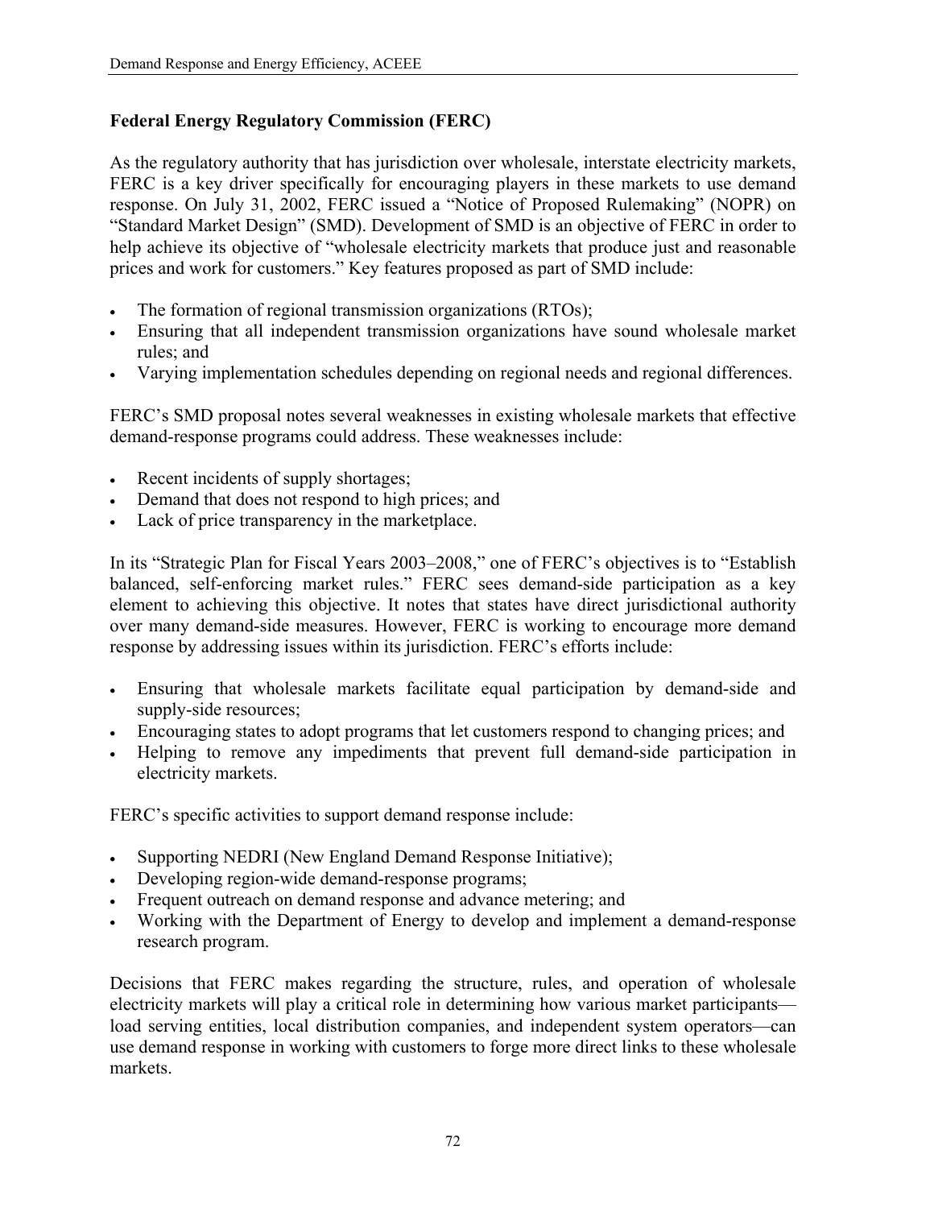### Federal Energy Regulatory Commission (FERC)

As the regulatory authority that has jurisdiction over wholesale, interstate electricity markets, FERC is a key driver specifically for encouraging players in these markets to use demand response. On July 31, 2002, FERC issued a "Notice of Proposed Rulemaking" (NOPR) on "Standard Market Design" (SMD). Development of SMD is an objective of FERC in order to help achieve its objective of "wholesale electricity markets that produce just and reasonable prices and work for customers." Key features proposed as part of SMD include:

- The formation of regional transmission organizations (RTOs);
- Ensuring that all independent transmission organizations have sound wholesale market rules; and
- Varying implementation schedules depending on regional needs and regional differences.

FERC's SMD proposal notes several weaknesses in existing wholesale markets that effective demand-response programs could address. These weaknesses include:

- Recent incidents of supply shortages;
- Demand that does not respond to high prices; and
- Lack of price transparency in the marketplace.

In its "Strategic Plan for Fiscal Years 2003–2008," one of FERC's objectives is to "Establish balanced, self-enforcing market rules." FERC sees demand-side participation as a key element to achieving this objective. It notes that states have direct jurisdictional authority over many demand-side measures. However, FERC is working to encourage more demand response by addressing issues within its jurisdiction. FERC's efforts include:

- Ensuring that wholesale markets facilitate equal participation by demand-side and supply-side resources;
- Encouraging states to adopt programs that let customers respond to changing prices; and
- Helping to remove any impediments that prevent full demand-side participation in electricity markets.

FERC's specific activities to support demand response include:

- Supporting NEDRI (New England Demand Response Initiative);
- Developing region-wide demand-response programs;
- Frequent outreach on demand response and advance metering; and
- Working with the Department of Energy to develop and implement a demand-response research program.

Decisions that FERC makes regarding the structure, rules, and operation of wholesale electricity markets will play a critical role in determining how various market participants—load serving entities, local distribution companies, and independent system operators—can use demand response in working with customers to forge more direct links to these wholesale markets.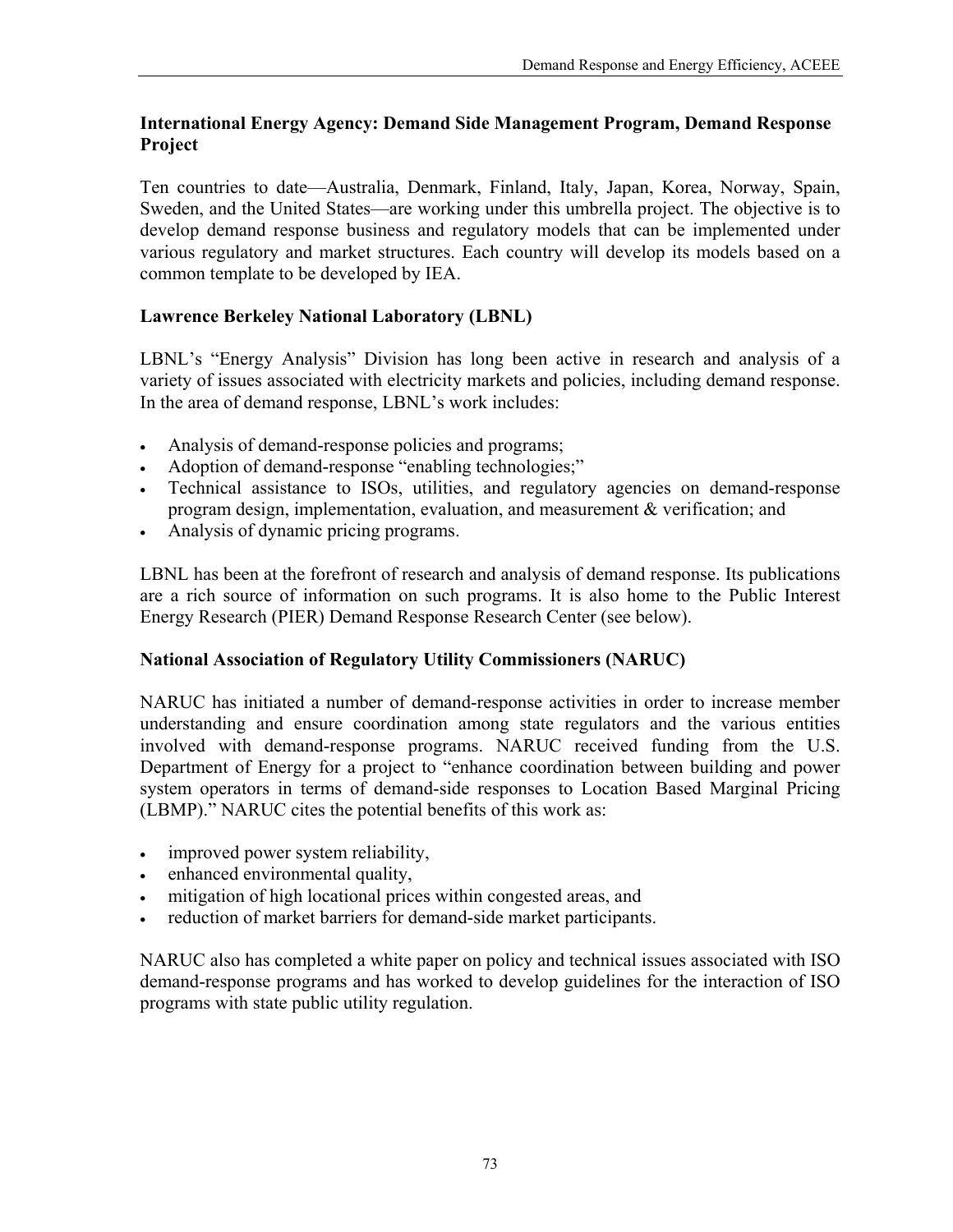### International Energy Agency: Demand Side Management Program, Demand Response Project

Ten countries to date—Australia, Denmark, Finland, Italy, Japan, Korea, Norway, Spain, Sweden, and the United States—are working under this umbrella project. The objective is to develop demand response business and regulatory models that can be implemented under various regulatory and market structures. Each country will develop its models based on a common template to be developed by IEA.

### Lawrence Berkeley National Laboratory (LBNL)

LBNL's "Energy Analysis" Division has long been active in research and analysis of a variety of issues associated with electricity markets and policies, including demand response. In the area of demand response, LBNL's work includes:

- Analysis of demand-response policies and programs;
- Adoption of demand-response "enabling technologies;"
- Technical assistance to ISOs, utilities, and regulatory agencies on demand-response program design, implementation, evaluation, and measurement & verification; and
- Analysis of dynamic pricing programs.

LBNL has been at the forefront of research and analysis of demand response. Its publications are a rich source of information on such programs. It is also home to the Public Interest Energy Research (PIER) Demand Response Research Center (see below).

### National Association of Regulatory Utility Commissioners (NARUC)

NARUC has initiated a number of demand-response activities in order to increase member understanding and ensure coordination among state regulators and the various entities involved with demand-response programs. NARUC received funding from the U.S. Department of Energy for a project to "enhance coordination between building and power system operators in terms of demand-side responses to Location Based Marginal Pricing (LBMP)." NARUC cites the potential benefits of this work as:

- improved power system reliability,
- enhanced environmental quality,
- mitigation of high locational prices within congested areas, and
- reduction of market barriers for demand-side market participants.

NARUC also has completed a white paper on policy and technical issues associated with ISO demand-response programs and has worked to develop guidelines for the interaction of ISO programs with state public utility regulation.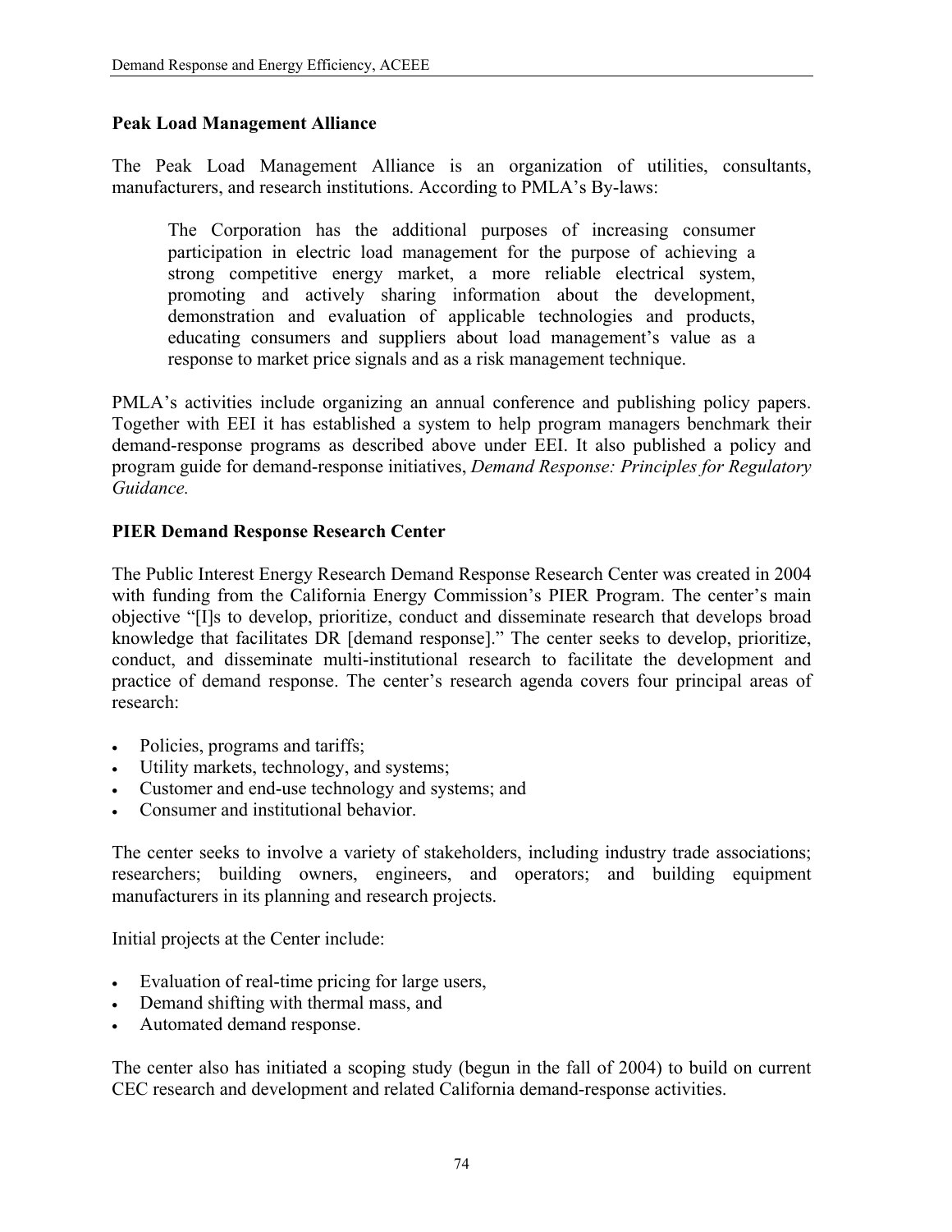**Peak Load Management Alliance**

The Peak Load Management Alliance is an organization of utilities, consultants, manufacturers, and research institutions. According to PMLA's By-laws:

> The Corporation has the additional purposes of increasing consumer participation in electric load management for the purpose of achieving a strong competitive energy market, a more reliable electrical system, promoting and actively sharing information about the development, demonstration and evaluation of applicable technologies and products, educating consumers and suppliers about load management's value as a response to market price signals and as a risk management technique.

PMLA's activities include organizing an annual conference and publishing policy papers. Together with EEI it has established a system to help program managers benchmark their demand-response programs as described above under EEI. It also published a policy and program guide for demand-response initiatives, *Demand Response: Principles for Regulatory Guidance.*

**PIER Demand Response Research Center**

The Public Interest Energy Research Demand Response Research Center was created in 2004 with funding from the California Energy Commission's PIER Program. The center's main objective "[I]s to develop, prioritize, conduct and disseminate research that develops broad knowledge that facilitates DR [demand response]." The center seeks to develop, prioritize, conduct, and disseminate multi-institutional research to facilitate the development and practice of demand response. The center's research agenda covers four principal areas of research:

- Policies, programs and tariffs;
- Utility markets, technology, and systems;
- Customer and end-use technology and systems; and
- Consumer and institutional behavior.

The center seeks to involve a variety of stakeholders, including industry trade associations; researchers; building owners, engineers, and operators; and building equipment manufacturers in its planning and research projects.

Initial projects at the Center include:

- Evaluation of real-time pricing for large users,
- Demand shifting with thermal mass, and
- Automated demand response.

The center also has initiated a scoping study (begun in the fall of 2004) to build on current CEC research and development and related California demand-response activities.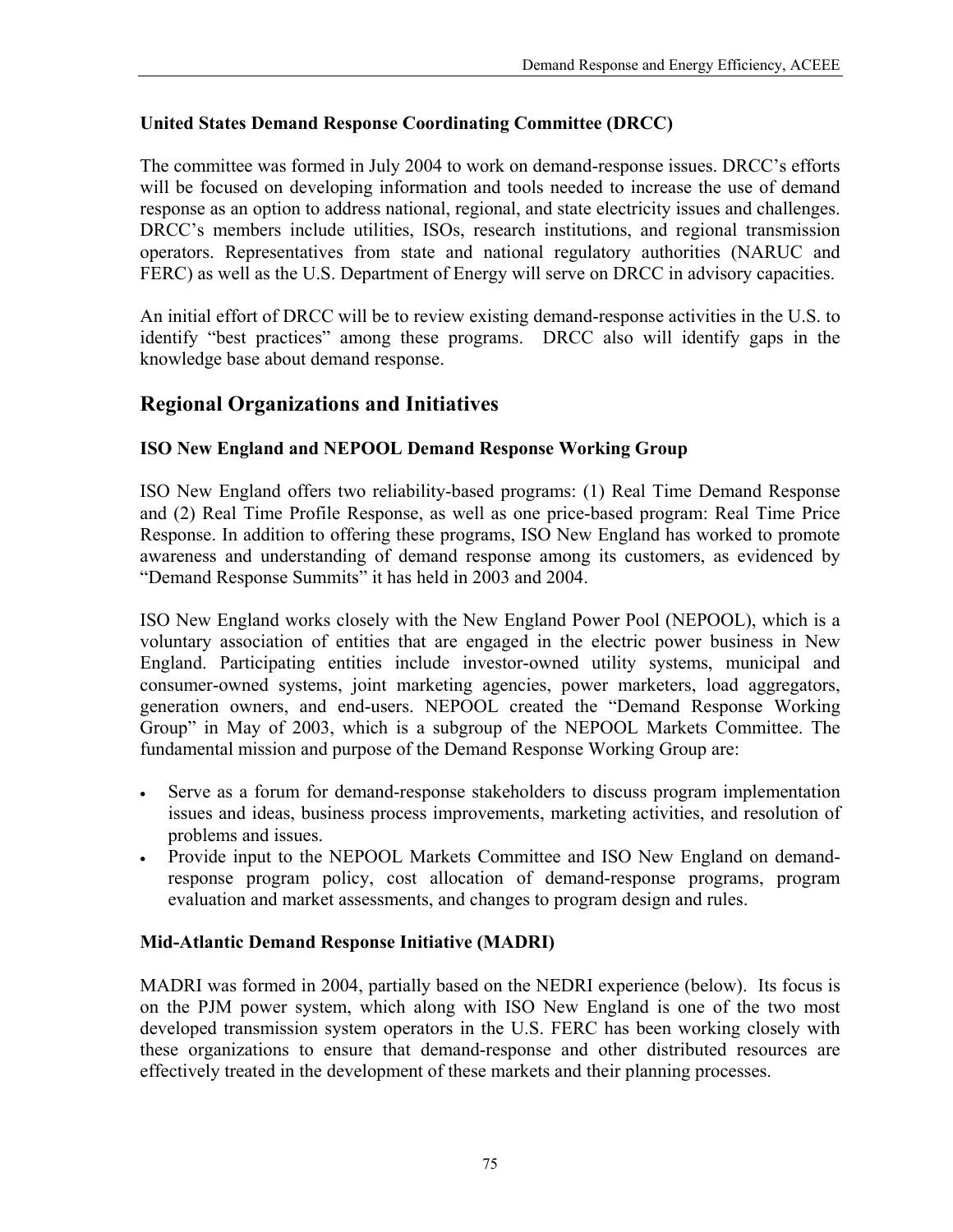### United States Demand Response Coordinating Committee (DRCC)

The committee was formed in July 2004 to work on demand-response issues. DRCC's efforts will be focused on developing information and tools needed to increase the use of demand response as an option to address national, regional, and state electricity issues and challenges. DRCC's members include utilities, ISOs, research institutions, and regional transmission operators. Representatives from state and national regulatory authorities (NARUC and FERC) as well as the U.S. Department of Energy will serve on DRCC in advisory capacities.

An initial effort of DRCC will be to review existing demand-response activities in the U.S. to identify "best practices" among these programs. DRCC also will identify gaps in the knowledge base about demand response.

## Regional Organizations and Initiatives

### ISO New England and NEPOOL Demand Response Working Group

ISO New England offers two reliability-based programs: (1) Real Time Demand Response and (2) Real Time Profile Response, as well as one price-based program: Real Time Price Response. In addition to offering these programs, ISO New England has worked to promote awareness and understanding of demand response among its customers, as evidenced by "Demand Response Summits" it has held in 2003 and 2004.

ISO New England works closely with the New England Power Pool (NEPOOL), which is a voluntary association of entities that are engaged in the electric power business in New England. Participating entities include investor-owned utility systems, municipal and consumer-owned systems, joint marketing agencies, power marketers, load aggregators, generation owners, and end-users. NEPOOL created the "Demand Response Working Group" in May of 2003, which is a subgroup of the NEPOOL Markets Committee. The fundamental mission and purpose of the Demand Response Working Group are:

- Serve as a forum for demand-response stakeholders to discuss program implementation issues and ideas, business process improvements, marketing activities, and resolution of problems and issues.
- Provide input to the NEPOOL Markets Committee and ISO New England on demand-response program policy, cost allocation of demand-response programs, program evaluation and market assessments, and changes to program design and rules.

### Mid-Atlantic Demand Response Initiative (MADRI)

MADRI was formed in 2004, partially based on the NEDRI experience (below). Its focus is on the PJM power system, which along with ISO New England is one of the two most developed transmission system operators in the U.S. FERC has been working closely with these organizations to ensure that demand-response and other distributed resources are effectively treated in the development of these markets and their planning processes.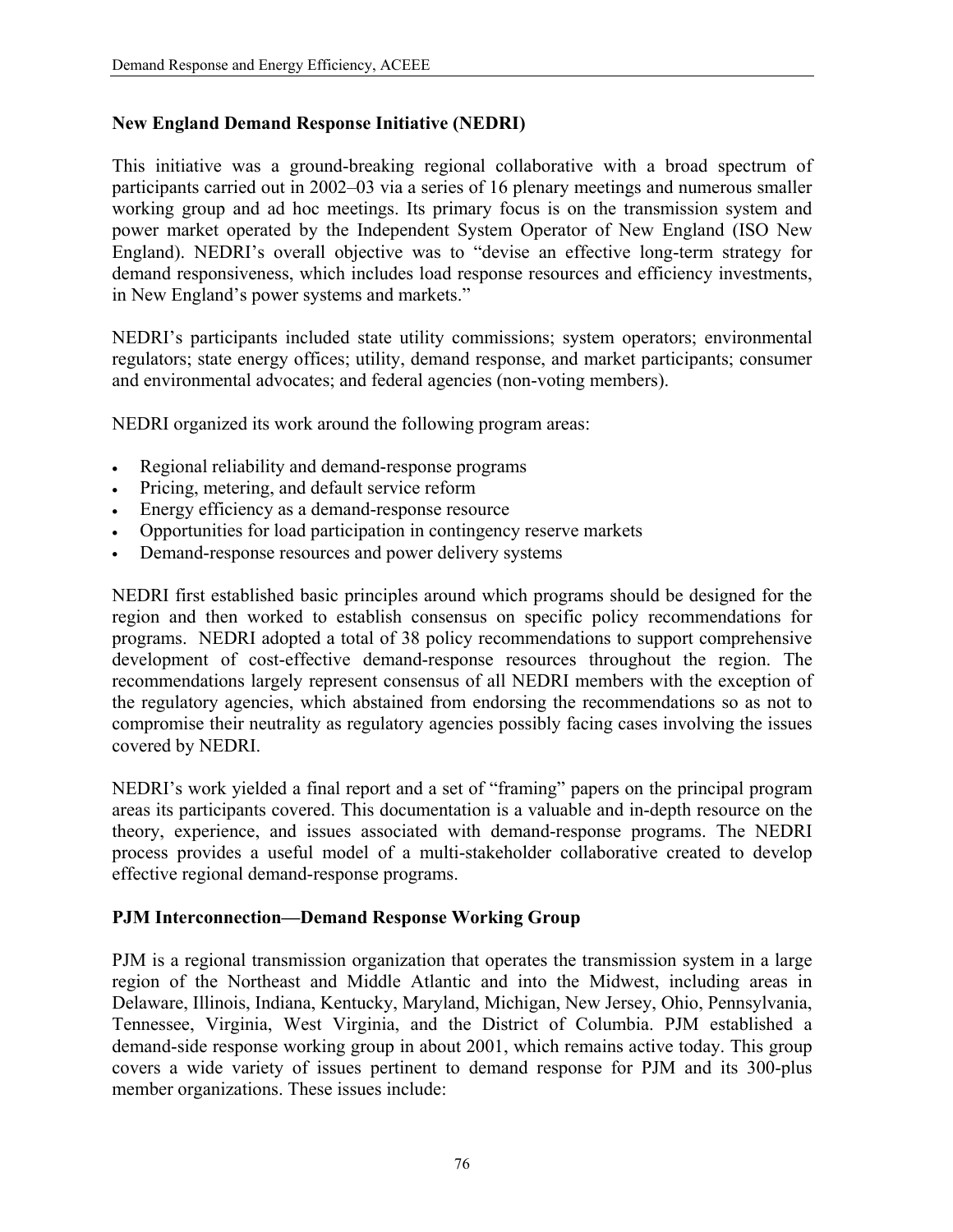### New England Demand Response Initiative (NEDRI)

This initiative was a ground-breaking regional collaborative with a broad spectrum of participants carried out in 2002–03 via a series of 16 plenary meetings and numerous smaller working group and ad hoc meetings. Its primary focus is on the transmission system and power market operated by the Independent System Operator of New England (ISO New England). NEDRI's overall objective was to "devise an effective long-term strategy for demand responsiveness, which includes load response resources and efficiency investments, in New England's power systems and markets."

NEDRI's participants included state utility commissions; system operators; environmental regulators; state energy offices; utility, demand response, and market participants; consumer and environmental advocates; and federal agencies (non-voting members).

NEDRI organized its work around the following program areas:

- Regional reliability and demand-response programs
- Pricing, metering, and default service reform
- Energy efficiency as a demand-response resource
- Opportunities for load participation in contingency reserve markets
- Demand-response resources and power delivery systems

NEDRI first established basic principles around which programs should be designed for the region and then worked to establish consensus on specific policy recommendations for programs. NEDRI adopted a total of 38 policy recommendations to support comprehensive development of cost-effective demand-response resources throughout the region. The recommendations largely represent consensus of all NEDRI members with the exception of the regulatory agencies, which abstained from endorsing the recommendations so as not to compromise their neutrality as regulatory agencies possibly facing cases involving the issues covered by NEDRI.

NEDRI's work yielded a final report and a set of "framing" papers on the principal program areas its participants covered. This documentation is a valuable and in-depth resource on the theory, experience, and issues associated with demand-response programs. The NEDRI process provides a useful model of a multi-stakeholder collaborative created to develop effective regional demand-response programs.

### PJM Interconnection—Demand Response Working Group

PJM is a regional transmission organization that operates the transmission system in a large region of the Northeast and Middle Atlantic and into the Midwest, including areas in Delaware, Illinois, Indiana, Kentucky, Maryland, Michigan, New Jersey, Ohio, Pennsylvania, Tennessee, Virginia, West Virginia, and the District of Columbia. PJM established a demand-side response working group in about 2001, which remains active today. This group covers a wide variety of issues pertinent to demand response for PJM and its 300-plus member organizations. These issues include: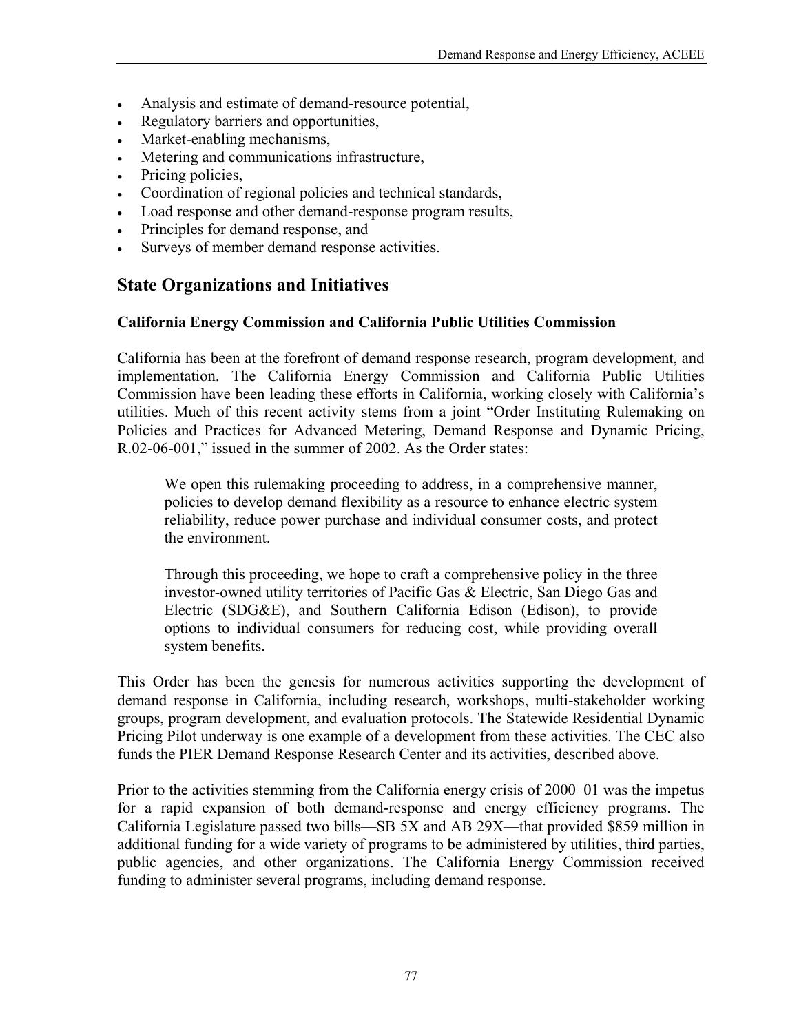- Analysis and estimate of demand-resource potential,
- Regulatory barriers and opportunities,
- Market-enabling mechanisms,
- Metering and communications infrastructure,
- Pricing policies,
- Coordination of regional policies and technical standards,
- Load response and other demand-response program results,
- Principles for demand response, and
- Surveys of member demand response activities.

## State Organizations and Initiatives

### California Energy Commission and California Public Utilities Commission

California has been at the forefront of demand response research, program development, and implementation. The California Energy Commission and California Public Utilities Commission have been leading these efforts in California, working closely with California's utilities. Much of this recent activity stems from a joint "Order Instituting Rulemaking on Policies and Practices for Advanced Metering, Demand Response and Dynamic Pricing, R.02-06-001," issued in the summer of 2002. As the Order states:

> We open this rulemaking proceeding to address, in a comprehensive manner, policies to develop demand flexibility as a resource to enhance electric system reliability, reduce power purchase and individual consumer costs, and protect the environment.
>
> Through this proceeding, we hope to craft a comprehensive policy in the three investor-owned utility territories of Pacific Gas & Electric, San Diego Gas and Electric (SDG&E), and Southern California Edison (Edison), to provide options to individual consumers for reducing cost, while providing overall system benefits.

This Order has been the genesis for numerous activities supporting the development of demand response in California, including research, workshops, multi-stakeholder working groups, program development, and evaluation protocols. The Statewide Residential Dynamic Pricing Pilot underway is one example of a development from these activities. The CEC also funds the PIER Demand Response Research Center and its activities, described above.

Prior to the activities stemming from the California energy crisis of 2000–01 was the impetus for a rapid expansion of both demand-response and energy efficiency programs. The California Legislature passed two bills—SB 5X and AB 29X—that provided $859 million in additional funding for a wide variety of programs to be administered by utilities, third parties, public agencies, and other organizations. The California Energy Commission received funding to administer several programs, including demand response.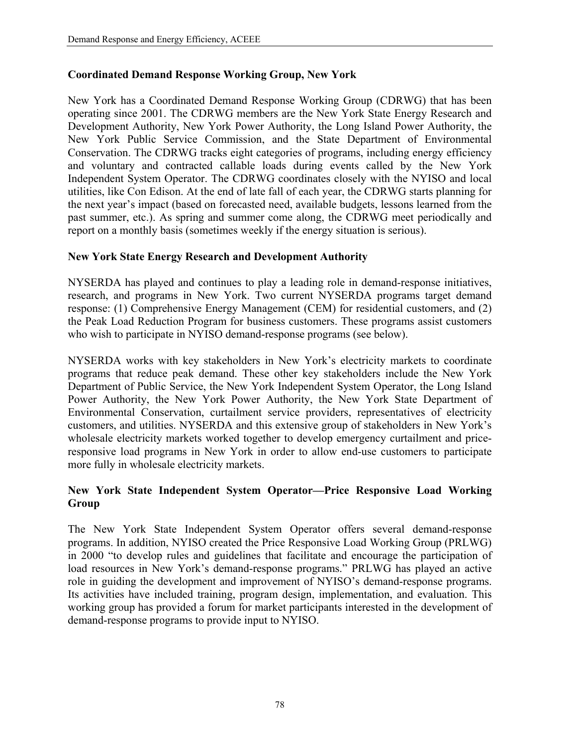**Coordinated Demand Response Working Group, New York**

New York has a Coordinated Demand Response Working Group (CDRWG) that has been operating since 2001. The CDRWG members are the New York State Energy Research and Development Authority, New York Power Authority, the Long Island Power Authority, the New York Public Service Commission, and the State Department of Environmental Conservation. The CDRWG tracks eight categories of programs, including energy efficiency and voluntary and contracted callable loads during events called by the New York Independent System Operator. The CDRWG coordinates closely with the NYISO and local utilities, like Con Edison. At the end of late fall of each year, the CDRWG starts planning for the next year's impact (based on forecasted need, available budgets, lessons learned from the past summer, etc.). As spring and summer come along, the CDRWG meet periodically and report on a monthly basis (sometimes weekly if the energy situation is serious).

**New York State Energy Research and Development Authority**

NYSERDA has played and continues to play a leading role in demand-response initiatives, research, and programs in New York. Two current NYSERDA programs target demand response: (1) Comprehensive Energy Management (CEM) for residential customers, and (2) the Peak Load Reduction Program for business customers. These programs assist customers who wish to participate in NYISO demand-response programs (see below).

NYSERDA works with key stakeholders in New York's electricity markets to coordinate programs that reduce peak demand. These other key stakeholders include the New York Department of Public Service, the New York Independent System Operator, the Long Island Power Authority, the New York Power Authority, the New York State Department of Environmental Conservation, curtailment service providers, representatives of electricity customers, and utilities. NYSERDA and this extensive group of stakeholders in New York's wholesale electricity markets worked together to develop emergency curtailment and price-responsive load programs in New York in order to allow end-use customers to participate more fully in wholesale electricity markets.

**New York State Independent System Operator—Price Responsive Load Working Group**

The New York State Independent System Operator offers several demand-response programs. In addition, NYISO created the Price Responsive Load Working Group (PRLWG) in 2000 "to develop rules and guidelines that facilitate and encourage the participation of load resources in New York's demand-response programs." PRLWG has played an active role in guiding the development and improvement of NYISO's demand-response programs. Its activities have included training, program design, implementation, and evaluation. This working group has provided a forum for market participants interested in the development of demand-response programs to provide input to NYISO.